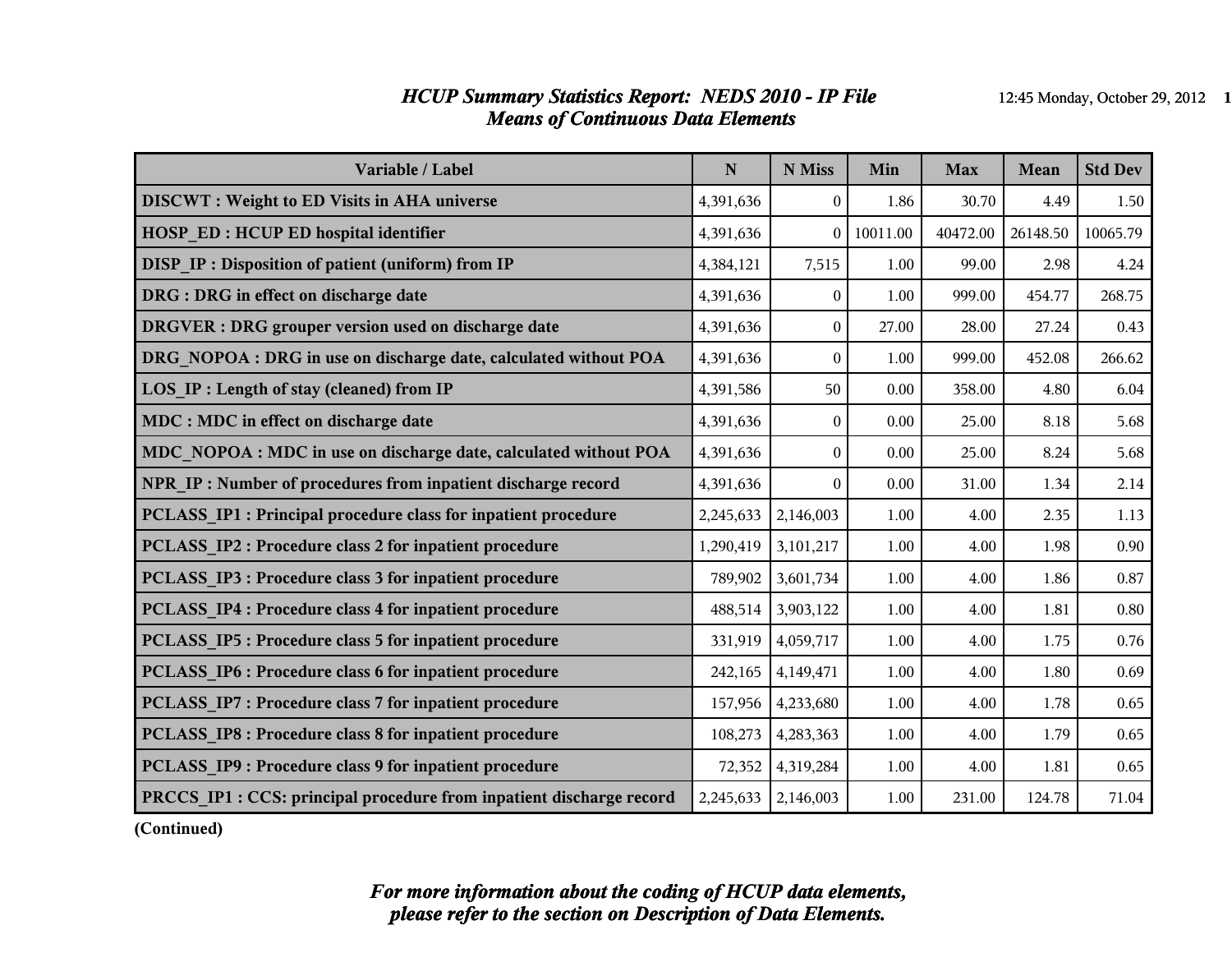# *HCUP Summary Statistics Report: NEDS 2010 - IP File*
## *Means of Continuous Data Elements*

| Variable / Label | N | N Miss | Min | Max | Mean | Std Dev |
|---|---|---|---|---|---|---|
| **DISCWT : Weight to ED Visits in AHA universe** | 4,391,636 | 0 | 1.86 | 30.70 | 4.49 | 1.50 |
| **HOSP_ED : HCUP ED hospital identifier** | 4,391,636 | 0 | 10011.00 | 40472.00 | 26148.50 | 10065.79 |
| **DISP_IP : Disposition of patient (uniform) from IP** | 4,384,121 | 7,515 | 1.00 | 99.00 | 2.98 | 4.24 |
| **DRG : DRG in effect on discharge date** | 4,391,636 | 0 | 1.00 | 999.00 | 454.77 | 268.75 |
| **DRGVER : DRG grouper version used on discharge date** | 4,391,636 | 0 | 27.00 | 28.00 | 27.24 | 0.43 |
| **DRG_NOPOA : DRG in use on discharge date, calculated without POA** | 4,391,636 | 0 | 1.00 | 999.00 | 452.08 | 266.62 |
| **LOS_IP : Length of stay (cleaned) from IP** | 4,391,586 | 50 | 0.00 | 358.00 | 4.80 | 6.04 |
| **MDC : MDC in effect on discharge date** | 4,391,636 | 0 | 0.00 | 25.00 | 8.18 | 5.68 |
| **MDC_NOPOA : MDC in use on discharge date, calculated without POA** | 4,391,636 | 0 | 0.00 | 25.00 | 8.24 | 5.68 |
| **NPR_IP : Number of procedures from inpatient discharge record** | 4,391,636 | 0 | 0.00 | 31.00 | 1.34 | 2.14 |
| **PCLASS_IP1 : Principal procedure class for inpatient procedure** | 2,245,633 | 2,146,003 | 1.00 | 4.00 | 2.35 | 1.13 |
| **PCLASS_IP2 : Procedure class 2 for inpatient procedure** | 1,290,419 | 3,101,217 | 1.00 | 4.00 | 1.98 | 0.90 |
| **PCLASS_IP3 : Procedure class 3 for inpatient procedure** | 789,902 | 3,601,734 | 1.00 | 4.00 | 1.86 | 0.87 |
| **PCLASS_IP4 : Procedure class 4 for inpatient procedure** | 488,514 | 3,903,122 | 1.00 | 4.00 | 1.81 | 0.80 |
| **PCLASS_IP5 : Procedure class 5 for inpatient procedure** | 331,919 | 4,059,717 | 1.00 | 4.00 | 1.75 | 0.76 |
| **PCLASS_IP6 : Procedure class 6 for inpatient procedure** | 242,165 | 4,149,471 | 1.00 | 4.00 | 1.80 | 0.69 |
| **PCLASS_IP7 : Procedure class 7 for inpatient procedure** | 157,956 | 4,233,680 | 1.00 | 4.00 | 1.78 | 0.65 |
| **PCLASS_IP8 : Procedure class 8 for inpatient procedure** | 108,273 | 4,283,363 | 1.00 | 4.00 | 1.79 | 0.65 |
| **PCLASS_IP9 : Procedure class 9 for inpatient procedure** | 72,352 | 4,319,284 | 1.00 | 4.00 | 1.81 | 0.65 |
| **PRCCS_IP1 : CCS: principal procedure from inpatient discharge record** | 2,245,633 | 2,146,003 | 1.00 | 231.00 | 124.78 | 71.04 |

**(Continued)**

***For more information about the coding of HCUP data elements, please refer to the section on Description of Data Elements.***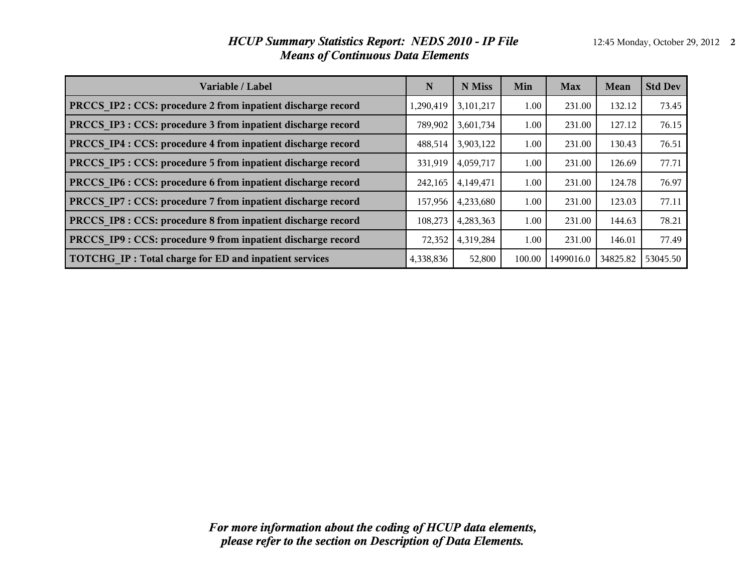# *HCUP Summary Statistics Report: NEDS 2010 - IP File*
## *Means of Continuous Data Elements*

| Variable / Label | N | N Miss | Min | Max | Mean | Std Dev |
|---|---|---|---|---|---|---|
| **PRCCS_IP2 : CCS: procedure 2 from inpatient discharge record** | 1,290,419 | 3,101,217 | 1.00 | 231.00 | 132.12 | 73.45 |
| **PRCCS_IP3 : CCS: procedure 3 from inpatient discharge record** | 789,902 | 3,601,734 | 1.00 | 231.00 | 127.12 | 76.15 |
| **PRCCS_IP4 : CCS: procedure 4 from inpatient discharge record** | 488,514 | 3,903,122 | 1.00 | 231.00 | 130.43 | 76.51 |
| **PRCCS_IP5 : CCS: procedure 5 from inpatient discharge record** | 331,919 | 4,059,717 | 1.00 | 231.00 | 126.69 | 77.71 |
| **PRCCS_IP6 : CCS: procedure 6 from inpatient discharge record** | 242,165 | 4,149,471 | 1.00 | 231.00 | 124.78 | 76.97 |
| **PRCCS_IP7 : CCS: procedure 7 from inpatient discharge record** | 157,956 | 4,233,680 | 1.00 | 231.00 | 123.03 | 77.11 |
| **PRCCS_IP8 : CCS: procedure 8 from inpatient discharge record** | 108,273 | 4,283,363 | 1.00 | 231.00 | 144.63 | 78.21 |
| **PRCCS_IP9 : CCS: procedure 9 from inpatient discharge record** | 72,352 | 4,319,284 | 1.00 | 231.00 | 146.01 | 77.49 |
| **TOTCHG_IP : Total charge for ED and inpatient services** | 4,338,836 | 52,800 | 100.00 | 1499016.0 | 34825.82 | 53045.50 |

***For more information about the coding of HCUP data elements, please refer to the section on Description of Data Elements.***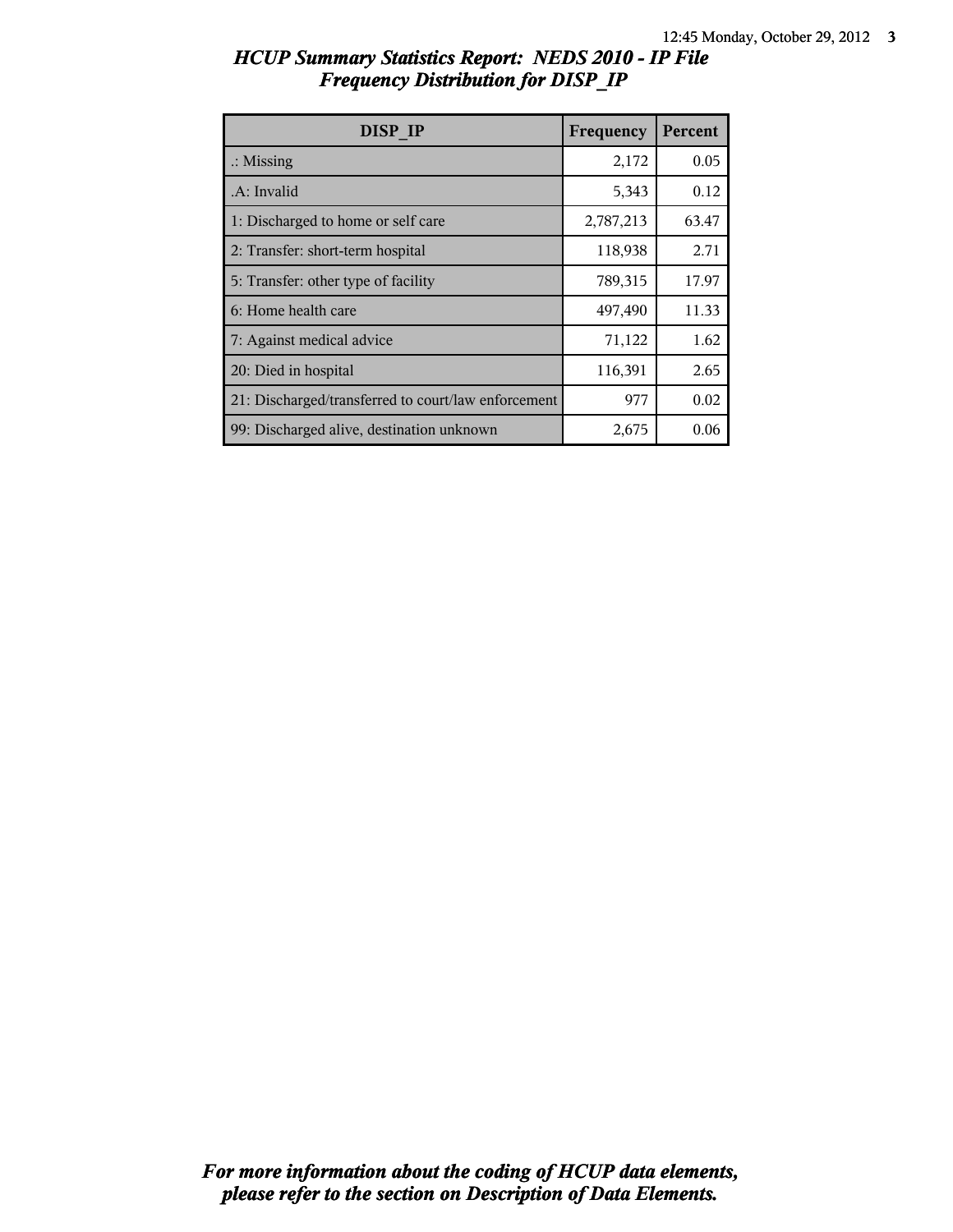## *HCUP Summary Statistics Report: NEDS 2010 - IP File*
## *Frequency Distribution for DISP_IP*

| DISP_IP | Frequency | Percent |
|---|---|---|
| .: Missing | 2,172 | 0.05 |
| .A: Invalid | 5,343 | 0.12 |
| 1: Discharged to home or self care | 2,787,213 | 63.47 |
| 2: Transfer: short-term hospital | 118,938 | 2.71 |
| 5: Transfer: other type of facility | 789,315 | 17.97 |
| 6: Home health care | 497,490 | 11.33 |
| 7: Against medical advice | 71,122 | 1.62 |
| 20: Died in hospital | 116,391 | 2.65 |
| 21: Discharged/transferred to court/law enforcement | 977 | 0.02 |
| 99: Discharged alive, destination unknown | 2,675 | 0.06 |

***For more information about the coding of HCUP data elements, please refer to the section on Description of Data Elements.***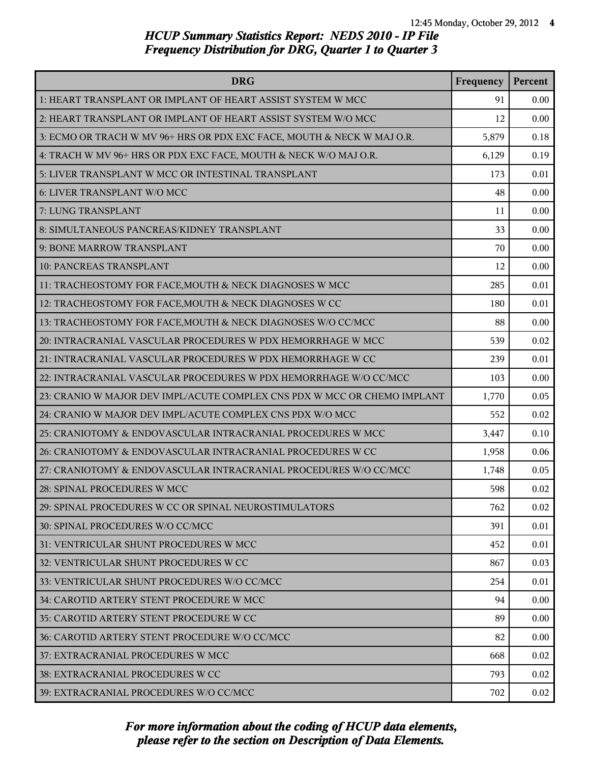## HCUP Summary Statistics Report: NEDS 2010 - IP File
## Frequency Distribution for DRG, Quarter 1 to Quarter 3

| DRG | Frequency | Percent |
|---|---|---|
| 1: HEART TRANSPLANT OR IMPLANT OF HEART ASSIST SYSTEM W MCC | 91 | 0.00 |
| 2: HEART TRANSPLANT OR IMPLANT OF HEART ASSIST SYSTEM W/O MCC | 12 | 0.00 |
| 3: ECMO OR TRACH W MV 96+ HRS OR PDX EXC FACE, MOUTH & NECK W MAJ O.R. | 5,879 | 0.18 |
| 4: TRACH W MV 96+ HRS OR PDX EXC FACE, MOUTH & NECK W/O MAJ O.R. | 6,129 | 0.19 |
| 5: LIVER TRANSPLANT W MCC OR INTESTINAL TRANSPLANT | 173 | 0.01 |
| 6: LIVER TRANSPLANT W/O MCC | 48 | 0.00 |
| 7: LUNG TRANSPLANT | 11 | 0.00 |
| 8: SIMULTANEOUS PANCREAS/KIDNEY TRANSPLANT | 33 | 0.00 |
| 9: BONE MARROW TRANSPLANT | 70 | 0.00 |
| 10: PANCREAS TRANSPLANT | 12 | 0.00 |
| 11: TRACHEOSTOMY FOR FACE,MOUTH & NECK DIAGNOSES W MCC | 285 | 0.01 |
| 12: TRACHEOSTOMY FOR FACE,MOUTH & NECK DIAGNOSES W CC | 180 | 0.01 |
| 13: TRACHEOSTOMY FOR FACE,MOUTH & NECK DIAGNOSES W/O CC/MCC | 88 | 0.00 |
| 20: INTRACRANIAL VASCULAR PROCEDURES W PDX HEMORRHAGE W MCC | 539 | 0.02 |
| 21: INTRACRANIAL VASCULAR PROCEDURES W PDX HEMORRHAGE W CC | 239 | 0.01 |
| 22: INTRACRANIAL VASCULAR PROCEDURES W PDX HEMORRHAGE W/O CC/MCC | 103 | 0.00 |
| 23: CRANIO W MAJOR DEV IMPL/ACUTE COMPLEX CNS PDX W MCC OR CHEMO IMPLANT | 1,770 | 0.05 |
| 24: CRANIO W MAJOR DEV IMPL/ACUTE COMPLEX CNS PDX W/O MCC | 552 | 0.02 |
| 25: CRANIOTOMY & ENDOVASCULAR INTRACRANIAL PROCEDURES W MCC | 3,447 | 0.10 |
| 26: CRANIOTOMY & ENDOVASCULAR INTRACRANIAL PROCEDURES W CC | 1,958 | 0.06 |
| 27: CRANIOTOMY & ENDOVASCULAR INTRACRANIAL PROCEDURES W/O CC/MCC | 1,748 | 0.05 |
| 28: SPINAL PROCEDURES W MCC | 598 | 0.02 |
| 29: SPINAL PROCEDURES W CC OR SPINAL NEUROSTIMULATORS | 762 | 0.02 |
| 30: SPINAL PROCEDURES W/O CC/MCC | 391 | 0.01 |
| 31: VENTRICULAR SHUNT PROCEDURES W MCC | 452 | 0.01 |
| 32: VENTRICULAR SHUNT PROCEDURES W CC | 867 | 0.03 |
| 33: VENTRICULAR SHUNT PROCEDURES W/O CC/MCC | 254 | 0.01 |
| 34: CAROTID ARTERY STENT PROCEDURE W MCC | 94 | 0.00 |
| 35: CAROTID ARTERY STENT PROCEDURE W CC | 89 | 0.00 |
| 36: CAROTID ARTERY STENT PROCEDURE W/O CC/MCC | 82 | 0.00 |
| 37: EXTRACRANIAL PROCEDURES W MCC | 668 | 0.02 |
| 38: EXTRACRANIAL PROCEDURES W CC | 793 | 0.02 |
| 39: EXTRACRANIAL PROCEDURES W/O CC/MCC | 702 | 0.02 |

*For more information about the coding of HCUP data elements, please refer to the section on Description of Data Elements.*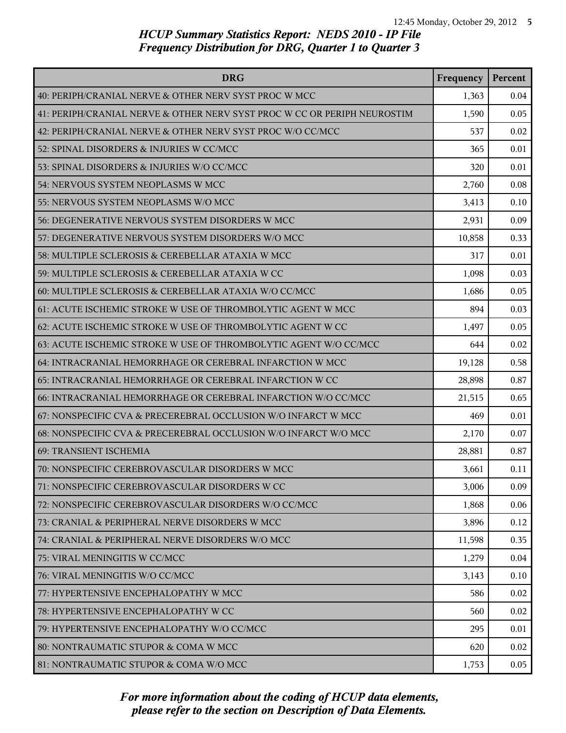*HCUP Summary Statistics Report: NEDS 2010 - IP File*
*Frequency Distribution for DRG, Quarter 1 to Quarter 3*

| DRG | Frequency | Percent |
|---|---|---|
| 40: PERIPH/CRANIAL NERVE & OTHER NERV SYST PROC W MCC | 1,363 | 0.04 |
| 41: PERIPH/CRANIAL NERVE & OTHER NERV SYST PROC W CC OR PERIPH NEUROSTIM | 1,590 | 0.05 |
| 42: PERIPH/CRANIAL NERVE & OTHER NERV SYST PROC W/O CC/MCC | 537 | 0.02 |
| 52: SPINAL DISORDERS & INJURIES W CC/MCC | 365 | 0.01 |
| 53: SPINAL DISORDERS & INJURIES W/O CC/MCC | 320 | 0.01 |
| 54: NERVOUS SYSTEM NEOPLASMS W MCC | 2,760 | 0.08 |
| 55: NERVOUS SYSTEM NEOPLASMS W/O MCC | 3,413 | 0.10 |
| 56: DEGENERATIVE NERVOUS SYSTEM DISORDERS W MCC | 2,931 | 0.09 |
| 57: DEGENERATIVE NERVOUS SYSTEM DISORDERS W/O MCC | 10,858 | 0.33 |
| 58: MULTIPLE SCLEROSIS & CEREBELLAR ATAXIA W MCC | 317 | 0.01 |
| 59: MULTIPLE SCLEROSIS & CEREBELLAR ATAXIA W CC | 1,098 | 0.03 |
| 60: MULTIPLE SCLEROSIS & CEREBELLAR ATAXIA W/O CC/MCC | 1,686 | 0.05 |
| 61: ACUTE ISCHEMIC STROKE W USE OF THROMBOLYTIC AGENT W MCC | 894 | 0.03 |
| 62: ACUTE ISCHEMIC STROKE W USE OF THROMBOLYTIC AGENT W CC | 1,497 | 0.05 |
| 63: ACUTE ISCHEMIC STROKE W USE OF THROMBOLYTIC AGENT W/O CC/MCC | 644 | 0.02 |
| 64: INTRACRANIAL HEMORRHAGE OR CEREBRAL INFARCTION W MCC | 19,128 | 0.58 |
| 65: INTRACRANIAL HEMORRHAGE OR CEREBRAL INFARCTION W CC | 28,898 | 0.87 |
| 66: INTRACRANIAL HEMORRHAGE OR CEREBRAL INFARCTION W/O CC/MCC | 21,515 | 0.65 |
| 67: NONSPECIFIC CVA & PRECEREBRAL OCCLUSION W/O INFARCT W MCC | 469 | 0.01 |
| 68: NONSPECIFIC CVA & PRECEREBRAL OCCLUSION W/O INFARCT W/O MCC | 2,170 | 0.07 |
| 69: TRANSIENT ISCHEMIA | 28,881 | 0.87 |
| 70: NONSPECIFIC CEREBROVASCULAR DISORDERS W MCC | 3,661 | 0.11 |
| 71: NONSPECIFIC CEREBROVASCULAR DISORDERS W CC | 3,006 | 0.09 |
| 72: NONSPECIFIC CEREBROVASCULAR DISORDERS W/O CC/MCC | 1,868 | 0.06 |
| 73: CRANIAL & PERIPHERAL NERVE DISORDERS W MCC | 3,896 | 0.12 |
| 74: CRANIAL & PERIPHERAL NERVE DISORDERS W/O MCC | 11,598 | 0.35 |
| 75: VIRAL MENINGITIS W CC/MCC | 1,279 | 0.04 |
| 76: VIRAL MENINGITIS W/O CC/MCC | 3,143 | 0.10 |
| 77: HYPERTENSIVE ENCEPHALOPATHY W MCC | 586 | 0.02 |
| 78: HYPERTENSIVE ENCEPHALOPATHY W CC | 560 | 0.02 |
| 79: HYPERTENSIVE ENCEPHALOPATHY W/O CC/MCC | 295 | 0.01 |
| 80: NONTRAUMATIC STUPOR & COMA W MCC | 620 | 0.02 |
| 81: NONTRAUMATIC STUPOR & COMA W/O MCC | 1,753 | 0.05 |

*For more information about the coding of HCUP data elements, please refer to the section on Description of Data Elements.*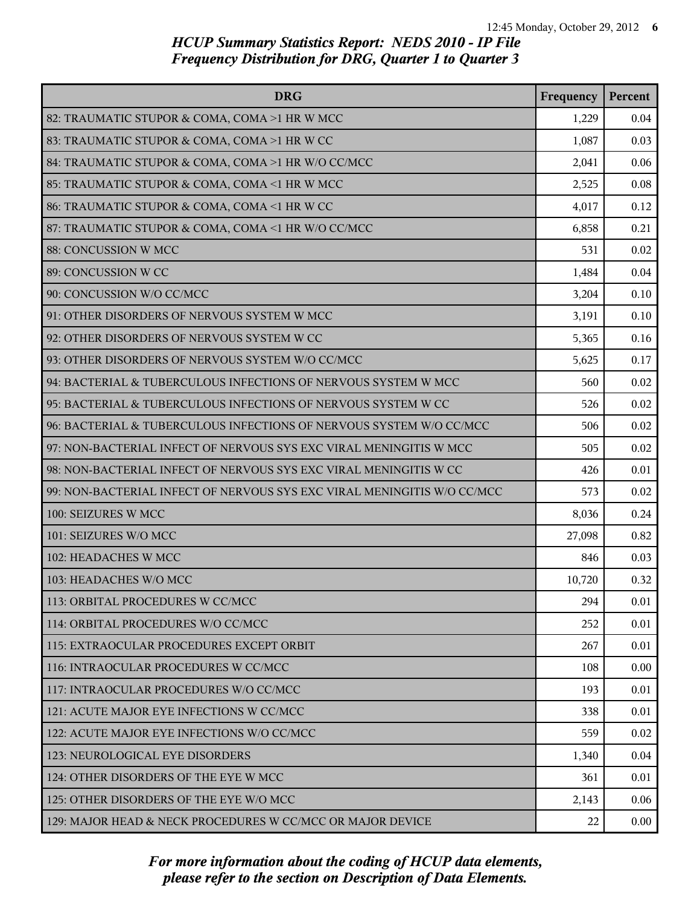# HCUP Summary Statistics Report: NEDS 2010 - IP File
## Frequency Distribution for DRG, Quarter 1 to Quarter 3

| DRG | Frequency | Percent |
|---|---|---|
| 82: TRAUMATIC STUPOR & COMA, COMA >1 HR W MCC | 1,229 | 0.04 |
| 83: TRAUMATIC STUPOR & COMA, COMA >1 HR W CC | 1,087 | 0.03 |
| 84: TRAUMATIC STUPOR & COMA, COMA >1 HR W/O CC/MCC | 2,041 | 0.06 |
| 85: TRAUMATIC STUPOR & COMA, COMA <1 HR W MCC | 2,525 | 0.08 |
| 86: TRAUMATIC STUPOR & COMA, COMA <1 HR W CC | 4,017 | 0.12 |
| 87: TRAUMATIC STUPOR & COMA, COMA <1 HR W/O CC/MCC | 6,858 | 0.21 |
| 88: CONCUSSION W MCC | 531 | 0.02 |
| 89: CONCUSSION W CC | 1,484 | 0.04 |
| 90: CONCUSSION W/O CC/MCC | 3,204 | 0.10 |
| 91: OTHER DISORDERS OF NERVOUS SYSTEM W MCC | 3,191 | 0.10 |
| 92: OTHER DISORDERS OF NERVOUS SYSTEM W CC | 5,365 | 0.16 |
| 93: OTHER DISORDERS OF NERVOUS SYSTEM W/O CC/MCC | 5,625 | 0.17 |
| 94: BACTERIAL & TUBERCULOUS INFECTIONS OF NERVOUS SYSTEM W MCC | 560 | 0.02 |
| 95: BACTERIAL & TUBERCULOUS INFECTIONS OF NERVOUS SYSTEM W CC | 526 | 0.02 |
| 96: BACTERIAL & TUBERCULOUS INFECTIONS OF NERVOUS SYSTEM W/O CC/MCC | 506 | 0.02 |
| 97: NON-BACTERIAL INFECT OF NERVOUS SYS EXC VIRAL MENINGITIS W MCC | 505 | 0.02 |
| 98: NON-BACTERIAL INFECT OF NERVOUS SYS EXC VIRAL MENINGITIS W CC | 426 | 0.01 |
| 99: NON-BACTERIAL INFECT OF NERVOUS SYS EXC VIRAL MENINGITIS W/O CC/MCC | 573 | 0.02 |
| 100: SEIZURES W MCC | 8,036 | 0.24 |
| 101: SEIZURES W/O MCC | 27,098 | 0.82 |
| 102: HEADACHES W MCC | 846 | 0.03 |
| 103: HEADACHES W/O MCC | 10,720 | 0.32 |
| 113: ORBITAL PROCEDURES W CC/MCC | 294 | 0.01 |
| 114: ORBITAL PROCEDURES W/O CC/MCC | 252 | 0.01 |
| 115: EXTRAOCULAR PROCEDURES EXCEPT ORBIT | 267 | 0.01 |
| 116: INTRAOCULAR PROCEDURES W CC/MCC | 108 | 0.00 |
| 117: INTRAOCULAR PROCEDURES W/O CC/MCC | 193 | 0.01 |
| 121: ACUTE MAJOR EYE INFECTIONS W CC/MCC | 338 | 0.01 |
| 122: ACUTE MAJOR EYE INFECTIONS W/O CC/MCC | 559 | 0.02 |
| 123: NEUROLOGICAL EYE DISORDERS | 1,340 | 0.04 |
| 124: OTHER DISORDERS OF THE EYE W MCC | 361 | 0.01 |
| 125: OTHER DISORDERS OF THE EYE W/O MCC | 2,143 | 0.06 |
| 129: MAJOR HEAD & NECK PROCEDURES W CC/MCC OR MAJOR DEVICE | 22 | 0.00 |

*For more information about the coding of HCUP data elements, please refer to the section on Description of Data Elements.*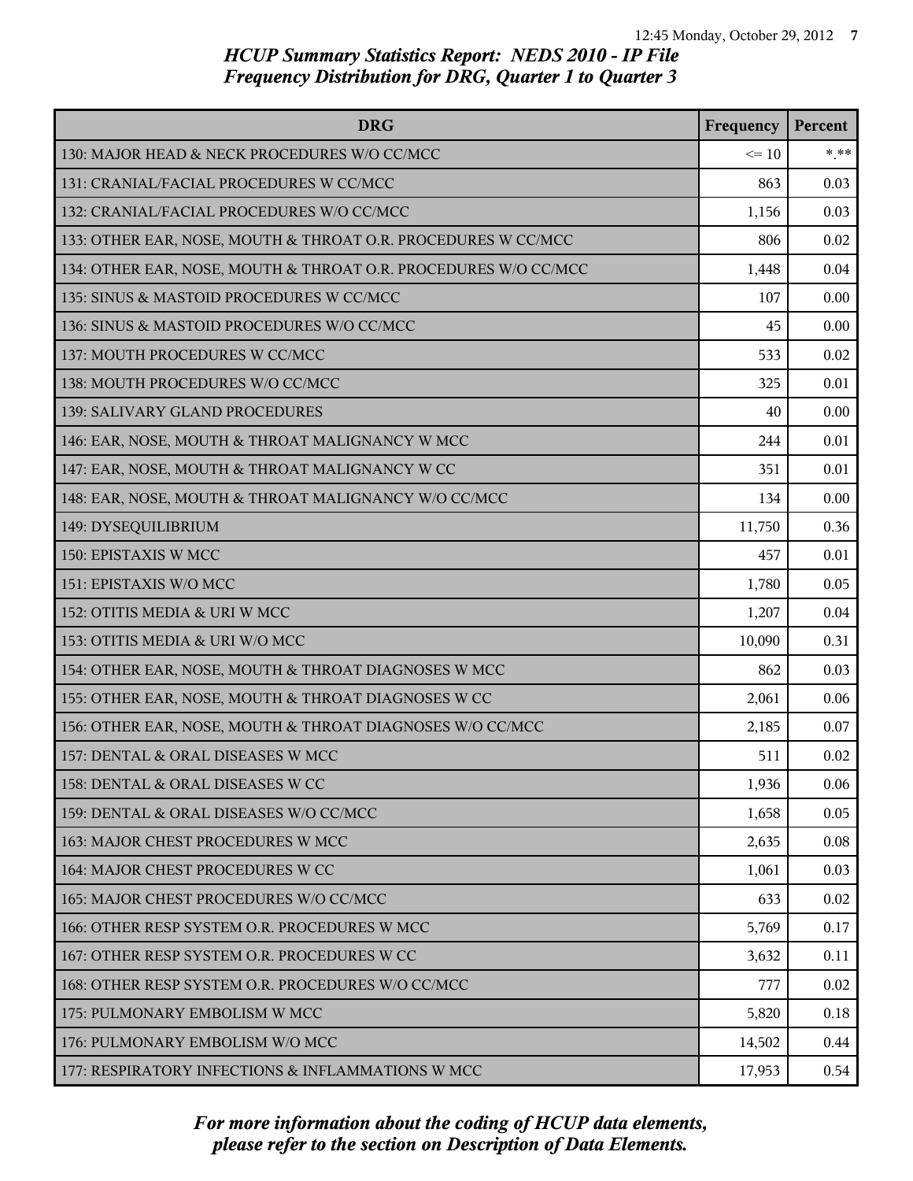*HCUP Summary Statistics Report: NEDS 2010 - IP File*
*Frequency Distribution for DRG, Quarter 1 to Quarter 3*

| DRG | Frequency | Percent |
|---|---|---|
| 130: MAJOR HEAD & NECK PROCEDURES W/O CC/MCC | <= 10 | *.** |
| 131: CRANIAL/FACIAL PROCEDURES W CC/MCC | 863 | 0.03 |
| 132: CRANIAL/FACIAL PROCEDURES W/O CC/MCC | 1,156 | 0.03 |
| 133: OTHER EAR, NOSE, MOUTH & THROAT O.R. PROCEDURES W CC/MCC | 806 | 0.02 |
| 134: OTHER EAR, NOSE, MOUTH & THROAT O.R. PROCEDURES W/O CC/MCC | 1,448 | 0.04 |
| 135: SINUS & MASTOID PROCEDURES W CC/MCC | 107 | 0.00 |
| 136: SINUS & MASTOID PROCEDURES W/O CC/MCC | 45 | 0.00 |
| 137: MOUTH PROCEDURES W CC/MCC | 533 | 0.02 |
| 138: MOUTH PROCEDURES W/O CC/MCC | 325 | 0.01 |
| 139: SALIVARY GLAND PROCEDURES | 40 | 0.00 |
| 146: EAR, NOSE, MOUTH & THROAT MALIGNANCY W MCC | 244 | 0.01 |
| 147: EAR, NOSE, MOUTH & THROAT MALIGNANCY W CC | 351 | 0.01 |
| 148: EAR, NOSE, MOUTH & THROAT MALIGNANCY W/O CC/MCC | 134 | 0.00 |
| 149: DYSEQUILIBRIUM | 11,750 | 0.36 |
| 150: EPISTAXIS W MCC | 457 | 0.01 |
| 151: EPISTAXIS W/O MCC | 1,780 | 0.05 |
| 152: OTITIS MEDIA & URI W MCC | 1,207 | 0.04 |
| 153: OTITIS MEDIA & URI W/O MCC | 10,090 | 0.31 |
| 154: OTHER EAR, NOSE, MOUTH & THROAT DIAGNOSES W MCC | 862 | 0.03 |
| 155: OTHER EAR, NOSE, MOUTH & THROAT DIAGNOSES W CC | 2,061 | 0.06 |
| 156: OTHER EAR, NOSE, MOUTH & THROAT DIAGNOSES W/O CC/MCC | 2,185 | 0.07 |
| 157: DENTAL & ORAL DISEASES W MCC | 511 | 0.02 |
| 158: DENTAL & ORAL DISEASES W CC | 1,936 | 0.06 |
| 159: DENTAL & ORAL DISEASES W/O CC/MCC | 1,658 | 0.05 |
| 163: MAJOR CHEST PROCEDURES W MCC | 2,635 | 0.08 |
| 164: MAJOR CHEST PROCEDURES W CC | 1,061 | 0.03 |
| 165: MAJOR CHEST PROCEDURES W/O CC/MCC | 633 | 0.02 |
| 166: OTHER RESP SYSTEM O.R. PROCEDURES W MCC | 5,769 | 0.17 |
| 167: OTHER RESP SYSTEM O.R. PROCEDURES W CC | 3,632 | 0.11 |
| 168: OTHER RESP SYSTEM O.R. PROCEDURES W/O CC/MCC | 777 | 0.02 |
| 175: PULMONARY EMBOLISM W MCC | 5,820 | 0.18 |
| 176: PULMONARY EMBOLISM W/O MCC | 14,502 | 0.44 |
| 177: RESPIRATORY INFECTIONS & INFLAMMATIONS W MCC | 17,953 | 0.54 |

*For more information about the coding of HCUP data elements, please refer to the section on Description of Data Elements.*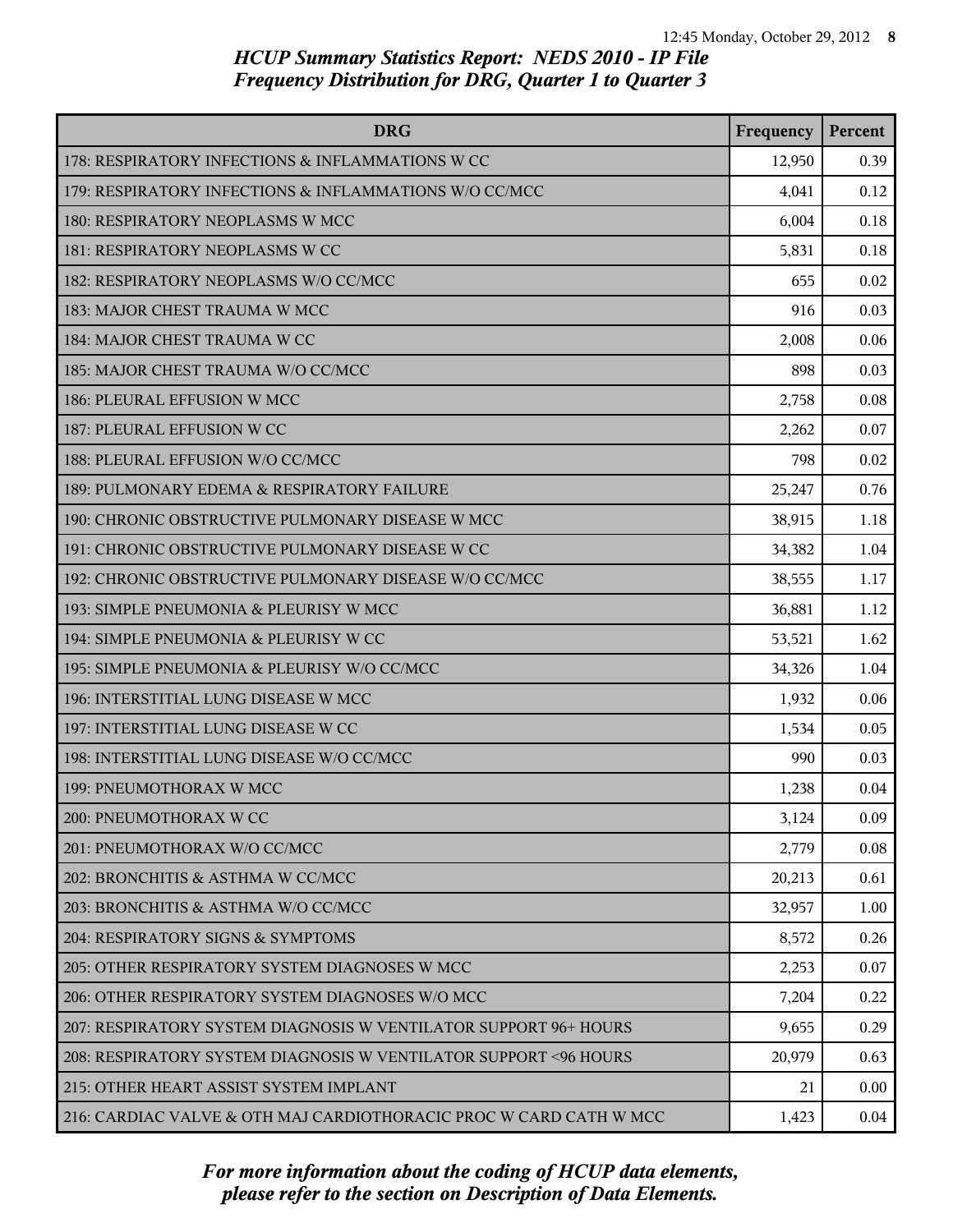*HCUP Summary Statistics Report: NEDS 2010 - IP File*
*Frequency Distribution for DRG, Quarter 1 to Quarter 3*

| DRG | Frequency | Percent |
|---|---|---|
| 178: RESPIRATORY INFECTIONS & INFLAMMATIONS W CC | 12,950 | 0.39 |
| 179: RESPIRATORY INFECTIONS & INFLAMMATIONS W/O CC/MCC | 4,041 | 0.12 |
| 180: RESPIRATORY NEOPLASMS W MCC | 6,004 | 0.18 |
| 181: RESPIRATORY NEOPLASMS W CC | 5,831 | 0.18 |
| 182: RESPIRATORY NEOPLASMS W/O CC/MCC | 655 | 0.02 |
| 183: MAJOR CHEST TRAUMA W MCC | 916 | 0.03 |
| 184: MAJOR CHEST TRAUMA W CC | 2,008 | 0.06 |
| 185: MAJOR CHEST TRAUMA W/O CC/MCC | 898 | 0.03 |
| 186: PLEURAL EFFUSION W MCC | 2,758 | 0.08 |
| 187: PLEURAL EFFUSION W CC | 2,262 | 0.07 |
| 188: PLEURAL EFFUSION W/O CC/MCC | 798 | 0.02 |
| 189: PULMONARY EDEMA & RESPIRATORY FAILURE | 25,247 | 0.76 |
| 190: CHRONIC OBSTRUCTIVE PULMONARY DISEASE W MCC | 38,915 | 1.18 |
| 191: CHRONIC OBSTRUCTIVE PULMONARY DISEASE W CC | 34,382 | 1.04 |
| 192: CHRONIC OBSTRUCTIVE PULMONARY DISEASE W/O CC/MCC | 38,555 | 1.17 |
| 193: SIMPLE PNEUMONIA & PLEURISY W MCC | 36,881 | 1.12 |
| 194: SIMPLE PNEUMONIA & PLEURISY W CC | 53,521 | 1.62 |
| 195: SIMPLE PNEUMONIA & PLEURISY W/O CC/MCC | 34,326 | 1.04 |
| 196: INTERSTITIAL LUNG DISEASE W MCC | 1,932 | 0.06 |
| 197: INTERSTITIAL LUNG DISEASE W CC | 1,534 | 0.05 |
| 198: INTERSTITIAL LUNG DISEASE W/O CC/MCC | 990 | 0.03 |
| 199: PNEUMOTHORAX W MCC | 1,238 | 0.04 |
| 200: PNEUMOTHORAX W CC | 3,124 | 0.09 |
| 201: PNEUMOTHORAX W/O CC/MCC | 2,779 | 0.08 |
| 202: BRONCHITIS & ASTHMA W CC/MCC | 20,213 | 0.61 |
| 203: BRONCHITIS & ASTHMA W/O CC/MCC | 32,957 | 1.00 |
| 204: RESPIRATORY SIGNS & SYMPTOMS | 8,572 | 0.26 |
| 205: OTHER RESPIRATORY SYSTEM DIAGNOSES W MCC | 2,253 | 0.07 |
| 206: OTHER RESPIRATORY SYSTEM DIAGNOSES W/O MCC | 7,204 | 0.22 |
| 207: RESPIRATORY SYSTEM DIAGNOSIS W VENTILATOR SUPPORT 96+ HOURS | 9,655 | 0.29 |
| 208: RESPIRATORY SYSTEM DIAGNOSIS W VENTILATOR SUPPORT <96 HOURS | 20,979 | 0.63 |
| 215: OTHER HEART ASSIST SYSTEM IMPLANT | 21 | 0.00 |
| 216: CARDIAC VALVE & OTH MAJ CARDIOTHORACIC PROC W CARD CATH W MCC | 1,423 | 0.04 |

*For more information about the coding of HCUP data elements, please refer to the section on Description of Data Elements.*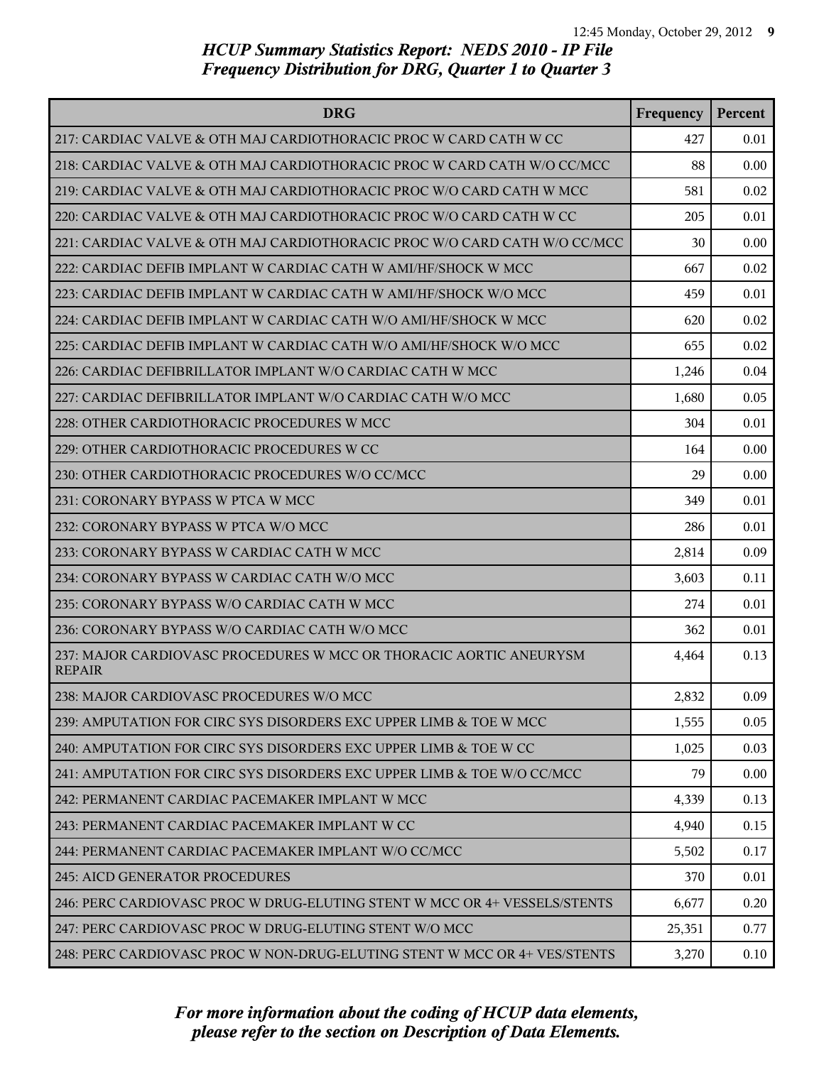*HCUP Summary Statistics Report: NEDS 2010 - IP File*
*Frequency Distribution for DRG, Quarter 1 to Quarter 3*

| DRG | Frequency | Percent |
|---|---|---|
| 217: CARDIAC VALVE & OTH MAJ CARDIOTHORACIC PROC W CARD CATH W CC | 427 | 0.01 |
| 218: CARDIAC VALVE & OTH MAJ CARDIOTHORACIC PROC W CARD CATH W/O CC/MCC | 88 | 0.00 |
| 219: CARDIAC VALVE & OTH MAJ CARDIOTHORACIC PROC W/O CARD CATH W MCC | 581 | 0.02 |
| 220: CARDIAC VALVE & OTH MAJ CARDIOTHORACIC PROC W/O CARD CATH W CC | 205 | 0.01 |
| 221: CARDIAC VALVE & OTH MAJ CARDIOTHORACIC PROC W/O CARD CATH W/O CC/MCC | 30 | 0.00 |
| 222: CARDIAC DEFIB IMPLANT W CARDIAC CATH W AMI/HF/SHOCK W MCC | 667 | 0.02 |
| 223: CARDIAC DEFIB IMPLANT W CARDIAC CATH W AMI/HF/SHOCK W/O MCC | 459 | 0.01 |
| 224: CARDIAC DEFIB IMPLANT W CARDIAC CATH W/O AMI/HF/SHOCK W MCC | 620 | 0.02 |
| 225: CARDIAC DEFIB IMPLANT W CARDIAC CATH W/O AMI/HF/SHOCK W/O MCC | 655 | 0.02 |
| 226: CARDIAC DEFIBRILLATOR IMPLANT W/O CARDIAC CATH W MCC | 1,246 | 0.04 |
| 227: CARDIAC DEFIBRILLATOR IMPLANT W/O CARDIAC CATH W/O MCC | 1,680 | 0.05 |
| 228: OTHER CARDIOTHORACIC PROCEDURES W MCC | 304 | 0.01 |
| 229: OTHER CARDIOTHORACIC PROCEDURES W CC | 164 | 0.00 |
| 230: OTHER CARDIOTHORACIC PROCEDURES W/O CC/MCC | 29 | 0.00 |
| 231: CORONARY BYPASS W PTCA W MCC | 349 | 0.01 |
| 232: CORONARY BYPASS W PTCA W/O MCC | 286 | 0.01 |
| 233: CORONARY BYPASS W CARDIAC CATH W MCC | 2,814 | 0.09 |
| 234: CORONARY BYPASS W CARDIAC CATH W/O MCC | 3,603 | 0.11 |
| 235: CORONARY BYPASS W/O CARDIAC CATH W MCC | 274 | 0.01 |
| 236: CORONARY BYPASS W/O CARDIAC CATH W/O MCC | 362 | 0.01 |
| 237: MAJOR CARDIOVASC PROCEDURES W MCC OR THORACIC AORTIC ANEURYSM REPAIR | 4,464 | 0.13 |
| 238: MAJOR CARDIOVASC PROCEDURES W/O MCC | 2,832 | 0.09 |
| 239: AMPUTATION FOR CIRC SYS DISORDERS EXC UPPER LIMB & TOE W MCC | 1,555 | 0.05 |
| 240: AMPUTATION FOR CIRC SYS DISORDERS EXC UPPER LIMB & TOE W CC | 1,025 | 0.03 |
| 241: AMPUTATION FOR CIRC SYS DISORDERS EXC UPPER LIMB & TOE W/O CC/MCC | 79 | 0.00 |
| 242: PERMANENT CARDIAC PACEMAKER IMPLANT W MCC | 4,339 | 0.13 |
| 243: PERMANENT CARDIAC PACEMAKER IMPLANT W CC | 4,940 | 0.15 |
| 244: PERMANENT CARDIAC PACEMAKER IMPLANT W/O CC/MCC | 5,502 | 0.17 |
| 245: AICD GENERATOR PROCEDURES | 370 | 0.01 |
| 246: PERC CARDIOVASC PROC W DRUG-ELUTING STENT W MCC OR 4+ VESSELS/STENTS | 6,677 | 0.20 |
| 247: PERC CARDIOVASC PROC W DRUG-ELUTING STENT W/O MCC | 25,351 | 0.77 |
| 248: PERC CARDIOVASC PROC W NON-DRUG-ELUTING STENT W MCC OR 4+ VES/STENTS | 3,270 | 0.10 |

*For more information about the coding of HCUP data elements, please refer to the section on Description of Data Elements.*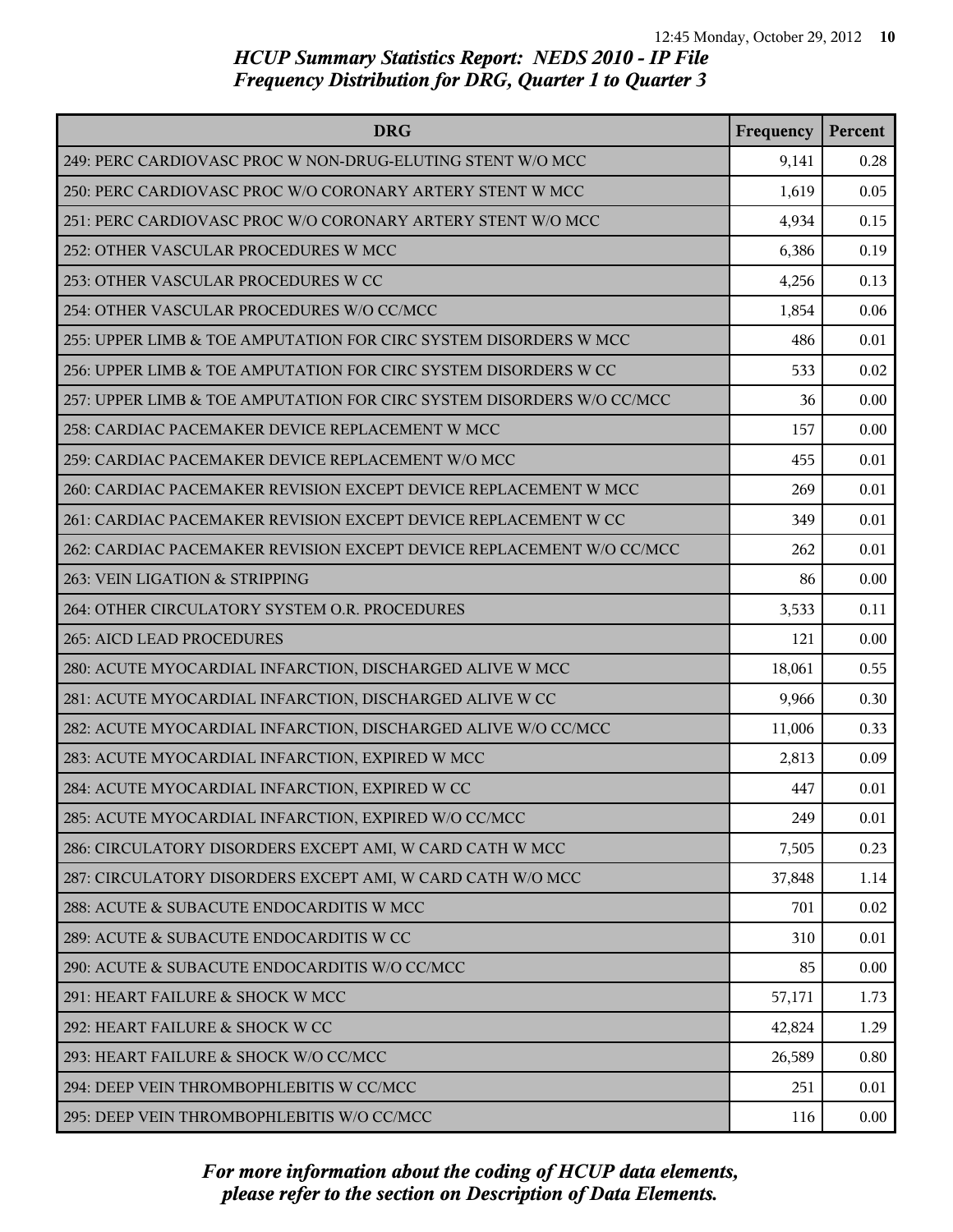## HCUP Summary Statistics Report: NEDS 2010 - IP File
## Frequency Distribution for DRG, Quarter 1 to Quarter 3

| DRG | Frequency | Percent |
|---|---|---|
| 249: PERC CARDIOVASC PROC W NON-DRUG-ELUTING STENT W/O MCC | 9,141 | 0.28 |
| 250: PERC CARDIOVASC PROC W/O CORONARY ARTERY STENT W MCC | 1,619 | 0.05 |
| 251: PERC CARDIOVASC PROC W/O CORONARY ARTERY STENT W/O MCC | 4,934 | 0.15 |
| 252: OTHER VASCULAR PROCEDURES W MCC | 6,386 | 0.19 |
| 253: OTHER VASCULAR PROCEDURES W CC | 4,256 | 0.13 |
| 254: OTHER VASCULAR PROCEDURES W/O CC/MCC | 1,854 | 0.06 |
| 255: UPPER LIMB & TOE AMPUTATION FOR CIRC SYSTEM DISORDERS W MCC | 486 | 0.01 |
| 256: UPPER LIMB & TOE AMPUTATION FOR CIRC SYSTEM DISORDERS W CC | 533 | 0.02 |
| 257: UPPER LIMB & TOE AMPUTATION FOR CIRC SYSTEM DISORDERS W/O CC/MCC | 36 | 0.00 |
| 258: CARDIAC PACEMAKER DEVICE REPLACEMENT W MCC | 157 | 0.00 |
| 259: CARDIAC PACEMAKER DEVICE REPLACEMENT W/O MCC | 455 | 0.01 |
| 260: CARDIAC PACEMAKER REVISION EXCEPT DEVICE REPLACEMENT W MCC | 269 | 0.01 |
| 261: CARDIAC PACEMAKER REVISION EXCEPT DEVICE REPLACEMENT W CC | 349 | 0.01 |
| 262: CARDIAC PACEMAKER REVISION EXCEPT DEVICE REPLACEMENT W/O CC/MCC | 262 | 0.01 |
| 263: VEIN LIGATION & STRIPPING | 86 | 0.00 |
| 264: OTHER CIRCULATORY SYSTEM O.R. PROCEDURES | 3,533 | 0.11 |
| 265: AICD LEAD PROCEDURES | 121 | 0.00 |
| 280: ACUTE MYOCARDIAL INFARCTION, DISCHARGED ALIVE W MCC | 18,061 | 0.55 |
| 281: ACUTE MYOCARDIAL INFARCTION, DISCHARGED ALIVE W CC | 9,966 | 0.30 |
| 282: ACUTE MYOCARDIAL INFARCTION, DISCHARGED ALIVE W/O CC/MCC | 11,006 | 0.33 |
| 283: ACUTE MYOCARDIAL INFARCTION, EXPIRED W MCC | 2,813 | 0.09 |
| 284: ACUTE MYOCARDIAL INFARCTION, EXPIRED W CC | 447 | 0.01 |
| 285: ACUTE MYOCARDIAL INFARCTION, EXPIRED W/O CC/MCC | 249 | 0.01 |
| 286: CIRCULATORY DISORDERS EXCEPT AMI, W CARD CATH W MCC | 7,505 | 0.23 |
| 287: CIRCULATORY DISORDERS EXCEPT AMI, W CARD CATH W/O MCC | 37,848 | 1.14 |
| 288: ACUTE & SUBACUTE ENDOCARDITIS W MCC | 701 | 0.02 |
| 289: ACUTE & SUBACUTE ENDOCARDITIS W CC | 310 | 0.01 |
| 290: ACUTE & SUBACUTE ENDOCARDITIS W/O CC/MCC | 85 | 0.00 |
| 291: HEART FAILURE & SHOCK W MCC | 57,171 | 1.73 |
| 292: HEART FAILURE & SHOCK W CC | 42,824 | 1.29 |
| 293: HEART FAILURE & SHOCK W/O CC/MCC | 26,589 | 0.80 |
| 294: DEEP VEIN THROMBOPHLEBITIS W CC/MCC | 251 | 0.01 |
| 295: DEEP VEIN THROMBOPHLEBITIS W/O CC/MCC | 116 | 0.00 |

*For more information about the coding of HCUP data elements, please refer to the section on Description of Data Elements.*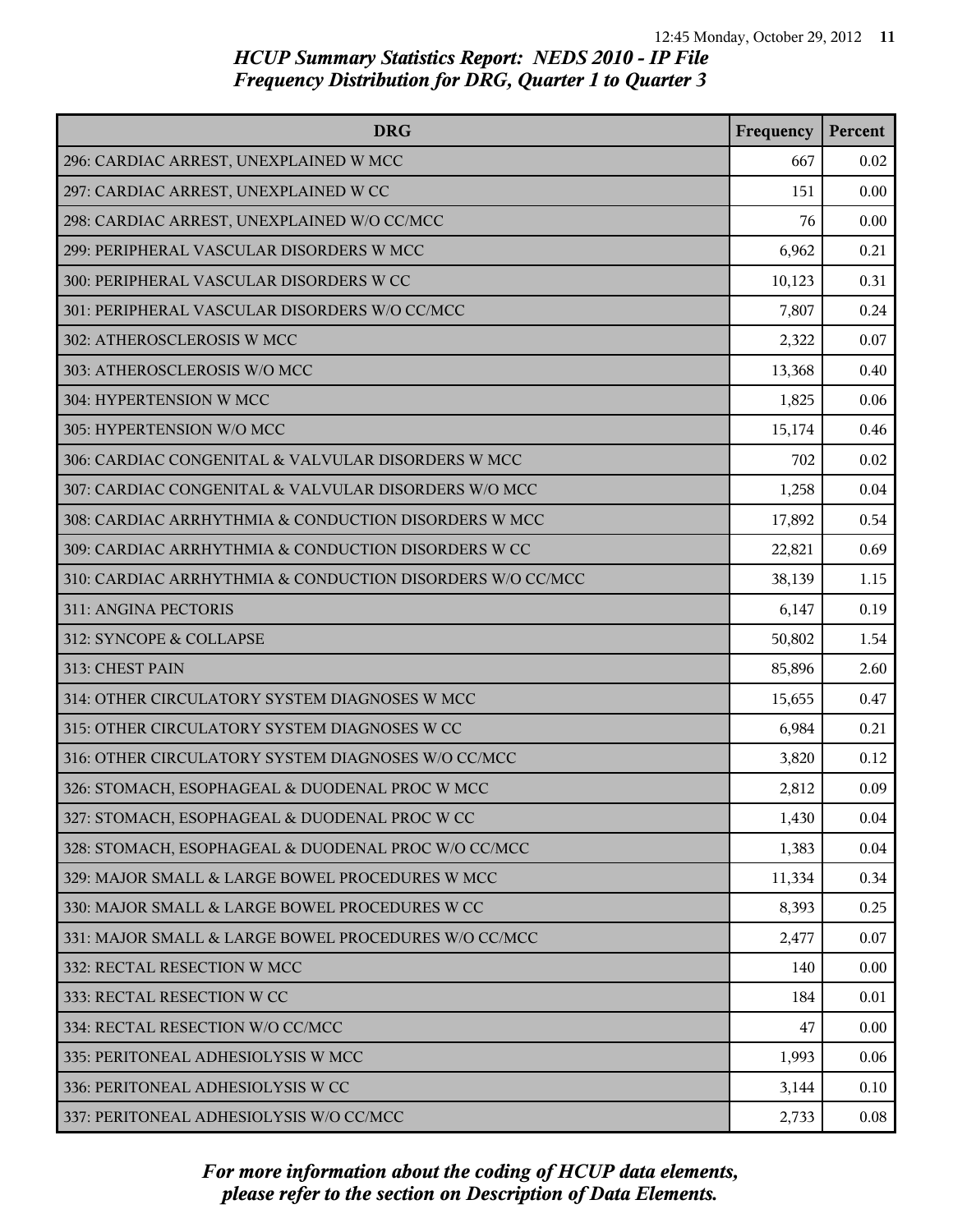# HCUP Summary Statistics Report: NEDS 2010 - IP File
## Frequency Distribution for DRG, Quarter 1 to Quarter 3

| DRG | Frequency | Percent |
| --- | --- | --- |
| 296: CARDIAC ARREST, UNEXPLAINED W MCC | 667 | 0.02 |
| 297: CARDIAC ARREST, UNEXPLAINED W CC | 151 | 0.00 |
| 298: CARDIAC ARREST, UNEXPLAINED W/O CC/MCC | 76 | 0.00 |
| 299: PERIPHERAL VASCULAR DISORDERS W MCC | 6,962 | 0.21 |
| 300: PERIPHERAL VASCULAR DISORDERS W CC | 10,123 | 0.31 |
| 301: PERIPHERAL VASCULAR DISORDERS W/O CC/MCC | 7,807 | 0.24 |
| 302: ATHEROSCLEROSIS W MCC | 2,322 | 0.07 |
| 303: ATHEROSCLEROSIS W/O MCC | 13,368 | 0.40 |
| 304: HYPERTENSION W MCC | 1,825 | 0.06 |
| 305: HYPERTENSION W/O MCC | 15,174 | 0.46 |
| 306: CARDIAC CONGENITAL & VALVULAR DISORDERS W MCC | 702 | 0.02 |
| 307: CARDIAC CONGENITAL & VALVULAR DISORDERS W/O MCC | 1,258 | 0.04 |
| 308: CARDIAC ARRHYTHMIA & CONDUCTION DISORDERS W MCC | 17,892 | 0.54 |
| 309: CARDIAC ARRHYTHMIA & CONDUCTION DISORDERS W CC | 22,821 | 0.69 |
| 310: CARDIAC ARRHYTHMIA & CONDUCTION DISORDERS W/O CC/MCC | 38,139 | 1.15 |
| 311: ANGINA PECTORIS | 6,147 | 0.19 |
| 312: SYNCOPE & COLLAPSE | 50,802 | 1.54 |
| 313: CHEST PAIN | 85,896 | 2.60 |
| 314: OTHER CIRCULATORY SYSTEM DIAGNOSES W MCC | 15,655 | 0.47 |
| 315: OTHER CIRCULATORY SYSTEM DIAGNOSES W CC | 6,984 | 0.21 |
| 316: OTHER CIRCULATORY SYSTEM DIAGNOSES W/O CC/MCC | 3,820 | 0.12 |
| 326: STOMACH, ESOPHAGEAL & DUODENAL PROC W MCC | 2,812 | 0.09 |
| 327: STOMACH, ESOPHAGEAL & DUODENAL PROC W CC | 1,430 | 0.04 |
| 328: STOMACH, ESOPHAGEAL & DUODENAL PROC W/O CC/MCC | 1,383 | 0.04 |
| 329: MAJOR SMALL & LARGE BOWEL PROCEDURES W MCC | 11,334 | 0.34 |
| 330: MAJOR SMALL & LARGE BOWEL PROCEDURES W CC | 8,393 | 0.25 |
| 331: MAJOR SMALL & LARGE BOWEL PROCEDURES W/O CC/MCC | 2,477 | 0.07 |
| 332: RECTAL RESECTION W MCC | 140 | 0.00 |
| 333: RECTAL RESECTION W CC | 184 | 0.01 |
| 334: RECTAL RESECTION W/O CC/MCC | 47 | 0.00 |
| 335: PERITONEAL ADHESIOLYSIS W MCC | 1,993 | 0.06 |
| 336: PERITONEAL ADHESIOLYSIS W CC | 3,144 | 0.10 |
| 337: PERITONEAL ADHESIOLYSIS W/O CC/MCC | 2,733 | 0.08 |

*For more information about the coding of HCUP data elements, please refer to the section on Description of Data Elements.*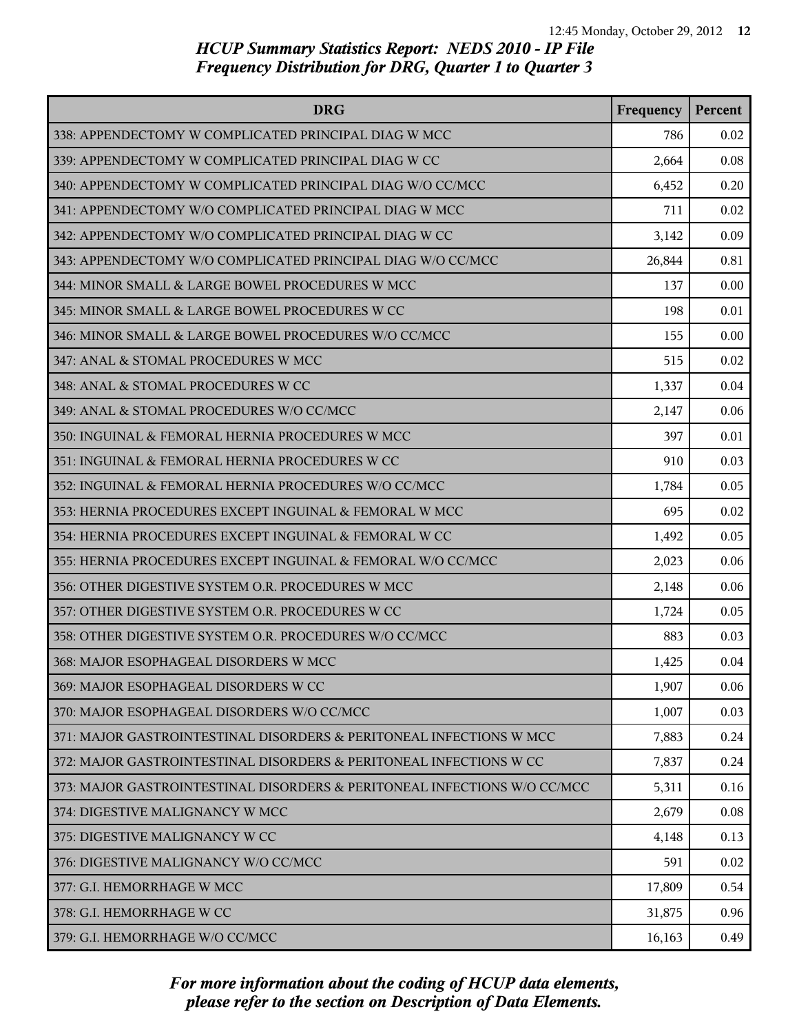# HCUP Summary Statistics Report: NEDS 2010 - IP File
## Frequency Distribution for DRG, Quarter 1 to Quarter 3

| DRG | Frequency | Percent |
|---|---|---|
| 338: APPENDECTOMY W COMPLICATED PRINCIPAL DIAG W MCC | 786 | 0.02 |
| 339: APPENDECTOMY W COMPLICATED PRINCIPAL DIAG W CC | 2,664 | 0.08 |
| 340: APPENDECTOMY W COMPLICATED PRINCIPAL DIAG W/O CC/MCC | 6,452 | 0.20 |
| 341: APPENDECTOMY W/O COMPLICATED PRINCIPAL DIAG W MCC | 711 | 0.02 |
| 342: APPENDECTOMY W/O COMPLICATED PRINCIPAL DIAG W CC | 3,142 | 0.09 |
| 343: APPENDECTOMY W/O COMPLICATED PRINCIPAL DIAG W/O CC/MCC | 26,844 | 0.81 |
| 344: MINOR SMALL & LARGE BOWEL PROCEDURES W MCC | 137 | 0.00 |
| 345: MINOR SMALL & LARGE BOWEL PROCEDURES W CC | 198 | 0.01 |
| 346: MINOR SMALL & LARGE BOWEL PROCEDURES W/O CC/MCC | 155 | 0.00 |
| 347: ANAL & STOMAL PROCEDURES W MCC | 515 | 0.02 |
| 348: ANAL & STOMAL PROCEDURES W CC | 1,337 | 0.04 |
| 349: ANAL & STOMAL PROCEDURES W/O CC/MCC | 2,147 | 0.06 |
| 350: INGUINAL & FEMORAL HERNIA PROCEDURES W MCC | 397 | 0.01 |
| 351: INGUINAL & FEMORAL HERNIA PROCEDURES W CC | 910 | 0.03 |
| 352: INGUINAL & FEMORAL HERNIA PROCEDURES W/O CC/MCC | 1,784 | 0.05 |
| 353: HERNIA PROCEDURES EXCEPT INGUINAL & FEMORAL W MCC | 695 | 0.02 |
| 354: HERNIA PROCEDURES EXCEPT INGUINAL & FEMORAL W CC | 1,492 | 0.05 |
| 355: HERNIA PROCEDURES EXCEPT INGUINAL & FEMORAL W/O CC/MCC | 2,023 | 0.06 |
| 356: OTHER DIGESTIVE SYSTEM O.R. PROCEDURES W MCC | 2,148 | 0.06 |
| 357: OTHER DIGESTIVE SYSTEM O.R. PROCEDURES W CC | 1,724 | 0.05 |
| 358: OTHER DIGESTIVE SYSTEM O.R. PROCEDURES W/O CC/MCC | 883 | 0.03 |
| 368: MAJOR ESOPHAGEAL DISORDERS W MCC | 1,425 | 0.04 |
| 369: MAJOR ESOPHAGEAL DISORDERS W CC | 1,907 | 0.06 |
| 370: MAJOR ESOPHAGEAL DISORDERS W/O CC/MCC | 1,007 | 0.03 |
| 371: MAJOR GASTROINTESTINAL DISORDERS & PERITONEAL INFECTIONS W MCC | 7,883 | 0.24 |
| 372: MAJOR GASTROINTESTINAL DISORDERS & PERITONEAL INFECTIONS W CC | 7,837 | 0.24 |
| 373: MAJOR GASTROINTESTINAL DISORDERS & PERITONEAL INFECTIONS W/O CC/MCC | 5,311 | 0.16 |
| 374: DIGESTIVE MALIGNANCY W MCC | 2,679 | 0.08 |
| 375: DIGESTIVE MALIGNANCY W CC | 4,148 | 0.13 |
| 376: DIGESTIVE MALIGNANCY W/O CC/MCC | 591 | 0.02 |
| 377: G.I. HEMORRHAGE W MCC | 17,809 | 0.54 |
| 378: G.I. HEMORRHAGE W CC | 31,875 | 0.96 |
| 379: G.I. HEMORRHAGE W/O CC/MCC | 16,163 | 0.49 |

*For more information about the coding of HCUP data elements, please refer to the section on Description of Data Elements.*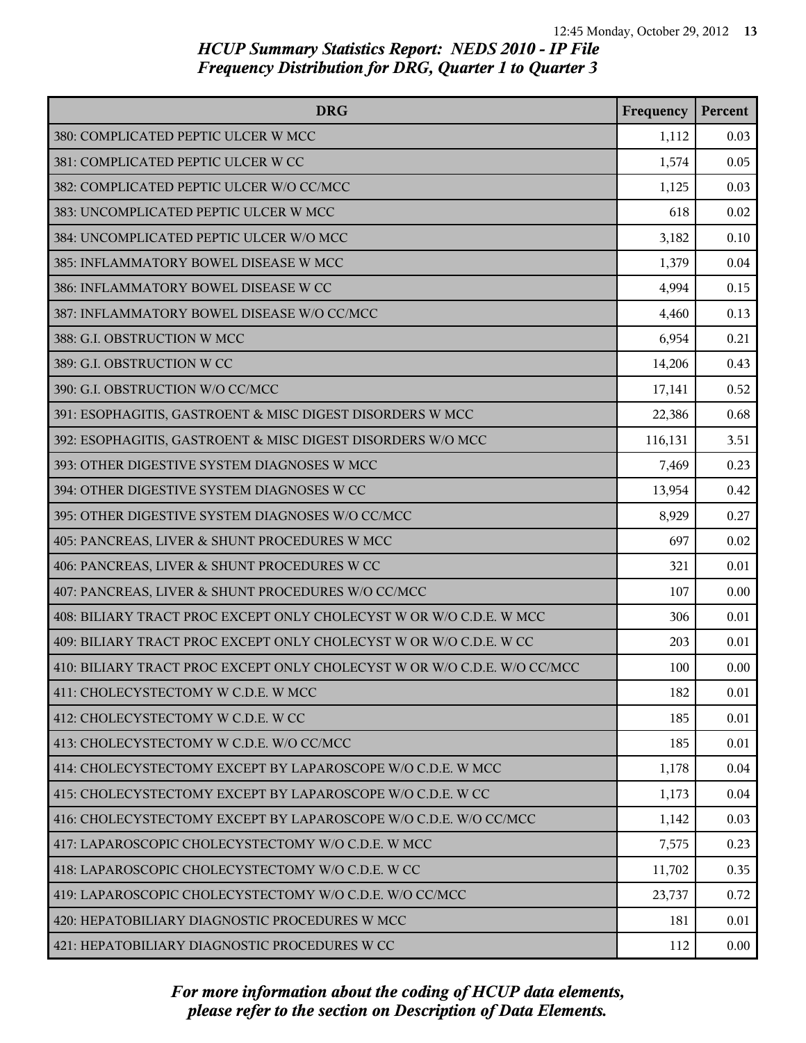## HCUP Summary Statistics Report: NEDS 2010 - IP File
## Frequency Distribution for DRG, Quarter 1 to Quarter 3

| DRG | Frequency | Percent |
|---|---|---|
| 380: COMPLICATED PEPTIC ULCER W MCC | 1,112 | 0.03 |
| 381: COMPLICATED PEPTIC ULCER W CC | 1,574 | 0.05 |
| 382: COMPLICATED PEPTIC ULCER W/O CC/MCC | 1,125 | 0.03 |
| 383: UNCOMPLICATED PEPTIC ULCER W MCC | 618 | 0.02 |
| 384: UNCOMPLICATED PEPTIC ULCER W/O MCC | 3,182 | 0.10 |
| 385: INFLAMMATORY BOWEL DISEASE W MCC | 1,379 | 0.04 |
| 386: INFLAMMATORY BOWEL DISEASE W CC | 4,994 | 0.15 |
| 387: INFLAMMATORY BOWEL DISEASE W/O CC/MCC | 4,460 | 0.13 |
| 388: G.I. OBSTRUCTION W MCC | 6,954 | 0.21 |
| 389: G.I. OBSTRUCTION W CC | 14,206 | 0.43 |
| 390: G.I. OBSTRUCTION W/O CC/MCC | 17,141 | 0.52 |
| 391: ESOPHAGITIS, GASTROENT & MISC DIGEST DISORDERS W MCC | 22,386 | 0.68 |
| 392: ESOPHAGITIS, GASTROENT & MISC DIGEST DISORDERS W/O MCC | 116,131 | 3.51 |
| 393: OTHER DIGESTIVE SYSTEM DIAGNOSES W MCC | 7,469 | 0.23 |
| 394: OTHER DIGESTIVE SYSTEM DIAGNOSES W CC | 13,954 | 0.42 |
| 395: OTHER DIGESTIVE SYSTEM DIAGNOSES W/O CC/MCC | 8,929 | 0.27 |
| 405: PANCREAS, LIVER & SHUNT PROCEDURES W MCC | 697 | 0.02 |
| 406: PANCREAS, LIVER & SHUNT PROCEDURES W CC | 321 | 0.01 |
| 407: PANCREAS, LIVER & SHUNT PROCEDURES W/O CC/MCC | 107 | 0.00 |
| 408: BILIARY TRACT PROC EXCEPT ONLY CHOLECYST W OR W/O C.D.E. W MCC | 306 | 0.01 |
| 409: BILIARY TRACT PROC EXCEPT ONLY CHOLECYST W OR W/O C.D.E. W CC | 203 | 0.01 |
| 410: BILIARY TRACT PROC EXCEPT ONLY CHOLECYST W OR W/O C.D.E. W/O CC/MCC | 100 | 0.00 |
| 411: CHOLECYSTECTOMY W C.D.E. W MCC | 182 | 0.01 |
| 412: CHOLECYSTECTOMY W C.D.E. W CC | 185 | 0.01 |
| 413: CHOLECYSTECTOMY W C.D.E. W/O CC/MCC | 185 | 0.01 |
| 414: CHOLECYSTECTOMY EXCEPT BY LAPAROSCOPE W/O C.D.E. W MCC | 1,178 | 0.04 |
| 415: CHOLECYSTECTOMY EXCEPT BY LAPAROSCOPE W/O C.D.E. W CC | 1,173 | 0.04 |
| 416: CHOLECYSTECTOMY EXCEPT BY LAPAROSCOPE W/O C.D.E. W/O CC/MCC | 1,142 | 0.03 |
| 417: LAPAROSCOPIC CHOLECYSTECTOMY W/O C.D.E. W MCC | 7,575 | 0.23 |
| 418: LAPAROSCOPIC CHOLECYSTECTOMY W/O C.D.E. W CC | 11,702 | 0.35 |
| 419: LAPAROSCOPIC CHOLECYSTECTOMY W/O C.D.E. W/O CC/MCC | 23,737 | 0.72 |
| 420: HEPATOBILIARY DIAGNOSTIC PROCEDURES W MCC | 181 | 0.01 |
| 421: HEPATOBILIARY DIAGNOSTIC PROCEDURES W CC | 112 | 0.00 |

*For more information about the coding of HCUP data elements, please refer to the section on Description of Data Elements.*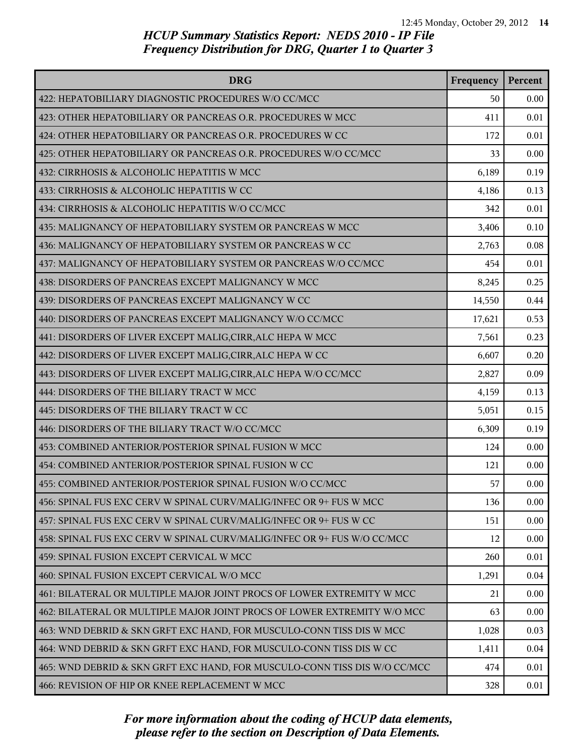*HCUP Summary Statistics Report: NEDS 2010 - IP File*
*Frequency Distribution for DRG, Quarter 1 to Quarter 3*

| DRG | Frequency | Percent |
|---|---|---|
| 422: HEPATOBILIARY DIAGNOSTIC PROCEDURES W/O CC/MCC | 50 | 0.00 |
| 423: OTHER HEPATOBILIARY OR PANCREAS O.R. PROCEDURES W MCC | 411 | 0.01 |
| 424: OTHER HEPATOBILIARY OR PANCREAS O.R. PROCEDURES W CC | 172 | 0.01 |
| 425: OTHER HEPATOBILIARY OR PANCREAS O.R. PROCEDURES W/O CC/MCC | 33 | 0.00 |
| 432: CIRRHOSIS & ALCOHOLIC HEPATITIS W MCC | 6,189 | 0.19 |
| 433: CIRRHOSIS & ALCOHOLIC HEPATITIS W CC | 4,186 | 0.13 |
| 434: CIRRHOSIS & ALCOHOLIC HEPATITIS W/O CC/MCC | 342 | 0.01 |
| 435: MALIGNANCY OF HEPATOBILIARY SYSTEM OR PANCREAS W MCC | 3,406 | 0.10 |
| 436: MALIGNANCY OF HEPATOBILIARY SYSTEM OR PANCREAS W CC | 2,763 | 0.08 |
| 437: MALIGNANCY OF HEPATOBILIARY SYSTEM OR PANCREAS W/O CC/MCC | 454 | 0.01 |
| 438: DISORDERS OF PANCREAS EXCEPT MALIGNANCY W MCC | 8,245 | 0.25 |
| 439: DISORDERS OF PANCREAS EXCEPT MALIGNANCY W CC | 14,550 | 0.44 |
| 440: DISORDERS OF PANCREAS EXCEPT MALIGNANCY W/O CC/MCC | 17,621 | 0.53 |
| 441: DISORDERS OF LIVER EXCEPT MALIG,CIRR,ALC HEPA W MCC | 7,561 | 0.23 |
| 442: DISORDERS OF LIVER EXCEPT MALIG,CIRR,ALC HEPA W CC | 6,607 | 0.20 |
| 443: DISORDERS OF LIVER EXCEPT MALIG,CIRR,ALC HEPA W/O CC/MCC | 2,827 | 0.09 |
| 444: DISORDERS OF THE BILIARY TRACT W MCC | 4,159 | 0.13 |
| 445: DISORDERS OF THE BILIARY TRACT W CC | 5,051 | 0.15 |
| 446: DISORDERS OF THE BILIARY TRACT W/O CC/MCC | 6,309 | 0.19 |
| 453: COMBINED ANTERIOR/POSTERIOR SPINAL FUSION W MCC | 124 | 0.00 |
| 454: COMBINED ANTERIOR/POSTERIOR SPINAL FUSION W CC | 121 | 0.00 |
| 455: COMBINED ANTERIOR/POSTERIOR SPINAL FUSION W/O CC/MCC | 57 | 0.00 |
| 456: SPINAL FUS EXC CERV W SPINAL CURV/MALIG/INFEC OR 9+ FUS W MCC | 136 | 0.00 |
| 457: SPINAL FUS EXC CERV W SPINAL CURV/MALIG/INFEC OR 9+ FUS W CC | 151 | 0.00 |
| 458: SPINAL FUS EXC CERV W SPINAL CURV/MALIG/INFEC OR 9+ FUS W/O CC/MCC | 12 | 0.00 |
| 459: SPINAL FUSION EXCEPT CERVICAL W MCC | 260 | 0.01 |
| 460: SPINAL FUSION EXCEPT CERVICAL W/O MCC | 1,291 | 0.04 |
| 461: BILATERAL OR MULTIPLE MAJOR JOINT PROCS OF LOWER EXTREMITY W MCC | 21 | 0.00 |
| 462: BILATERAL OR MULTIPLE MAJOR JOINT PROCS OF LOWER EXTREMITY W/O MCC | 63 | 0.00 |
| 463: WND DEBRID & SKN GRFT EXC HAND, FOR MUSCULO-CONN TISS DIS W MCC | 1,028 | 0.03 |
| 464: WND DEBRID & SKN GRFT EXC HAND, FOR MUSCULO-CONN TISS DIS W CC | 1,411 | 0.04 |
| 465: WND DEBRID & SKN GRFT EXC HAND, FOR MUSCULO-CONN TISS DIS W/O CC/MCC | 474 | 0.01 |
| 466: REVISION OF HIP OR KNEE REPLACEMENT W MCC | 328 | 0.01 |

*For more information about the coding of HCUP data elements, please refer to the section on Description of Data Elements.*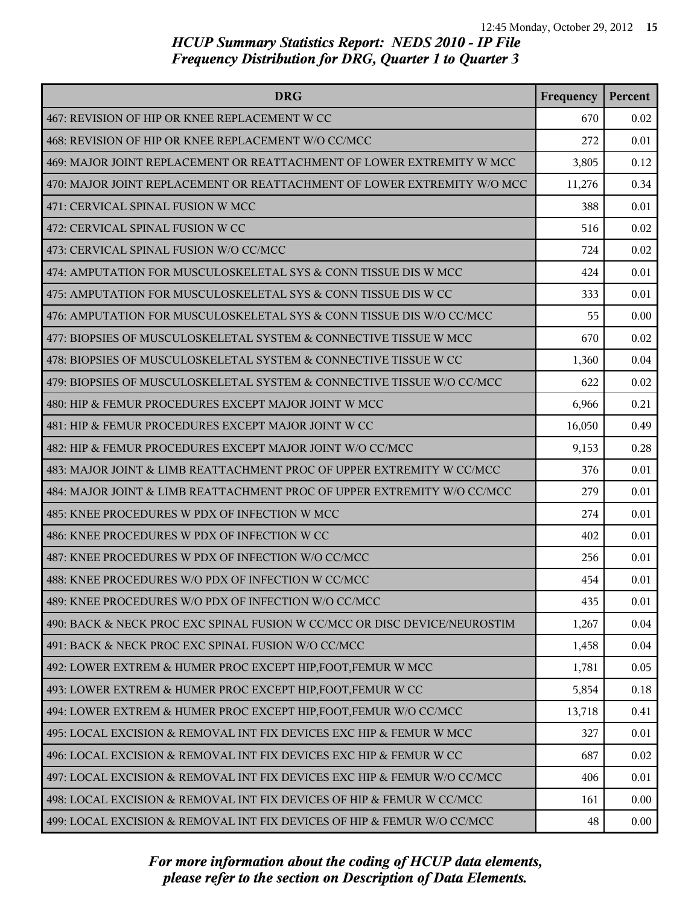## HCUP Summary Statistics Report: NEDS 2010 - IP File
## Frequency Distribution for DRG, Quarter 1 to Quarter 3

| DRG | Frequency | Percent |
|---|---|---|
| 467: REVISION OF HIP OR KNEE REPLACEMENT W CC | 670 | 0.02 |
| 468: REVISION OF HIP OR KNEE REPLACEMENT W/O CC/MCC | 272 | 0.01 |
| 469: MAJOR JOINT REPLACEMENT OR REATTACHMENT OF LOWER EXTREMITY W MCC | 3,805 | 0.12 |
| 470: MAJOR JOINT REPLACEMENT OR REATTACHMENT OF LOWER EXTREMITY W/O MCC | 11,276 | 0.34 |
| 471: CERVICAL SPINAL FUSION W MCC | 388 | 0.01 |
| 472: CERVICAL SPINAL FUSION W CC | 516 | 0.02 |
| 473: CERVICAL SPINAL FUSION W/O CC/MCC | 724 | 0.02 |
| 474: AMPUTATION FOR MUSCULOSKELETAL SYS & CONN TISSUE DIS W MCC | 424 | 0.01 |
| 475: AMPUTATION FOR MUSCULOSKELETAL SYS & CONN TISSUE DIS W CC | 333 | 0.01 |
| 476: AMPUTATION FOR MUSCULOSKELETAL SYS & CONN TISSUE DIS W/O CC/MCC | 55 | 0.00 |
| 477: BIOPSIES OF MUSCULOSKELETAL SYSTEM & CONNECTIVE TISSUE W MCC | 670 | 0.02 |
| 478: BIOPSIES OF MUSCULOSKELETAL SYSTEM & CONNECTIVE TISSUE W CC | 1,360 | 0.04 |
| 479: BIOPSIES OF MUSCULOSKELETAL SYSTEM & CONNECTIVE TISSUE W/O CC/MCC | 622 | 0.02 |
| 480: HIP & FEMUR PROCEDURES EXCEPT MAJOR JOINT W MCC | 6,966 | 0.21 |
| 481: HIP & FEMUR PROCEDURES EXCEPT MAJOR JOINT W CC | 16,050 | 0.49 |
| 482: HIP & FEMUR PROCEDURES EXCEPT MAJOR JOINT W/O CC/MCC | 9,153 | 0.28 |
| 483: MAJOR JOINT & LIMB REATTACHMENT PROC OF UPPER EXTREMITY W CC/MCC | 376 | 0.01 |
| 484: MAJOR JOINT & LIMB REATTACHMENT PROC OF UPPER EXTREMITY W/O CC/MCC | 279 | 0.01 |
| 485: KNEE PROCEDURES W PDX OF INFECTION W MCC | 274 | 0.01 |
| 486: KNEE PROCEDURES W PDX OF INFECTION W CC | 402 | 0.01 |
| 487: KNEE PROCEDURES W PDX OF INFECTION W/O CC/MCC | 256 | 0.01 |
| 488: KNEE PROCEDURES W/O PDX OF INFECTION W CC/MCC | 454 | 0.01 |
| 489: KNEE PROCEDURES W/O PDX OF INFECTION W/O CC/MCC | 435 | 0.01 |
| 490: BACK & NECK PROC EXC SPINAL FUSION W CC/MCC OR DISC DEVICE/NEUROSTIM | 1,267 | 0.04 |
| 491: BACK & NECK PROC EXC SPINAL FUSION W/O CC/MCC | 1,458 | 0.04 |
| 492: LOWER EXTREM & HUMER PROC EXCEPT HIP,FOOT,FEMUR W MCC | 1,781 | 0.05 |
| 493: LOWER EXTREM & HUMER PROC EXCEPT HIP,FOOT,FEMUR W CC | 5,854 | 0.18 |
| 494: LOWER EXTREM & HUMER PROC EXCEPT HIP,FOOT,FEMUR W/O CC/MCC | 13,718 | 0.41 |
| 495: LOCAL EXCISION & REMOVAL INT FIX DEVICES EXC HIP & FEMUR W MCC | 327 | 0.01 |
| 496: LOCAL EXCISION & REMOVAL INT FIX DEVICES EXC HIP & FEMUR W CC | 687 | 0.02 |
| 497: LOCAL EXCISION & REMOVAL INT FIX DEVICES EXC HIP & FEMUR W/O CC/MCC | 406 | 0.01 |
| 498: LOCAL EXCISION & REMOVAL INT FIX DEVICES OF HIP & FEMUR W CC/MCC | 161 | 0.00 |
| 499: LOCAL EXCISION & REMOVAL INT FIX DEVICES OF HIP & FEMUR W/O CC/MCC | 48 | 0.00 |

*For more information about the coding of HCUP data elements, please refer to the section on Description of Data Elements.*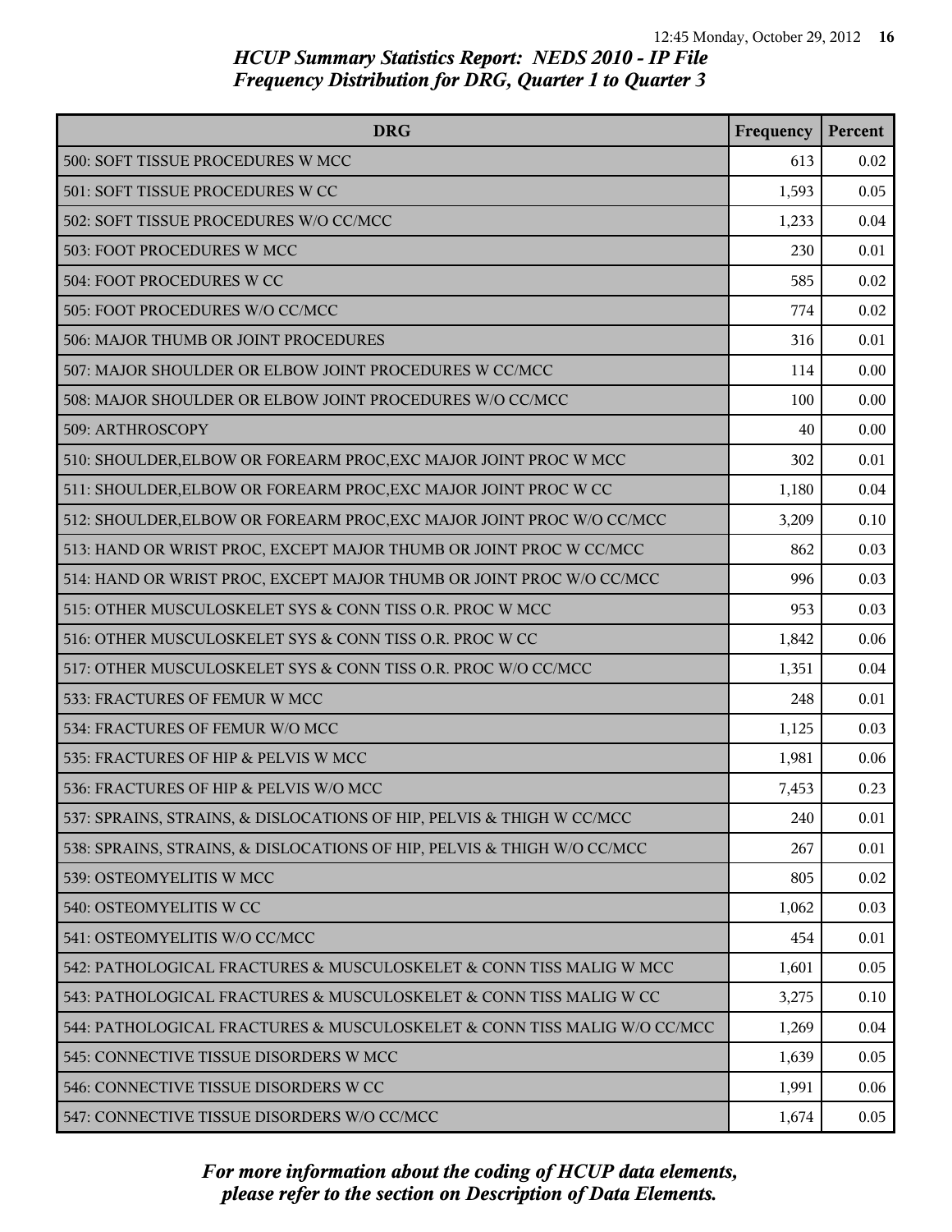*HCUP Summary Statistics Report: NEDS 2010 - IP File*
*Frequency Distribution for DRG, Quarter 1 to Quarter 3*

| DRG | Frequency | Percent |
|---|---|---|
| 500: SOFT TISSUE PROCEDURES W MCC | 613 | 0.02 |
| 501: SOFT TISSUE PROCEDURES W CC | 1,593 | 0.05 |
| 502: SOFT TISSUE PROCEDURES W/O CC/MCC | 1,233 | 0.04 |
| 503: FOOT PROCEDURES W MCC | 230 | 0.01 |
| 504: FOOT PROCEDURES W CC | 585 | 0.02 |
| 505: FOOT PROCEDURES W/O CC/MCC | 774 | 0.02 |
| 506: MAJOR THUMB OR JOINT PROCEDURES | 316 | 0.01 |
| 507: MAJOR SHOULDER OR ELBOW JOINT PROCEDURES W CC/MCC | 114 | 0.00 |
| 508: MAJOR SHOULDER OR ELBOW JOINT PROCEDURES W/O CC/MCC | 100 | 0.00 |
| 509: ARTHROSCOPY | 40 | 0.00 |
| 510: SHOULDER,ELBOW OR FOREARM PROC,EXC MAJOR JOINT PROC W MCC | 302 | 0.01 |
| 511: SHOULDER,ELBOW OR FOREARM PROC,EXC MAJOR JOINT PROC W CC | 1,180 | 0.04 |
| 512: SHOULDER,ELBOW OR FOREARM PROC,EXC MAJOR JOINT PROC W/O CC/MCC | 3,209 | 0.10 |
| 513: HAND OR WRIST PROC, EXCEPT MAJOR THUMB OR JOINT PROC W CC/MCC | 862 | 0.03 |
| 514: HAND OR WRIST PROC, EXCEPT MAJOR THUMB OR JOINT PROC W/O CC/MCC | 996 | 0.03 |
| 515: OTHER MUSCULOSKELET SYS & CONN TISS O.R. PROC W MCC | 953 | 0.03 |
| 516: OTHER MUSCULOSKELET SYS & CONN TISS O.R. PROC W CC | 1,842 | 0.06 |
| 517: OTHER MUSCULOSKELET SYS & CONN TISS O.R. PROC W/O CC/MCC | 1,351 | 0.04 |
| 533: FRACTURES OF FEMUR W MCC | 248 | 0.01 |
| 534: FRACTURES OF FEMUR W/O MCC | 1,125 | 0.03 |
| 535: FRACTURES OF HIP & PELVIS W MCC | 1,981 | 0.06 |
| 536: FRACTURES OF HIP & PELVIS W/O MCC | 7,453 | 0.23 |
| 537: SPRAINS, STRAINS, & DISLOCATIONS OF HIP, PELVIS & THIGH W CC/MCC | 240 | 0.01 |
| 538: SPRAINS, STRAINS, & DISLOCATIONS OF HIP, PELVIS & THIGH W/O CC/MCC | 267 | 0.01 |
| 539: OSTEOMYELITIS W MCC | 805 | 0.02 |
| 540: OSTEOMYELITIS W CC | 1,062 | 0.03 |
| 541: OSTEOMYELITIS W/O CC/MCC | 454 | 0.01 |
| 542: PATHOLOGICAL FRACTURES & MUSCULOSKELET & CONN TISS MALIG W MCC | 1,601 | 0.05 |
| 543: PATHOLOGICAL FRACTURES & MUSCULOSKELET & CONN TISS MALIG W CC | 3,275 | 0.10 |
| 544: PATHOLOGICAL FRACTURES & MUSCULOSKELET & CONN TISS MALIG W/O CC/MCC | 1,269 | 0.04 |
| 545: CONNECTIVE TISSUE DISORDERS W MCC | 1,639 | 0.05 |
| 546: CONNECTIVE TISSUE DISORDERS W CC | 1,991 | 0.06 |
| 547: CONNECTIVE TISSUE DISORDERS W/O CC/MCC | 1,674 | 0.05 |

*For more information about the coding of HCUP data elements, please refer to the section on Description of Data Elements.*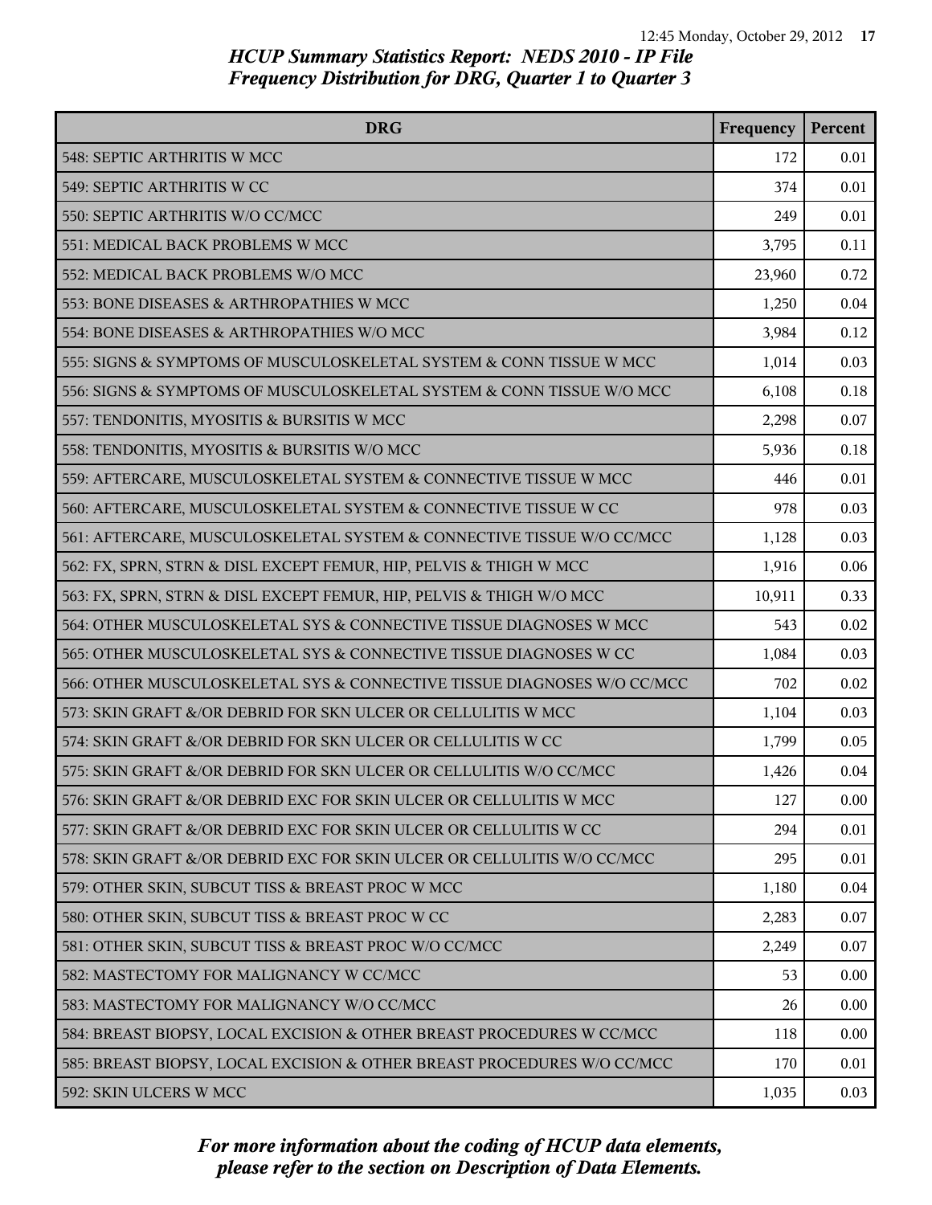*HCUP Summary Statistics Report: NEDS 2010 - IP File*
*Frequency Distribution for DRG, Quarter 1 to Quarter 3*

| DRG | Frequency | Percent |
|---|---|---|
| 548: SEPTIC ARTHRITIS W MCC | 172 | 0.01 |
| 549: SEPTIC ARTHRITIS W CC | 374 | 0.01 |
| 550: SEPTIC ARTHRITIS W/O CC/MCC | 249 | 0.01 |
| 551: MEDICAL BACK PROBLEMS W MCC | 3,795 | 0.11 |
| 552: MEDICAL BACK PROBLEMS W/O MCC | 23,960 | 0.72 |
| 553: BONE DISEASES & ARTHROPATHIES W MCC | 1,250 | 0.04 |
| 554: BONE DISEASES & ARTHROPATHIES W/O MCC | 3,984 | 0.12 |
| 555: SIGNS & SYMPTOMS OF MUSCULOSKELETAL SYSTEM & CONN TISSUE W MCC | 1,014 | 0.03 |
| 556: SIGNS & SYMPTOMS OF MUSCULOSKELETAL SYSTEM & CONN TISSUE W/O MCC | 6,108 | 0.18 |
| 557: TENDONITIS, MYOSITIS & BURSITIS W MCC | 2,298 | 0.07 |
| 558: TENDONITIS, MYOSITIS & BURSITIS W/O MCC | 5,936 | 0.18 |
| 559: AFTERCARE, MUSCULOSKELETAL SYSTEM & CONNECTIVE TISSUE W MCC | 446 | 0.01 |
| 560: AFTERCARE, MUSCULOSKELETAL SYSTEM & CONNECTIVE TISSUE W CC | 978 | 0.03 |
| 561: AFTERCARE, MUSCULOSKELETAL SYSTEM & CONNECTIVE TISSUE W/O CC/MCC | 1,128 | 0.03 |
| 562: FX, SPRN, STRN & DISL EXCEPT FEMUR, HIP, PELVIS & THIGH W MCC | 1,916 | 0.06 |
| 563: FX, SPRN, STRN & DISL EXCEPT FEMUR, HIP, PELVIS & THIGH W/O MCC | 10,911 | 0.33 |
| 564: OTHER MUSCULOSKELETAL SYS & CONNECTIVE TISSUE DIAGNOSES W MCC | 543 | 0.02 |
| 565: OTHER MUSCULOSKELETAL SYS & CONNECTIVE TISSUE DIAGNOSES W CC | 1,084 | 0.03 |
| 566: OTHER MUSCULOSKELETAL SYS & CONNECTIVE TISSUE DIAGNOSES W/O CC/MCC | 702 | 0.02 |
| 573: SKIN GRAFT &/OR DEBRID FOR SKN ULCER OR CELLULITIS W MCC | 1,104 | 0.03 |
| 574: SKIN GRAFT &/OR DEBRID FOR SKN ULCER OR CELLULITIS W CC | 1,799 | 0.05 |
| 575: SKIN GRAFT &/OR DEBRID FOR SKN ULCER OR CELLULITIS W/O CC/MCC | 1,426 | 0.04 |
| 576: SKIN GRAFT &/OR DEBRID EXC FOR SKIN ULCER OR CELLULITIS W MCC | 127 | 0.00 |
| 577: SKIN GRAFT &/OR DEBRID EXC FOR SKIN ULCER OR CELLULITIS W CC | 294 | 0.01 |
| 578: SKIN GRAFT &/OR DEBRID EXC FOR SKIN ULCER OR CELLULITIS W/O CC/MCC | 295 | 0.01 |
| 579: OTHER SKIN, SUBCUT TISS & BREAST PROC W MCC | 1,180 | 0.04 |
| 580: OTHER SKIN, SUBCUT TISS & BREAST PROC W CC | 2,283 | 0.07 |
| 581: OTHER SKIN, SUBCUT TISS & BREAST PROC W/O CC/MCC | 2,249 | 0.07 |
| 582: MASTECTOMY FOR MALIGNANCY W CC/MCC | 53 | 0.00 |
| 583: MASTECTOMY FOR MALIGNANCY W/O CC/MCC | 26 | 0.00 |
| 584: BREAST BIOPSY, LOCAL EXCISION & OTHER BREAST PROCEDURES W CC/MCC | 118 | 0.00 |
| 585: BREAST BIOPSY, LOCAL EXCISION & OTHER BREAST PROCEDURES W/O CC/MCC | 170 | 0.01 |
| 592: SKIN ULCERS W MCC | 1,035 | 0.03 |

*For more information about the coding of HCUP data elements, please refer to the section on Description of Data Elements.*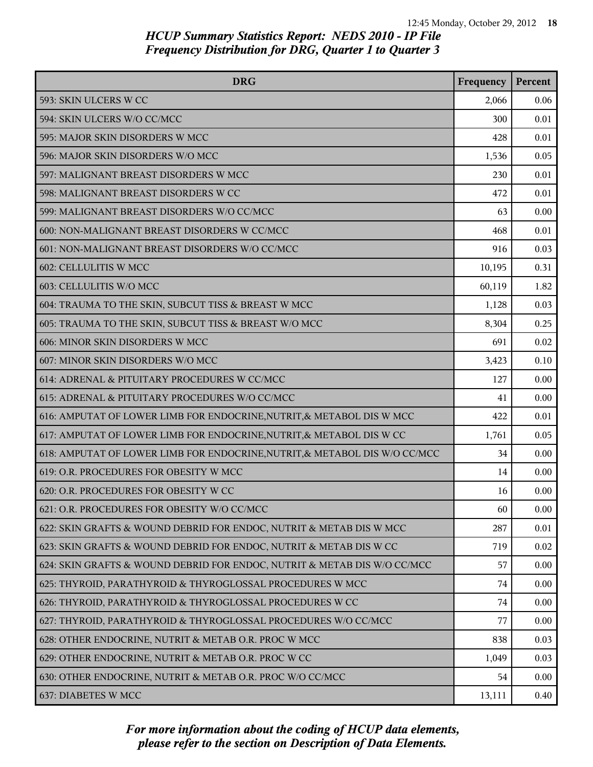*HCUP Summary Statistics Report: NEDS 2010 - IP File*
*Frequency Distribution for DRG, Quarter 1 to Quarter 3*

| DRG | Frequency | Percent |
|---|---|---|
| 593: SKIN ULCERS W CC | 2,066 | 0.06 |
| 594: SKIN ULCERS W/O CC/MCC | 300 | 0.01 |
| 595: MAJOR SKIN DISORDERS W MCC | 428 | 0.01 |
| 596: MAJOR SKIN DISORDERS W/O MCC | 1,536 | 0.05 |
| 597: MALIGNANT BREAST DISORDERS W MCC | 230 | 0.01 |
| 598: MALIGNANT BREAST DISORDERS W CC | 472 | 0.01 |
| 599: MALIGNANT BREAST DISORDERS W/O CC/MCC | 63 | 0.00 |
| 600: NON-MALIGNANT BREAST DISORDERS W CC/MCC | 468 | 0.01 |
| 601: NON-MALIGNANT BREAST DISORDERS W/O CC/MCC | 916 | 0.03 |
| 602: CELLULITIS W MCC | 10,195 | 0.31 |
| 603: CELLULITIS W/O MCC | 60,119 | 1.82 |
| 604: TRAUMA TO THE SKIN, SUBCUT TISS & BREAST W MCC | 1,128 | 0.03 |
| 605: TRAUMA TO THE SKIN, SUBCUT TISS & BREAST W/O MCC | 8,304 | 0.25 |
| 606: MINOR SKIN DISORDERS W MCC | 691 | 0.02 |
| 607: MINOR SKIN DISORDERS W/O MCC | 3,423 | 0.10 |
| 614: ADRENAL & PITUITARY PROCEDURES W CC/MCC | 127 | 0.00 |
| 615: ADRENAL & PITUITARY PROCEDURES W/O CC/MCC | 41 | 0.00 |
| 616: AMPUTAT OF LOWER LIMB FOR ENDOCRINE,NUTRIT,& METABOL DIS W MCC | 422 | 0.01 |
| 617: AMPUTAT OF LOWER LIMB FOR ENDOCRINE,NUTRIT,& METABOL DIS W CC | 1,761 | 0.05 |
| 618: AMPUTAT OF LOWER LIMB FOR ENDOCRINE,NUTRIT,& METABOL DIS W/O CC/MCC | 34 | 0.00 |
| 619: O.R. PROCEDURES FOR OBESITY W MCC | 14 | 0.00 |
| 620: O.R. PROCEDURES FOR OBESITY W CC | 16 | 0.00 |
| 621: O.R. PROCEDURES FOR OBESITY W/O CC/MCC | 60 | 0.00 |
| 622: SKIN GRAFTS & WOUND DEBRID FOR ENDOC, NUTRIT & METAB DIS W MCC | 287 | 0.01 |
| 623: SKIN GRAFTS & WOUND DEBRID FOR ENDOC, NUTRIT & METAB DIS W CC | 719 | 0.02 |
| 624: SKIN GRAFTS & WOUND DEBRID FOR ENDOC, NUTRIT & METAB DIS W/O CC/MCC | 57 | 0.00 |
| 625: THYROID, PARATHYROID & THYROGLOSSAL PROCEDURES W MCC | 74 | 0.00 |
| 626: THYROID, PARATHYROID & THYROGLOSSAL PROCEDURES W CC | 74 | 0.00 |
| 627: THYROID, PARATHYROID & THYROGLOSSAL PROCEDURES W/O CC/MCC | 77 | 0.00 |
| 628: OTHER ENDOCRINE, NUTRIT & METAB O.R. PROC W MCC | 838 | 0.03 |
| 629: OTHER ENDOCRINE, NUTRIT & METAB O.R. PROC W CC | 1,049 | 0.03 |
| 630: OTHER ENDOCRINE, NUTRIT & METAB O.R. PROC W/O CC/MCC | 54 | 0.00 |
| 637: DIABETES W MCC | 13,111 | 0.40 |

*For more information about the coding of HCUP data elements, please refer to the section on Description of Data Elements.*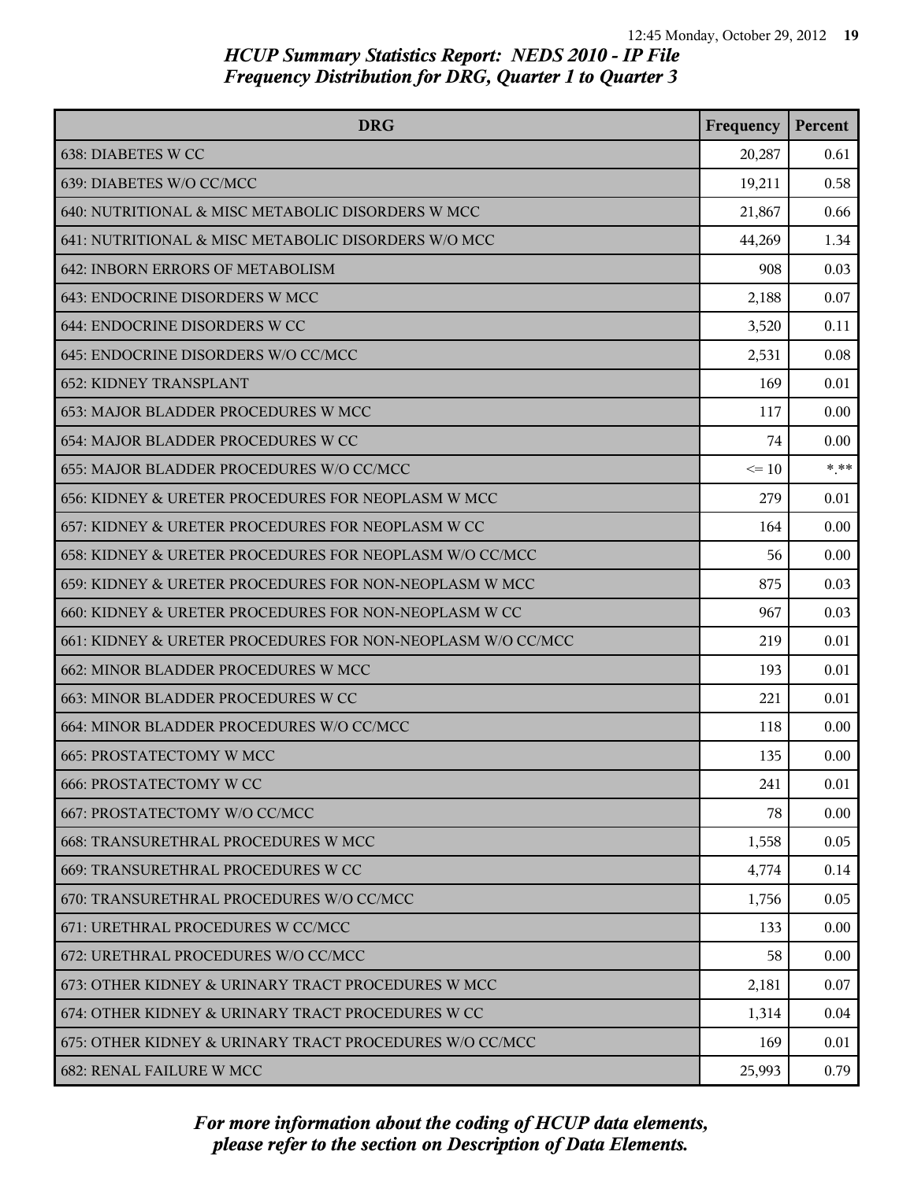## HCUP Summary Statistics Report: NEDS 2010 - IP File
## Frequency Distribution for DRG, Quarter 1 to Quarter 3

| DRG | Frequency | Percent |
| --- | --- | --- |
| 638: DIABETES W CC | 20,287 | 0.61 |
| 639: DIABETES W/O CC/MCC | 19,211 | 0.58 |
| 640: NUTRITIONAL & MISC METABOLIC DISORDERS W MCC | 21,867 | 0.66 |
| 641: NUTRITIONAL & MISC METABOLIC DISORDERS W/O MCC | 44,269 | 1.34 |
| 642: INBORN ERRORS OF METABOLISM | 908 | 0.03 |
| 643: ENDOCRINE DISORDERS W MCC | 2,188 | 0.07 |
| 644: ENDOCRINE DISORDERS W CC | 3,520 | 0.11 |
| 645: ENDOCRINE DISORDERS W/O CC/MCC | 2,531 | 0.08 |
| 652: KIDNEY TRANSPLANT | 169 | 0.01 |
| 653: MAJOR BLADDER PROCEDURES W MCC | 117 | 0.00 |
| 654: MAJOR BLADDER PROCEDURES W CC | 74 | 0.00 |
| 655: MAJOR BLADDER PROCEDURES W/O CC/MCC | <= 10 | *.** |
| 656: KIDNEY & URETER PROCEDURES FOR NEOPLASM W MCC | 279 | 0.01 |
| 657: KIDNEY & URETER PROCEDURES FOR NEOPLASM W CC | 164 | 0.00 |
| 658: KIDNEY & URETER PROCEDURES FOR NEOPLASM W/O CC/MCC | 56 | 0.00 |
| 659: KIDNEY & URETER PROCEDURES FOR NON-NEOPLASM W MCC | 875 | 0.03 |
| 660: KIDNEY & URETER PROCEDURES FOR NON-NEOPLASM W CC | 967 | 0.03 |
| 661: KIDNEY & URETER PROCEDURES FOR NON-NEOPLASM W/O CC/MCC | 219 | 0.01 |
| 662: MINOR BLADDER PROCEDURES W MCC | 193 | 0.01 |
| 663: MINOR BLADDER PROCEDURES W CC | 221 | 0.01 |
| 664: MINOR BLADDER PROCEDURES W/O CC/MCC | 118 | 0.00 |
| 665: PROSTATECTOMY W MCC | 135 | 0.00 |
| 666: PROSTATECTOMY W CC | 241 | 0.01 |
| 667: PROSTATECTOMY W/O CC/MCC | 78 | 0.00 |
| 668: TRANSURETHRAL PROCEDURES W MCC | 1,558 | 0.05 |
| 669: TRANSURETHRAL PROCEDURES W CC | 4,774 | 0.14 |
| 670: TRANSURETHRAL PROCEDURES W/O CC/MCC | 1,756 | 0.05 |
| 671: URETHRAL PROCEDURES W CC/MCC | 133 | 0.00 |
| 672: URETHRAL PROCEDURES W/O CC/MCC | 58 | 0.00 |
| 673: OTHER KIDNEY & URINARY TRACT PROCEDURES W MCC | 2,181 | 0.07 |
| 674: OTHER KIDNEY & URINARY TRACT PROCEDURES W CC | 1,314 | 0.04 |
| 675: OTHER KIDNEY & URINARY TRACT PROCEDURES W/O CC/MCC | 169 | 0.01 |
| 682: RENAL FAILURE W MCC | 25,993 | 0.79 |

*For more information about the coding of HCUP data elements, please refer to the section on Description of Data Elements.*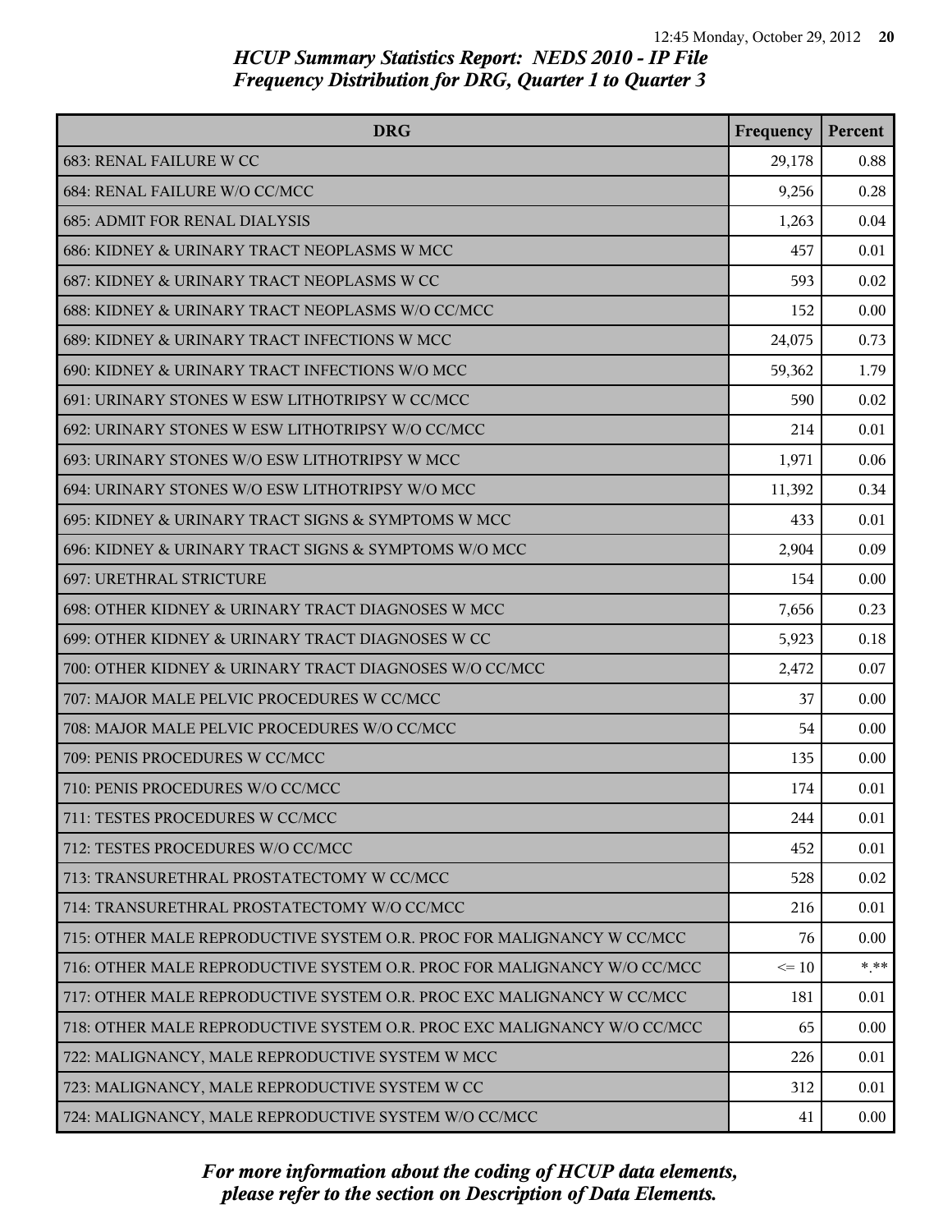# HCUP Summary Statistics Report: NEDS 2010 - IP File
## Frequency Distribution for DRG, Quarter 1 to Quarter 3

| DRG | Frequency | Percent |
|---|---|---|
| 683: RENAL FAILURE W CC | 29,178 | 0.88 |
| 684: RENAL FAILURE W/O CC/MCC | 9,256 | 0.28 |
| 685: ADMIT FOR RENAL DIALYSIS | 1,263 | 0.04 |
| 686: KIDNEY & URINARY TRACT NEOPLASMS W MCC | 457 | 0.01 |
| 687: KIDNEY & URINARY TRACT NEOPLASMS W CC | 593 | 0.02 |
| 688: KIDNEY & URINARY TRACT NEOPLASMS W/O CC/MCC | 152 | 0.00 |
| 689: KIDNEY & URINARY TRACT INFECTIONS W MCC | 24,075 | 0.73 |
| 690: KIDNEY & URINARY TRACT INFECTIONS W/O MCC | 59,362 | 1.79 |
| 691: URINARY STONES W ESW LITHOTRIPSY W CC/MCC | 590 | 0.02 |
| 692: URINARY STONES W ESW LITHOTRIPSY W/O CC/MCC | 214 | 0.01 |
| 693: URINARY STONES W/O ESW LITHOTRIPSY W MCC | 1,971 | 0.06 |
| 694: URINARY STONES W/O ESW LITHOTRIPSY W/O MCC | 11,392 | 0.34 |
| 695: KIDNEY & URINARY TRACT SIGNS & SYMPTOMS W MCC | 433 | 0.01 |
| 696: KIDNEY & URINARY TRACT SIGNS & SYMPTOMS W/O MCC | 2,904 | 0.09 |
| 697: URETHRAL STRICTURE | 154 | 0.00 |
| 698: OTHER KIDNEY & URINARY TRACT DIAGNOSES W MCC | 7,656 | 0.23 |
| 699: OTHER KIDNEY & URINARY TRACT DIAGNOSES W CC | 5,923 | 0.18 |
| 700: OTHER KIDNEY & URINARY TRACT DIAGNOSES W/O CC/MCC | 2,472 | 0.07 |
| 707: MAJOR MALE PELVIC PROCEDURES W CC/MCC | 37 | 0.00 |
| 708: MAJOR MALE PELVIC PROCEDURES W/O CC/MCC | 54 | 0.00 |
| 709: PENIS PROCEDURES W CC/MCC | 135 | 0.00 |
| 710: PENIS PROCEDURES W/O CC/MCC | 174 | 0.01 |
| 711: TESTES PROCEDURES W CC/MCC | 244 | 0.01 |
| 712: TESTES PROCEDURES W/O CC/MCC | 452 | 0.01 |
| 713: TRANSURETHRAL PROSTATECTOMY W CC/MCC | 528 | 0.02 |
| 714: TRANSURETHRAL PROSTATECTOMY W/O CC/MCC | 216 | 0.01 |
| 715: OTHER MALE REPRODUCTIVE SYSTEM O.R. PROC FOR MALIGNANCY W CC/MCC | 76 | 0.00 |
| 716: OTHER MALE REPRODUCTIVE SYSTEM O.R. PROC FOR MALIGNANCY W/O CC/MCC | <= 10 | *.** |
| 717: OTHER MALE REPRODUCTIVE SYSTEM O.R. PROC EXC MALIGNANCY W CC/MCC | 181 | 0.01 |
| 718: OTHER MALE REPRODUCTIVE SYSTEM O.R. PROC EXC MALIGNANCY W/O CC/MCC | 65 | 0.00 |
| 722: MALIGNANCY, MALE REPRODUCTIVE SYSTEM W MCC | 226 | 0.01 |
| 723: MALIGNANCY, MALE REPRODUCTIVE SYSTEM W CC | 312 | 0.01 |
| 724: MALIGNANCY, MALE REPRODUCTIVE SYSTEM W/O CC/MCC | 41 | 0.00 |

*For more information about the coding of HCUP data elements, please refer to the section on Description of Data Elements.*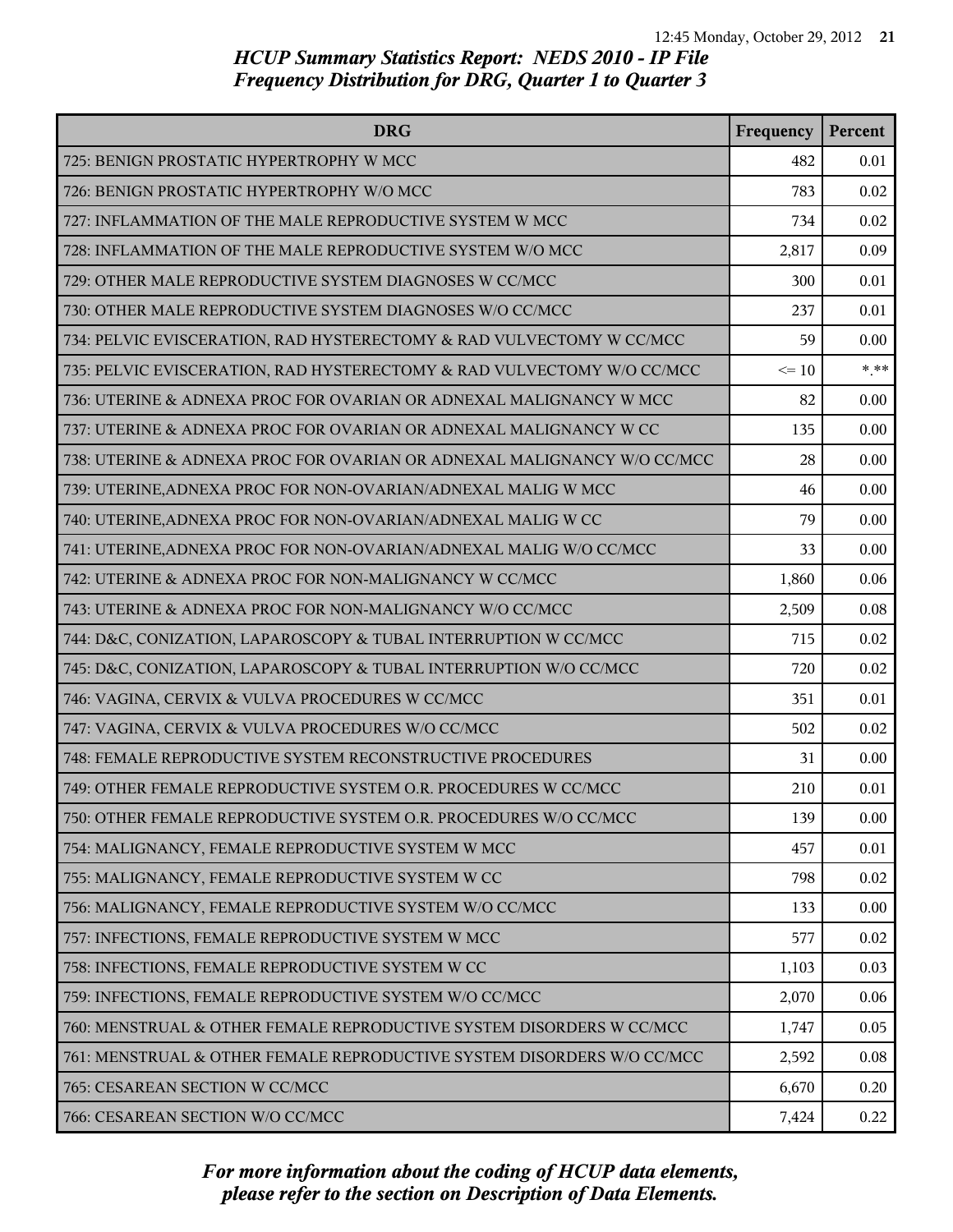*HCUP Summary Statistics Report: NEDS 2010 - IP File*
*Frequency Distribution for DRG, Quarter 1 to Quarter 3*

| DRG | Frequency | Percent |
|---|---|---|
| 725: BENIGN PROSTATIC HYPERTROPHY W MCC | 482 | 0.01 |
| 726: BENIGN PROSTATIC HYPERTROPHY W/O MCC | 783 | 0.02 |
| 727: INFLAMMATION OF THE MALE REPRODUCTIVE SYSTEM W MCC | 734 | 0.02 |
| 728: INFLAMMATION OF THE MALE REPRODUCTIVE SYSTEM W/O MCC | 2,817 | 0.09 |
| 729: OTHER MALE REPRODUCTIVE SYSTEM DIAGNOSES W CC/MCC | 300 | 0.01 |
| 730: OTHER MALE REPRODUCTIVE SYSTEM DIAGNOSES W/O CC/MCC | 237 | 0.01 |
| 734: PELVIC EVISCERATION, RAD HYSTERECTOMY & RAD VULVECTOMY W CC/MCC | 59 | 0.00 |
| 735: PELVIC EVISCERATION, RAD HYSTERECTOMY & RAD VULVECTOMY W/O CC/MCC | <= 10 | *.** |
| 736: UTERINE & ADNEXA PROC FOR OVARIAN OR ADNEXAL MALIGNANCY W MCC | 82 | 0.00 |
| 737: UTERINE & ADNEXA PROC FOR OVARIAN OR ADNEXAL MALIGNANCY W CC | 135 | 0.00 |
| 738: UTERINE & ADNEXA PROC FOR OVARIAN OR ADNEXAL MALIGNANCY W/O CC/MCC | 28 | 0.00 |
| 739: UTERINE,ADNEXA PROC FOR NON-OVARIAN/ADNEXAL MALIG W MCC | 46 | 0.00 |
| 740: UTERINE,ADNEXA PROC FOR NON-OVARIAN/ADNEXAL MALIG W CC | 79 | 0.00 |
| 741: UTERINE,ADNEXA PROC FOR NON-OVARIAN/ADNEXAL MALIG W/O CC/MCC | 33 | 0.00 |
| 742: UTERINE & ADNEXA PROC FOR NON-MALIGNANCY W CC/MCC | 1,860 | 0.06 |
| 743: UTERINE & ADNEXA PROC FOR NON-MALIGNANCY W/O CC/MCC | 2,509 | 0.08 |
| 744: D&C, CONIZATION, LAPAROSCOPY & TUBAL INTERRUPTION W CC/MCC | 715 | 0.02 |
| 745: D&C, CONIZATION, LAPAROSCOPY & TUBAL INTERRUPTION W/O CC/MCC | 720 | 0.02 |
| 746: VAGINA, CERVIX & VULVA PROCEDURES W CC/MCC | 351 | 0.01 |
| 747: VAGINA, CERVIX & VULVA PROCEDURES W/O CC/MCC | 502 | 0.02 |
| 748: FEMALE REPRODUCTIVE SYSTEM RECONSTRUCTIVE PROCEDURES | 31 | 0.00 |
| 749: OTHER FEMALE REPRODUCTIVE SYSTEM O.R. PROCEDURES W CC/MCC | 210 | 0.01 |
| 750: OTHER FEMALE REPRODUCTIVE SYSTEM O.R. PROCEDURES W/O CC/MCC | 139 | 0.00 |
| 754: MALIGNANCY, FEMALE REPRODUCTIVE SYSTEM W MCC | 457 | 0.01 |
| 755: MALIGNANCY, FEMALE REPRODUCTIVE SYSTEM W CC | 798 | 0.02 |
| 756: MALIGNANCY, FEMALE REPRODUCTIVE SYSTEM W/O CC/MCC | 133 | 0.00 |
| 757: INFECTIONS, FEMALE REPRODUCTIVE SYSTEM W MCC | 577 | 0.02 |
| 758: INFECTIONS, FEMALE REPRODUCTIVE SYSTEM W CC | 1,103 | 0.03 |
| 759: INFECTIONS, FEMALE REPRODUCTIVE SYSTEM W/O CC/MCC | 2,070 | 0.06 |
| 760: MENSTRUAL & OTHER FEMALE REPRODUCTIVE SYSTEM DISORDERS W CC/MCC | 1,747 | 0.05 |
| 761: MENSTRUAL & OTHER FEMALE REPRODUCTIVE SYSTEM DISORDERS W/O CC/MCC | 2,592 | 0.08 |
| 765: CESAREAN SECTION W CC/MCC | 6,670 | 0.20 |
| 766: CESAREAN SECTION W/O CC/MCC | 7,424 | 0.22 |

*For more information about the coding of HCUP data elements, please refer to the section on Description of Data Elements.*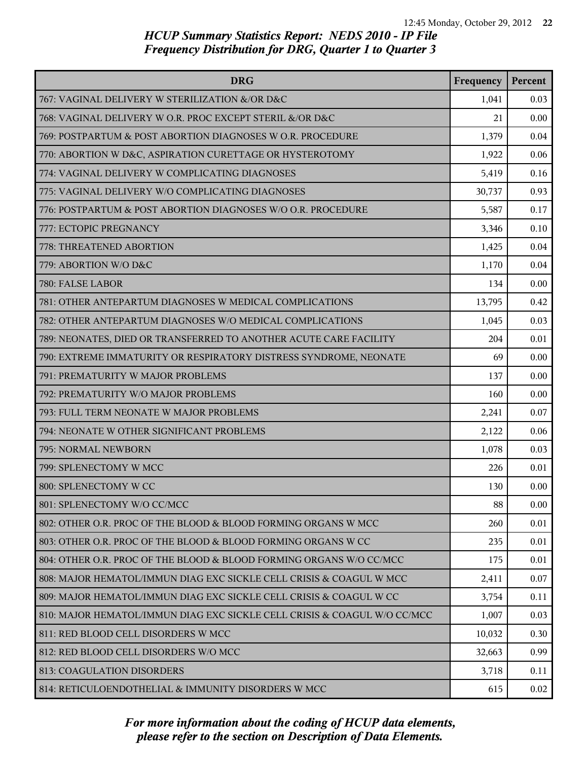## HCUP Summary Statistics Report: NEDS 2010 - IP File
## Frequency Distribution for DRG, Quarter 1 to Quarter 3

| DRG | Frequency | Percent |
|---|---|---|
| 767: VAGINAL DELIVERY W STERILIZATION &/OR D&C | 1,041 | 0.03 |
| 768: VAGINAL DELIVERY W O.R. PROC EXCEPT STERIL &/OR D&C | 21 | 0.00 |
| 769: POSTPARTUM & POST ABORTION DIAGNOSES W O.R. PROCEDURE | 1,379 | 0.04 |
| 770: ABORTION W D&C, ASPIRATION CURETTAGE OR HYSTEROTOMY | 1,922 | 0.06 |
| 774: VAGINAL DELIVERY W COMPLICATING DIAGNOSES | 5,419 | 0.16 |
| 775: VAGINAL DELIVERY W/O COMPLICATING DIAGNOSES | 30,737 | 0.93 |
| 776: POSTPARTUM & POST ABORTION DIAGNOSES W/O O.R. PROCEDURE | 5,587 | 0.17 |
| 777: ECTOPIC PREGNANCY | 3,346 | 0.10 |
| 778: THREATENED ABORTION | 1,425 | 0.04 |
| 779: ABORTION W/O D&C | 1,170 | 0.04 |
| 780: FALSE LABOR | 134 | 0.00 |
| 781: OTHER ANTEPARTUM DIAGNOSES W MEDICAL COMPLICATIONS | 13,795 | 0.42 |
| 782: OTHER ANTEPARTUM DIAGNOSES W/O MEDICAL COMPLICATIONS | 1,045 | 0.03 |
| 789: NEONATES, DIED OR TRANSFERRED TO ANOTHER ACUTE CARE FACILITY | 204 | 0.01 |
| 790: EXTREME IMMATURITY OR RESPIRATORY DISTRESS SYNDROME, NEONATE | 69 | 0.00 |
| 791: PREMATURITY W MAJOR PROBLEMS | 137 | 0.00 |
| 792: PREMATURITY W/O MAJOR PROBLEMS | 160 | 0.00 |
| 793: FULL TERM NEONATE W MAJOR PROBLEMS | 2,241 | 0.07 |
| 794: NEONATE W OTHER SIGNIFICANT PROBLEMS | 2,122 | 0.06 |
| 795: NORMAL NEWBORN | 1,078 | 0.03 |
| 799: SPLENECTOMY W MCC | 226 | 0.01 |
| 800: SPLENECTOMY W CC | 130 | 0.00 |
| 801: SPLENECTOMY W/O CC/MCC | 88 | 0.00 |
| 802: OTHER O.R. PROC OF THE BLOOD & BLOOD FORMING ORGANS W MCC | 260 | 0.01 |
| 803: OTHER O.R. PROC OF THE BLOOD & BLOOD FORMING ORGANS W CC | 235 | 0.01 |
| 804: OTHER O.R. PROC OF THE BLOOD & BLOOD FORMING ORGANS W/O CC/MCC | 175 | 0.01 |
| 808: MAJOR HEMATOL/IMMUN DIAG EXC SICKLE CELL CRISIS & COAGUL W MCC | 2,411 | 0.07 |
| 809: MAJOR HEMATOL/IMMUN DIAG EXC SICKLE CELL CRISIS & COAGUL W CC | 3,754 | 0.11 |
| 810: MAJOR HEMATOL/IMMUN DIAG EXC SICKLE CELL CRISIS & COAGUL W/O CC/MCC | 1,007 | 0.03 |
| 811: RED BLOOD CELL DISORDERS W MCC | 10,032 | 0.30 |
| 812: RED BLOOD CELL DISORDERS W/O MCC | 32,663 | 0.99 |
| 813: COAGULATION DISORDERS | 3,718 | 0.11 |
| 814: RETICULOENDOTHELIAL & IMMUNITY DISORDERS W MCC | 615 | 0.02 |

*For more information about the coding of HCUP data elements, please refer to the section on Description of Data Elements.*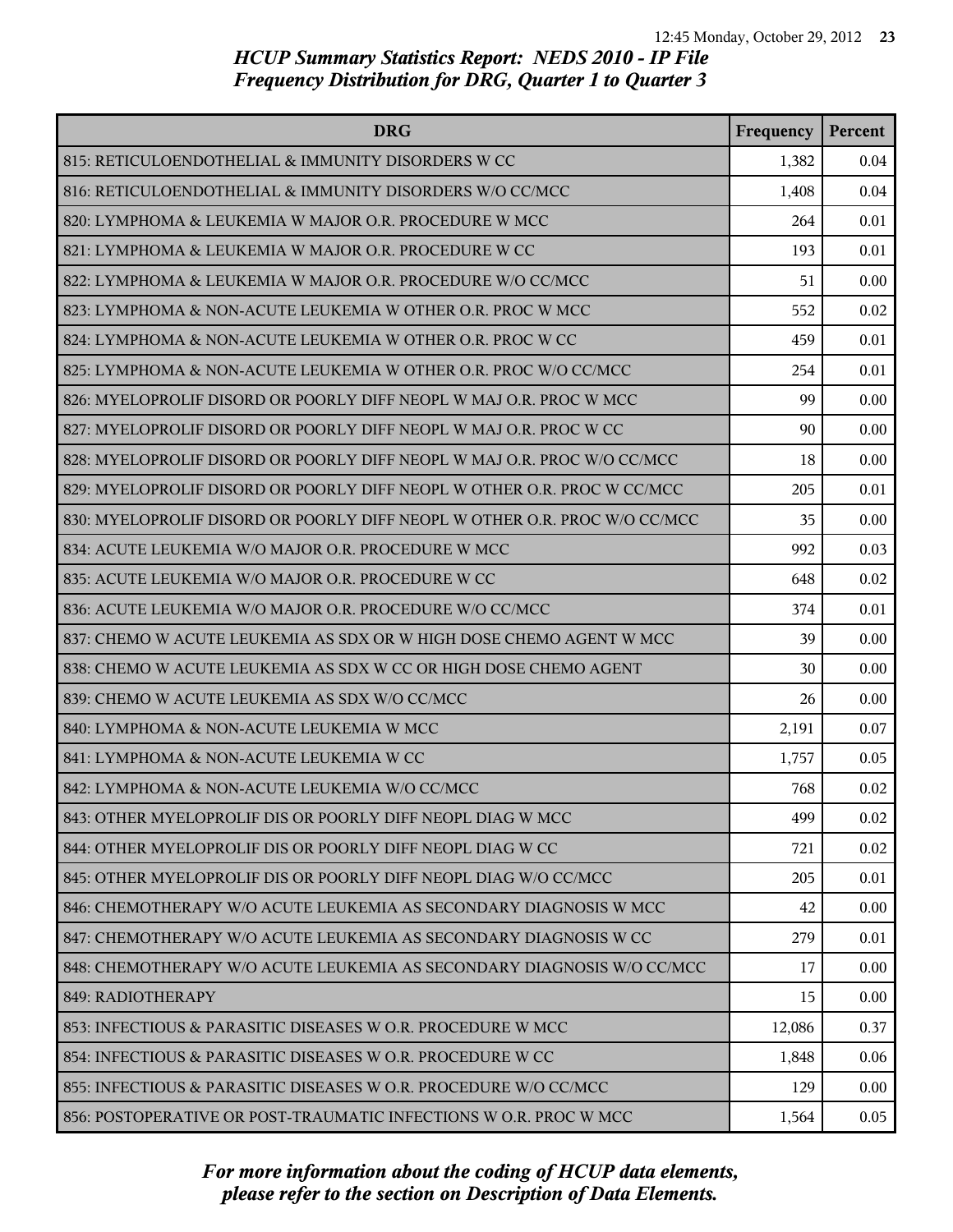# HCUP Summary Statistics Report: NEDS 2010 - IP File
## Frequency Distribution for DRG, Quarter 1 to Quarter 3

| DRG | Frequency | Percent |
|---|---|---|
| 815: RETICULOENDOTHELIAL & IMMUNITY DISORDERS W CC | 1,382 | 0.04 |
| 816: RETICULOENDOTHELIAL & IMMUNITY DISORDERS W/O CC/MCC | 1,408 | 0.04 |
| 820: LYMPHOMA & LEUKEMIA W MAJOR O.R. PROCEDURE W MCC | 264 | 0.01 |
| 821: LYMPHOMA & LEUKEMIA W MAJOR O.R. PROCEDURE W CC | 193 | 0.01 |
| 822: LYMPHOMA & LEUKEMIA W MAJOR O.R. PROCEDURE W/O CC/MCC | 51 | 0.00 |
| 823: LYMPHOMA & NON-ACUTE LEUKEMIA W OTHER O.R. PROC W MCC | 552 | 0.02 |
| 824: LYMPHOMA & NON-ACUTE LEUKEMIA W OTHER O.R. PROC W CC | 459 | 0.01 |
| 825: LYMPHOMA & NON-ACUTE LEUKEMIA W OTHER O.R. PROC W/O CC/MCC | 254 | 0.01 |
| 826: MYELOPROLIF DISORD OR POORLY DIFF NEOPL W MAJ O.R. PROC W MCC | 99 | 0.00 |
| 827: MYELOPROLIF DISORD OR POORLY DIFF NEOPL W MAJ O.R. PROC W CC | 90 | 0.00 |
| 828: MYELOPROLIF DISORD OR POORLY DIFF NEOPL W MAJ O.R. PROC W/O CC/MCC | 18 | 0.00 |
| 829: MYELOPROLIF DISORD OR POORLY DIFF NEOPL W OTHER O.R. PROC W CC/MCC | 205 | 0.01 |
| 830: MYELOPROLIF DISORD OR POORLY DIFF NEOPL W OTHER O.R. PROC W/O CC/MCC | 35 | 0.00 |
| 834: ACUTE LEUKEMIA W/O MAJOR O.R. PROCEDURE W MCC | 992 | 0.03 |
| 835: ACUTE LEUKEMIA W/O MAJOR O.R. PROCEDURE W CC | 648 | 0.02 |
| 836: ACUTE LEUKEMIA W/O MAJOR O.R. PROCEDURE W/O CC/MCC | 374 | 0.01 |
| 837: CHEMO W ACUTE LEUKEMIA AS SDX OR W HIGH DOSE CHEMO AGENT W MCC | 39 | 0.00 |
| 838: CHEMO W ACUTE LEUKEMIA AS SDX W CC OR HIGH DOSE CHEMO AGENT | 30 | 0.00 |
| 839: CHEMO W ACUTE LEUKEMIA AS SDX W/O CC/MCC | 26 | 0.00 |
| 840: LYMPHOMA & NON-ACUTE LEUKEMIA W MCC | 2,191 | 0.07 |
| 841: LYMPHOMA & NON-ACUTE LEUKEMIA W CC | 1,757 | 0.05 |
| 842: LYMPHOMA & NON-ACUTE LEUKEMIA W/O CC/MCC | 768 | 0.02 |
| 843: OTHER MYELOPROLIF DIS OR POORLY DIFF NEOPL DIAG W MCC | 499 | 0.02 |
| 844: OTHER MYELOPROLIF DIS OR POORLY DIFF NEOPL DIAG W CC | 721 | 0.02 |
| 845: OTHER MYELOPROLIF DIS OR POORLY DIFF NEOPL DIAG W/O CC/MCC | 205 | 0.01 |
| 846: CHEMOTHERAPY W/O ACUTE LEUKEMIA AS SECONDARY DIAGNOSIS W MCC | 42 | 0.00 |
| 847: CHEMOTHERAPY W/O ACUTE LEUKEMIA AS SECONDARY DIAGNOSIS W CC | 279 | 0.01 |
| 848: CHEMOTHERAPY W/O ACUTE LEUKEMIA AS SECONDARY DIAGNOSIS W/O CC/MCC | 17 | 0.00 |
| 849: RADIOTHERAPY | 15 | 0.00 |
| 853: INFECTIOUS & PARASITIC DISEASES W O.R. PROCEDURE W MCC | 12,086 | 0.37 |
| 854: INFECTIOUS & PARASITIC DISEASES W O.R. PROCEDURE W CC | 1,848 | 0.06 |
| 855: INFECTIOUS & PARASITIC DISEASES W O.R. PROCEDURE W/O CC/MCC | 129 | 0.00 |
| 856: POSTOPERATIVE OR POST-TRAUMATIC INFECTIONS W O.R. PROC W MCC | 1,564 | 0.05 |

*For more information about the coding of HCUP data elements, please refer to the section on Description of Data Elements.*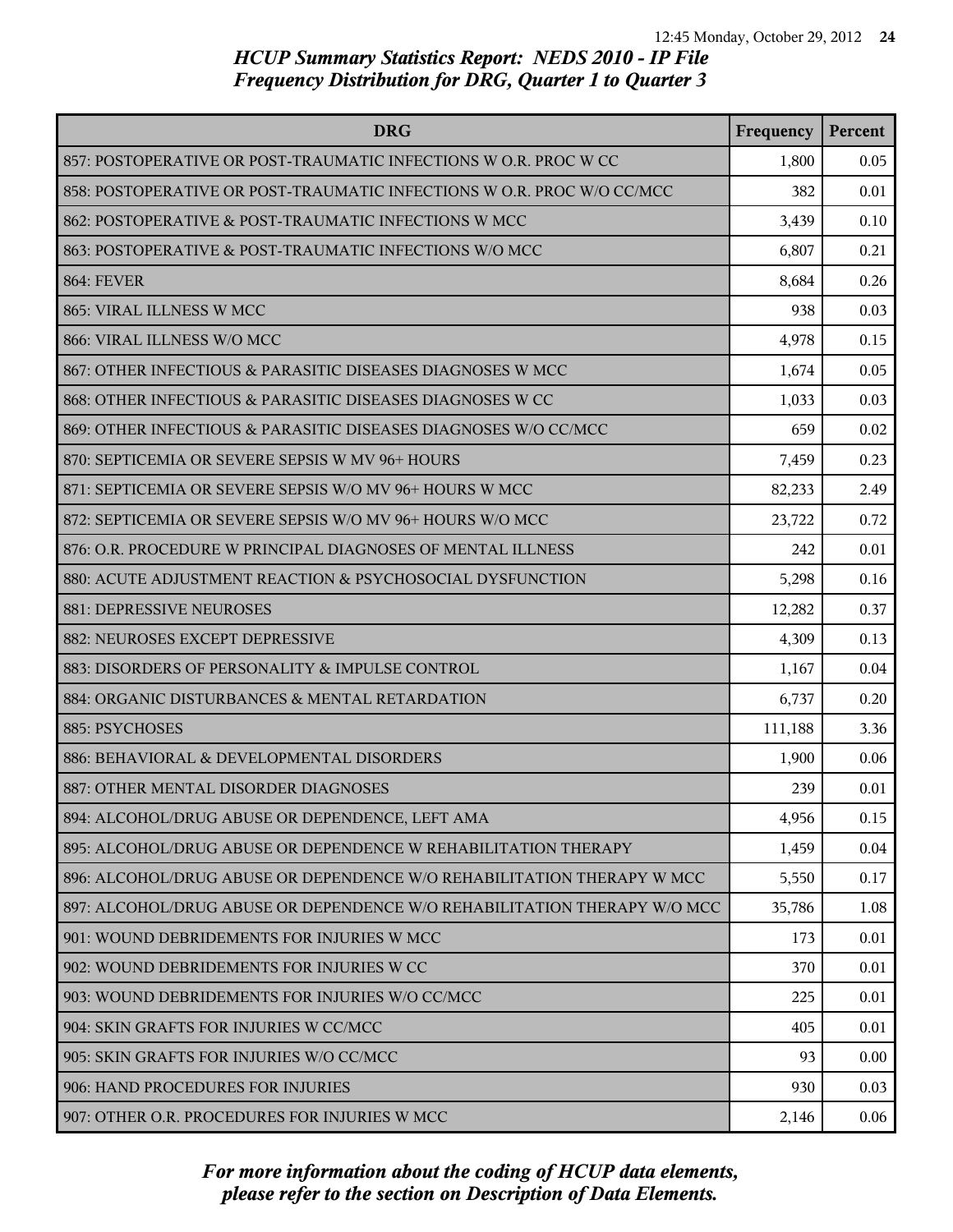*HCUP Summary Statistics Report: NEDS 2010 - IP File*
*Frequency Distribution for DRG, Quarter 1 to Quarter 3*

| DRG | Frequency | Percent |
|---|---|---|
| 857: POSTOPERATIVE OR POST-TRAUMATIC INFECTIONS W O.R. PROC W CC | 1,800 | 0.05 |
| 858: POSTOPERATIVE OR POST-TRAUMATIC INFECTIONS W O.R. PROC W/O CC/MCC | 382 | 0.01 |
| 862: POSTOPERATIVE & POST-TRAUMATIC INFECTIONS W MCC | 3,439 | 0.10 |
| 863: POSTOPERATIVE & POST-TRAUMATIC INFECTIONS W/O MCC | 6,807 | 0.21 |
| 864: FEVER | 8,684 | 0.26 |
| 865: VIRAL ILLNESS W MCC | 938 | 0.03 |
| 866: VIRAL ILLNESS W/O MCC | 4,978 | 0.15 |
| 867: OTHER INFECTIOUS & PARASITIC DISEASES DIAGNOSES W MCC | 1,674 | 0.05 |
| 868: OTHER INFECTIOUS & PARASITIC DISEASES DIAGNOSES W CC | 1,033 | 0.03 |
| 869: OTHER INFECTIOUS & PARASITIC DISEASES DIAGNOSES W/O CC/MCC | 659 | 0.02 |
| 870: SEPTICEMIA OR SEVERE SEPSIS W MV 96+ HOURS | 7,459 | 0.23 |
| 871: SEPTICEMIA OR SEVERE SEPSIS W/O MV 96+ HOURS W MCC | 82,233 | 2.49 |
| 872: SEPTICEMIA OR SEVERE SEPSIS W/O MV 96+ HOURS W/O MCC | 23,722 | 0.72 |
| 876: O.R. PROCEDURE W PRINCIPAL DIAGNOSES OF MENTAL ILLNESS | 242 | 0.01 |
| 880: ACUTE ADJUSTMENT REACTION & PSYCHOSOCIAL DYSFUNCTION | 5,298 | 0.16 |
| 881: DEPRESSIVE NEUROSES | 12,282 | 0.37 |
| 882: NEUROSES EXCEPT DEPRESSIVE | 4,309 | 0.13 |
| 883: DISORDERS OF PERSONALITY & IMPULSE CONTROL | 1,167 | 0.04 |
| 884: ORGANIC DISTURBANCES & MENTAL RETARDATION | 6,737 | 0.20 |
| 885: PSYCHOSES | 111,188 | 3.36 |
| 886: BEHAVIORAL & DEVELOPMENTAL DISORDERS | 1,900 | 0.06 |
| 887: OTHER MENTAL DISORDER DIAGNOSES | 239 | 0.01 |
| 894: ALCOHOL/DRUG ABUSE OR DEPENDENCE, LEFT AMA | 4,956 | 0.15 |
| 895: ALCOHOL/DRUG ABUSE OR DEPENDENCE W REHABILITATION THERAPY | 1,459 | 0.04 |
| 896: ALCOHOL/DRUG ABUSE OR DEPENDENCE W/O REHABILITATION THERAPY W MCC | 5,550 | 0.17 |
| 897: ALCOHOL/DRUG ABUSE OR DEPENDENCE W/O REHABILITATION THERAPY W/O MCC | 35,786 | 1.08 |
| 901: WOUND DEBRIDEMENTS FOR INJURIES W MCC | 173 | 0.01 |
| 902: WOUND DEBRIDEMENTS FOR INJURIES W CC | 370 | 0.01 |
| 903: WOUND DEBRIDEMENTS FOR INJURIES W/O CC/MCC | 225 | 0.01 |
| 904: SKIN GRAFTS FOR INJURIES W CC/MCC | 405 | 0.01 |
| 905: SKIN GRAFTS FOR INJURIES W/O CC/MCC | 93 | 0.00 |
| 906: HAND PROCEDURES FOR INJURIES | 930 | 0.03 |
| 907: OTHER O.R. PROCEDURES FOR INJURIES W MCC | 2,146 | 0.06 |

*For more information about the coding of HCUP data elements, please refer to the section on Description of Data Elements.*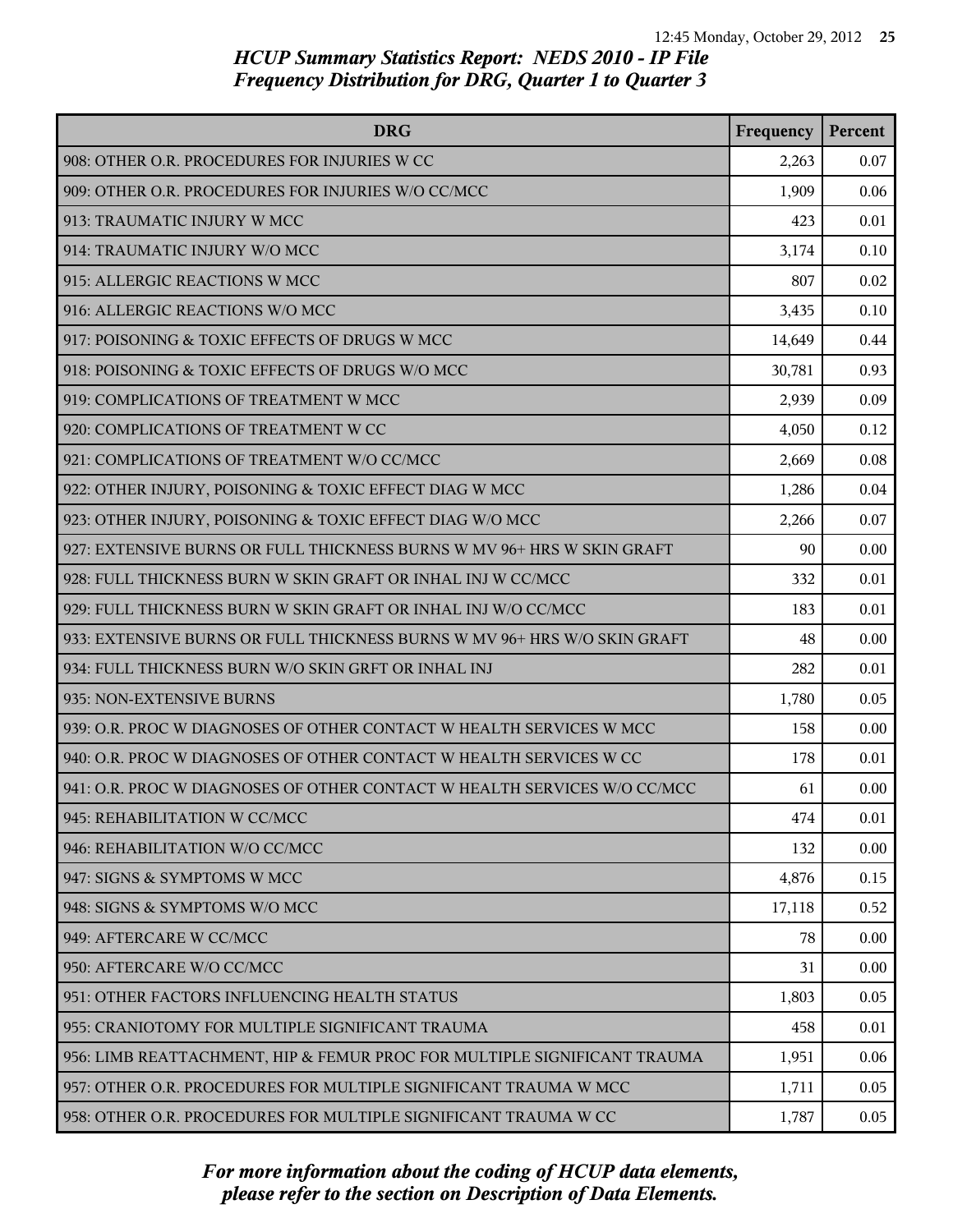## HCUP Summary Statistics Report: NEDS 2010 - IP File
## Frequency Distribution for DRG, Quarter 1 to Quarter 3

| DRG | Frequency | Percent |
|---|---|---|
| 908: OTHER O.R. PROCEDURES FOR INJURIES W CC | 2,263 | 0.07 |
| 909: OTHER O.R. PROCEDURES FOR INJURIES W/O CC/MCC | 1,909 | 0.06 |
| 913: TRAUMATIC INJURY W MCC | 423 | 0.01 |
| 914: TRAUMATIC INJURY W/O MCC | 3,174 | 0.10 |
| 915: ALLERGIC REACTIONS W MCC | 807 | 0.02 |
| 916: ALLERGIC REACTIONS W/O MCC | 3,435 | 0.10 |
| 917: POISONING & TOXIC EFFECTS OF DRUGS W MCC | 14,649 | 0.44 |
| 918: POISONING & TOXIC EFFECTS OF DRUGS W/O MCC | 30,781 | 0.93 |
| 919: COMPLICATIONS OF TREATMENT W MCC | 2,939 | 0.09 |
| 920: COMPLICATIONS OF TREATMENT W CC | 4,050 | 0.12 |
| 921: COMPLICATIONS OF TREATMENT W/O CC/MCC | 2,669 | 0.08 |
| 922: OTHER INJURY, POISONING & TOXIC EFFECT DIAG W MCC | 1,286 | 0.04 |
| 923: OTHER INJURY, POISONING & TOXIC EFFECT DIAG W/O MCC | 2,266 | 0.07 |
| 927: EXTENSIVE BURNS OR FULL THICKNESS BURNS W MV 96+ HRS W SKIN GRAFT | 90 | 0.00 |
| 928: FULL THICKNESS BURN W SKIN GRAFT OR INHAL INJ W CC/MCC | 332 | 0.01 |
| 929: FULL THICKNESS BURN W SKIN GRAFT OR INHAL INJ W/O CC/MCC | 183 | 0.01 |
| 933: EXTENSIVE BURNS OR FULL THICKNESS BURNS W MV 96+ HRS W/O SKIN GRAFT | 48 | 0.00 |
| 934: FULL THICKNESS BURN W/O SKIN GRFT OR INHAL INJ | 282 | 0.01 |
| 935: NON-EXTENSIVE BURNS | 1,780 | 0.05 |
| 939: O.R. PROC W DIAGNOSES OF OTHER CONTACT W HEALTH SERVICES W MCC | 158 | 0.00 |
| 940: O.R. PROC W DIAGNOSES OF OTHER CONTACT W HEALTH SERVICES W CC | 178 | 0.01 |
| 941: O.R. PROC W DIAGNOSES OF OTHER CONTACT W HEALTH SERVICES W/O CC/MCC | 61 | 0.00 |
| 945: REHABILITATION W CC/MCC | 474 | 0.01 |
| 946: REHABILITATION W/O CC/MCC | 132 | 0.00 |
| 947: SIGNS & SYMPTOMS W MCC | 4,876 | 0.15 |
| 948: SIGNS & SYMPTOMS W/O MCC | 17,118 | 0.52 |
| 949: AFTERCARE W CC/MCC | 78 | 0.00 |
| 950: AFTERCARE W/O CC/MCC | 31 | 0.00 |
| 951: OTHER FACTORS INFLUENCING HEALTH STATUS | 1,803 | 0.05 |
| 955: CRANIOTOMY FOR MULTIPLE SIGNIFICANT TRAUMA | 458 | 0.01 |
| 956: LIMB REATTACHMENT, HIP & FEMUR PROC FOR MULTIPLE SIGNIFICANT TRAUMA | 1,951 | 0.06 |
| 957: OTHER O.R. PROCEDURES FOR MULTIPLE SIGNIFICANT TRAUMA W MCC | 1,711 | 0.05 |
| 958: OTHER O.R. PROCEDURES FOR MULTIPLE SIGNIFICANT TRAUMA W CC | 1,787 | 0.05 |

*For more information about the coding of HCUP data elements, please refer to the section on Description of Data Elements.*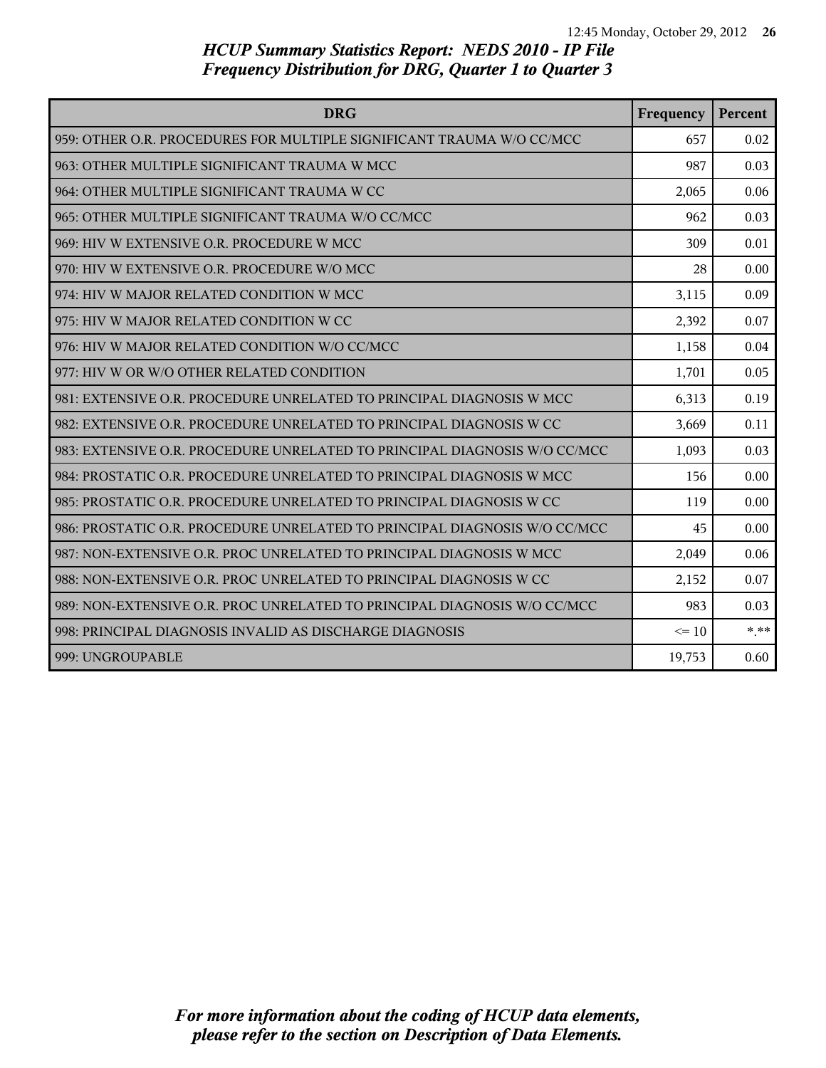# HCUP Summary Statistics Report: NEDS 2010 - IP File
## Frequency Distribution for DRG, Quarter 1 to Quarter 3

| DRG | Frequency | Percent |
|---|---|---|
| 959: OTHER O.R. PROCEDURES FOR MULTIPLE SIGNIFICANT TRAUMA W/O CC/MCC | 657 | 0.02 |
| 963: OTHER MULTIPLE SIGNIFICANT TRAUMA W MCC | 987 | 0.03 |
| 964: OTHER MULTIPLE SIGNIFICANT TRAUMA W CC | 2,065 | 0.06 |
| 965: OTHER MULTIPLE SIGNIFICANT TRAUMA W/O CC/MCC | 962 | 0.03 |
| 969: HIV W EXTENSIVE O.R. PROCEDURE W MCC | 309 | 0.01 |
| 970: HIV W EXTENSIVE O.R. PROCEDURE W/O MCC | 28 | 0.00 |
| 974: HIV W MAJOR RELATED CONDITION W MCC | 3,115 | 0.09 |
| 975: HIV W MAJOR RELATED CONDITION W CC | 2,392 | 0.07 |
| 976: HIV W MAJOR RELATED CONDITION W/O CC/MCC | 1,158 | 0.04 |
| 977: HIV W OR W/O OTHER RELATED CONDITION | 1,701 | 0.05 |
| 981: EXTENSIVE O.R. PROCEDURE UNRELATED TO PRINCIPAL DIAGNOSIS W MCC | 6,313 | 0.19 |
| 982: EXTENSIVE O.R. PROCEDURE UNRELATED TO PRINCIPAL DIAGNOSIS W CC | 3,669 | 0.11 |
| 983: EXTENSIVE O.R. PROCEDURE UNRELATED TO PRINCIPAL DIAGNOSIS W/O CC/MCC | 1,093 | 0.03 |
| 984: PROSTATIC O.R. PROCEDURE UNRELATED TO PRINCIPAL DIAGNOSIS W MCC | 156 | 0.00 |
| 985: PROSTATIC O.R. PROCEDURE UNRELATED TO PRINCIPAL DIAGNOSIS W CC | 119 | 0.00 |
| 986: PROSTATIC O.R. PROCEDURE UNRELATED TO PRINCIPAL DIAGNOSIS W/O CC/MCC | 45 | 0.00 |
| 987: NON-EXTENSIVE O.R. PROC UNRELATED TO PRINCIPAL DIAGNOSIS W MCC | 2,049 | 0.06 |
| 988: NON-EXTENSIVE O.R. PROC UNRELATED TO PRINCIPAL DIAGNOSIS W CC | 2,152 | 0.07 |
| 989: NON-EXTENSIVE O.R. PROC UNRELATED TO PRINCIPAL DIAGNOSIS W/O CC/MCC | 983 | 0.03 |
| 998: PRINCIPAL DIAGNOSIS INVALID AS DISCHARGE DIAGNOSIS | <= 10 | *.** |
| 999: UNGROUPABLE | 19,753 | 0.60 |

*For more information about the coding of HCUP data elements, please refer to the section on Description of Data Elements.*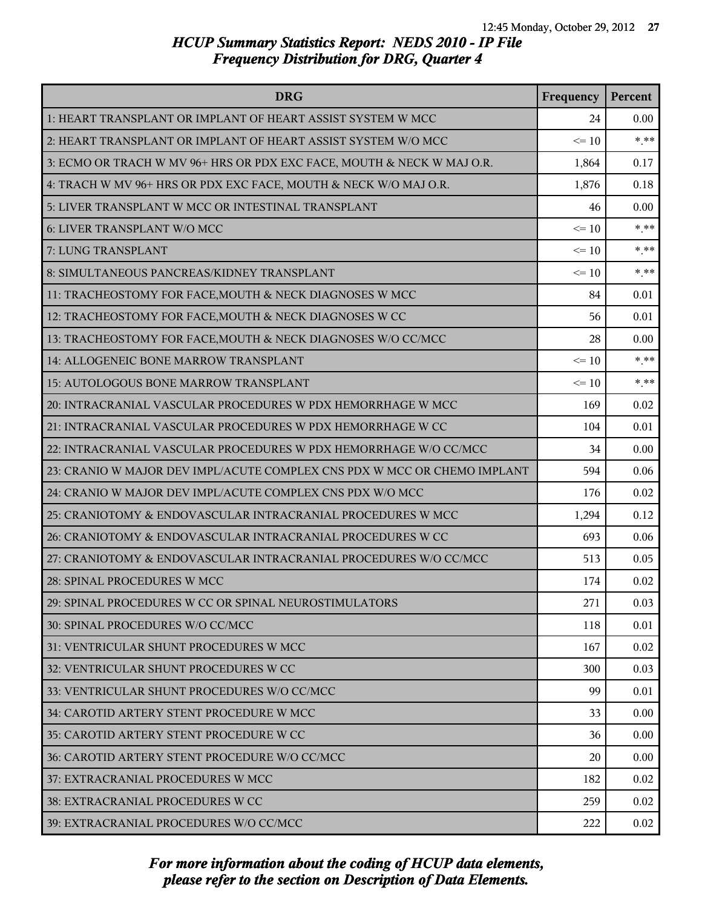*HCUP Summary Statistics Report: NEDS 2010 - IP File*
*Frequency Distribution for DRG, Quarter 4*

| DRG | Frequency | Percent |
|---|---|---|
| 1: HEART TRANSPLANT OR IMPLANT OF HEART ASSIST SYSTEM W MCC | 24 | 0.00 |
| 2: HEART TRANSPLANT OR IMPLANT OF HEART ASSIST SYSTEM W/O MCC | <= 10 | *.** |
| 3: ECMO OR TRACH W MV 96+ HRS OR PDX EXC FACE, MOUTH & NECK W MAJ O.R. | 1,864 | 0.17 |
| 4: TRACH W MV 96+ HRS OR PDX EXC FACE, MOUTH & NECK W/O MAJ O.R. | 1,876 | 0.18 |
| 5: LIVER TRANSPLANT W MCC OR INTESTINAL TRANSPLANT | 46 | 0.00 |
| 6: LIVER TRANSPLANT W/O MCC | <= 10 | *.** |
| 7: LUNG TRANSPLANT | <= 10 | *.** |
| 8: SIMULTANEOUS PANCREAS/KIDNEY TRANSPLANT | <= 10 | *.** |
| 11: TRACHEOSTOMY FOR FACE,MOUTH & NECK DIAGNOSES W MCC | 84 | 0.01 |
| 12: TRACHEOSTOMY FOR FACE,MOUTH & NECK DIAGNOSES W CC | 56 | 0.01 |
| 13: TRACHEOSTOMY FOR FACE,MOUTH & NECK DIAGNOSES W/O CC/MCC | 28 | 0.00 |
| 14: ALLOGENEIC BONE MARROW TRANSPLANT | <= 10 | *.** |
| 15: AUTOLOGOUS BONE MARROW TRANSPLANT | <= 10 | *.** |
| 20: INTRACRANIAL VASCULAR PROCEDURES W PDX HEMORRHAGE W MCC | 169 | 0.02 |
| 21: INTRACRANIAL VASCULAR PROCEDURES W PDX HEMORRHAGE W CC | 104 | 0.01 |
| 22: INTRACRANIAL VASCULAR PROCEDURES W PDX HEMORRHAGE W/O CC/MCC | 34 | 0.00 |
| 23: CRANIO W MAJOR DEV IMPL/ACUTE COMPLEX CNS PDX W MCC OR CHEMO IMPLANT | 594 | 0.06 |
| 24: CRANIO W MAJOR DEV IMPL/ACUTE COMPLEX CNS PDX W/O MCC | 176 | 0.02 |
| 25: CRANIOTOMY & ENDOVASCULAR INTRACRANIAL PROCEDURES W MCC | 1,294 | 0.12 |
| 26: CRANIOTOMY & ENDOVASCULAR INTRACRANIAL PROCEDURES W CC | 693 | 0.06 |
| 27: CRANIOTOMY & ENDOVASCULAR INTRACRANIAL PROCEDURES W/O CC/MCC | 513 | 0.05 |
| 28: SPINAL PROCEDURES W MCC | 174 | 0.02 |
| 29: SPINAL PROCEDURES W CC OR SPINAL NEUROSTIMULATORS | 271 | 0.03 |
| 30: SPINAL PROCEDURES W/O CC/MCC | 118 | 0.01 |
| 31: VENTRICULAR SHUNT PROCEDURES W MCC | 167 | 0.02 |
| 32: VENTRICULAR SHUNT PROCEDURES W CC | 300 | 0.03 |
| 33: VENTRICULAR SHUNT PROCEDURES W/O CC/MCC | 99 | 0.01 |
| 34: CAROTID ARTERY STENT PROCEDURE W MCC | 33 | 0.00 |
| 35: CAROTID ARTERY STENT PROCEDURE W CC | 36 | 0.00 |
| 36: CAROTID ARTERY STENT PROCEDURE W/O CC/MCC | 20 | 0.00 |
| 37: EXTRACRANIAL PROCEDURES W MCC | 182 | 0.02 |
| 38: EXTRACRANIAL PROCEDURES W CC | 259 | 0.02 |
| 39: EXTRACRANIAL PROCEDURES W/O CC/MCC | 222 | 0.02 |

*For more information about the coding of HCUP data elements, please refer to the section on Description of Data Elements.*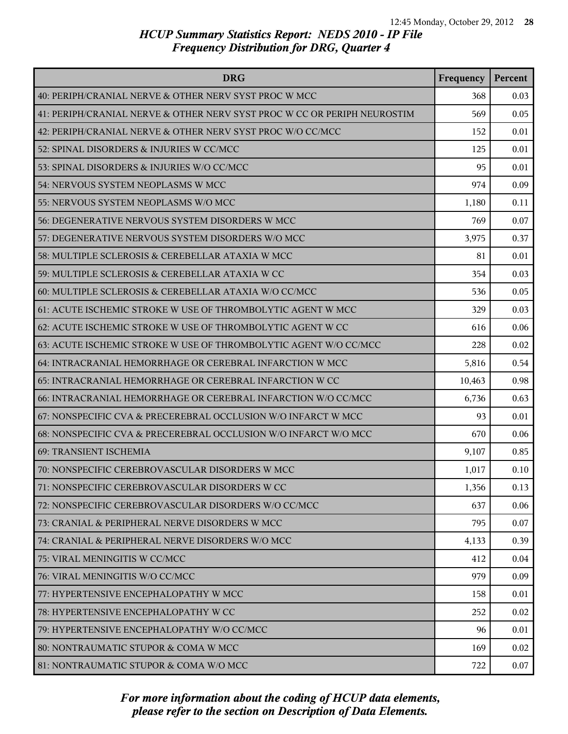## HCUP Summary Statistics Report: NEDS 2010 - IP File
## Frequency Distribution for DRG, Quarter 4

| DRG | Frequency | Percent |
|---|---|---|
| 40: PERIPH/CRANIAL NERVE & OTHER NERV SYST PROC W MCC | 368 | 0.03 |
| 41: PERIPH/CRANIAL NERVE & OTHER NERV SYST PROC W CC OR PERIPH NEUROSTIM | 569 | 0.05 |
| 42: PERIPH/CRANIAL NERVE & OTHER NERV SYST PROC W/O CC/MCC | 152 | 0.01 |
| 52: SPINAL DISORDERS & INJURIES W CC/MCC | 125 | 0.01 |
| 53: SPINAL DISORDERS & INJURIES W/O CC/MCC | 95 | 0.01 |
| 54: NERVOUS SYSTEM NEOPLASMS W MCC | 974 | 0.09 |
| 55: NERVOUS SYSTEM NEOPLASMS W/O MCC | 1,180 | 0.11 |
| 56: DEGENERATIVE NERVOUS SYSTEM DISORDERS W MCC | 769 | 0.07 |
| 57: DEGENERATIVE NERVOUS SYSTEM DISORDERS W/O MCC | 3,975 | 0.37 |
| 58: MULTIPLE SCLEROSIS & CEREBELLAR ATAXIA W MCC | 81 | 0.01 |
| 59: MULTIPLE SCLEROSIS & CEREBELLAR ATAXIA W CC | 354 | 0.03 |
| 60: MULTIPLE SCLEROSIS & CEREBELLAR ATAXIA W/O CC/MCC | 536 | 0.05 |
| 61: ACUTE ISCHEMIC STROKE W USE OF THROMBOLYTIC AGENT W MCC | 329 | 0.03 |
| 62: ACUTE ISCHEMIC STROKE W USE OF THROMBOLYTIC AGENT W CC | 616 | 0.06 |
| 63: ACUTE ISCHEMIC STROKE W USE OF THROMBOLYTIC AGENT W/O CC/MCC | 228 | 0.02 |
| 64: INTRACRANIAL HEMORRHAGE OR CEREBRAL INFARCTION W MCC | 5,816 | 0.54 |
| 65: INTRACRANIAL HEMORRHAGE OR CEREBRAL INFARCTION W CC | 10,463 | 0.98 |
| 66: INTRACRANIAL HEMORRHAGE OR CEREBRAL INFARCTION W/O CC/MCC | 6,736 | 0.63 |
| 67: NONSPECIFIC CVA & PRECEREBRAL OCCLUSION W/O INFARCT W MCC | 93 | 0.01 |
| 68: NONSPECIFIC CVA & PRECEREBRAL OCCLUSION W/O INFARCT W/O MCC | 670 | 0.06 |
| 69: TRANSIENT ISCHEMIA | 9,107 | 0.85 |
| 70: NONSPECIFIC CEREBROVASCULAR DISORDERS W MCC | 1,017 | 0.10 |
| 71: NONSPECIFIC CEREBROVASCULAR DISORDERS W CC | 1,356 | 0.13 |
| 72: NONSPECIFIC CEREBROVASCULAR DISORDERS W/O CC/MCC | 637 | 0.06 |
| 73: CRANIAL & PERIPHERAL NERVE DISORDERS W MCC | 795 | 0.07 |
| 74: CRANIAL & PERIPHERAL NERVE DISORDERS W/O MCC | 4,133 | 0.39 |
| 75: VIRAL MENINGITIS W CC/MCC | 412 | 0.04 |
| 76: VIRAL MENINGITIS W/O CC/MCC | 979 | 0.09 |
| 77: HYPERTENSIVE ENCEPHALOPATHY W MCC | 158 | 0.01 |
| 78: HYPERTENSIVE ENCEPHALOPATHY W CC | 252 | 0.02 |
| 79: HYPERTENSIVE ENCEPHALOPATHY W/O CC/MCC | 96 | 0.01 |
| 80: NONTRAUMATIC STUPOR & COMA W MCC | 169 | 0.02 |
| 81: NONTRAUMATIC STUPOR & COMA W/O MCC | 722 | 0.07 |

*For more information about the coding of HCUP data elements, please refer to the section on Description of Data Elements.*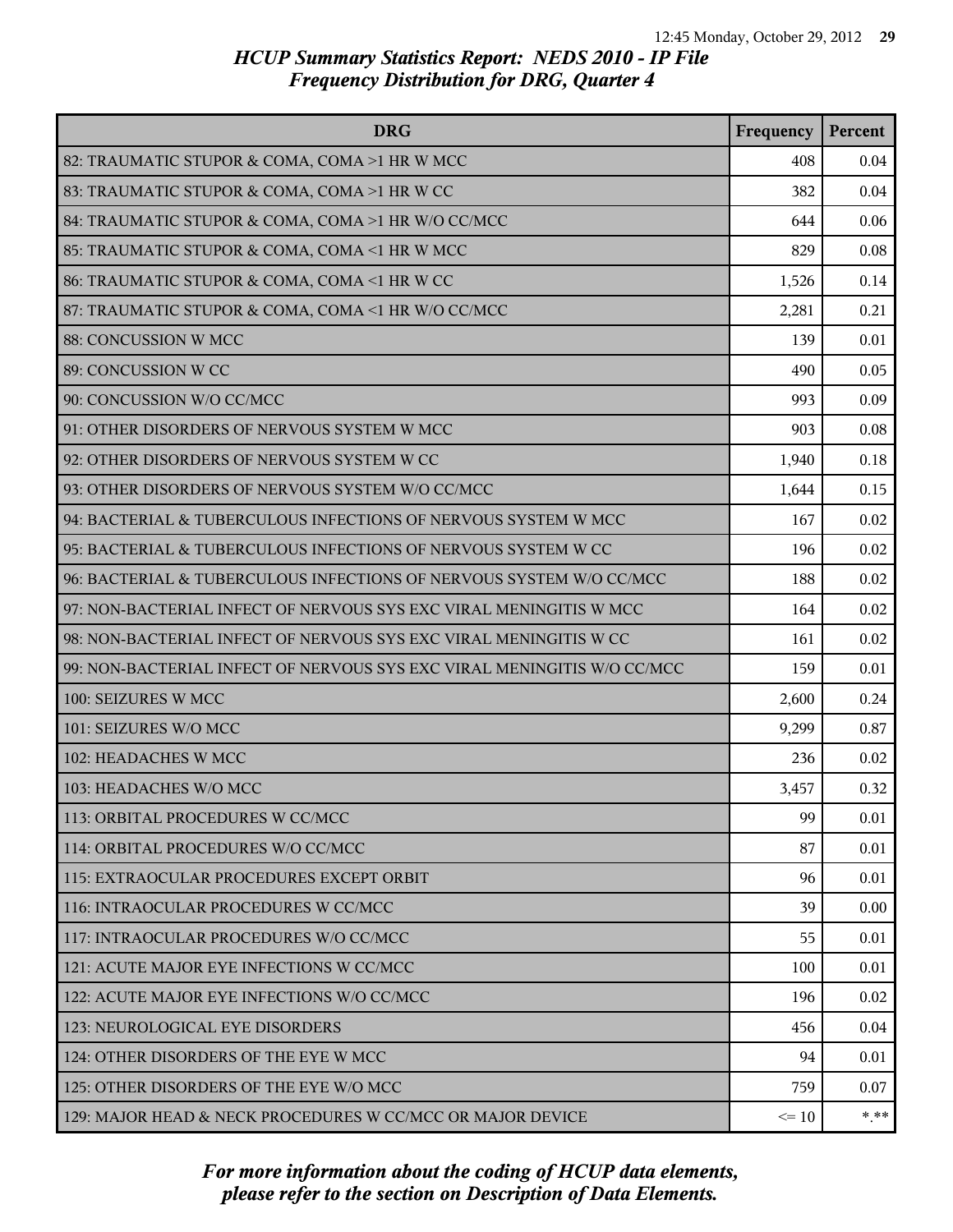## HCUP Summary Statistics Report: NEDS 2010 - IP File
## Frequency Distribution for DRG, Quarter 4

| DRG | Frequency | Percent |
|---|---|---|
| 82: TRAUMATIC STUPOR & COMA, COMA >1 HR W MCC | 408 | 0.04 |
| 83: TRAUMATIC STUPOR & COMA, COMA >1 HR W CC | 382 | 0.04 |
| 84: TRAUMATIC STUPOR & COMA, COMA >1 HR W/O CC/MCC | 644 | 0.06 |
| 85: TRAUMATIC STUPOR & COMA, COMA <1 HR W MCC | 829 | 0.08 |
| 86: TRAUMATIC STUPOR & COMA, COMA <1 HR W CC | 1,526 | 0.14 |
| 87: TRAUMATIC STUPOR & COMA, COMA <1 HR W/O CC/MCC | 2,281 | 0.21 |
| 88: CONCUSSION W MCC | 139 | 0.01 |
| 89: CONCUSSION W CC | 490 | 0.05 |
| 90: CONCUSSION W/O CC/MCC | 993 | 0.09 |
| 91: OTHER DISORDERS OF NERVOUS SYSTEM W MCC | 903 | 0.08 |
| 92: OTHER DISORDERS OF NERVOUS SYSTEM W CC | 1,940 | 0.18 |
| 93: OTHER DISORDERS OF NERVOUS SYSTEM W/O CC/MCC | 1,644 | 0.15 |
| 94: BACTERIAL & TUBERCULOUS INFECTIONS OF NERVOUS SYSTEM W MCC | 167 | 0.02 |
| 95: BACTERIAL & TUBERCULOUS INFECTIONS OF NERVOUS SYSTEM W CC | 196 | 0.02 |
| 96: BACTERIAL & TUBERCULOUS INFECTIONS OF NERVOUS SYSTEM W/O CC/MCC | 188 | 0.02 |
| 97: NON-BACTERIAL INFECT OF NERVOUS SYS EXC VIRAL MENINGITIS W MCC | 164 | 0.02 |
| 98: NON-BACTERIAL INFECT OF NERVOUS SYS EXC VIRAL MENINGITIS W CC | 161 | 0.02 |
| 99: NON-BACTERIAL INFECT OF NERVOUS SYS EXC VIRAL MENINGITIS W/O CC/MCC | 159 | 0.01 |
| 100: SEIZURES W MCC | 2,600 | 0.24 |
| 101: SEIZURES W/O MCC | 9,299 | 0.87 |
| 102: HEADACHES W MCC | 236 | 0.02 |
| 103: HEADACHES W/O MCC | 3,457 | 0.32 |
| 113: ORBITAL PROCEDURES W CC/MCC | 99 | 0.01 |
| 114: ORBITAL PROCEDURES W/O CC/MCC | 87 | 0.01 |
| 115: EXTRAOCULAR PROCEDURES EXCEPT ORBIT | 96 | 0.01 |
| 116: INTRAOCULAR PROCEDURES W CC/MCC | 39 | 0.00 |
| 117: INTRAOCULAR PROCEDURES W/O CC/MCC | 55 | 0.01 |
| 121: ACUTE MAJOR EYE INFECTIONS W CC/MCC | 100 | 0.01 |
| 122: ACUTE MAJOR EYE INFECTIONS W/O CC/MCC | 196 | 0.02 |
| 123: NEUROLOGICAL EYE DISORDERS | 456 | 0.04 |
| 124: OTHER DISORDERS OF THE EYE W MCC | 94 | 0.01 |
| 125: OTHER DISORDERS OF THE EYE W/O MCC | 759 | 0.07 |
| 129: MAJOR HEAD & NECK PROCEDURES W CC/MCC OR MAJOR DEVICE | <= 10 | *.** |

*For more information about the coding of HCUP data elements, please refer to the section on Description of Data Elements.*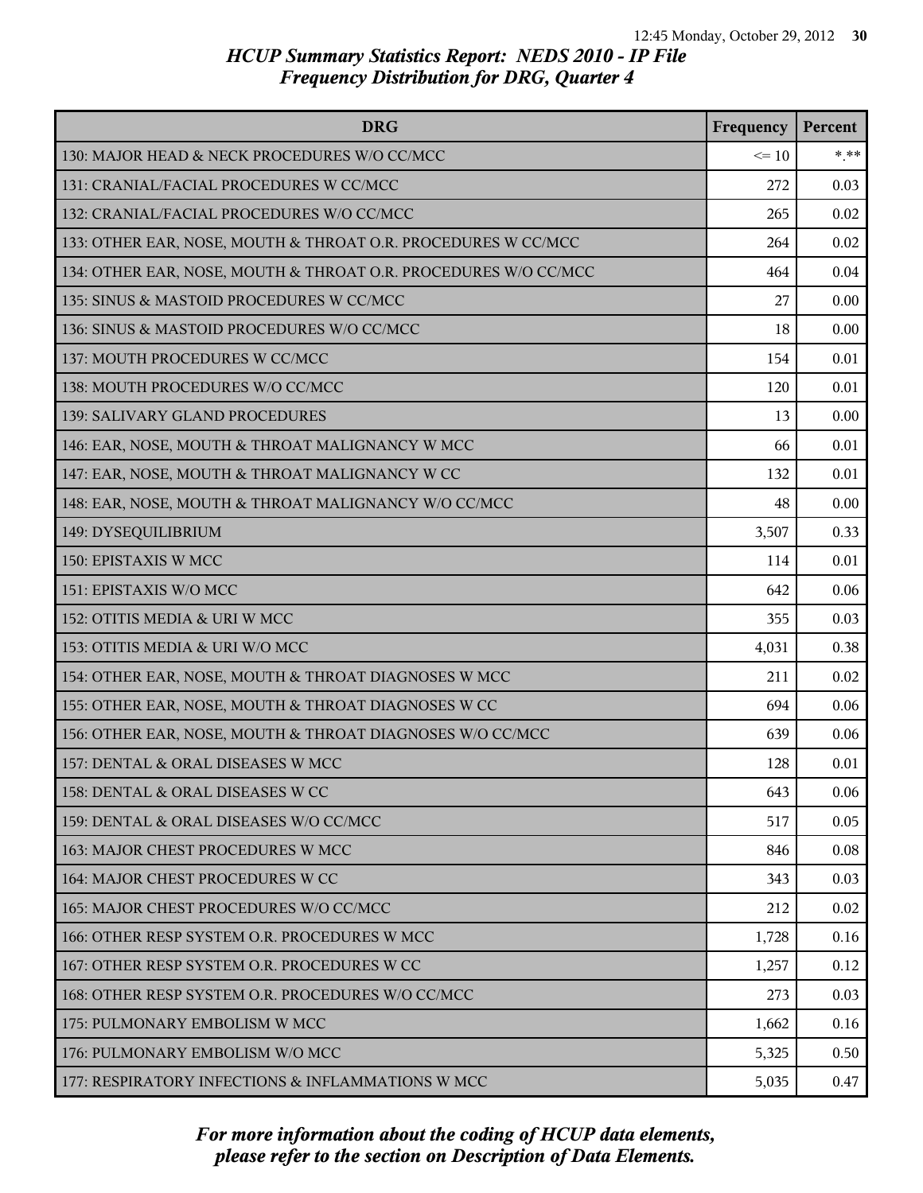# HCUP Summary Statistics Report: NEDS 2010 - IP File
## Frequency Distribution for DRG, Quarter 4

| DRG | Frequency | Percent |
|---|---|---|
| 130: MAJOR HEAD & NECK PROCEDURES W/O CC/MCC | <= 10 | *.** |
| 131: CRANIAL/FACIAL PROCEDURES W CC/MCC | 272 | 0.03 |
| 132: CRANIAL/FACIAL PROCEDURES W/O CC/MCC | 265 | 0.02 |
| 133: OTHER EAR, NOSE, MOUTH & THROAT O.R. PROCEDURES W CC/MCC | 264 | 0.02 |
| 134: OTHER EAR, NOSE, MOUTH & THROAT O.R. PROCEDURES W/O CC/MCC | 464 | 0.04 |
| 135: SINUS & MASTOID PROCEDURES W CC/MCC | 27 | 0.00 |
| 136: SINUS & MASTOID PROCEDURES W/O CC/MCC | 18 | 0.00 |
| 137: MOUTH PROCEDURES W CC/MCC | 154 | 0.01 |
| 138: MOUTH PROCEDURES W/O CC/MCC | 120 | 0.01 |
| 139: SALIVARY GLAND PROCEDURES | 13 | 0.00 |
| 146: EAR, NOSE, MOUTH & THROAT MALIGNANCY W MCC | 66 | 0.01 |
| 147: EAR, NOSE, MOUTH & THROAT MALIGNANCY W CC | 132 | 0.01 |
| 148: EAR, NOSE, MOUTH & THROAT MALIGNANCY W/O CC/MCC | 48 | 0.00 |
| 149: DYSEQUILIBRIUM | 3,507 | 0.33 |
| 150: EPISTAXIS W MCC | 114 | 0.01 |
| 151: EPISTAXIS W/O MCC | 642 | 0.06 |
| 152: OTITIS MEDIA & URI W MCC | 355 | 0.03 |
| 153: OTITIS MEDIA & URI W/O MCC | 4,031 | 0.38 |
| 154: OTHER EAR, NOSE, MOUTH & THROAT DIAGNOSES W MCC | 211 | 0.02 |
| 155: OTHER EAR, NOSE, MOUTH & THROAT DIAGNOSES W CC | 694 | 0.06 |
| 156: OTHER EAR, NOSE, MOUTH & THROAT DIAGNOSES W/O CC/MCC | 639 | 0.06 |
| 157: DENTAL & ORAL DISEASES W MCC | 128 | 0.01 |
| 158: DENTAL & ORAL DISEASES W CC | 643 | 0.06 |
| 159: DENTAL & ORAL DISEASES W/O CC/MCC | 517 | 0.05 |
| 163: MAJOR CHEST PROCEDURES W MCC | 846 | 0.08 |
| 164: MAJOR CHEST PROCEDURES W CC | 343 | 0.03 |
| 165: MAJOR CHEST PROCEDURES W/O CC/MCC | 212 | 0.02 |
| 166: OTHER RESP SYSTEM O.R. PROCEDURES W MCC | 1,728 | 0.16 |
| 167: OTHER RESP SYSTEM O.R. PROCEDURES W CC | 1,257 | 0.12 |
| 168: OTHER RESP SYSTEM O.R. PROCEDURES W/O CC/MCC | 273 | 0.03 |
| 175: PULMONARY EMBOLISM W MCC | 1,662 | 0.16 |
| 176: PULMONARY EMBOLISM W/O MCC | 5,325 | 0.50 |
| 177: RESPIRATORY INFECTIONS & INFLAMMATIONS W MCC | 5,035 | 0.47 |

*For more information about the coding of HCUP data elements, please refer to the section on Description of Data Elements.*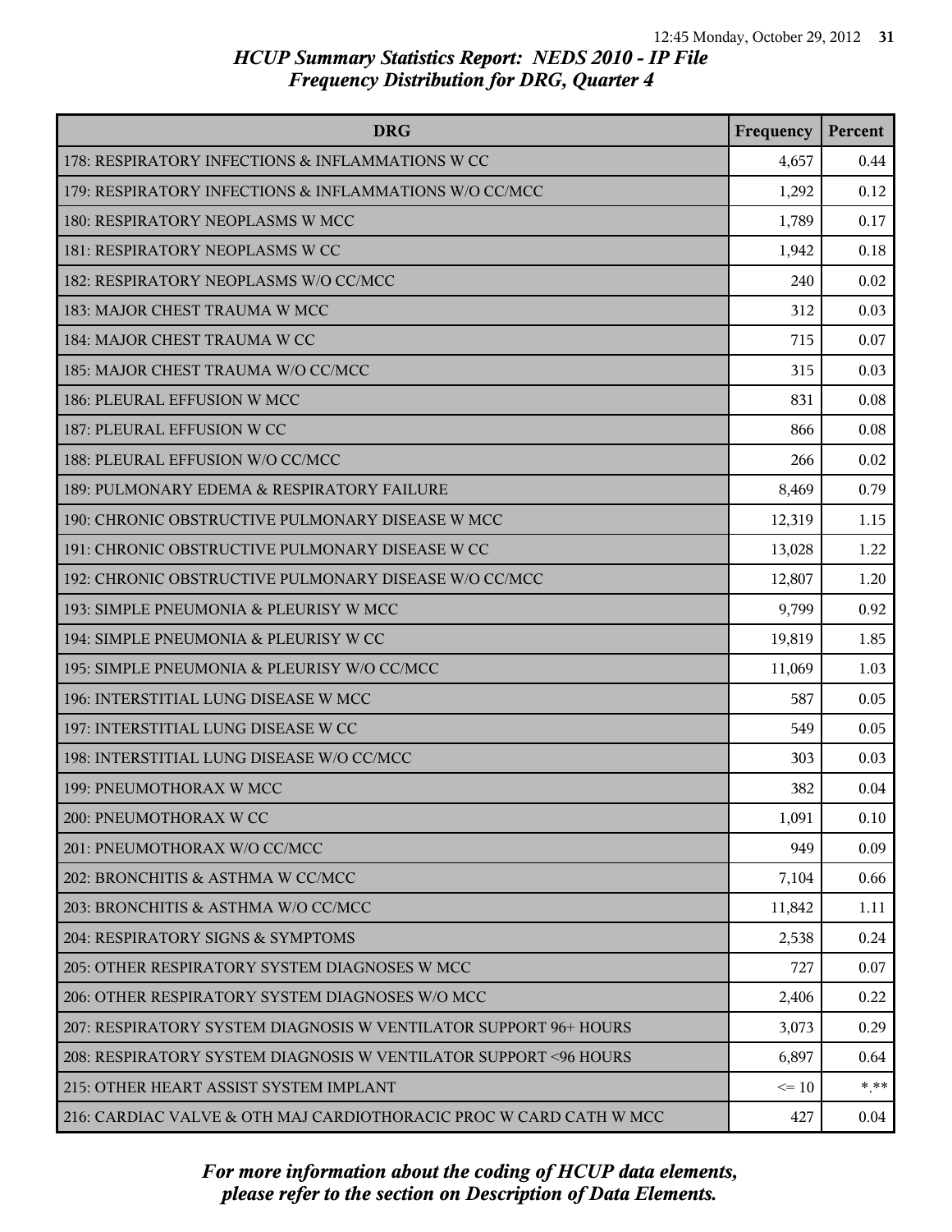*HCUP Summary Statistics Report: NEDS 2010 - IP File*
*Frequency Distribution for DRG, Quarter 4*

| DRG | Frequency | Percent |
|---|---|---|
| 178: RESPIRATORY INFECTIONS & INFLAMMATIONS W CC | 4,657 | 0.44 |
| 179: RESPIRATORY INFECTIONS & INFLAMMATIONS W/O CC/MCC | 1,292 | 0.12 |
| 180: RESPIRATORY NEOPLASMS W MCC | 1,789 | 0.17 |
| 181: RESPIRATORY NEOPLASMS W CC | 1,942 | 0.18 |
| 182: RESPIRATORY NEOPLASMS W/O CC/MCC | 240 | 0.02 |
| 183: MAJOR CHEST TRAUMA W MCC | 312 | 0.03 |
| 184: MAJOR CHEST TRAUMA W CC | 715 | 0.07 |
| 185: MAJOR CHEST TRAUMA W/O CC/MCC | 315 | 0.03 |
| 186: PLEURAL EFFUSION W MCC | 831 | 0.08 |
| 187: PLEURAL EFFUSION W CC | 866 | 0.08 |
| 188: PLEURAL EFFUSION W/O CC/MCC | 266 | 0.02 |
| 189: PULMONARY EDEMA & RESPIRATORY FAILURE | 8,469 | 0.79 |
| 190: CHRONIC OBSTRUCTIVE PULMONARY DISEASE W MCC | 12,319 | 1.15 |
| 191: CHRONIC OBSTRUCTIVE PULMONARY DISEASE W CC | 13,028 | 1.22 |
| 192: CHRONIC OBSTRUCTIVE PULMONARY DISEASE W/O CC/MCC | 12,807 | 1.20 |
| 193: SIMPLE PNEUMONIA & PLEURISY W MCC | 9,799 | 0.92 |
| 194: SIMPLE PNEUMONIA & PLEURISY W CC | 19,819 | 1.85 |
| 195: SIMPLE PNEUMONIA & PLEURISY W/O CC/MCC | 11,069 | 1.03 |
| 196: INTERSTITIAL LUNG DISEASE W MCC | 587 | 0.05 |
| 197: INTERSTITIAL LUNG DISEASE W CC | 549 | 0.05 |
| 198: INTERSTITIAL LUNG DISEASE W/O CC/MCC | 303 | 0.03 |
| 199: PNEUMOTHORAX W MCC | 382 | 0.04 |
| 200: PNEUMOTHORAX W CC | 1,091 | 0.10 |
| 201: PNEUMOTHORAX W/O CC/MCC | 949 | 0.09 |
| 202: BRONCHITIS & ASTHMA W CC/MCC | 7,104 | 0.66 |
| 203: BRONCHITIS & ASTHMA W/O CC/MCC | 11,842 | 1.11 |
| 204: RESPIRATORY SIGNS & SYMPTOMS | 2,538 | 0.24 |
| 205: OTHER RESPIRATORY SYSTEM DIAGNOSES W MCC | 727 | 0.07 |
| 206: OTHER RESPIRATORY SYSTEM DIAGNOSES W/O MCC | 2,406 | 0.22 |
| 207: RESPIRATORY SYSTEM DIAGNOSIS W VENTILATOR SUPPORT 96+ HOURS | 3,073 | 0.29 |
| 208: RESPIRATORY SYSTEM DIAGNOSIS W VENTILATOR SUPPORT <96 HOURS | 6,897 | 0.64 |
| 215: OTHER HEART ASSIST SYSTEM IMPLANT | <= 10 | *.** |
| 216: CARDIAC VALVE & OTH MAJ CARDIOTHORACIC PROC W CARD CATH W MCC | 427 | 0.04 |

*For more information about the coding of HCUP data elements, please refer to the section on Description of Data Elements.*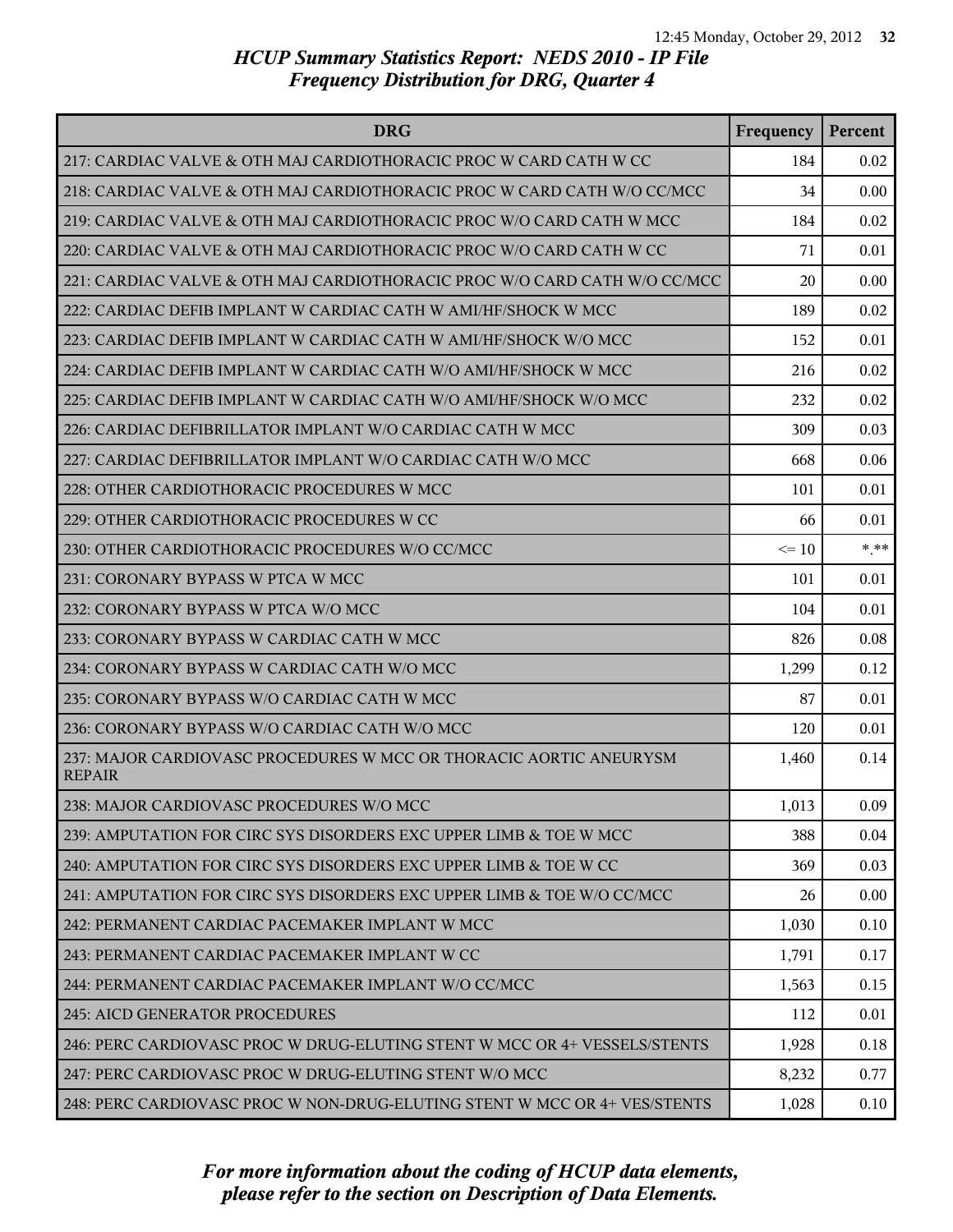## *HCUP Summary Statistics Report: NEDS 2010 - IP File*
## *Frequency Distribution for DRG, Quarter 4*

| DRG | Frequency | Percent |
|---|---|---|
| 217: CARDIAC VALVE & OTH MAJ CARDIOTHORACIC PROC W CARD CATH W CC | 184 | 0.02 |
| 218: CARDIAC VALVE & OTH MAJ CARDIOTHORACIC PROC W CARD CATH W/O CC/MCC | 34 | 0.00 |
| 219: CARDIAC VALVE & OTH MAJ CARDIOTHORACIC PROC W/O CARD CATH W MCC | 184 | 0.02 |
| 220: CARDIAC VALVE & OTH MAJ CARDIOTHORACIC PROC W/O CARD CATH W CC | 71 | 0.01 |
| 221: CARDIAC VALVE & OTH MAJ CARDIOTHORACIC PROC W/O CARD CATH W/O CC/MCC | 20 | 0.00 |
| 222: CARDIAC DEFIB IMPLANT W CARDIAC CATH W AMI/HF/SHOCK W MCC | 189 | 0.02 |
| 223: CARDIAC DEFIB IMPLANT W CARDIAC CATH W AMI/HF/SHOCK W/O MCC | 152 | 0.01 |
| 224: CARDIAC DEFIB IMPLANT W CARDIAC CATH W/O AMI/HF/SHOCK W MCC | 216 | 0.02 |
| 225: CARDIAC DEFIB IMPLANT W CARDIAC CATH W/O AMI/HF/SHOCK W/O MCC | 232 | 0.02 |
| 226: CARDIAC DEFIBRILLATOR IMPLANT W/O CARDIAC CATH W MCC | 309 | 0.03 |
| 227: CARDIAC DEFIBRILLATOR IMPLANT W/O CARDIAC CATH W/O MCC | 668 | 0.06 |
| 228: OTHER CARDIOTHORACIC PROCEDURES W MCC | 101 | 0.01 |
| 229: OTHER CARDIOTHORACIC PROCEDURES W CC | 66 | 0.01 |
| 230: OTHER CARDIOTHORACIC PROCEDURES W/O CC/MCC | <= 10 | *.** |
| 231: CORONARY BYPASS W PTCA W MCC | 101 | 0.01 |
| 232: CORONARY BYPASS W PTCA W/O MCC | 104 | 0.01 |
| 233: CORONARY BYPASS W CARDIAC CATH W MCC | 826 | 0.08 |
| 234: CORONARY BYPASS W CARDIAC CATH W/O MCC | 1,299 | 0.12 |
| 235: CORONARY BYPASS W/O CARDIAC CATH W MCC | 87 | 0.01 |
| 236: CORONARY BYPASS W/O CARDIAC CATH W/O MCC | 120 | 0.01 |
| 237: MAJOR CARDIOVASC PROCEDURES W MCC OR THORACIC AORTIC ANEURYSM REPAIR | 1,460 | 0.14 |
| 238: MAJOR CARDIOVASC PROCEDURES W/O MCC | 1,013 | 0.09 |
| 239: AMPUTATION FOR CIRC SYS DISORDERS EXC UPPER LIMB & TOE W MCC | 388 | 0.04 |
| 240: AMPUTATION FOR CIRC SYS DISORDERS EXC UPPER LIMB & TOE W CC | 369 | 0.03 |
| 241: AMPUTATION FOR CIRC SYS DISORDERS EXC UPPER LIMB & TOE W/O CC/MCC | 26 | 0.00 |
| 242: PERMANENT CARDIAC PACEMAKER IMPLANT W MCC | 1,030 | 0.10 |
| 243: PERMANENT CARDIAC PACEMAKER IMPLANT W CC | 1,791 | 0.17 |
| 244: PERMANENT CARDIAC PACEMAKER IMPLANT W/O CC/MCC | 1,563 | 0.15 |
| 245: AICD GENERATOR PROCEDURES | 112 | 0.01 |
| 246: PERC CARDIOVASC PROC W DRUG-ELUTING STENT W MCC OR 4+ VESSELS/STENTS | 1,928 | 0.18 |
| 247: PERC CARDIOVASC PROC W DRUG-ELUTING STENT W/O MCC | 8,232 | 0.77 |
| 248: PERC CARDIOVASC PROC W NON-DRUG-ELUTING STENT W MCC OR 4+ VES/STENTS | 1,028 | 0.10 |

*For more information about the coding of HCUP data elements, please refer to the section on Description of Data Elements.*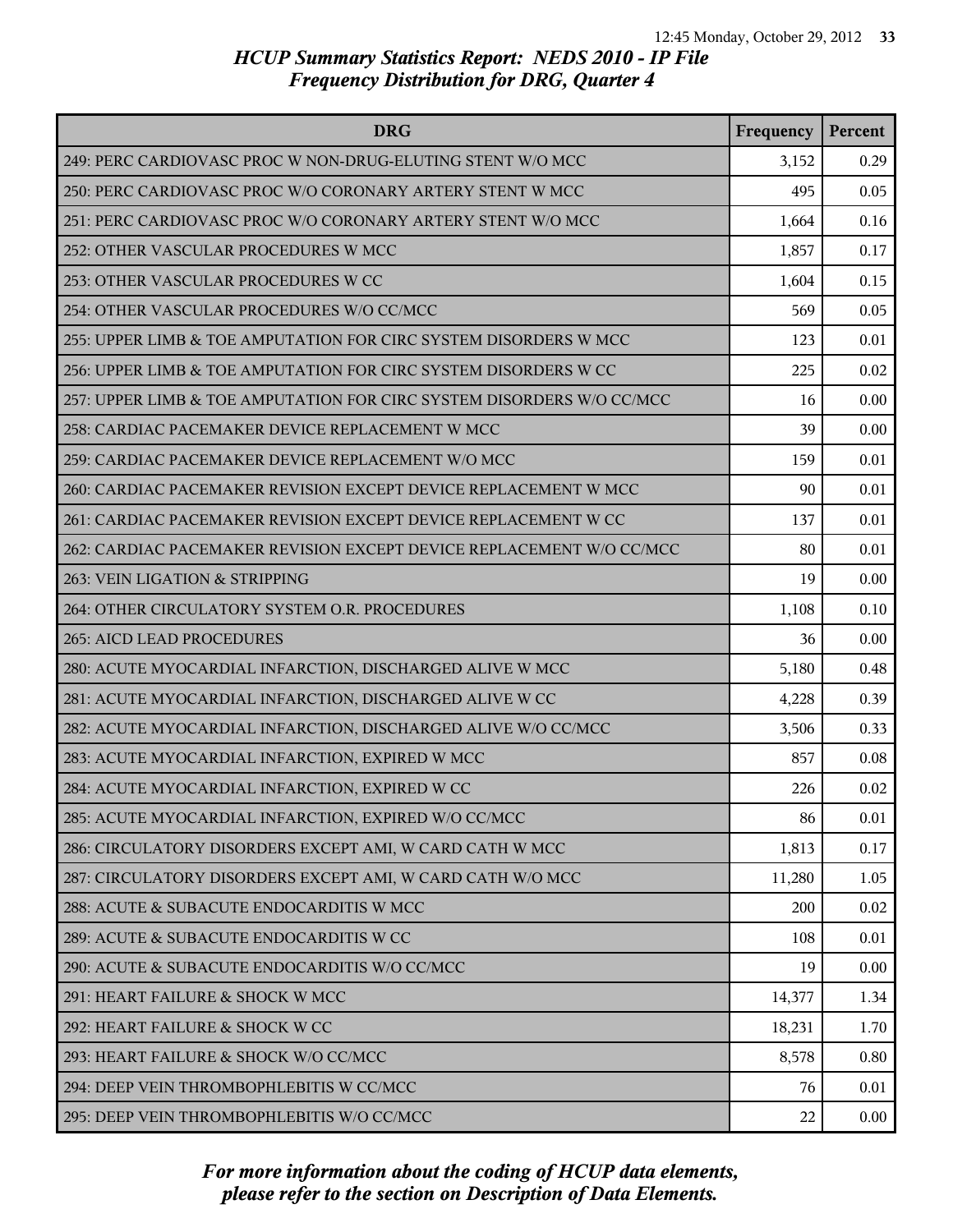# HCUP Summary Statistics Report: NEDS 2010 - IP File

## Frequency Distribution for DRG, Quarter 4

| DRG | Frequency | Percent |
|---|---|---|
| 249: PERC CARDIOVASC PROC W NON-DRUG-ELUTING STENT W/O MCC | 3,152 | 0.29 |
| 250: PERC CARDIOVASC PROC W/O CORONARY ARTERY STENT W MCC | 495 | 0.05 |
| 251: PERC CARDIOVASC PROC W/O CORONARY ARTERY STENT W/O MCC | 1,664 | 0.16 |
| 252: OTHER VASCULAR PROCEDURES W MCC | 1,857 | 0.17 |
| 253: OTHER VASCULAR PROCEDURES W CC | 1,604 | 0.15 |
| 254: OTHER VASCULAR PROCEDURES W/O CC/MCC | 569 | 0.05 |
| 255: UPPER LIMB & TOE AMPUTATION FOR CIRC SYSTEM DISORDERS W MCC | 123 | 0.01 |
| 256: UPPER LIMB & TOE AMPUTATION FOR CIRC SYSTEM DISORDERS W CC | 225 | 0.02 |
| 257: UPPER LIMB & TOE AMPUTATION FOR CIRC SYSTEM DISORDERS W/O CC/MCC | 16 | 0.00 |
| 258: CARDIAC PACEMAKER DEVICE REPLACEMENT W MCC | 39 | 0.00 |
| 259: CARDIAC PACEMAKER DEVICE REPLACEMENT W/O MCC | 159 | 0.01 |
| 260: CARDIAC PACEMAKER REVISION EXCEPT DEVICE REPLACEMENT W MCC | 90 | 0.01 |
| 261: CARDIAC PACEMAKER REVISION EXCEPT DEVICE REPLACEMENT W CC | 137 | 0.01 |
| 262: CARDIAC PACEMAKER REVISION EXCEPT DEVICE REPLACEMENT W/O CC/MCC | 80 | 0.01 |
| 263: VEIN LIGATION & STRIPPING | 19 | 0.00 |
| 264: OTHER CIRCULATORY SYSTEM O.R. PROCEDURES | 1,108 | 0.10 |
| 265: AICD LEAD PROCEDURES | 36 | 0.00 |
| 280: ACUTE MYOCARDIAL INFARCTION, DISCHARGED ALIVE W MCC | 5,180 | 0.48 |
| 281: ACUTE MYOCARDIAL INFARCTION, DISCHARGED ALIVE W CC | 4,228 | 0.39 |
| 282: ACUTE MYOCARDIAL INFARCTION, DISCHARGED ALIVE W/O CC/MCC | 3,506 | 0.33 |
| 283: ACUTE MYOCARDIAL INFARCTION, EXPIRED W MCC | 857 | 0.08 |
| 284: ACUTE MYOCARDIAL INFARCTION, EXPIRED W CC | 226 | 0.02 |
| 285: ACUTE MYOCARDIAL INFARCTION, EXPIRED W/O CC/MCC | 86 | 0.01 |
| 286: CIRCULATORY DISORDERS EXCEPT AMI, W CARD CATH W MCC | 1,813 | 0.17 |
| 287: CIRCULATORY DISORDERS EXCEPT AMI, W CARD CATH W/O MCC | 11,280 | 1.05 |
| 288: ACUTE & SUBACUTE ENDOCARDITIS W MCC | 200 | 0.02 |
| 289: ACUTE & SUBACUTE ENDOCARDITIS W CC | 108 | 0.01 |
| 290: ACUTE & SUBACUTE ENDOCARDITIS W/O CC/MCC | 19 | 0.00 |
| 291: HEART FAILURE & SHOCK W MCC | 14,377 | 1.34 |
| 292: HEART FAILURE & SHOCK W CC | 18,231 | 1.70 |
| 293: HEART FAILURE & SHOCK W/O CC/MCC | 8,578 | 0.80 |
| 294: DEEP VEIN THROMBOPHLEBITIS W CC/MCC | 76 | 0.01 |
| 295: DEEP VEIN THROMBOPHLEBITIS W/O CC/MCC | 22 | 0.00 |

*For more information about the coding of HCUP data elements, please refer to the section on Description of Data Elements.*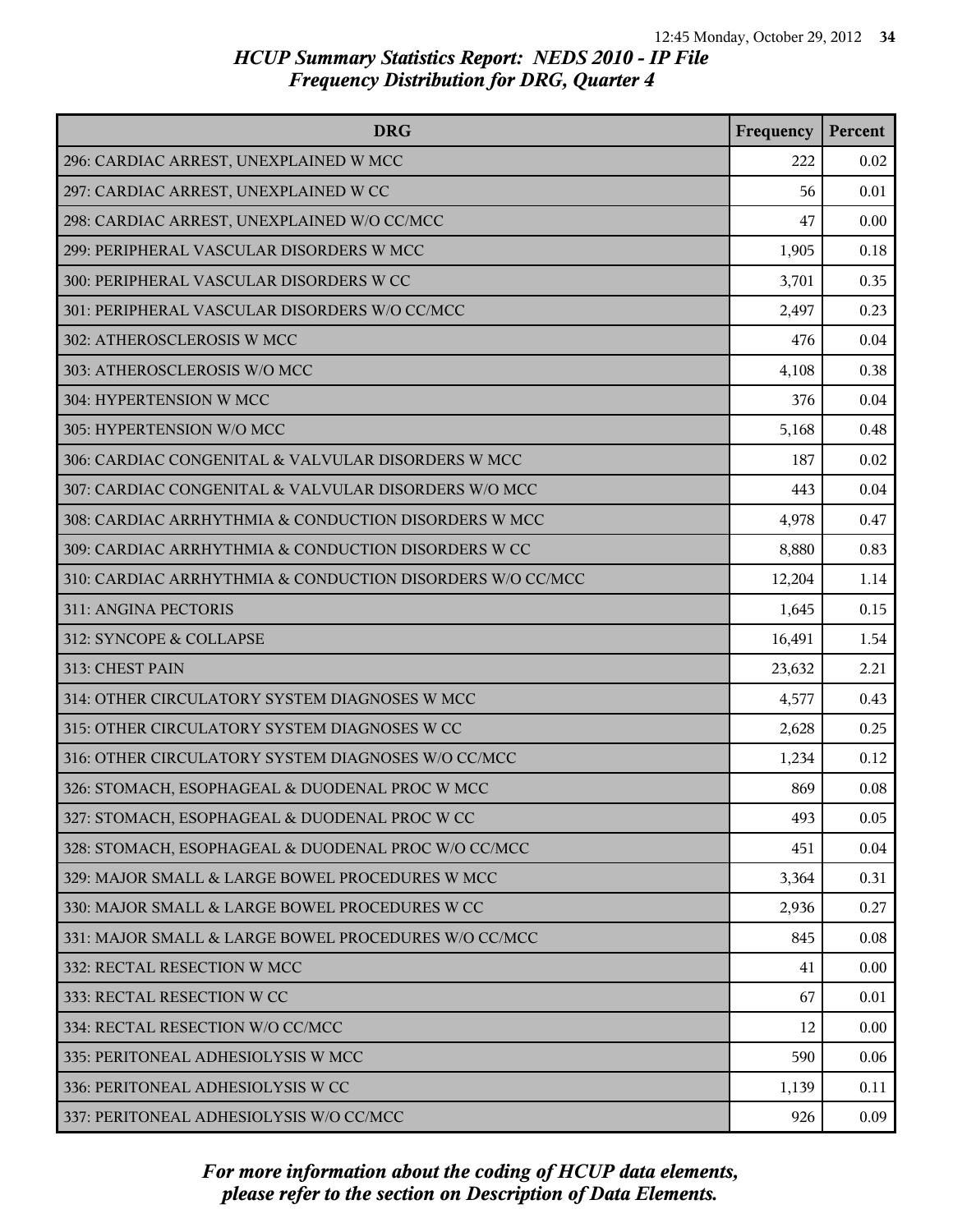# HCUP Summary Statistics Report: NEDS 2010 - IP File
## Frequency Distribution for DRG, Quarter 4

| DRG | Frequency | Percent |
|---|---|---|
| 296: CARDIAC ARREST, UNEXPLAINED W MCC | 222 | 0.02 |
| 297: CARDIAC ARREST, UNEXPLAINED W CC | 56 | 0.01 |
| 298: CARDIAC ARREST, UNEXPLAINED W/O CC/MCC | 47 | 0.00 |
| 299: PERIPHERAL VASCULAR DISORDERS W MCC | 1,905 | 0.18 |
| 300: PERIPHERAL VASCULAR DISORDERS W CC | 3,701 | 0.35 |
| 301: PERIPHERAL VASCULAR DISORDERS W/O CC/MCC | 2,497 | 0.23 |
| 302: ATHEROSCLEROSIS W MCC | 476 | 0.04 |
| 303: ATHEROSCLEROSIS W/O MCC | 4,108 | 0.38 |
| 304: HYPERTENSION W MCC | 376 | 0.04 |
| 305: HYPERTENSION W/O MCC | 5,168 | 0.48 |
| 306: CARDIAC CONGENITAL & VALVULAR DISORDERS W MCC | 187 | 0.02 |
| 307: CARDIAC CONGENITAL & VALVULAR DISORDERS W/O MCC | 443 | 0.04 |
| 308: CARDIAC ARRHYTHMIA & CONDUCTION DISORDERS W MCC | 4,978 | 0.47 |
| 309: CARDIAC ARRHYTHMIA & CONDUCTION DISORDERS W CC | 8,880 | 0.83 |
| 310: CARDIAC ARRHYTHMIA & CONDUCTION DISORDERS W/O CC/MCC | 12,204 | 1.14 |
| 311: ANGINA PECTORIS | 1,645 | 0.15 |
| 312: SYNCOPE & COLLAPSE | 16,491 | 1.54 |
| 313: CHEST PAIN | 23,632 | 2.21 |
| 314: OTHER CIRCULATORY SYSTEM DIAGNOSES W MCC | 4,577 | 0.43 |
| 315: OTHER CIRCULATORY SYSTEM DIAGNOSES W CC | 2,628 | 0.25 |
| 316: OTHER CIRCULATORY SYSTEM DIAGNOSES W/O CC/MCC | 1,234 | 0.12 |
| 326: STOMACH, ESOPHAGEAL & DUODENAL PROC W MCC | 869 | 0.08 |
| 327: STOMACH, ESOPHAGEAL & DUODENAL PROC W CC | 493 | 0.05 |
| 328: STOMACH, ESOPHAGEAL & DUODENAL PROC W/O CC/MCC | 451 | 0.04 |
| 329: MAJOR SMALL & LARGE BOWEL PROCEDURES W MCC | 3,364 | 0.31 |
| 330: MAJOR SMALL & LARGE BOWEL PROCEDURES W CC | 2,936 | 0.27 |
| 331: MAJOR SMALL & LARGE BOWEL PROCEDURES W/O CC/MCC | 845 | 0.08 |
| 332: RECTAL RESECTION W MCC | 41 | 0.00 |
| 333: RECTAL RESECTION W CC | 67 | 0.01 |
| 334: RECTAL RESECTION W/O CC/MCC | 12 | 0.00 |
| 335: PERITONEAL ADHESIOLYSIS W MCC | 590 | 0.06 |
| 336: PERITONEAL ADHESIOLYSIS W CC | 1,139 | 0.11 |
| 337: PERITONEAL ADHESIOLYSIS W/O CC/MCC | 926 | 0.09 |

*For more information about the coding of HCUP data elements, please refer to the section on Description of Data Elements.*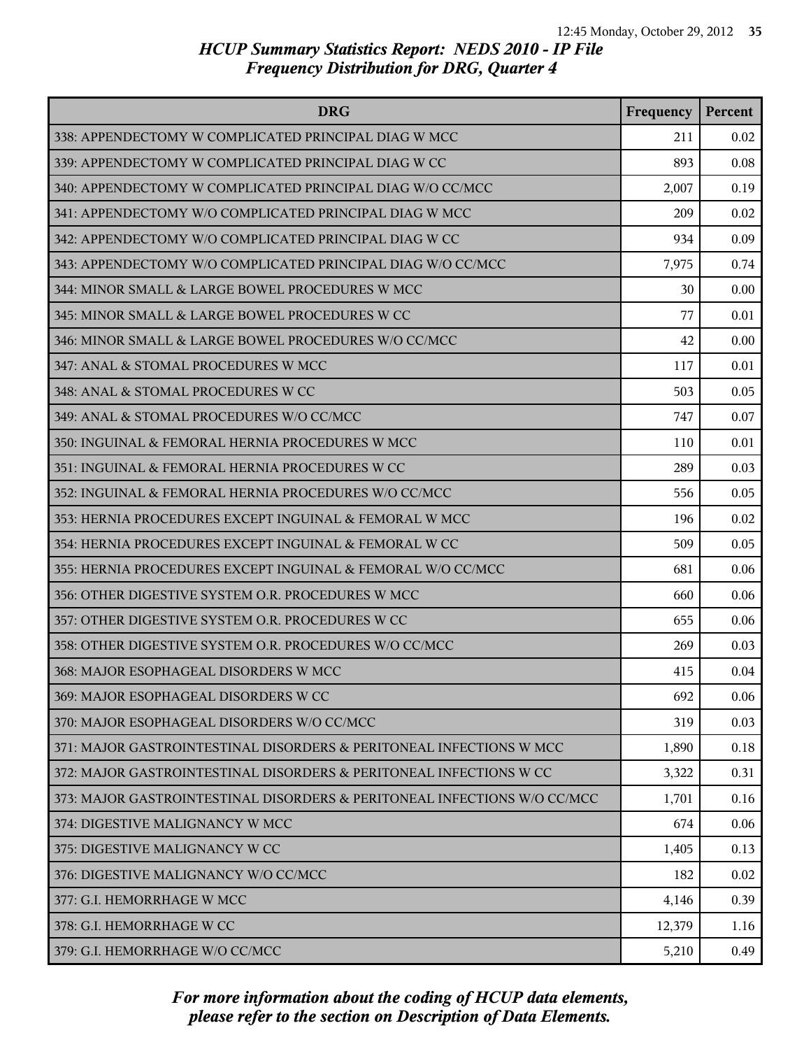# HCUP Summary Statistics Report: NEDS 2010 - IP File
## Frequency Distribution for DRG, Quarter 4

| DRG | Frequency | Percent |
|---|---|---|
| 338: APPENDECTOMY W COMPLICATED PRINCIPAL DIAG W MCC | 211 | 0.02 |
| 339: APPENDECTOMY W COMPLICATED PRINCIPAL DIAG W CC | 893 | 0.08 |
| 340: APPENDECTOMY W COMPLICATED PRINCIPAL DIAG W/O CC/MCC | 2,007 | 0.19 |
| 341: APPENDECTOMY W/O COMPLICATED PRINCIPAL DIAG W MCC | 209 | 0.02 |
| 342: APPENDECTOMY W/O COMPLICATED PRINCIPAL DIAG W CC | 934 | 0.09 |
| 343: APPENDECTOMY W/O COMPLICATED PRINCIPAL DIAG W/O CC/MCC | 7,975 | 0.74 |
| 344: MINOR SMALL & LARGE BOWEL PROCEDURES W MCC | 30 | 0.00 |
| 345: MINOR SMALL & LARGE BOWEL PROCEDURES W CC | 77 | 0.01 |
| 346: MINOR SMALL & LARGE BOWEL PROCEDURES W/O CC/MCC | 42 | 0.00 |
| 347: ANAL & STOMAL PROCEDURES W MCC | 117 | 0.01 |
| 348: ANAL & STOMAL PROCEDURES W CC | 503 | 0.05 |
| 349: ANAL & STOMAL PROCEDURES W/O CC/MCC | 747 | 0.07 |
| 350: INGUINAL & FEMORAL HERNIA PROCEDURES W MCC | 110 | 0.01 |
| 351: INGUINAL & FEMORAL HERNIA PROCEDURES W CC | 289 | 0.03 |
| 352: INGUINAL & FEMORAL HERNIA PROCEDURES W/O CC/MCC | 556 | 0.05 |
| 353: HERNIA PROCEDURES EXCEPT INGUINAL & FEMORAL W MCC | 196 | 0.02 |
| 354: HERNIA PROCEDURES EXCEPT INGUINAL & FEMORAL W CC | 509 | 0.05 |
| 355: HERNIA PROCEDURES EXCEPT INGUINAL & FEMORAL W/O CC/MCC | 681 | 0.06 |
| 356: OTHER DIGESTIVE SYSTEM O.R. PROCEDURES W MCC | 660 | 0.06 |
| 357: OTHER DIGESTIVE SYSTEM O.R. PROCEDURES W CC | 655 | 0.06 |
| 358: OTHER DIGESTIVE SYSTEM O.R. PROCEDURES W/O CC/MCC | 269 | 0.03 |
| 368: MAJOR ESOPHAGEAL DISORDERS W MCC | 415 | 0.04 |
| 369: MAJOR ESOPHAGEAL DISORDERS W CC | 692 | 0.06 |
| 370: MAJOR ESOPHAGEAL DISORDERS W/O CC/MCC | 319 | 0.03 |
| 371: MAJOR GASTROINTESTINAL DISORDERS & PERITONEAL INFECTIONS W MCC | 1,890 | 0.18 |
| 372: MAJOR GASTROINTESTINAL DISORDERS & PERITONEAL INFECTIONS W CC | 3,322 | 0.31 |
| 373: MAJOR GASTROINTESTINAL DISORDERS & PERITONEAL INFECTIONS W/O CC/MCC | 1,701 | 0.16 |
| 374: DIGESTIVE MALIGNANCY W MCC | 674 | 0.06 |
| 375: DIGESTIVE MALIGNANCY W CC | 1,405 | 0.13 |
| 376: DIGESTIVE MALIGNANCY W/O CC/MCC | 182 | 0.02 |
| 377: G.I. HEMORRHAGE W MCC | 4,146 | 0.39 |
| 378: G.I. HEMORRHAGE W CC | 12,379 | 1.16 |
| 379: G.I. HEMORRHAGE W/O CC/MCC | 5,210 | 0.49 |

*For more information about the coding of HCUP data elements, please refer to the section on Description of Data Elements.*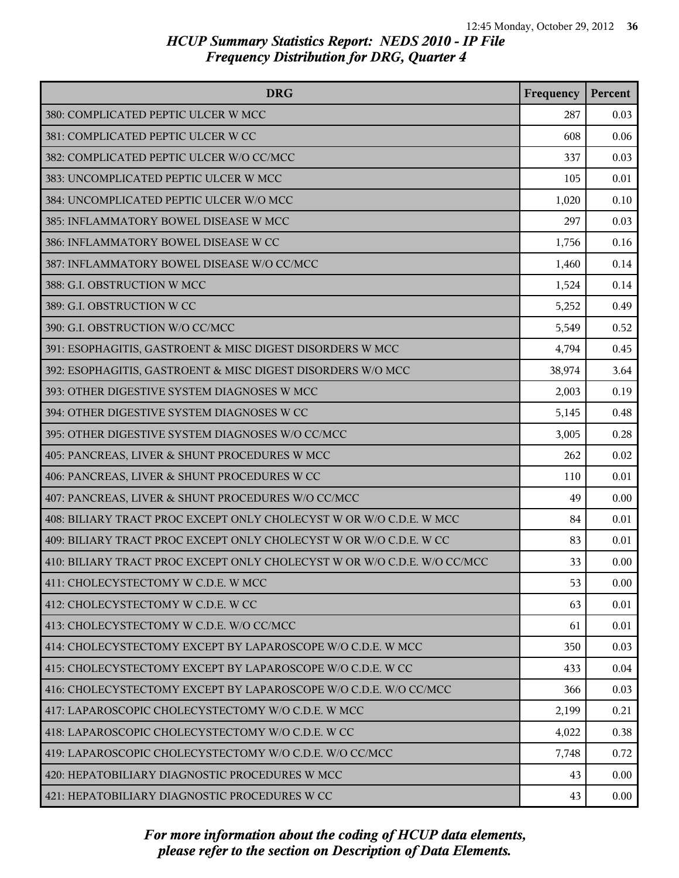# HCUP Summary Statistics Report: NEDS 2010 - IP File
## Frequency Distribution for DRG, Quarter 4

| DRG | Frequency | Percent |
|---|---|---|
| 380: COMPLICATED PEPTIC ULCER W MCC | 287 | 0.03 |
| 381: COMPLICATED PEPTIC ULCER W CC | 608 | 0.06 |
| 382: COMPLICATED PEPTIC ULCER W/O CC/MCC | 337 | 0.03 |
| 383: UNCOMPLICATED PEPTIC ULCER W MCC | 105 | 0.01 |
| 384: UNCOMPLICATED PEPTIC ULCER W/O MCC | 1,020 | 0.10 |
| 385: INFLAMMATORY BOWEL DISEASE W MCC | 297 | 0.03 |
| 386: INFLAMMATORY BOWEL DISEASE W CC | 1,756 | 0.16 |
| 387: INFLAMMATORY BOWEL DISEASE W/O CC/MCC | 1,460 | 0.14 |
| 388: G.I. OBSTRUCTION W MCC | 1,524 | 0.14 |
| 389: G.I. OBSTRUCTION W CC | 5,252 | 0.49 |
| 390: G.I. OBSTRUCTION W/O CC/MCC | 5,549 | 0.52 |
| 391: ESOPHAGITIS, GASTROENT & MISC DIGEST DISORDERS W MCC | 4,794 | 0.45 |
| 392: ESOPHAGITIS, GASTROENT & MISC DIGEST DISORDERS W/O MCC | 38,974 | 3.64 |
| 393: OTHER DIGESTIVE SYSTEM DIAGNOSES W MCC | 2,003 | 0.19 |
| 394: OTHER DIGESTIVE SYSTEM DIAGNOSES W CC | 5,145 | 0.48 |
| 395: OTHER DIGESTIVE SYSTEM DIAGNOSES W/O CC/MCC | 3,005 | 0.28 |
| 405: PANCREAS, LIVER & SHUNT PROCEDURES W MCC | 262 | 0.02 |
| 406: PANCREAS, LIVER & SHUNT PROCEDURES W CC | 110 | 0.01 |
| 407: PANCREAS, LIVER & SHUNT PROCEDURES W/O CC/MCC | 49 | 0.00 |
| 408: BILIARY TRACT PROC EXCEPT ONLY CHOLECYST W OR W/O C.D.E. W MCC | 84 | 0.01 |
| 409: BILIARY TRACT PROC EXCEPT ONLY CHOLECYST W OR W/O C.D.E. W CC | 83 | 0.01 |
| 410: BILIARY TRACT PROC EXCEPT ONLY CHOLECYST W OR W/O C.D.E. W/O CC/MCC | 33 | 0.00 |
| 411: CHOLECYSTECTOMY W C.D.E. W MCC | 53 | 0.00 |
| 412: CHOLECYSTECTOMY W C.D.E. W CC | 63 | 0.01 |
| 413: CHOLECYSTECTOMY W C.D.E. W/O CC/MCC | 61 | 0.01 |
| 414: CHOLECYSTECTOMY EXCEPT BY LAPAROSCOPE W/O C.D.E. W MCC | 350 | 0.03 |
| 415: CHOLECYSTECTOMY EXCEPT BY LAPAROSCOPE W/O C.D.E. W CC | 433 | 0.04 |
| 416: CHOLECYSTECTOMY EXCEPT BY LAPAROSCOPE W/O C.D.E. W/O CC/MCC | 366 | 0.03 |
| 417: LAPAROSCOPIC CHOLECYSTECTOMY W/O C.D.E. W MCC | 2,199 | 0.21 |
| 418: LAPAROSCOPIC CHOLECYSTECTOMY W/O C.D.E. W CC | 4,022 | 0.38 |
| 419: LAPAROSCOPIC CHOLECYSTECTOMY W/O C.D.E. W/O CC/MCC | 7,748 | 0.72 |
| 420: HEPATOBILIARY DIAGNOSTIC PROCEDURES W MCC | 43 | 0.00 |
| 421: HEPATOBILIARY DIAGNOSTIC PROCEDURES W CC | 43 | 0.00 |

*For more information about the coding of HCUP data elements, please refer to the section on Description of Data Elements.*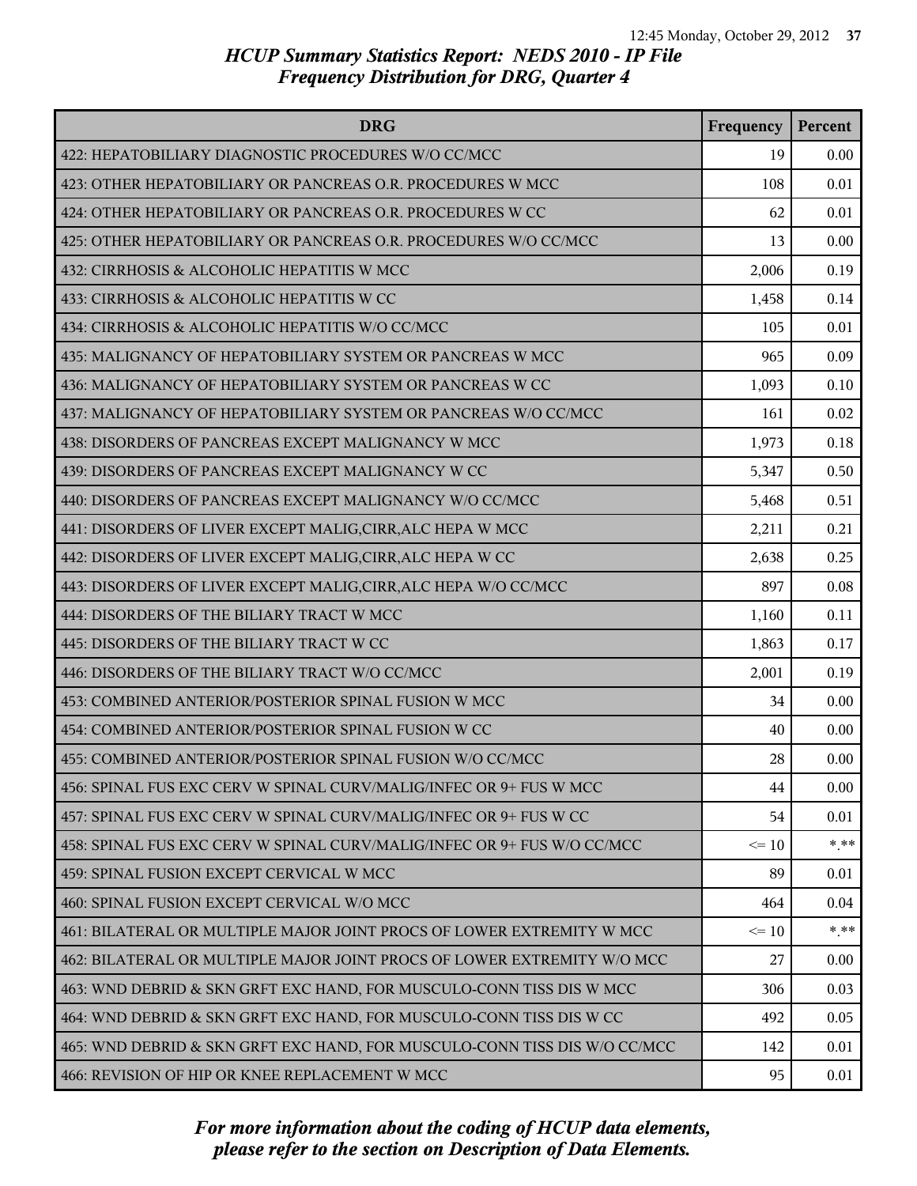## HCUP Summary Statistics Report: NEDS 2010 - IP File
## Frequency Distribution for DRG, Quarter 4

| DRG | Frequency | Percent |
|---|---|---|
| 422: HEPATOBILIARY DIAGNOSTIC PROCEDURES W/O CC/MCC | 19 | 0.00 |
| 423: OTHER HEPATOBILIARY OR PANCREAS O.R. PROCEDURES W MCC | 108 | 0.01 |
| 424: OTHER HEPATOBILIARY OR PANCREAS O.R. PROCEDURES W CC | 62 | 0.01 |
| 425: OTHER HEPATOBILIARY OR PANCREAS O.R. PROCEDURES W/O CC/MCC | 13 | 0.00 |
| 432: CIRRHOSIS & ALCOHOLIC HEPATITIS W MCC | 2,006 | 0.19 |
| 433: CIRRHOSIS & ALCOHOLIC HEPATITIS W CC | 1,458 | 0.14 |
| 434: CIRRHOSIS & ALCOHOLIC HEPATITIS W/O CC/MCC | 105 | 0.01 |
| 435: MALIGNANCY OF HEPATOBILIARY SYSTEM OR PANCREAS W MCC | 965 | 0.09 |
| 436: MALIGNANCY OF HEPATOBILIARY SYSTEM OR PANCREAS W CC | 1,093 | 0.10 |
| 437: MALIGNANCY OF HEPATOBILIARY SYSTEM OR PANCREAS W/O CC/MCC | 161 | 0.02 |
| 438: DISORDERS OF PANCREAS EXCEPT MALIGNANCY W MCC | 1,973 | 0.18 |
| 439: DISORDERS OF PANCREAS EXCEPT MALIGNANCY W CC | 5,347 | 0.50 |
| 440: DISORDERS OF PANCREAS EXCEPT MALIGNANCY W/O CC/MCC | 5,468 | 0.51 |
| 441: DISORDERS OF LIVER EXCEPT MALIG,CIRR,ALC HEPA W MCC | 2,211 | 0.21 |
| 442: DISORDERS OF LIVER EXCEPT MALIG,CIRR,ALC HEPA W CC | 2,638 | 0.25 |
| 443: DISORDERS OF LIVER EXCEPT MALIG,CIRR,ALC HEPA W/O CC/MCC | 897 | 0.08 |
| 444: DISORDERS OF THE BILIARY TRACT W MCC | 1,160 | 0.11 |
| 445: DISORDERS OF THE BILIARY TRACT W CC | 1,863 | 0.17 |
| 446: DISORDERS OF THE BILIARY TRACT W/O CC/MCC | 2,001 | 0.19 |
| 453: COMBINED ANTERIOR/POSTERIOR SPINAL FUSION W MCC | 34 | 0.00 |
| 454: COMBINED ANTERIOR/POSTERIOR SPINAL FUSION W CC | 40 | 0.00 |
| 455: COMBINED ANTERIOR/POSTERIOR SPINAL FUSION W/O CC/MCC | 28 | 0.00 |
| 456: SPINAL FUS EXC CERV W SPINAL CURV/MALIG/INFEC OR 9+ FUS W MCC | 44 | 0.00 |
| 457: SPINAL FUS EXC CERV W SPINAL CURV/MALIG/INFEC OR 9+ FUS W CC | 54 | 0.01 |
| 458: SPINAL FUS EXC CERV W SPINAL CURV/MALIG/INFEC OR 9+ FUS W/O CC/MCC | <= 10 | *.** |
| 459: SPINAL FUSION EXCEPT CERVICAL W MCC | 89 | 0.01 |
| 460: SPINAL FUSION EXCEPT CERVICAL W/O MCC | 464 | 0.04 |
| 461: BILATERAL OR MULTIPLE MAJOR JOINT PROCS OF LOWER EXTREMITY W MCC | <= 10 | *.** |
| 462: BILATERAL OR MULTIPLE MAJOR JOINT PROCS OF LOWER EXTREMITY W/O MCC | 27 | 0.00 |
| 463: WND DEBRID & SKN GRFT EXC HAND, FOR MUSCULO-CONN TISS DIS W MCC | 306 | 0.03 |
| 464: WND DEBRID & SKN GRFT EXC HAND, FOR MUSCULO-CONN TISS DIS W CC | 492 | 0.05 |
| 465: WND DEBRID & SKN GRFT EXC HAND, FOR MUSCULO-CONN TISS DIS W/O CC/MCC | 142 | 0.01 |
| 466: REVISION OF HIP OR KNEE REPLACEMENT W MCC | 95 | 0.01 |

*For more information about the coding of HCUP data elements, please refer to the section on Description of Data Elements.*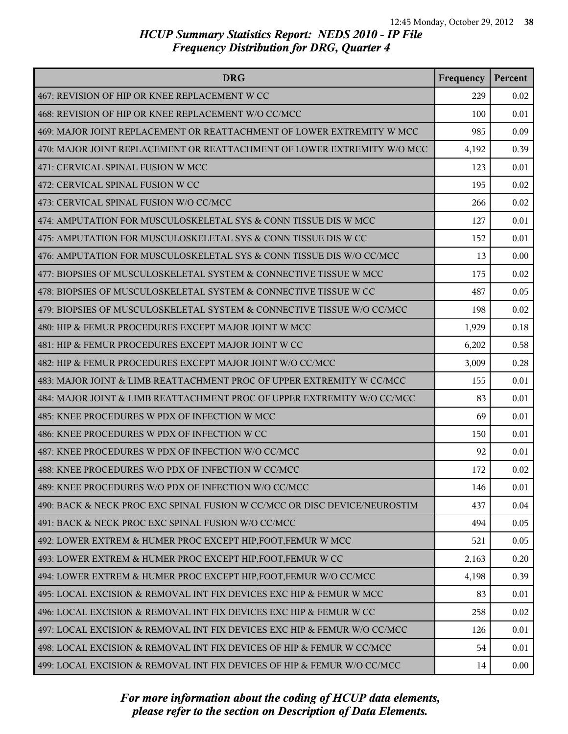# HCUP Summary Statistics Report: NEDS 2010 - IP File
## Frequency Distribution for DRG, Quarter 4

| DRG | Frequency | Percent |
|---|---|---|
| 467: REVISION OF HIP OR KNEE REPLACEMENT W CC | 229 | 0.02 |
| 468: REVISION OF HIP OR KNEE REPLACEMENT W/O CC/MCC | 100 | 0.01 |
| 469: MAJOR JOINT REPLACEMENT OR REATTACHMENT OF LOWER EXTREMITY W MCC | 985 | 0.09 |
| 470: MAJOR JOINT REPLACEMENT OR REATTACHMENT OF LOWER EXTREMITY W/O MCC | 4,192 | 0.39 |
| 471: CERVICAL SPINAL FUSION W MCC | 123 | 0.01 |
| 472: CERVICAL SPINAL FUSION W CC | 195 | 0.02 |
| 473: CERVICAL SPINAL FUSION W/O CC/MCC | 266 | 0.02 |
| 474: AMPUTATION FOR MUSCULOSKELETAL SYS & CONN TISSUE DIS W MCC | 127 | 0.01 |
| 475: AMPUTATION FOR MUSCULOSKELETAL SYS & CONN TISSUE DIS W CC | 152 | 0.01 |
| 476: AMPUTATION FOR MUSCULOSKELETAL SYS & CONN TISSUE DIS W/O CC/MCC | 13 | 0.00 |
| 477: BIOPSIES OF MUSCULOSKELETAL SYSTEM & CONNECTIVE TISSUE W MCC | 175 | 0.02 |
| 478: BIOPSIES OF MUSCULOSKELETAL SYSTEM & CONNECTIVE TISSUE W CC | 487 | 0.05 |
| 479: BIOPSIES OF MUSCULOSKELETAL SYSTEM & CONNECTIVE TISSUE W/O CC/MCC | 198 | 0.02 |
| 480: HIP & FEMUR PROCEDURES EXCEPT MAJOR JOINT W MCC | 1,929 | 0.18 |
| 481: HIP & FEMUR PROCEDURES EXCEPT MAJOR JOINT W CC | 6,202 | 0.58 |
| 482: HIP & FEMUR PROCEDURES EXCEPT MAJOR JOINT W/O CC/MCC | 3,009 | 0.28 |
| 483: MAJOR JOINT & LIMB REATTACHMENT PROC OF UPPER EXTREMITY W CC/MCC | 155 | 0.01 |
| 484: MAJOR JOINT & LIMB REATTACHMENT PROC OF UPPER EXTREMITY W/O CC/MCC | 83 | 0.01 |
| 485: KNEE PROCEDURES W PDX OF INFECTION W MCC | 69 | 0.01 |
| 486: KNEE PROCEDURES W PDX OF INFECTION W CC | 150 | 0.01 |
| 487: KNEE PROCEDURES W PDX OF INFECTION W/O CC/MCC | 92 | 0.01 |
| 488: KNEE PROCEDURES W/O PDX OF INFECTION W CC/MCC | 172 | 0.02 |
| 489: KNEE PROCEDURES W/O PDX OF INFECTION W/O CC/MCC | 146 | 0.01 |
| 490: BACK & NECK PROC EXC SPINAL FUSION W CC/MCC OR DISC DEVICE/NEUROSTIM | 437 | 0.04 |
| 491: BACK & NECK PROC EXC SPINAL FUSION W/O CC/MCC | 494 | 0.05 |
| 492: LOWER EXTREM & HUMER PROC EXCEPT HIP,FOOT,FEMUR W MCC | 521 | 0.05 |
| 493: LOWER EXTREM & HUMER PROC EXCEPT HIP,FOOT,FEMUR W CC | 2,163 | 0.20 |
| 494: LOWER EXTREM & HUMER PROC EXCEPT HIP,FOOT,FEMUR W/O CC/MCC | 4,198 | 0.39 |
| 495: LOCAL EXCISION & REMOVAL INT FIX DEVICES EXC HIP & FEMUR W MCC | 83 | 0.01 |
| 496: LOCAL EXCISION & REMOVAL INT FIX DEVICES EXC HIP & FEMUR W CC | 258 | 0.02 |
| 497: LOCAL EXCISION & REMOVAL INT FIX DEVICES EXC HIP & FEMUR W/O CC/MCC | 126 | 0.01 |
| 498: LOCAL EXCISION & REMOVAL INT FIX DEVICES OF HIP & FEMUR W CC/MCC | 54 | 0.01 |
| 499: LOCAL EXCISION & REMOVAL INT FIX DEVICES OF HIP & FEMUR W/O CC/MCC | 14 | 0.00 |

*For more information about the coding of HCUP data elements, please refer to the section on Description of Data Elements.*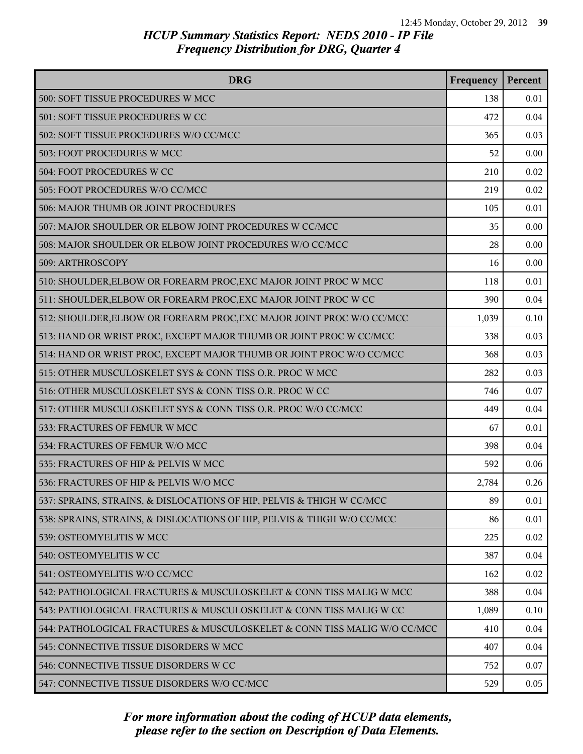# HCUP Summary Statistics Report: NEDS 2010 - IP File
## Frequency Distribution for DRG, Quarter 4

| DRG | Frequency | Percent |
|---|---|---|
| 500: SOFT TISSUE PROCEDURES W MCC | 138 | 0.01 |
| 501: SOFT TISSUE PROCEDURES W CC | 472 | 0.04 |
| 502: SOFT TISSUE PROCEDURES W/O CC/MCC | 365 | 0.03 |
| 503: FOOT PROCEDURES W MCC | 52 | 0.00 |
| 504: FOOT PROCEDURES W CC | 210 | 0.02 |
| 505: FOOT PROCEDURES W/O CC/MCC | 219 | 0.02 |
| 506: MAJOR THUMB OR JOINT PROCEDURES | 105 | 0.01 |
| 507: MAJOR SHOULDER OR ELBOW JOINT PROCEDURES W CC/MCC | 35 | 0.00 |
| 508: MAJOR SHOULDER OR ELBOW JOINT PROCEDURES W/O CC/MCC | 28 | 0.00 |
| 509: ARTHROSCOPY | 16 | 0.00 |
| 510: SHOULDER,ELBOW OR FOREARM PROC,EXC MAJOR JOINT PROC W MCC | 118 | 0.01 |
| 511: SHOULDER,ELBOW OR FOREARM PROC,EXC MAJOR JOINT PROC W CC | 390 | 0.04 |
| 512: SHOULDER,ELBOW OR FOREARM PROC,EXC MAJOR JOINT PROC W/O CC/MCC | 1,039 | 0.10 |
| 513: HAND OR WRIST PROC, EXCEPT MAJOR THUMB OR JOINT PROC W CC/MCC | 338 | 0.03 |
| 514: HAND OR WRIST PROC, EXCEPT MAJOR THUMB OR JOINT PROC W/O CC/MCC | 368 | 0.03 |
| 515: OTHER MUSCULOSKELET SYS & CONN TISS O.R. PROC W MCC | 282 | 0.03 |
| 516: OTHER MUSCULOSKELET SYS & CONN TISS O.R. PROC W CC | 746 | 0.07 |
| 517: OTHER MUSCULOSKELET SYS & CONN TISS O.R. PROC W/O CC/MCC | 449 | 0.04 |
| 533: FRACTURES OF FEMUR W MCC | 67 | 0.01 |
| 534: FRACTURES OF FEMUR W/O MCC | 398 | 0.04 |
| 535: FRACTURES OF HIP & PELVIS W MCC | 592 | 0.06 |
| 536: FRACTURES OF HIP & PELVIS W/O MCC | 2,784 | 0.26 |
| 537: SPRAINS, STRAINS, & DISLOCATIONS OF HIP, PELVIS & THIGH W CC/MCC | 89 | 0.01 |
| 538: SPRAINS, STRAINS, & DISLOCATIONS OF HIP, PELVIS & THIGH W/O CC/MCC | 86 | 0.01 |
| 539: OSTEOMYELITIS W MCC | 225 | 0.02 |
| 540: OSTEOMYELITIS W CC | 387 | 0.04 |
| 541: OSTEOMYELITIS W/O CC/MCC | 162 | 0.02 |
| 542: PATHOLOGICAL FRACTURES & MUSCULOSKELET & CONN TISS MALIG W MCC | 388 | 0.04 |
| 543: PATHOLOGICAL FRACTURES & MUSCULOSKELET & CONN TISS MALIG W CC | 1,089 | 0.10 |
| 544: PATHOLOGICAL FRACTURES & MUSCULOSKELET & CONN TISS MALIG W/O CC/MCC | 410 | 0.04 |
| 545: CONNECTIVE TISSUE DISORDERS W MCC | 407 | 0.04 |
| 546: CONNECTIVE TISSUE DISORDERS W CC | 752 | 0.07 |
| 547: CONNECTIVE TISSUE DISORDERS W/O CC/MCC | 529 | 0.05 |

*For more information about the coding of HCUP data elements, please refer to the section on Description of Data Elements.*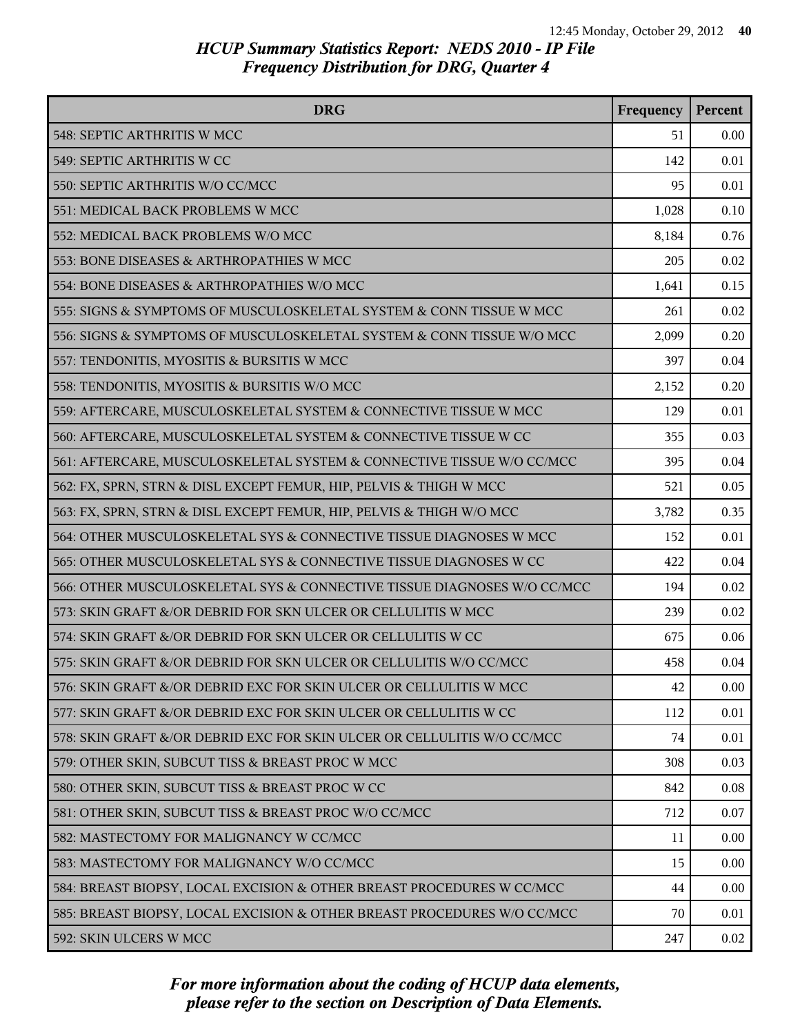# HCUP Summary Statistics Report: NEDS 2010 - IP File
## Frequency Distribution for DRG, Quarter 4

| DRG | Frequency | Percent |
|---|---|---|
| 548: SEPTIC ARTHRITIS W MCC | 51 | 0.00 |
| 549: SEPTIC ARTHRITIS W CC | 142 | 0.01 |
| 550: SEPTIC ARTHRITIS W/O CC/MCC | 95 | 0.01 |
| 551: MEDICAL BACK PROBLEMS W MCC | 1,028 | 0.10 |
| 552: MEDICAL BACK PROBLEMS W/O MCC | 8,184 | 0.76 |
| 553: BONE DISEASES & ARTHROPATHIES W MCC | 205 | 0.02 |
| 554: BONE DISEASES & ARTHROPATHIES W/O MCC | 1,641 | 0.15 |
| 555: SIGNS & SYMPTOMS OF MUSCULOSKELETAL SYSTEM & CONN TISSUE W MCC | 261 | 0.02 |
| 556: SIGNS & SYMPTOMS OF MUSCULOSKELETAL SYSTEM & CONN TISSUE W/O MCC | 2,099 | 0.20 |
| 557: TENDONITIS, MYOSITIS & BURSITIS W MCC | 397 | 0.04 |
| 558: TENDONITIS, MYOSITIS & BURSITIS W/O MCC | 2,152 | 0.20 |
| 559: AFTERCARE, MUSCULOSKELETAL SYSTEM & CONNECTIVE TISSUE W MCC | 129 | 0.01 |
| 560: AFTERCARE, MUSCULOSKELETAL SYSTEM & CONNECTIVE TISSUE W CC | 355 | 0.03 |
| 561: AFTERCARE, MUSCULOSKELETAL SYSTEM & CONNECTIVE TISSUE W/O CC/MCC | 395 | 0.04 |
| 562: FX, SPRN, STRN & DISL EXCEPT FEMUR, HIP, PELVIS & THIGH W MCC | 521 | 0.05 |
| 563: FX, SPRN, STRN & DISL EXCEPT FEMUR, HIP, PELVIS & THIGH W/O MCC | 3,782 | 0.35 |
| 564: OTHER MUSCULOSKELETAL SYS & CONNECTIVE TISSUE DIAGNOSES W MCC | 152 | 0.01 |
| 565: OTHER MUSCULOSKELETAL SYS & CONNECTIVE TISSUE DIAGNOSES W CC | 422 | 0.04 |
| 566: OTHER MUSCULOSKELETAL SYS & CONNECTIVE TISSUE DIAGNOSES W/O CC/MCC | 194 | 0.02 |
| 573: SKIN GRAFT &/OR DEBRID FOR SKN ULCER OR CELLULITIS W MCC | 239 | 0.02 |
| 574: SKIN GRAFT &/OR DEBRID FOR SKN ULCER OR CELLULITIS W CC | 675 | 0.06 |
| 575: SKIN GRAFT &/OR DEBRID FOR SKN ULCER OR CELLULITIS W/O CC/MCC | 458 | 0.04 |
| 576: SKIN GRAFT &/OR DEBRID EXC FOR SKIN ULCER OR CELLULITIS W MCC | 42 | 0.00 |
| 577: SKIN GRAFT &/OR DEBRID EXC FOR SKIN ULCER OR CELLULITIS W CC | 112 | 0.01 |
| 578: SKIN GRAFT &/OR DEBRID EXC FOR SKIN ULCER OR CELLULITIS W/O CC/MCC | 74 | 0.01 |
| 579: OTHER SKIN, SUBCUT TISS & BREAST PROC W MCC | 308 | 0.03 |
| 580: OTHER SKIN, SUBCUT TISS & BREAST PROC W CC | 842 | 0.08 |
| 581: OTHER SKIN, SUBCUT TISS & BREAST PROC W/O CC/MCC | 712 | 0.07 |
| 582: MASTECTOMY FOR MALIGNANCY W CC/MCC | 11 | 0.00 |
| 583: MASTECTOMY FOR MALIGNANCY W/O CC/MCC | 15 | 0.00 |
| 584: BREAST BIOPSY, LOCAL EXCISION & OTHER BREAST PROCEDURES W CC/MCC | 44 | 0.00 |
| 585: BREAST BIOPSY, LOCAL EXCISION & OTHER BREAST PROCEDURES W/O CC/MCC | 70 | 0.01 |
| 592: SKIN ULCERS W MCC | 247 | 0.02 |

*For more information about the coding of HCUP data elements, please refer to the section on Description of Data Elements.*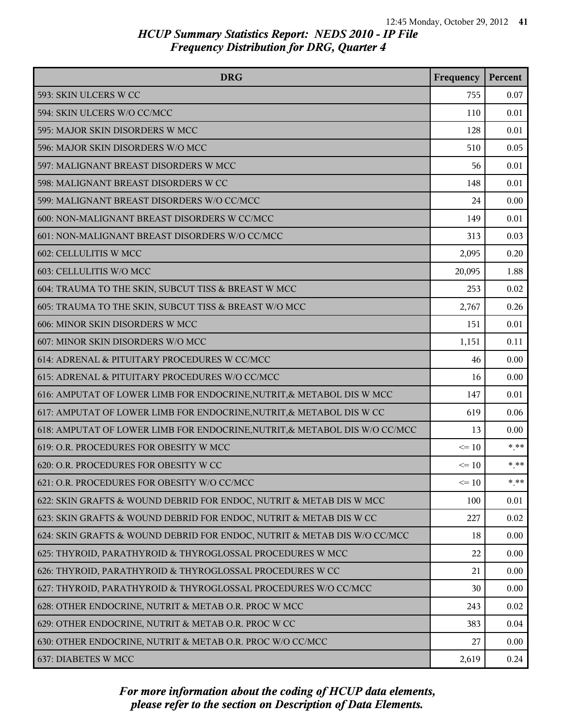## HCUP Summary Statistics Report: NEDS 2010 - IP File

### Frequency Distribution for DRG, Quarter 4

| DRG | Frequency | Percent |
|---|---|---|
| 593: SKIN ULCERS W CC | 755 | 0.07 |
| 594: SKIN ULCERS W/O CC/MCC | 110 | 0.01 |
| 595: MAJOR SKIN DISORDERS W MCC | 128 | 0.01 |
| 596: MAJOR SKIN DISORDERS W/O MCC | 510 | 0.05 |
| 597: MALIGNANT BREAST DISORDERS W MCC | 56 | 0.01 |
| 598: MALIGNANT BREAST DISORDERS W CC | 148 | 0.01 |
| 599: MALIGNANT BREAST DISORDERS W/O CC/MCC | 24 | 0.00 |
| 600: NON-MALIGNANT BREAST DISORDERS W CC/MCC | 149 | 0.01 |
| 601: NON-MALIGNANT BREAST DISORDERS W/O CC/MCC | 313 | 0.03 |
| 602: CELLULITIS W MCC | 2,095 | 0.20 |
| 603: CELLULITIS W/O MCC | 20,095 | 1.88 |
| 604: TRAUMA TO THE SKIN, SUBCUT TISS & BREAST W MCC | 253 | 0.02 |
| 605: TRAUMA TO THE SKIN, SUBCUT TISS & BREAST W/O MCC | 2,767 | 0.26 |
| 606: MINOR SKIN DISORDERS W MCC | 151 | 0.01 |
| 607: MINOR SKIN DISORDERS W/O MCC | 1,151 | 0.11 |
| 614: ADRENAL & PITUITARY PROCEDURES W CC/MCC | 46 | 0.00 |
| 615: ADRENAL & PITUITARY PROCEDURES W/O CC/MCC | 16 | 0.00 |
| 616: AMPUTAT OF LOWER LIMB FOR ENDOCRINE,NUTRIT,& METABOL DIS W MCC | 147 | 0.01 |
| 617: AMPUTAT OF LOWER LIMB FOR ENDOCRINE,NUTRIT,& METABOL DIS W CC | 619 | 0.06 |
| 618: AMPUTAT OF LOWER LIMB FOR ENDOCRINE,NUTRIT,& METABOL DIS W/O CC/MCC | 13 | 0.00 |
| 619: O.R. PROCEDURES FOR OBESITY W MCC | <= 10 | *.** |
| 620: O.R. PROCEDURES FOR OBESITY W CC | <= 10 | *.** |
| 621: O.R. PROCEDURES FOR OBESITY W/O CC/MCC | <= 10 | *.** |
| 622: SKIN GRAFTS & WOUND DEBRID FOR ENDOC, NUTRIT & METAB DIS W MCC | 100 | 0.01 |
| 623: SKIN GRAFTS & WOUND DEBRID FOR ENDOC, NUTRIT & METAB DIS W CC | 227 | 0.02 |
| 624: SKIN GRAFTS & WOUND DEBRID FOR ENDOC, NUTRIT & METAB DIS W/O CC/MCC | 18 | 0.00 |
| 625: THYROID, PARATHYROID & THYROGLOSSAL PROCEDURES W MCC | 22 | 0.00 |
| 626: THYROID, PARATHYROID & THYROGLOSSAL PROCEDURES W CC | 21 | 0.00 |
| 627: THYROID, PARATHYROID & THYROGLOSSAL PROCEDURES W/O CC/MCC | 30 | 0.00 |
| 628: OTHER ENDOCRINE, NUTRIT & METAB O.R. PROC W MCC | 243 | 0.02 |
| 629: OTHER ENDOCRINE, NUTRIT & METAB O.R. PROC W CC | 383 | 0.04 |
| 630: OTHER ENDOCRINE, NUTRIT & METAB O.R. PROC W/O CC/MCC | 27 | 0.00 |
| 637: DIABETES W MCC | 2,619 | 0.24 |

*For more information about the coding of HCUP data elements, please refer to the section on Description of Data Elements.*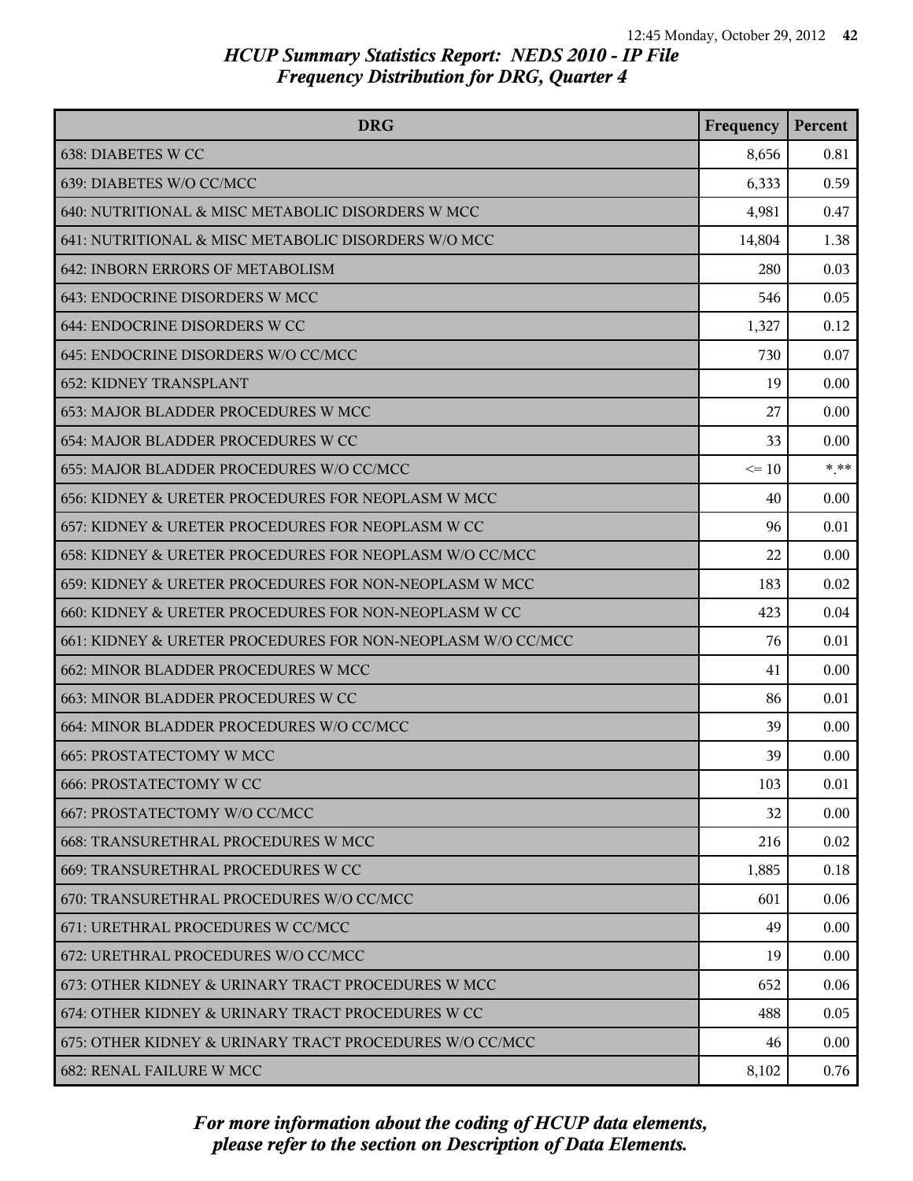# HCUP Summary Statistics Report: NEDS 2010 - IP File
## Frequency Distribution for DRG, Quarter 4

| DRG | Frequency | Percent |
|---|---|---|
| 638: DIABETES W CC | 8,656 | 0.81 |
| 639: DIABETES W/O CC/MCC | 6,333 | 0.59 |
| 640: NUTRITIONAL & MISC METABOLIC DISORDERS W MCC | 4,981 | 0.47 |
| 641: NUTRITIONAL & MISC METABOLIC DISORDERS W/O MCC | 14,804 | 1.38 |
| 642: INBORN ERRORS OF METABOLISM | 280 | 0.03 |
| 643: ENDOCRINE DISORDERS W MCC | 546 | 0.05 |
| 644: ENDOCRINE DISORDERS W CC | 1,327 | 0.12 |
| 645: ENDOCRINE DISORDERS W/O CC/MCC | 730 | 0.07 |
| 652: KIDNEY TRANSPLANT | 19 | 0.00 |
| 653: MAJOR BLADDER PROCEDURES W MCC | 27 | 0.00 |
| 654: MAJOR BLADDER PROCEDURES W CC | 33 | 0.00 |
| 655: MAJOR BLADDER PROCEDURES W/O CC/MCC | <= 10 | *.** |
| 656: KIDNEY & URETER PROCEDURES FOR NEOPLASM W MCC | 40 | 0.00 |
| 657: KIDNEY & URETER PROCEDURES FOR NEOPLASM W CC | 96 | 0.01 |
| 658: KIDNEY & URETER PROCEDURES FOR NEOPLASM W/O CC/MCC | 22 | 0.00 |
| 659: KIDNEY & URETER PROCEDURES FOR NON-NEOPLASM W MCC | 183 | 0.02 |
| 660: KIDNEY & URETER PROCEDURES FOR NON-NEOPLASM W CC | 423 | 0.04 |
| 661: KIDNEY & URETER PROCEDURES FOR NON-NEOPLASM W/O CC/MCC | 76 | 0.01 |
| 662: MINOR BLADDER PROCEDURES W MCC | 41 | 0.00 |
| 663: MINOR BLADDER PROCEDURES W CC | 86 | 0.01 |
| 664: MINOR BLADDER PROCEDURES W/O CC/MCC | 39 | 0.00 |
| 665: PROSTATECTOMY W MCC | 39 | 0.00 |
| 666: PROSTATECTOMY W CC | 103 | 0.01 |
| 667: PROSTATECTOMY W/O CC/MCC | 32 | 0.00 |
| 668: TRANSURETHRAL PROCEDURES W MCC | 216 | 0.02 |
| 669: TRANSURETHRAL PROCEDURES W CC | 1,885 | 0.18 |
| 670: TRANSURETHRAL PROCEDURES W/O CC/MCC | 601 | 0.06 |
| 671: URETHRAL PROCEDURES W CC/MCC | 49 | 0.00 |
| 672: URETHRAL PROCEDURES W/O CC/MCC | 19 | 0.00 |
| 673: OTHER KIDNEY & URINARY TRACT PROCEDURES W MCC | 652 | 0.06 |
| 674: OTHER KIDNEY & URINARY TRACT PROCEDURES W CC | 488 | 0.05 |
| 675: OTHER KIDNEY & URINARY TRACT PROCEDURES W/O CC/MCC | 46 | 0.00 |
| 682: RENAL FAILURE W MCC | 8,102 | 0.76 |

*For more information about the coding of HCUP data elements, please refer to the section on Description of Data Elements.*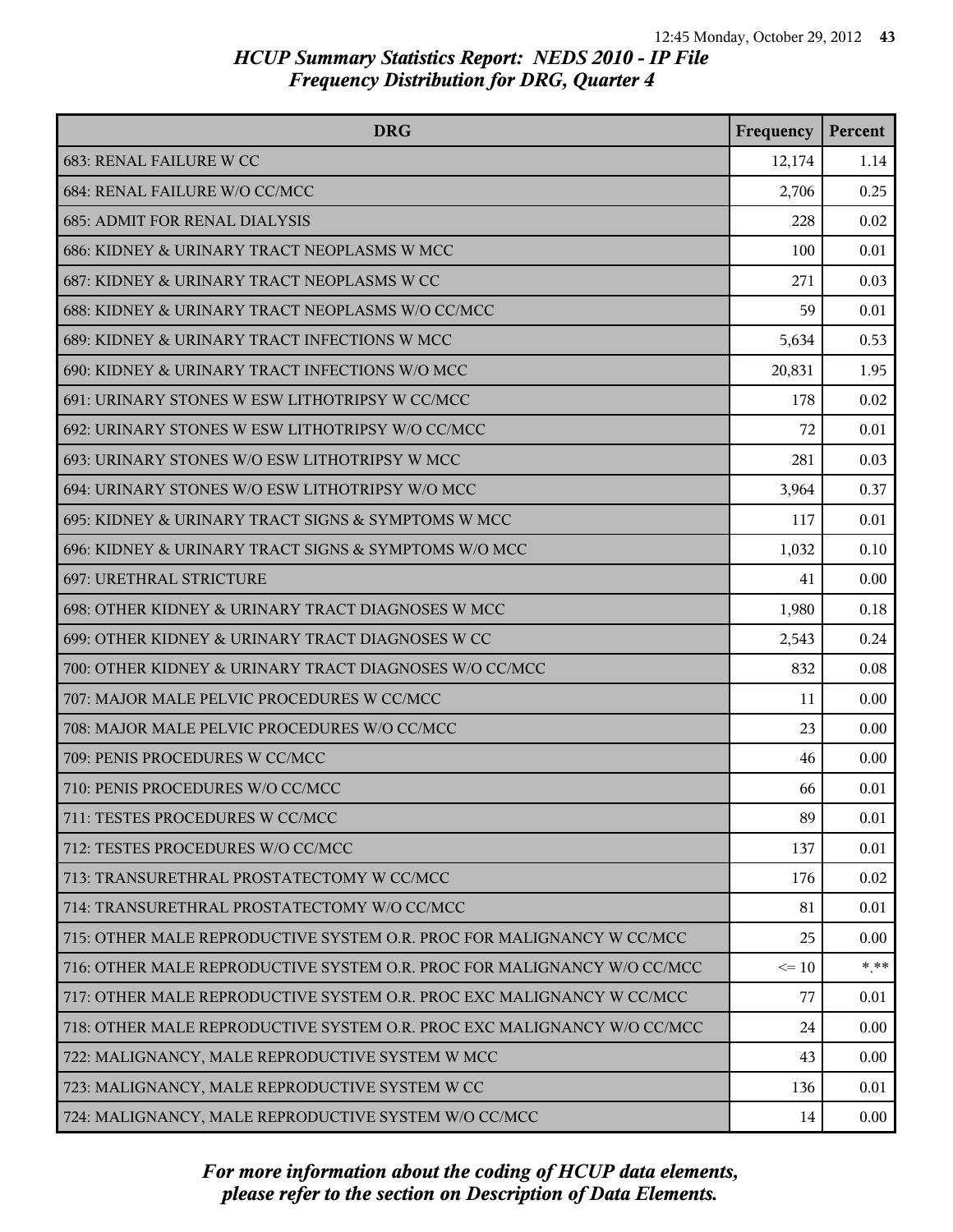## HCUP Summary Statistics Report: NEDS 2010 - IP File
## Frequency Distribution for DRG, Quarter 4

| DRG | Frequency | Percent |
|---|---|---|
| 683: RENAL FAILURE W CC | 12,174 | 1.14 |
| 684: RENAL FAILURE W/O CC/MCC | 2,706 | 0.25 |
| 685: ADMIT FOR RENAL DIALYSIS | 228 | 0.02 |
| 686: KIDNEY & URINARY TRACT NEOPLASMS W MCC | 100 | 0.01 |
| 687: KIDNEY & URINARY TRACT NEOPLASMS W CC | 271 | 0.03 |
| 688: KIDNEY & URINARY TRACT NEOPLASMS W/O CC/MCC | 59 | 0.01 |
| 689: KIDNEY & URINARY TRACT INFECTIONS W MCC | 5,634 | 0.53 |
| 690: KIDNEY & URINARY TRACT INFECTIONS W/O MCC | 20,831 | 1.95 |
| 691: URINARY STONES W ESW LITHOTRIPSY W CC/MCC | 178 | 0.02 |
| 692: URINARY STONES W ESW LITHOTRIPSY W/O CC/MCC | 72 | 0.01 |
| 693: URINARY STONES W/O ESW LITHOTRIPSY W MCC | 281 | 0.03 |
| 694: URINARY STONES W/O ESW LITHOTRIPSY W/O MCC | 3,964 | 0.37 |
| 695: KIDNEY & URINARY TRACT SIGNS & SYMPTOMS W MCC | 117 | 0.01 |
| 696: KIDNEY & URINARY TRACT SIGNS & SYMPTOMS W/O MCC | 1,032 | 0.10 |
| 697: URETHRAL STRICTURE | 41 | 0.00 |
| 698: OTHER KIDNEY & URINARY TRACT DIAGNOSES W MCC | 1,980 | 0.18 |
| 699: OTHER KIDNEY & URINARY TRACT DIAGNOSES W CC | 2,543 | 0.24 |
| 700: OTHER KIDNEY & URINARY TRACT DIAGNOSES W/O CC/MCC | 832 | 0.08 |
| 707: MAJOR MALE PELVIC PROCEDURES W CC/MCC | 11 | 0.00 |
| 708: MAJOR MALE PELVIC PROCEDURES W/O CC/MCC | 23 | 0.00 |
| 709: PENIS PROCEDURES W CC/MCC | 46 | 0.00 |
| 710: PENIS PROCEDURES W/O CC/MCC | 66 | 0.01 |
| 711: TESTES PROCEDURES W CC/MCC | 89 | 0.01 |
| 712: TESTES PROCEDURES W/O CC/MCC | 137 | 0.01 |
| 713: TRANSURETHRAL PROSTATECTOMY W CC/MCC | 176 | 0.02 |
| 714: TRANSURETHRAL PROSTATECTOMY W/O CC/MCC | 81 | 0.01 |
| 715: OTHER MALE REPRODUCTIVE SYSTEM O.R. PROC FOR MALIGNANCY W CC/MCC | 25 | 0.00 |
| 716: OTHER MALE REPRODUCTIVE SYSTEM O.R. PROC FOR MALIGNANCY W/O CC/MCC | <= 10 | *.** |
| 717: OTHER MALE REPRODUCTIVE SYSTEM O.R. PROC EXC MALIGNANCY W CC/MCC | 77 | 0.01 |
| 718: OTHER MALE REPRODUCTIVE SYSTEM O.R. PROC EXC MALIGNANCY W/O CC/MCC | 24 | 0.00 |
| 722: MALIGNANCY, MALE REPRODUCTIVE SYSTEM W MCC | 43 | 0.00 |
| 723: MALIGNANCY, MALE REPRODUCTIVE SYSTEM W CC | 136 | 0.01 |
| 724: MALIGNANCY, MALE REPRODUCTIVE SYSTEM W/O CC/MCC | 14 | 0.00 |

*For more information about the coding of HCUP data elements, please refer to the section on Description of Data Elements.*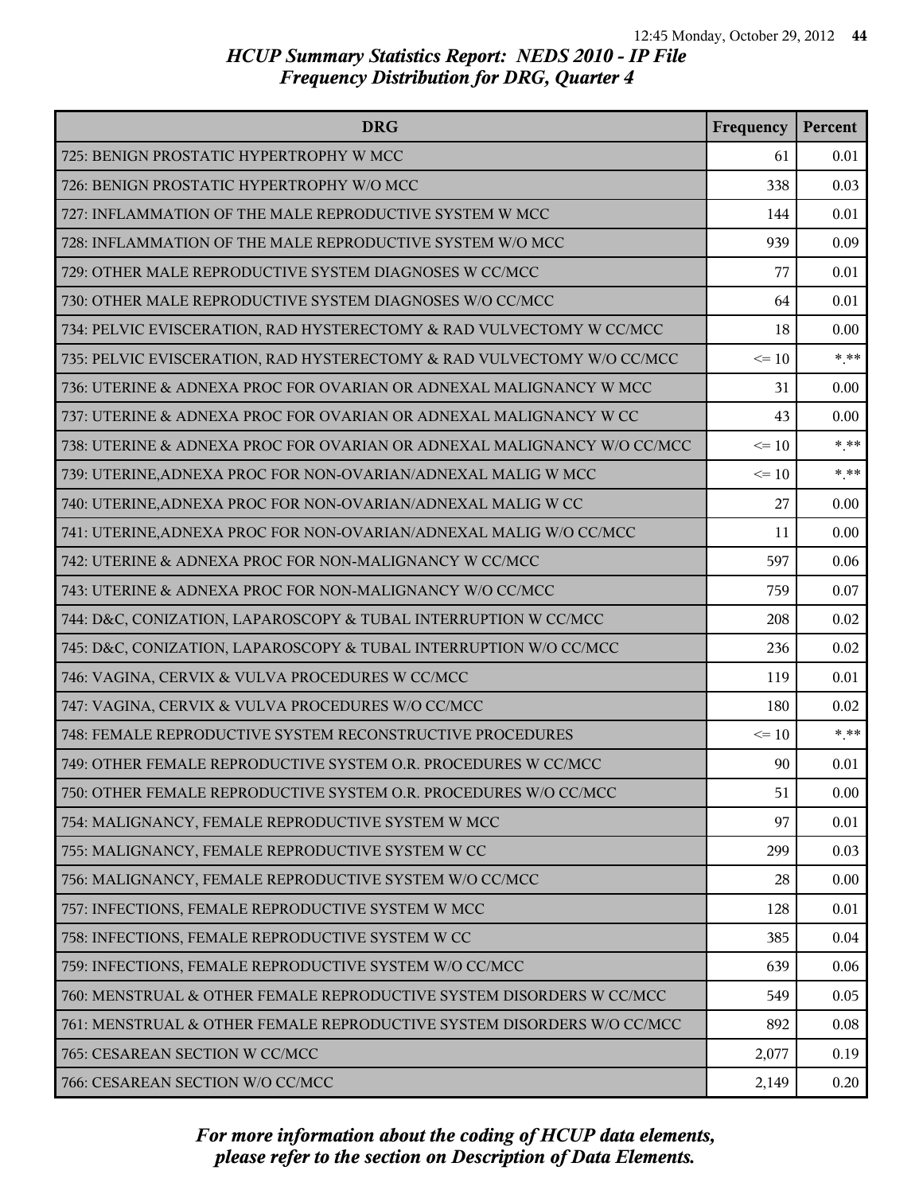# HCUP Summary Statistics Report: NEDS 2010 - IP File
## Frequency Distribution for DRG, Quarter 4

| DRG | Frequency | Percent |
|---|---|---|
| 725: BENIGN PROSTATIC HYPERTROPHY W MCC | 61 | 0.01 |
| 726: BENIGN PROSTATIC HYPERTROPHY W/O MCC | 338 | 0.03 |
| 727: INFLAMMATION OF THE MALE REPRODUCTIVE SYSTEM W MCC | 144 | 0.01 |
| 728: INFLAMMATION OF THE MALE REPRODUCTIVE SYSTEM W/O MCC | 939 | 0.09 |
| 729: OTHER MALE REPRODUCTIVE SYSTEM DIAGNOSES W CC/MCC | 77 | 0.01 |
| 730: OTHER MALE REPRODUCTIVE SYSTEM DIAGNOSES W/O CC/MCC | 64 | 0.01 |
| 734: PELVIC EVISCERATION, RAD HYSTERECTOMY & RAD VULVECTOMY W CC/MCC | 18 | 0.00 |
| 735: PELVIC EVISCERATION, RAD HYSTERECTOMY & RAD VULVECTOMY W/O CC/MCC | <= 10 | *.** |
| 736: UTERINE & ADNEXA PROC FOR OVARIAN OR ADNEXAL MALIGNANCY W MCC | 31 | 0.00 |
| 737: UTERINE & ADNEXA PROC FOR OVARIAN OR ADNEXAL MALIGNANCY W CC | 43 | 0.00 |
| 738: UTERINE & ADNEXA PROC FOR OVARIAN OR ADNEXAL MALIGNANCY W/O CC/MCC | <= 10 | *.** |
| 739: UTERINE,ADNEXA PROC FOR NON-OVARIAN/ADNEXAL MALIG W MCC | <= 10 | *.** |
| 740: UTERINE,ADNEXA PROC FOR NON-OVARIAN/ADNEXAL MALIG W CC | 27 | 0.00 |
| 741: UTERINE,ADNEXA PROC FOR NON-OVARIAN/ADNEXAL MALIG W/O CC/MCC | 11 | 0.00 |
| 742: UTERINE & ADNEXA PROC FOR NON-MALIGNANCY W CC/MCC | 597 | 0.06 |
| 743: UTERINE & ADNEXA PROC FOR NON-MALIGNANCY W/O CC/MCC | 759 | 0.07 |
| 744: D&C, CONIZATION, LAPAROSCOPY & TUBAL INTERRUPTION W CC/MCC | 208 | 0.02 |
| 745: D&C, CONIZATION, LAPAROSCOPY & TUBAL INTERRUPTION W/O CC/MCC | 236 | 0.02 |
| 746: VAGINA, CERVIX & VULVA PROCEDURES W CC/MCC | 119 | 0.01 |
| 747: VAGINA, CERVIX & VULVA PROCEDURES W/O CC/MCC | 180 | 0.02 |
| 748: FEMALE REPRODUCTIVE SYSTEM RECONSTRUCTIVE PROCEDURES | <= 10 | *.** |
| 749: OTHER FEMALE REPRODUCTIVE SYSTEM O.R. PROCEDURES W CC/MCC | 90 | 0.01 |
| 750: OTHER FEMALE REPRODUCTIVE SYSTEM O.R. PROCEDURES W/O CC/MCC | 51 | 0.00 |
| 754: MALIGNANCY, FEMALE REPRODUCTIVE SYSTEM W MCC | 97 | 0.01 |
| 755: MALIGNANCY, FEMALE REPRODUCTIVE SYSTEM W CC | 299 | 0.03 |
| 756: MALIGNANCY, FEMALE REPRODUCTIVE SYSTEM W/O CC/MCC | 28 | 0.00 |
| 757: INFECTIONS, FEMALE REPRODUCTIVE SYSTEM W MCC | 128 | 0.01 |
| 758: INFECTIONS, FEMALE REPRODUCTIVE SYSTEM W CC | 385 | 0.04 |
| 759: INFECTIONS, FEMALE REPRODUCTIVE SYSTEM W/O CC/MCC | 639 | 0.06 |
| 760: MENSTRUAL & OTHER FEMALE REPRODUCTIVE SYSTEM DISORDERS W CC/MCC | 549 | 0.05 |
| 761: MENSTRUAL & OTHER FEMALE REPRODUCTIVE SYSTEM DISORDERS W/O CC/MCC | 892 | 0.08 |
| 765: CESAREAN SECTION W CC/MCC | 2,077 | 0.19 |
| 766: CESAREAN SECTION W/O CC/MCC | 2,149 | 0.20 |

*For more information about the coding of HCUP data elements, please refer to the section on Description of Data Elements.*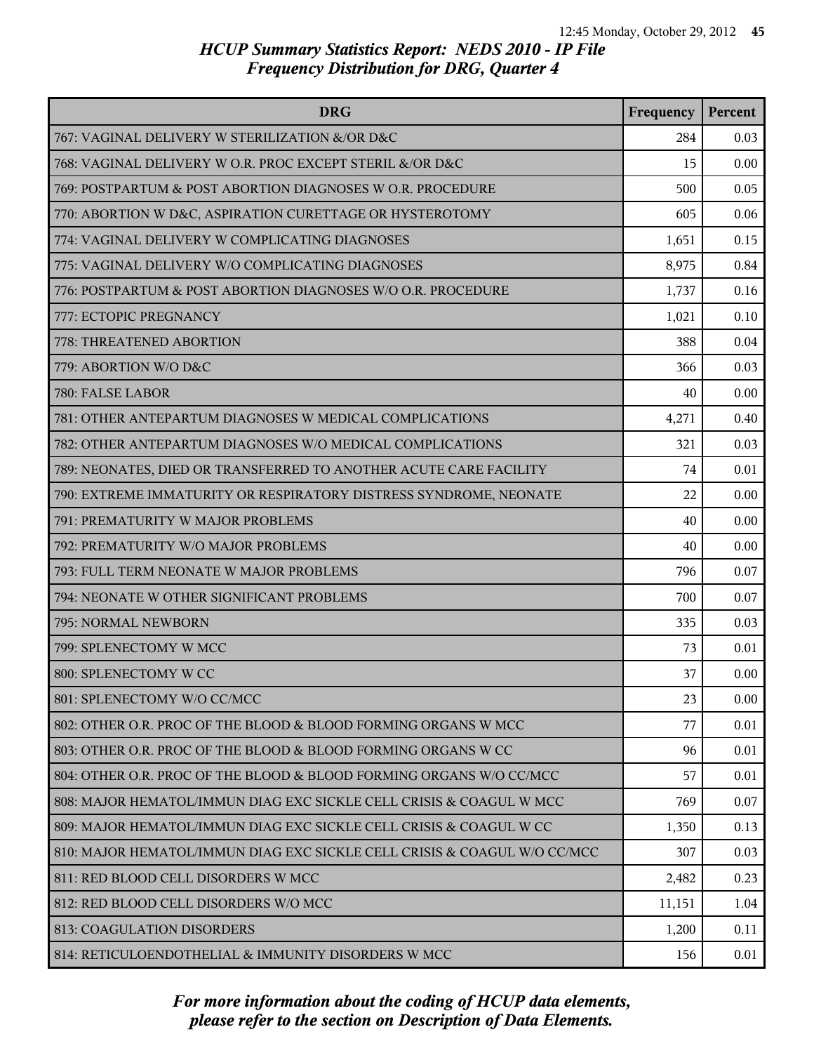## HCUP Summary Statistics Report: NEDS 2010 - IP File
## Frequency Distribution for DRG, Quarter 4

| DRG | Frequency | Percent |
|---|---|---|
| 767: VAGINAL DELIVERY W STERILIZATION &/OR D&C | 284 | 0.03 |
| 768: VAGINAL DELIVERY W O.R. PROC EXCEPT STERIL &/OR D&C | 15 | 0.00 |
| 769: POSTPARTUM & POST ABORTION DIAGNOSES W O.R. PROCEDURE | 500 | 0.05 |
| 770: ABORTION W D&C, ASPIRATION CURETTAGE OR HYSTEROTOMY | 605 | 0.06 |
| 774: VAGINAL DELIVERY W COMPLICATING DIAGNOSES | 1,651 | 0.15 |
| 775: VAGINAL DELIVERY W/O COMPLICATING DIAGNOSES | 8,975 | 0.84 |
| 776: POSTPARTUM & POST ABORTION DIAGNOSES W/O O.R. PROCEDURE | 1,737 | 0.16 |
| 777: ECTOPIC PREGNANCY | 1,021 | 0.10 |
| 778: THREATENED ABORTION | 388 | 0.04 |
| 779: ABORTION W/O D&C | 366 | 0.03 |
| 780: FALSE LABOR | 40 | 0.00 |
| 781: OTHER ANTEPARTUM DIAGNOSES W MEDICAL COMPLICATIONS | 4,271 | 0.40 |
| 782: OTHER ANTEPARTUM DIAGNOSES W/O MEDICAL COMPLICATIONS | 321 | 0.03 |
| 789: NEONATES, DIED OR TRANSFERRED TO ANOTHER ACUTE CARE FACILITY | 74 | 0.01 |
| 790: EXTREME IMMATURITY OR RESPIRATORY DISTRESS SYNDROME, NEONATE | 22 | 0.00 |
| 791: PREMATURITY W MAJOR PROBLEMS | 40 | 0.00 |
| 792: PREMATURITY W/O MAJOR PROBLEMS | 40 | 0.00 |
| 793: FULL TERM NEONATE W MAJOR PROBLEMS | 796 | 0.07 |
| 794: NEONATE W OTHER SIGNIFICANT PROBLEMS | 700 | 0.07 |
| 795: NORMAL NEWBORN | 335 | 0.03 |
| 799: SPLENECTOMY W MCC | 73 | 0.01 |
| 800: SPLENECTOMY W CC | 37 | 0.00 |
| 801: SPLENECTOMY W/O CC/MCC | 23 | 0.00 |
| 802: OTHER O.R. PROC OF THE BLOOD & BLOOD FORMING ORGANS W MCC | 77 | 0.01 |
| 803: OTHER O.R. PROC OF THE BLOOD & BLOOD FORMING ORGANS W CC | 96 | 0.01 |
| 804: OTHER O.R. PROC OF THE BLOOD & BLOOD FORMING ORGANS W/O CC/MCC | 57 | 0.01 |
| 808: MAJOR HEMATOL/IMMUN DIAG EXC SICKLE CELL CRISIS & COAGUL W MCC | 769 | 0.07 |
| 809: MAJOR HEMATOL/IMMUN DIAG EXC SICKLE CELL CRISIS & COAGUL W CC | 1,350 | 0.13 |
| 810: MAJOR HEMATOL/IMMUN DIAG EXC SICKLE CELL CRISIS & COAGUL W/O CC/MCC | 307 | 0.03 |
| 811: RED BLOOD CELL DISORDERS W MCC | 2,482 | 0.23 |
| 812: RED BLOOD CELL DISORDERS W/O MCC | 11,151 | 1.04 |
| 813: COAGULATION DISORDERS | 1,200 | 0.11 |
| 814: RETICULOENDOTHELIAL & IMMUNITY DISORDERS W MCC | 156 | 0.01 |

*For more information about the coding of HCUP data elements, please refer to the section on Description of Data Elements.*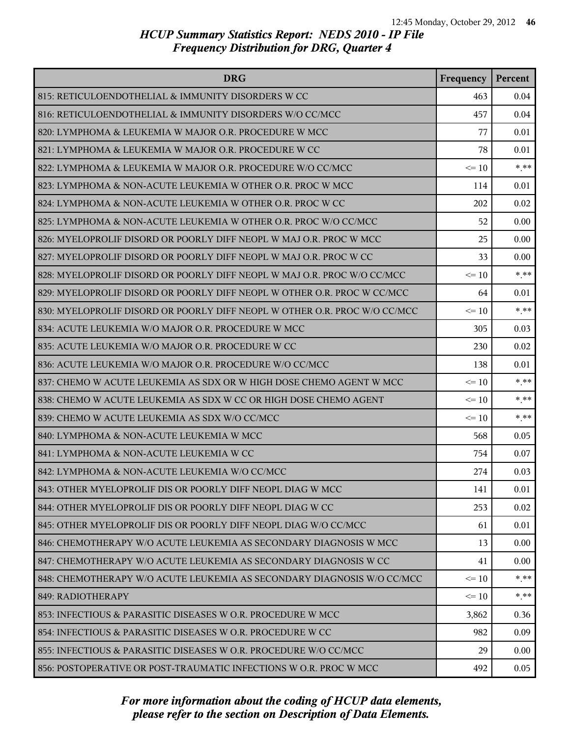# HCUP Summary Statistics Report: NEDS 2010 - IP File
## Frequency Distribution for DRG, Quarter 4

| DRG | Frequency | Percent |
|---|---|---|
| 815: RETICULOENDOTHELIAL & IMMUNITY DISORDERS W CC | 463 | 0.04 |
| 816: RETICULOENDOTHELIAL & IMMUNITY DISORDERS W/O CC/MCC | 457 | 0.04 |
| 820: LYMPHOMA & LEUKEMIA W MAJOR O.R. PROCEDURE W MCC | 77 | 0.01 |
| 821: LYMPHOMA & LEUKEMIA W MAJOR O.R. PROCEDURE W CC | 78 | 0.01 |
| 822: LYMPHOMA & LEUKEMIA W MAJOR O.R. PROCEDURE W/O CC/MCC | <= 10 | *.** |
| 823: LYMPHOMA & NON-ACUTE LEUKEMIA W OTHER O.R. PROC W MCC | 114 | 0.01 |
| 824: LYMPHOMA & NON-ACUTE LEUKEMIA W OTHER O.R. PROC W CC | 202 | 0.02 |
| 825: LYMPHOMA & NON-ACUTE LEUKEMIA W OTHER O.R. PROC W/O CC/MCC | 52 | 0.00 |
| 826: MYELOPROLIF DISORD OR POORLY DIFF NEOPL W MAJ O.R. PROC W MCC | 25 | 0.00 |
| 827: MYELOPROLIF DISORD OR POORLY DIFF NEOPL W MAJ O.R. PROC W CC | 33 | 0.00 |
| 828: MYELOPROLIF DISORD OR POORLY DIFF NEOPL W MAJ O.R. PROC W/O CC/MCC | <= 10 | *.** |
| 829: MYELOPROLIF DISORD OR POORLY DIFF NEOPL W OTHER O.R. PROC W CC/MCC | 64 | 0.01 |
| 830: MYELOPROLIF DISORD OR POORLY DIFF NEOPL W OTHER O.R. PROC W/O CC/MCC | <= 10 | *.** |
| 834: ACUTE LEUKEMIA W/O MAJOR O.R. PROCEDURE W MCC | 305 | 0.03 |
| 835: ACUTE LEUKEMIA W/O MAJOR O.R. PROCEDURE W CC | 230 | 0.02 |
| 836: ACUTE LEUKEMIA W/O MAJOR O.R. PROCEDURE W/O CC/MCC | 138 | 0.01 |
| 837: CHEMO W ACUTE LEUKEMIA AS SDX OR W HIGH DOSE CHEMO AGENT W MCC | <= 10 | *.** |
| 838: CHEMO W ACUTE LEUKEMIA AS SDX W CC OR HIGH DOSE CHEMO AGENT | <= 10 | *.** |
| 839: CHEMO W ACUTE LEUKEMIA AS SDX W/O CC/MCC | <= 10 | *.** |
| 840: LYMPHOMA & NON-ACUTE LEUKEMIA W MCC | 568 | 0.05 |
| 841: LYMPHOMA & NON-ACUTE LEUKEMIA W CC | 754 | 0.07 |
| 842: LYMPHOMA & NON-ACUTE LEUKEMIA W/O CC/MCC | 274 | 0.03 |
| 843: OTHER MYELOPROLIF DIS OR POORLY DIFF NEOPL DIAG W MCC | 141 | 0.01 |
| 844: OTHER MYELOPROLIF DIS OR POORLY DIFF NEOPL DIAG W CC | 253 | 0.02 |
| 845: OTHER MYELOPROLIF DIS OR POORLY DIFF NEOPL DIAG W/O CC/MCC | 61 | 0.01 |
| 846: CHEMOTHERAPY W/O ACUTE LEUKEMIA AS SECONDARY DIAGNOSIS W MCC | 13 | 0.00 |
| 847: CHEMOTHERAPY W/O ACUTE LEUKEMIA AS SECONDARY DIAGNOSIS W CC | 41 | 0.00 |
| 848: CHEMOTHERAPY W/O ACUTE LEUKEMIA AS SECONDARY DIAGNOSIS W/O CC/MCC | <= 10 | *.** |
| 849: RADIOTHERAPY | <= 10 | *.** |
| 853: INFECTIOUS & PARASITIC DISEASES W O.R. PROCEDURE W MCC | 3,862 | 0.36 |
| 854: INFECTIOUS & PARASITIC DISEASES W O.R. PROCEDURE W CC | 982 | 0.09 |
| 855: INFECTIOUS & PARASITIC DISEASES W O.R. PROCEDURE W/O CC/MCC | 29 | 0.00 |
| 856: POSTOPERATIVE OR POST-TRAUMATIC INFECTIONS W O.R. PROC W MCC | 492 | 0.05 |

*For more information about the coding of HCUP data elements, please refer to the section on Description of Data Elements.*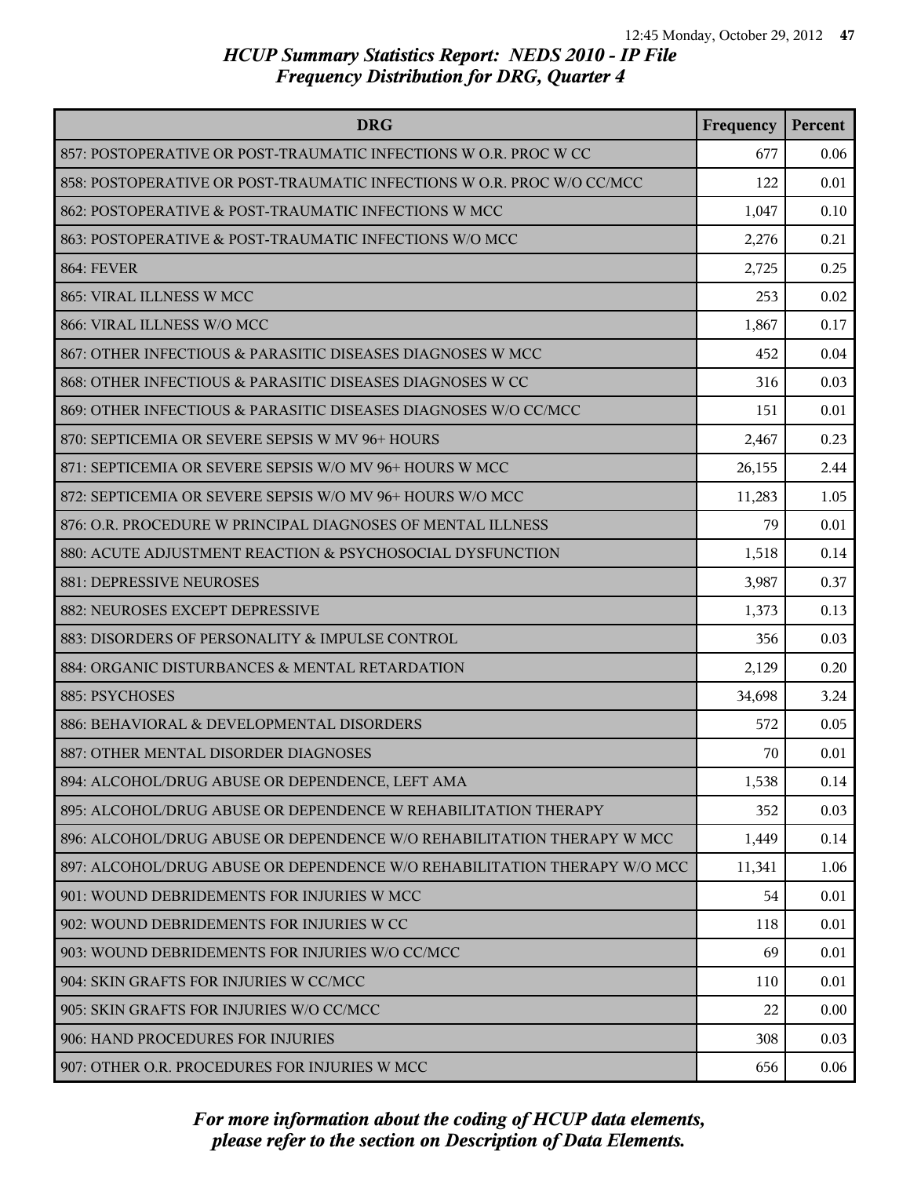# HCUP Summary Statistics Report: NEDS 2010 - IP File
## Frequency Distribution for DRG, Quarter 4

| DRG | Frequency | Percent |
|---|---|---|
| 857: POSTOPERATIVE OR POST-TRAUMATIC INFECTIONS W O.R. PROC W CC | 677 | 0.06 |
| 858: POSTOPERATIVE OR POST-TRAUMATIC INFECTIONS W O.R. PROC W/O CC/MCC | 122 | 0.01 |
| 862: POSTOPERATIVE & POST-TRAUMATIC INFECTIONS W MCC | 1,047 | 0.10 |
| 863: POSTOPERATIVE & POST-TRAUMATIC INFECTIONS W/O MCC | 2,276 | 0.21 |
| 864: FEVER | 2,725 | 0.25 |
| 865: VIRAL ILLNESS W MCC | 253 | 0.02 |
| 866: VIRAL ILLNESS W/O MCC | 1,867 | 0.17 |
| 867: OTHER INFECTIOUS & PARASITIC DISEASES DIAGNOSES W MCC | 452 | 0.04 |
| 868: OTHER INFECTIOUS & PARASITIC DISEASES DIAGNOSES W CC | 316 | 0.03 |
| 869: OTHER INFECTIOUS & PARASITIC DISEASES DIAGNOSES W/O CC/MCC | 151 | 0.01 |
| 870: SEPTICEMIA OR SEVERE SEPSIS W MV 96+ HOURS | 2,467 | 0.23 |
| 871: SEPTICEMIA OR SEVERE SEPSIS W/O MV 96+ HOURS W MCC | 26,155 | 2.44 |
| 872: SEPTICEMIA OR SEVERE SEPSIS W/O MV 96+ HOURS W/O MCC | 11,283 | 1.05 |
| 876: O.R. PROCEDURE W PRINCIPAL DIAGNOSES OF MENTAL ILLNESS | 79 | 0.01 |
| 880: ACUTE ADJUSTMENT REACTION & PSYCHOSOCIAL DYSFUNCTION | 1,518 | 0.14 |
| 881: DEPRESSIVE NEUROSES | 3,987 | 0.37 |
| 882: NEUROSES EXCEPT DEPRESSIVE | 1,373 | 0.13 |
| 883: DISORDERS OF PERSONALITY & IMPULSE CONTROL | 356 | 0.03 |
| 884: ORGANIC DISTURBANCES & MENTAL RETARDATION | 2,129 | 0.20 |
| 885: PSYCHOSES | 34,698 | 3.24 |
| 886: BEHAVIORAL & DEVELOPMENTAL DISORDERS | 572 | 0.05 |
| 887: OTHER MENTAL DISORDER DIAGNOSES | 70 | 0.01 |
| 894: ALCOHOL/DRUG ABUSE OR DEPENDENCE, LEFT AMA | 1,538 | 0.14 |
| 895: ALCOHOL/DRUG ABUSE OR DEPENDENCE W REHABILITATION THERAPY | 352 | 0.03 |
| 896: ALCOHOL/DRUG ABUSE OR DEPENDENCE W/O REHABILITATION THERAPY W MCC | 1,449 | 0.14 |
| 897: ALCOHOL/DRUG ABUSE OR DEPENDENCE W/O REHABILITATION THERAPY W/O MCC | 11,341 | 1.06 |
| 901: WOUND DEBRIDEMENTS FOR INJURIES W MCC | 54 | 0.01 |
| 902: WOUND DEBRIDEMENTS FOR INJURIES W CC | 118 | 0.01 |
| 903: WOUND DEBRIDEMENTS FOR INJURIES W/O CC/MCC | 69 | 0.01 |
| 904: SKIN GRAFTS FOR INJURIES W CC/MCC | 110 | 0.01 |
| 905: SKIN GRAFTS FOR INJURIES W/O CC/MCC | 22 | 0.00 |
| 906: HAND PROCEDURES FOR INJURIES | 308 | 0.03 |
| 907: OTHER O.R. PROCEDURES FOR INJURIES W MCC | 656 | 0.06 |

*For more information about the coding of HCUP data elements, please refer to the section on Description of Data Elements.*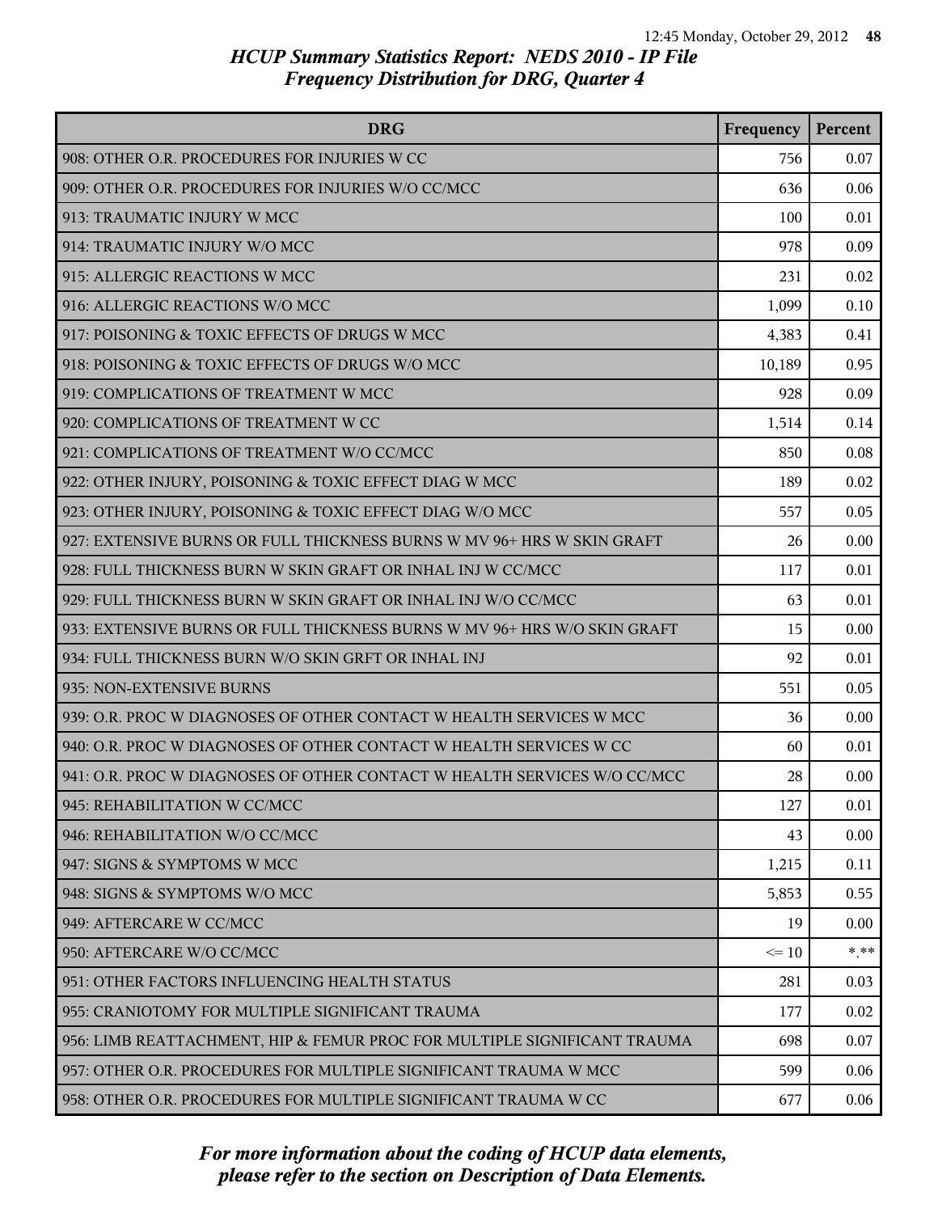## HCUP Summary Statistics Report: NEDS 2010 - IP File
## Frequency Distribution for DRG, Quarter 4

| DRG | Frequency | Percent |
|---|---|---|
| 908: OTHER O.R. PROCEDURES FOR INJURIES W CC | 756 | 0.07 |
| 909: OTHER O.R. PROCEDURES FOR INJURIES W/O CC/MCC | 636 | 0.06 |
| 913: TRAUMATIC INJURY W MCC | 100 | 0.01 |
| 914: TRAUMATIC INJURY W/O MCC | 978 | 0.09 |
| 915: ALLERGIC REACTIONS W MCC | 231 | 0.02 |
| 916: ALLERGIC REACTIONS W/O MCC | 1,099 | 0.10 |
| 917: POISONING & TOXIC EFFECTS OF DRUGS W MCC | 4,383 | 0.41 |
| 918: POISONING & TOXIC EFFECTS OF DRUGS W/O MCC | 10,189 | 0.95 |
| 919: COMPLICATIONS OF TREATMENT W MCC | 928 | 0.09 |
| 920: COMPLICATIONS OF TREATMENT W CC | 1,514 | 0.14 |
| 921: COMPLICATIONS OF TREATMENT W/O CC/MCC | 850 | 0.08 |
| 922: OTHER INJURY, POISONING & TOXIC EFFECT DIAG W MCC | 189 | 0.02 |
| 923: OTHER INJURY, POISONING & TOXIC EFFECT DIAG W/O MCC | 557 | 0.05 |
| 927: EXTENSIVE BURNS OR FULL THICKNESS BURNS W MV 96+ HRS W SKIN GRAFT | 26 | 0.00 |
| 928: FULL THICKNESS BURN W SKIN GRAFT OR INHAL INJ W CC/MCC | 117 | 0.01 |
| 929: FULL THICKNESS BURN W SKIN GRAFT OR INHAL INJ W/O CC/MCC | 63 | 0.01 |
| 933: EXTENSIVE BURNS OR FULL THICKNESS BURNS W MV 96+ HRS W/O SKIN GRAFT | 15 | 0.00 |
| 934: FULL THICKNESS BURN W/O SKIN GRFT OR INHAL INJ | 92 | 0.01 |
| 935: NON-EXTENSIVE BURNS | 551 | 0.05 |
| 939: O.R. PROC W DIAGNOSES OF OTHER CONTACT W HEALTH SERVICES W MCC | 36 | 0.00 |
| 940: O.R. PROC W DIAGNOSES OF OTHER CONTACT W HEALTH SERVICES W CC | 60 | 0.01 |
| 941: O.R. PROC W DIAGNOSES OF OTHER CONTACT W HEALTH SERVICES W/O CC/MCC | 28 | 0.00 |
| 945: REHABILITATION W CC/MCC | 127 | 0.01 |
| 946: REHABILITATION W/O CC/MCC | 43 | 0.00 |
| 947: SIGNS & SYMPTOMS W MCC | 1,215 | 0.11 |
| 948: SIGNS & SYMPTOMS W/O MCC | 5,853 | 0.55 |
| 949: AFTERCARE W CC/MCC | 19 | 0.00 |
| 950: AFTERCARE W/O CC/MCC | <= 10 | *.** |
| 951: OTHER FACTORS INFLUENCING HEALTH STATUS | 281 | 0.03 |
| 955: CRANIOTOMY FOR MULTIPLE SIGNIFICANT TRAUMA | 177 | 0.02 |
| 956: LIMB REATTACHMENT, HIP & FEMUR PROC FOR MULTIPLE SIGNIFICANT TRAUMA | 698 | 0.07 |
| 957: OTHER O.R. PROCEDURES FOR MULTIPLE SIGNIFICANT TRAUMA W MCC | 599 | 0.06 |
| 958: OTHER O.R. PROCEDURES FOR MULTIPLE SIGNIFICANT TRAUMA W CC | 677 | 0.06 |

*For more information about the coding of HCUP data elements, please refer to the section on Description of Data Elements.*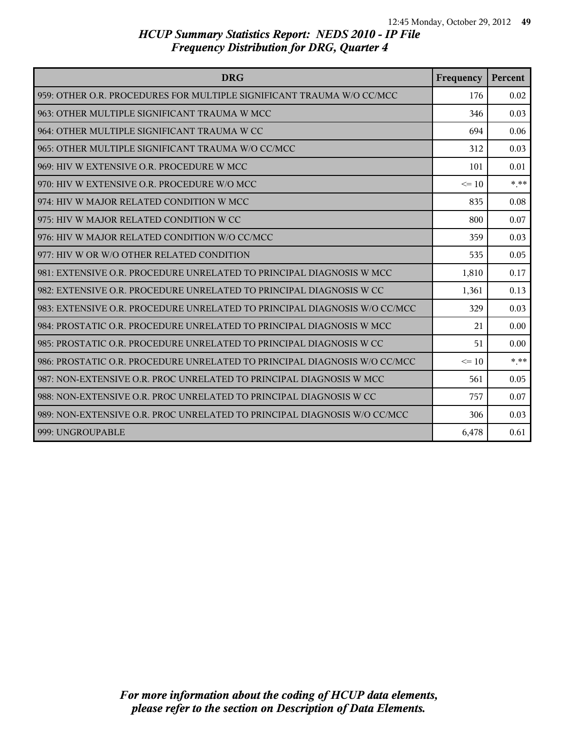*HCUP Summary Statistics Report: NEDS 2010 - IP File*
*Frequency Distribution for DRG, Quarter 4*

| DRG | Frequency | Percent |
|---|---|---|
| 959: OTHER O.R. PROCEDURES FOR MULTIPLE SIGNIFICANT TRAUMA W/O CC/MCC | 176 | 0.02 |
| 963: OTHER MULTIPLE SIGNIFICANT TRAUMA W MCC | 346 | 0.03 |
| 964: OTHER MULTIPLE SIGNIFICANT TRAUMA W CC | 694 | 0.06 |
| 965: OTHER MULTIPLE SIGNIFICANT TRAUMA W/O CC/MCC | 312 | 0.03 |
| 969: HIV W EXTENSIVE O.R. PROCEDURE W MCC | 101 | 0.01 |
| 970: HIV W EXTENSIVE O.R. PROCEDURE W/O MCC | <= 10 | *.** |
| 974: HIV W MAJOR RELATED CONDITION W MCC | 835 | 0.08 |
| 975: HIV W MAJOR RELATED CONDITION W CC | 800 | 0.07 |
| 976: HIV W MAJOR RELATED CONDITION W/O CC/MCC | 359 | 0.03 |
| 977: HIV W OR W/O OTHER RELATED CONDITION | 535 | 0.05 |
| 981: EXTENSIVE O.R. PROCEDURE UNRELATED TO PRINCIPAL DIAGNOSIS W MCC | 1,810 | 0.17 |
| 982: EXTENSIVE O.R. PROCEDURE UNRELATED TO PRINCIPAL DIAGNOSIS W CC | 1,361 | 0.13 |
| 983: EXTENSIVE O.R. PROCEDURE UNRELATED TO PRINCIPAL DIAGNOSIS W/O CC/MCC | 329 | 0.03 |
| 984: PROSTATIC O.R. PROCEDURE UNRELATED TO PRINCIPAL DIAGNOSIS W MCC | 21 | 0.00 |
| 985: PROSTATIC O.R. PROCEDURE UNRELATED TO PRINCIPAL DIAGNOSIS W CC | 51 | 0.00 |
| 986: PROSTATIC O.R. PROCEDURE UNRELATED TO PRINCIPAL DIAGNOSIS W/O CC/MCC | <= 10 | *.** |
| 987: NON-EXTENSIVE O.R. PROC UNRELATED TO PRINCIPAL DIAGNOSIS W MCC | 561 | 0.05 |
| 988: NON-EXTENSIVE O.R. PROC UNRELATED TO PRINCIPAL DIAGNOSIS W CC | 757 | 0.07 |
| 989: NON-EXTENSIVE O.R. PROC UNRELATED TO PRINCIPAL DIAGNOSIS W/O CC/MCC | 306 | 0.03 |
| 999: UNGROUPABLE | 6,478 | 0.61 |

*For more information about the coding of HCUP data elements, please refer to the section on Description of Data Elements.*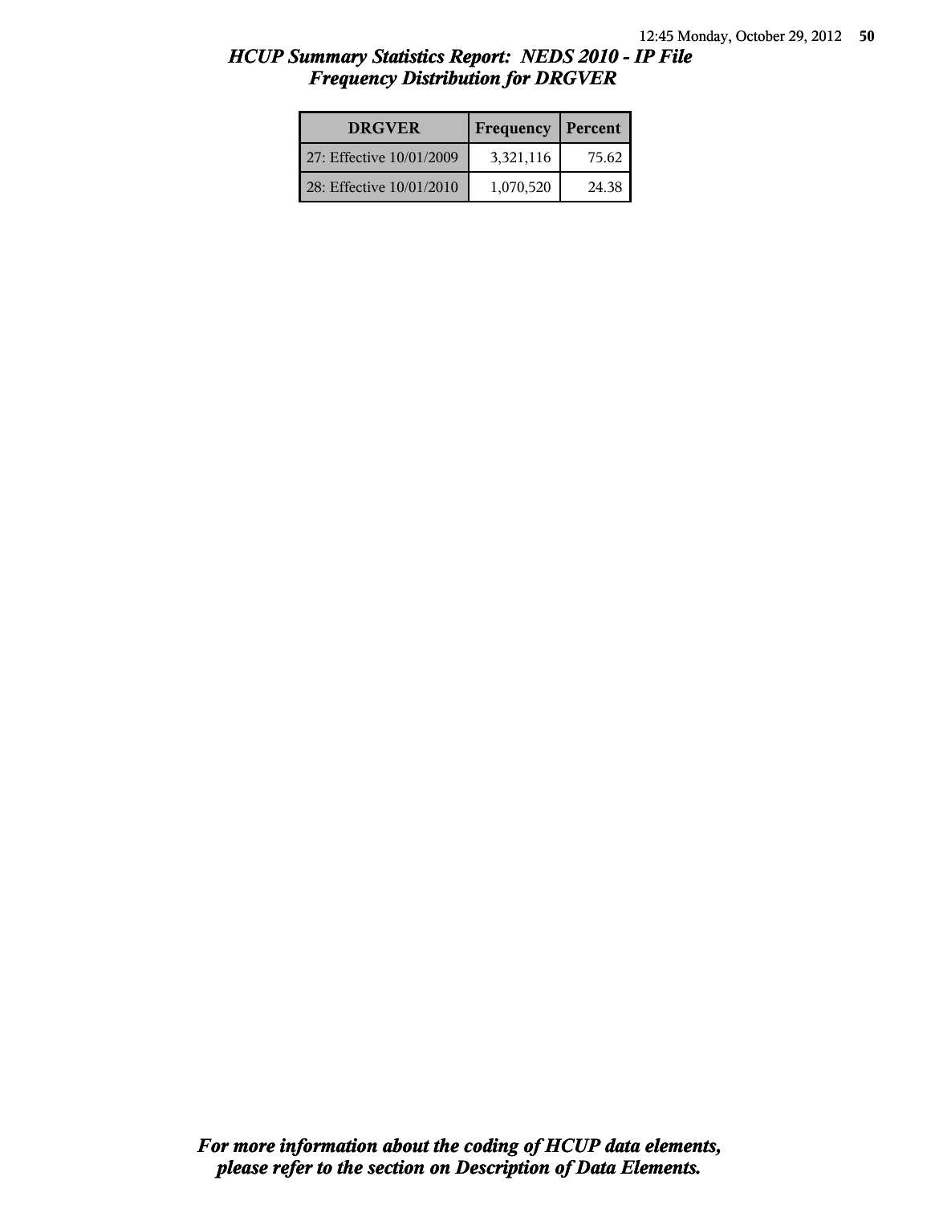## *HCUP Summary Statistics Report: NEDS 2010 - IP File*
## *Frequency Distribution for DRGVER*

| DRGVER | Frequency | Percent |
| --- | --- | --- |
| 27: Effective 10/01/2009 | 3,321,116 | 75.62 |
| 28: Effective 10/01/2010 | 1,070,520 | 24.38 |

***For more information about the coding of HCUP data elements, please refer to the section on Description of Data Elements.***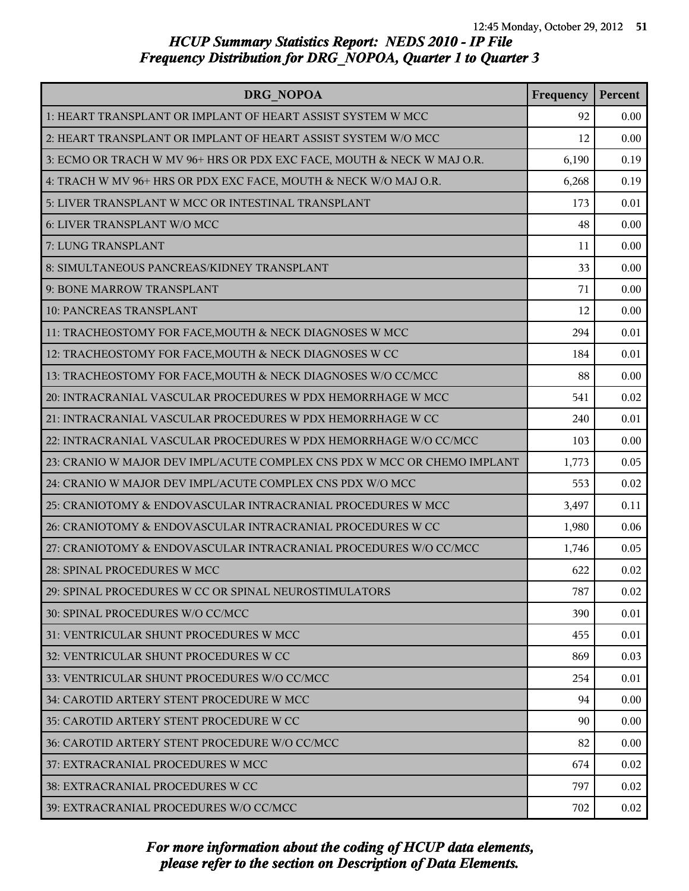## *HCUP Summary Statistics Report: NEDS 2010 - IP File*
## *Frequency Distribution for DRG_NOPOA, Quarter 1 to Quarter 3*

| DRG_NOPOA | Frequency | Percent |
|---|---|---|
| 1: HEART TRANSPLANT OR IMPLANT OF HEART ASSIST SYSTEM W MCC | 92 | 0.00 |
| 2: HEART TRANSPLANT OR IMPLANT OF HEART ASSIST SYSTEM W/O MCC | 12 | 0.00 |
| 3: ECMO OR TRACH W MV 96+ HRS OR PDX EXC FACE, MOUTH & NECK W MAJ O.R. | 6,190 | 0.19 |
| 4: TRACH W MV 96+ HRS OR PDX EXC FACE, MOUTH & NECK W/O MAJ O.R. | 6,268 | 0.19 |
| 5: LIVER TRANSPLANT W MCC OR INTESTINAL TRANSPLANT | 173 | 0.01 |
| 6: LIVER TRANSPLANT W/O MCC | 48 | 0.00 |
| 7: LUNG TRANSPLANT | 11 | 0.00 |
| 8: SIMULTANEOUS PANCREAS/KIDNEY TRANSPLANT | 33 | 0.00 |
| 9: BONE MARROW TRANSPLANT | 71 | 0.00 |
| 10: PANCREAS TRANSPLANT | 12 | 0.00 |
| 11: TRACHEOSTOMY FOR FACE,MOUTH & NECK DIAGNOSES W MCC | 294 | 0.01 |
| 12: TRACHEOSTOMY FOR FACE,MOUTH & NECK DIAGNOSES W CC | 184 | 0.01 |
| 13: TRACHEOSTOMY FOR FACE,MOUTH & NECK DIAGNOSES W/O CC/MCC | 88 | 0.00 |
| 20: INTRACRANIAL VASCULAR PROCEDURES W PDX HEMORRHAGE W MCC | 541 | 0.02 |
| 21: INTRACRANIAL VASCULAR PROCEDURES W PDX HEMORRHAGE W CC | 240 | 0.01 |
| 22: INTRACRANIAL VASCULAR PROCEDURES W PDX HEMORRHAGE W/O CC/MCC | 103 | 0.00 |
| 23: CRANIO W MAJOR DEV IMPL/ACUTE COMPLEX CNS PDX W MCC OR CHEMO IMPLANT | 1,773 | 0.05 |
| 24: CRANIO W MAJOR DEV IMPL/ACUTE COMPLEX CNS PDX W/O MCC | 553 | 0.02 |
| 25: CRANIOTOMY & ENDOVASCULAR INTRACRANIAL PROCEDURES W MCC | 3,497 | 0.11 |
| 26: CRANIOTOMY & ENDOVASCULAR INTRACRANIAL PROCEDURES W CC | 1,980 | 0.06 |
| 27: CRANIOTOMY & ENDOVASCULAR INTRACRANIAL PROCEDURES W/O CC/MCC | 1,746 | 0.05 |
| 28: SPINAL PROCEDURES W MCC | 622 | 0.02 |
| 29: SPINAL PROCEDURES W CC OR SPINAL NEUROSTIMULATORS | 787 | 0.02 |
| 30: SPINAL PROCEDURES W/O CC/MCC | 390 | 0.01 |
| 31: VENTRICULAR SHUNT PROCEDURES W MCC | 455 | 0.01 |
| 32: VENTRICULAR SHUNT PROCEDURES W CC | 869 | 0.03 |
| 33: VENTRICULAR SHUNT PROCEDURES W/O CC/MCC | 254 | 0.01 |
| 34: CAROTID ARTERY STENT PROCEDURE W MCC | 94 | 0.00 |
| 35: CAROTID ARTERY STENT PROCEDURE W CC | 90 | 0.00 |
| 36: CAROTID ARTERY STENT PROCEDURE W/O CC/MCC | 82 | 0.00 |
| 37: EXTRACRANIAL PROCEDURES W MCC | 674 | 0.02 |
| 38: EXTRACRANIAL PROCEDURES W CC | 797 | 0.02 |
| 39: EXTRACRANIAL PROCEDURES W/O CC/MCC | 702 | 0.02 |

*For more information about the coding of HCUP data elements, please refer to the section on Description of Data Elements.*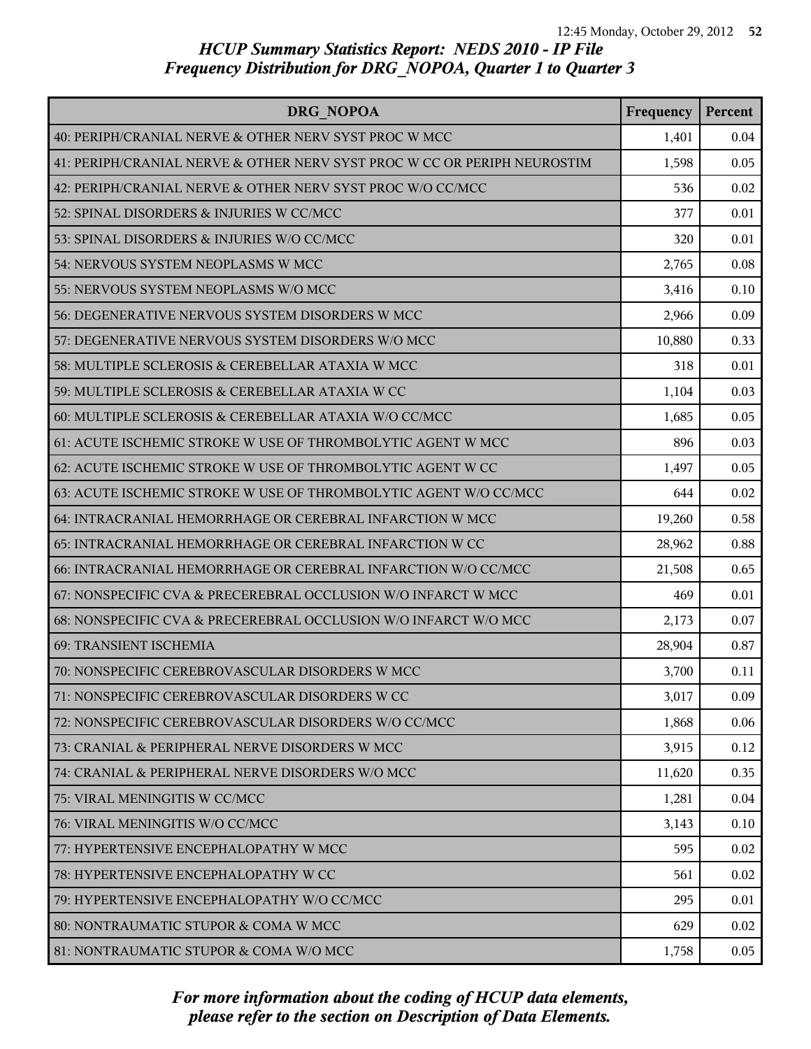*HCUP Summary Statistics Report: NEDS 2010 - IP File*
*Frequency Distribution for DRG_NOPOA, Quarter 1 to Quarter 3*

| DRG_NOPOA | Frequency | Percent |
|---|---|---|
| 40: PERIPH/CRANIAL NERVE & OTHER NERV SYST PROC W MCC | 1,401 | 0.04 |
| 41: PERIPH/CRANIAL NERVE & OTHER NERV SYST PROC W CC OR PERIPH NEUROSTIM | 1,598 | 0.05 |
| 42: PERIPH/CRANIAL NERVE & OTHER NERV SYST PROC W/O CC/MCC | 536 | 0.02 |
| 52: SPINAL DISORDERS & INJURIES W CC/MCC | 377 | 0.01 |
| 53: SPINAL DISORDERS & INJURIES W/O CC/MCC | 320 | 0.01 |
| 54: NERVOUS SYSTEM NEOPLASMS W MCC | 2,765 | 0.08 |
| 55: NERVOUS SYSTEM NEOPLASMS W/O MCC | 3,416 | 0.10 |
| 56: DEGENERATIVE NERVOUS SYSTEM DISORDERS W MCC | 2,966 | 0.09 |
| 57: DEGENERATIVE NERVOUS SYSTEM DISORDERS W/O MCC | 10,880 | 0.33 |
| 58: MULTIPLE SCLEROSIS & CEREBELLAR ATAXIA W MCC | 318 | 0.01 |
| 59: MULTIPLE SCLEROSIS & CEREBELLAR ATAXIA W CC | 1,104 | 0.03 |
| 60: MULTIPLE SCLEROSIS & CEREBELLAR ATAXIA W/O CC/MCC | 1,685 | 0.05 |
| 61: ACUTE ISCHEMIC STROKE W USE OF THROMBOLYTIC AGENT W MCC | 896 | 0.03 |
| 62: ACUTE ISCHEMIC STROKE W USE OF THROMBOLYTIC AGENT W CC | 1,497 | 0.05 |
| 63: ACUTE ISCHEMIC STROKE W USE OF THROMBOLYTIC AGENT W/O CC/MCC | 644 | 0.02 |
| 64: INTRACRANIAL HEMORRHAGE OR CEREBRAL INFARCTION W MCC | 19,260 | 0.58 |
| 65: INTRACRANIAL HEMORRHAGE OR CEREBRAL INFARCTION W CC | 28,962 | 0.88 |
| 66: INTRACRANIAL HEMORRHAGE OR CEREBRAL INFARCTION W/O CC/MCC | 21,508 | 0.65 |
| 67: NONSPECIFIC CVA & PRECEREBRAL OCCLUSION W/O INFARCT W MCC | 469 | 0.01 |
| 68: NONSPECIFIC CVA & PRECEREBRAL OCCLUSION W/O INFARCT W/O MCC | 2,173 | 0.07 |
| 69: TRANSIENT ISCHEMIA | 28,904 | 0.87 |
| 70: NONSPECIFIC CEREBROVASCULAR DISORDERS W MCC | 3,700 | 0.11 |
| 71: NONSPECIFIC CEREBROVASCULAR DISORDERS W CC | 3,017 | 0.09 |
| 72: NONSPECIFIC CEREBROVASCULAR DISORDERS W/O CC/MCC | 1,868 | 0.06 |
| 73: CRANIAL & PERIPHERAL NERVE DISORDERS W MCC | 3,915 | 0.12 |
| 74: CRANIAL & PERIPHERAL NERVE DISORDERS W/O MCC | 11,620 | 0.35 |
| 75: VIRAL MENINGITIS W CC/MCC | 1,281 | 0.04 |
| 76: VIRAL MENINGITIS W/O CC/MCC | 3,143 | 0.10 |
| 77: HYPERTENSIVE ENCEPHALOPATHY W MCC | 595 | 0.02 |
| 78: HYPERTENSIVE ENCEPHALOPATHY W CC | 561 | 0.02 |
| 79: HYPERTENSIVE ENCEPHALOPATHY W/O CC/MCC | 295 | 0.01 |
| 80: NONTRAUMATIC STUPOR & COMA W MCC | 629 | 0.02 |
| 81: NONTRAUMATIC STUPOR & COMA W/O MCC | 1,758 | 0.05 |

*For more information about the coding of HCUP data elements, please refer to the section on Description of Data Elements.*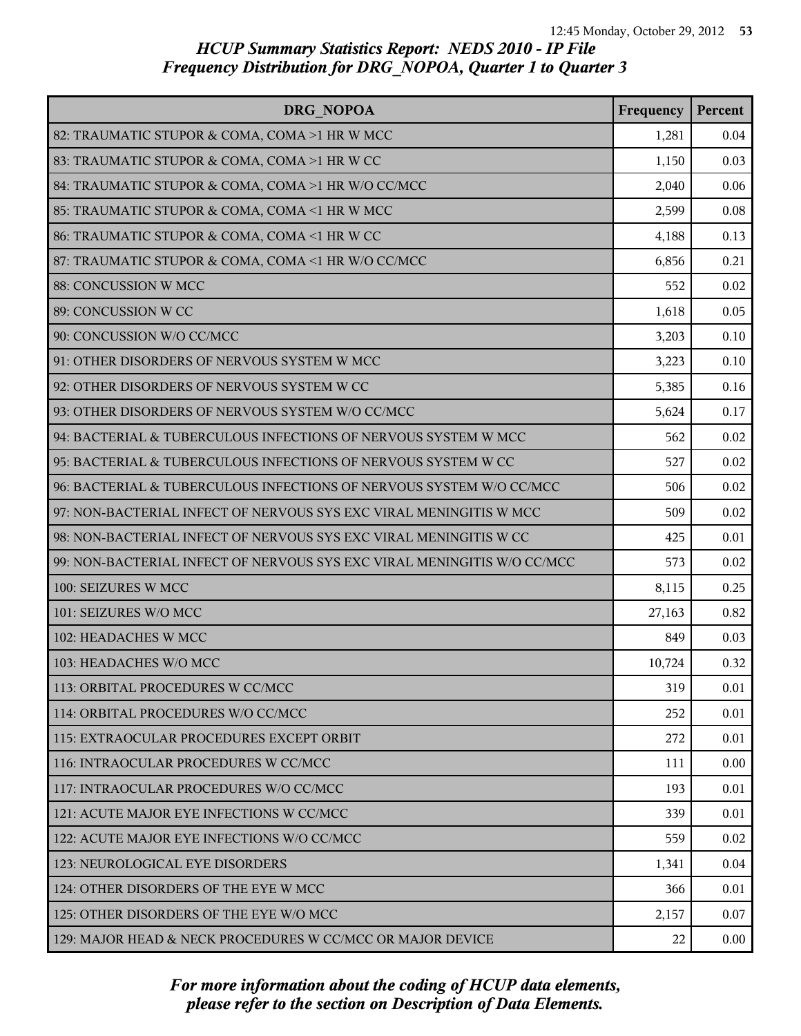# HCUP Summary Statistics Report: NEDS 2010 - IP File
## Frequency Distribution for DRG_NOPOA, Quarter 1 to Quarter 3

| DRG_NOPOA | Frequency | Percent |
|---|---|---|
| 82: TRAUMATIC STUPOR & COMA, COMA >1 HR W MCC | 1,281 | 0.04 |
| 83: TRAUMATIC STUPOR & COMA, COMA >1 HR W CC | 1,150 | 0.03 |
| 84: TRAUMATIC STUPOR & COMA, COMA >1 HR W/O CC/MCC | 2,040 | 0.06 |
| 85: TRAUMATIC STUPOR & COMA, COMA <1 HR W MCC | 2,599 | 0.08 |
| 86: TRAUMATIC STUPOR & COMA, COMA <1 HR W CC | 4,188 | 0.13 |
| 87: TRAUMATIC STUPOR & COMA, COMA <1 HR W/O CC/MCC | 6,856 | 0.21 |
| 88: CONCUSSION W MCC | 552 | 0.02 |
| 89: CONCUSSION W CC | 1,618 | 0.05 |
| 90: CONCUSSION W/O CC/MCC | 3,203 | 0.10 |
| 91: OTHER DISORDERS OF NERVOUS SYSTEM W MCC | 3,223 | 0.10 |
| 92: OTHER DISORDERS OF NERVOUS SYSTEM W CC | 5,385 | 0.16 |
| 93: OTHER DISORDERS OF NERVOUS SYSTEM W/O CC/MCC | 5,624 | 0.17 |
| 94: BACTERIAL & TUBERCULOUS INFECTIONS OF NERVOUS SYSTEM W MCC | 562 | 0.02 |
| 95: BACTERIAL & TUBERCULOUS INFECTIONS OF NERVOUS SYSTEM W CC | 527 | 0.02 |
| 96: BACTERIAL & TUBERCULOUS INFECTIONS OF NERVOUS SYSTEM W/O CC/MCC | 506 | 0.02 |
| 97: NON-BACTERIAL INFECT OF NERVOUS SYS EXC VIRAL MENINGITIS W MCC | 509 | 0.02 |
| 98: NON-BACTERIAL INFECT OF NERVOUS SYS EXC VIRAL MENINGITIS W CC | 425 | 0.01 |
| 99: NON-BACTERIAL INFECT OF NERVOUS SYS EXC VIRAL MENINGITIS W/O CC/MCC | 573 | 0.02 |
| 100: SEIZURES W MCC | 8,115 | 0.25 |
| 101: SEIZURES W/O MCC | 27,163 | 0.82 |
| 102: HEADACHES W MCC | 849 | 0.03 |
| 103: HEADACHES W/O MCC | 10,724 | 0.32 |
| 113: ORBITAL PROCEDURES W CC/MCC | 319 | 0.01 |
| 114: ORBITAL PROCEDURES W/O CC/MCC | 252 | 0.01 |
| 115: EXTRAOCULAR PROCEDURES EXCEPT ORBIT | 272 | 0.01 |
| 116: INTRAOCULAR PROCEDURES W CC/MCC | 111 | 0.00 |
| 117: INTRAOCULAR PROCEDURES W/O CC/MCC | 193 | 0.01 |
| 121: ACUTE MAJOR EYE INFECTIONS W CC/MCC | 339 | 0.01 |
| 122: ACUTE MAJOR EYE INFECTIONS W/O CC/MCC | 559 | 0.02 |
| 123: NEUROLOGICAL EYE DISORDERS | 1,341 | 0.04 |
| 124: OTHER DISORDERS OF THE EYE W MCC | 366 | 0.01 |
| 125: OTHER DISORDERS OF THE EYE W/O MCC | 2,157 | 0.07 |
| 129: MAJOR HEAD & NECK PROCEDURES W CC/MCC OR MAJOR DEVICE | 22 | 0.00 |

*For more information about the coding of HCUP data elements, please refer to the section on Description of Data Elements.*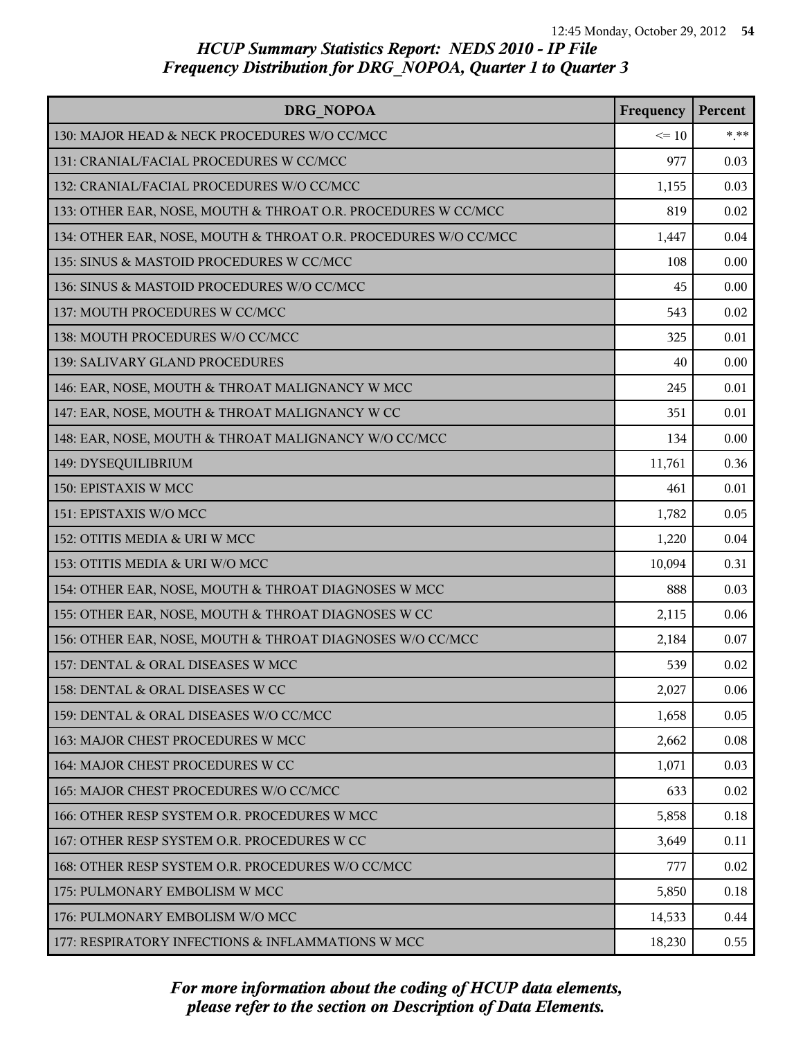# HCUP Summary Statistics Report: NEDS 2010 - IP File
## Frequency Distribution for DRG_NOPOA, Quarter 1 to Quarter 3

| DRG_NOPOA | Frequency | Percent |
|---|---|---|
| 130: MAJOR HEAD & NECK PROCEDURES W/O CC/MCC | <= 10 | *.** |
| 131: CRANIAL/FACIAL PROCEDURES W CC/MCC | 977 | 0.03 |
| 132: CRANIAL/FACIAL PROCEDURES W/O CC/MCC | 1,155 | 0.03 |
| 133: OTHER EAR, NOSE, MOUTH & THROAT O.R. PROCEDURES W CC/MCC | 819 | 0.02 |
| 134: OTHER EAR, NOSE, MOUTH & THROAT O.R. PROCEDURES W/O CC/MCC | 1,447 | 0.04 |
| 135: SINUS & MASTOID PROCEDURES W CC/MCC | 108 | 0.00 |
| 136: SINUS & MASTOID PROCEDURES W/O CC/MCC | 45 | 0.00 |
| 137: MOUTH PROCEDURES W CC/MCC | 543 | 0.02 |
| 138: MOUTH PROCEDURES W/O CC/MCC | 325 | 0.01 |
| 139: SALIVARY GLAND PROCEDURES | 40 | 0.00 |
| 146: EAR, NOSE, MOUTH & THROAT MALIGNANCY W MCC | 245 | 0.01 |
| 147: EAR, NOSE, MOUTH & THROAT MALIGNANCY W CC | 351 | 0.01 |
| 148: EAR, NOSE, MOUTH & THROAT MALIGNANCY W/O CC/MCC | 134 | 0.00 |
| 149: DYSEQUILIBRIUM | 11,761 | 0.36 |
| 150: EPISTAXIS W MCC | 461 | 0.01 |
| 151: EPISTAXIS W/O MCC | 1,782 | 0.05 |
| 152: OTITIS MEDIA & URI W MCC | 1,220 | 0.04 |
| 153: OTITIS MEDIA & URI W/O MCC | 10,094 | 0.31 |
| 154: OTHER EAR, NOSE, MOUTH & THROAT DIAGNOSES W MCC | 888 | 0.03 |
| 155: OTHER EAR, NOSE, MOUTH & THROAT DIAGNOSES W CC | 2,115 | 0.06 |
| 156: OTHER EAR, NOSE, MOUTH & THROAT DIAGNOSES W/O CC/MCC | 2,184 | 0.07 |
| 157: DENTAL & ORAL DISEASES W MCC | 539 | 0.02 |
| 158: DENTAL & ORAL DISEASES W CC | 2,027 | 0.06 |
| 159: DENTAL & ORAL DISEASES W/O CC/MCC | 1,658 | 0.05 |
| 163: MAJOR CHEST PROCEDURES W MCC | 2,662 | 0.08 |
| 164: MAJOR CHEST PROCEDURES W CC | 1,071 | 0.03 |
| 165: MAJOR CHEST PROCEDURES W/O CC/MCC | 633 | 0.02 |
| 166: OTHER RESP SYSTEM O.R. PROCEDURES W MCC | 5,858 | 0.18 |
| 167: OTHER RESP SYSTEM O.R. PROCEDURES W CC | 3,649 | 0.11 |
| 168: OTHER RESP SYSTEM O.R. PROCEDURES W/O CC/MCC | 777 | 0.02 |
| 175: PULMONARY EMBOLISM W MCC | 5,850 | 0.18 |
| 176: PULMONARY EMBOLISM W/O MCC | 14,533 | 0.44 |
| 177: RESPIRATORY INFECTIONS & INFLAMMATIONS W MCC | 18,230 | 0.55 |

*For more information about the coding of HCUP data elements, please refer to the section on Description of Data Elements.*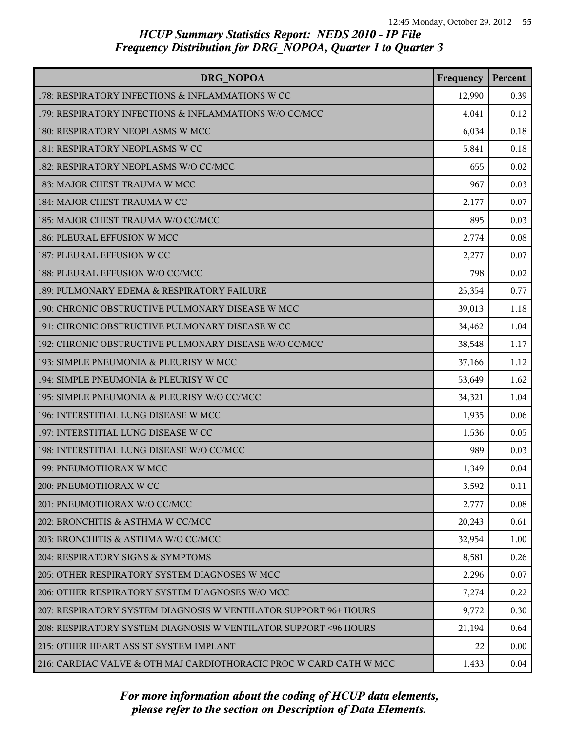# HCUP Summary Statistics Report: NEDS 2010 - IP File
## Frequency Distribution for DRG_NOPOA, Quarter 1 to Quarter 3

| DRG_NOPOA | Frequency | Percent |
|---|---|---|
| 178: RESPIRATORY INFECTIONS & INFLAMMATIONS W CC | 12,990 | 0.39 |
| 179: RESPIRATORY INFECTIONS & INFLAMMATIONS W/O CC/MCC | 4,041 | 0.12 |
| 180: RESPIRATORY NEOPLASMS W MCC | 6,034 | 0.18 |
| 181: RESPIRATORY NEOPLASMS W CC | 5,841 | 0.18 |
| 182: RESPIRATORY NEOPLASMS W/O CC/MCC | 655 | 0.02 |
| 183: MAJOR CHEST TRAUMA W MCC | 967 | 0.03 |
| 184: MAJOR CHEST TRAUMA W CC | 2,177 | 0.07 |
| 185: MAJOR CHEST TRAUMA W/O CC/MCC | 895 | 0.03 |
| 186: PLEURAL EFFUSION W MCC | 2,774 | 0.08 |
| 187: PLEURAL EFFUSION W CC | 2,277 | 0.07 |
| 188: PLEURAL EFFUSION W/O CC/MCC | 798 | 0.02 |
| 189: PULMONARY EDEMA & RESPIRATORY FAILURE | 25,354 | 0.77 |
| 190: CHRONIC OBSTRUCTIVE PULMONARY DISEASE W MCC | 39,013 | 1.18 |
| 191: CHRONIC OBSTRUCTIVE PULMONARY DISEASE W CC | 34,462 | 1.04 |
| 192: CHRONIC OBSTRUCTIVE PULMONARY DISEASE W/O CC/MCC | 38,548 | 1.17 |
| 193: SIMPLE PNEUMONIA & PLEURISY W MCC | 37,166 | 1.12 |
| 194: SIMPLE PNEUMONIA & PLEURISY W CC | 53,649 | 1.62 |
| 195: SIMPLE PNEUMONIA & PLEURISY W/O CC/MCC | 34,321 | 1.04 |
| 196: INTERSTITIAL LUNG DISEASE W MCC | 1,935 | 0.06 |
| 197: INTERSTITIAL LUNG DISEASE W CC | 1,536 | 0.05 |
| 198: INTERSTITIAL LUNG DISEASE W/O CC/MCC | 989 | 0.03 |
| 199: PNEUMOTHORAX W MCC | 1,349 | 0.04 |
| 200: PNEUMOTHORAX W CC | 3,592 | 0.11 |
| 201: PNEUMOTHORAX W/O CC/MCC | 2,777 | 0.08 |
| 202: BRONCHITIS & ASTHMA W CC/MCC | 20,243 | 0.61 |
| 203: BRONCHITIS & ASTHMA W/O CC/MCC | 32,954 | 1.00 |
| 204: RESPIRATORY SIGNS & SYMPTOMS | 8,581 | 0.26 |
| 205: OTHER RESPIRATORY SYSTEM DIAGNOSES W MCC | 2,296 | 0.07 |
| 206: OTHER RESPIRATORY SYSTEM DIAGNOSES W/O MCC | 7,274 | 0.22 |
| 207: RESPIRATORY SYSTEM DIAGNOSIS W VENTILATOR SUPPORT 96+ HOURS | 9,772 | 0.30 |
| 208: RESPIRATORY SYSTEM DIAGNOSIS W VENTILATOR SUPPORT <96 HOURS | 21,194 | 0.64 |
| 215: OTHER HEART ASSIST SYSTEM IMPLANT | 22 | 0.00 |
| 216: CARDIAC VALVE & OTH MAJ CARDIOTHORACIC PROC W CARD CATH W MCC | 1,433 | 0.04 |

*For more information about the coding of HCUP data elements, please refer to the section on Description of Data Elements.*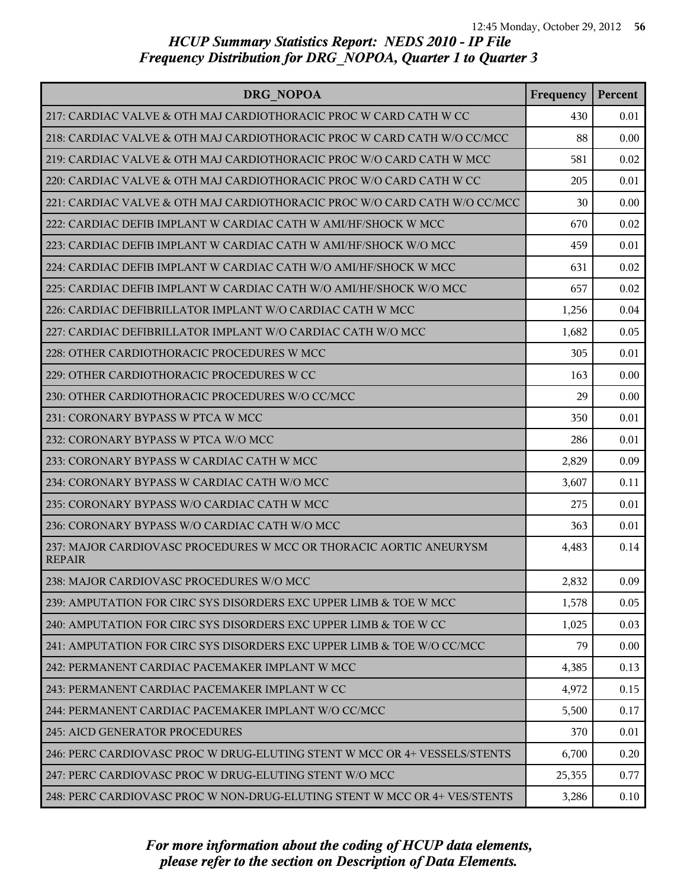## HCUP Summary Statistics Report: NEDS 2010 - IP File
## Frequency Distribution for DRG_NOPOA, Quarter 1 to Quarter 3

| DRG_NOPOA | Frequency | Percent |
|---|---|---|
| 217: CARDIAC VALVE & OTH MAJ CARDIOTHORACIC PROC W CARD CATH W CC | 430 | 0.01 |
| 218: CARDIAC VALVE & OTH MAJ CARDIOTHORACIC PROC W CARD CATH W/O CC/MCC | 88 | 0.00 |
| 219: CARDIAC VALVE & OTH MAJ CARDIOTHORACIC PROC W/O CARD CATH W MCC | 581 | 0.02 |
| 220: CARDIAC VALVE & OTH MAJ CARDIOTHORACIC PROC W/O CARD CATH W CC | 205 | 0.01 |
| 221: CARDIAC VALVE & OTH MAJ CARDIOTHORACIC PROC W/O CARD CATH W/O CC/MCC | 30 | 0.00 |
| 222: CARDIAC DEFIB IMPLANT W CARDIAC CATH W AMI/HF/SHOCK W MCC | 670 | 0.02 |
| 223: CARDIAC DEFIB IMPLANT W CARDIAC CATH W AMI/HF/SHOCK W/O MCC | 459 | 0.01 |
| 224: CARDIAC DEFIB IMPLANT W CARDIAC CATH W/O AMI/HF/SHOCK W MCC | 631 | 0.02 |
| 225: CARDIAC DEFIB IMPLANT W CARDIAC CATH W/O AMI/HF/SHOCK W/O MCC | 657 | 0.02 |
| 226: CARDIAC DEFIBRILLATOR IMPLANT W/O CARDIAC CATH W MCC | 1,256 | 0.04 |
| 227: CARDIAC DEFIBRILLATOR IMPLANT W/O CARDIAC CATH W/O MCC | 1,682 | 0.05 |
| 228: OTHER CARDIOTHORACIC PROCEDURES W MCC | 305 | 0.01 |
| 229: OTHER CARDIOTHORACIC PROCEDURES W CC | 163 | 0.00 |
| 230: OTHER CARDIOTHORACIC PROCEDURES W/O CC/MCC | 29 | 0.00 |
| 231: CORONARY BYPASS W PTCA W MCC | 350 | 0.01 |
| 232: CORONARY BYPASS W PTCA W/O MCC | 286 | 0.01 |
| 233: CORONARY BYPASS W CARDIAC CATH W MCC | 2,829 | 0.09 |
| 234: CORONARY BYPASS W CARDIAC CATH W/O MCC | 3,607 | 0.11 |
| 235: CORONARY BYPASS W/O CARDIAC CATH W MCC | 275 | 0.01 |
| 236: CORONARY BYPASS W/O CARDIAC CATH W/O MCC | 363 | 0.01 |
| 237: MAJOR CARDIOVASC PROCEDURES W MCC OR THORACIC AORTIC ANEURYSM REPAIR | 4,483 | 0.14 |
| 238: MAJOR CARDIOVASC PROCEDURES W/O MCC | 2,832 | 0.09 |
| 239: AMPUTATION FOR CIRC SYS DISORDERS EXC UPPER LIMB & TOE W MCC | 1,578 | 0.05 |
| 240: AMPUTATION FOR CIRC SYS DISORDERS EXC UPPER LIMB & TOE W CC | 1,025 | 0.03 |
| 241: AMPUTATION FOR CIRC SYS DISORDERS EXC UPPER LIMB & TOE W/O CC/MCC | 79 | 0.00 |
| 242: PERMANENT CARDIAC PACEMAKER IMPLANT W MCC | 4,385 | 0.13 |
| 243: PERMANENT CARDIAC PACEMAKER IMPLANT W CC | 4,972 | 0.15 |
| 244: PERMANENT CARDIAC PACEMAKER IMPLANT W/O CC/MCC | 5,500 | 0.17 |
| 245: AICD GENERATOR PROCEDURES | 370 | 0.01 |
| 246: PERC CARDIOVASC PROC W DRUG-ELUTING STENT W MCC OR 4+ VESSELS/STENTS | 6,700 | 0.20 |
| 247: PERC CARDIOVASC PROC W DRUG-ELUTING STENT W/O MCC | 25,355 | 0.77 |
| 248: PERC CARDIOVASC PROC W NON-DRUG-ELUTING STENT W MCC OR 4+ VES/STENTS | 3,286 | 0.10 |

*For more information about the coding of HCUP data elements, please refer to the section on Description of Data Elements.*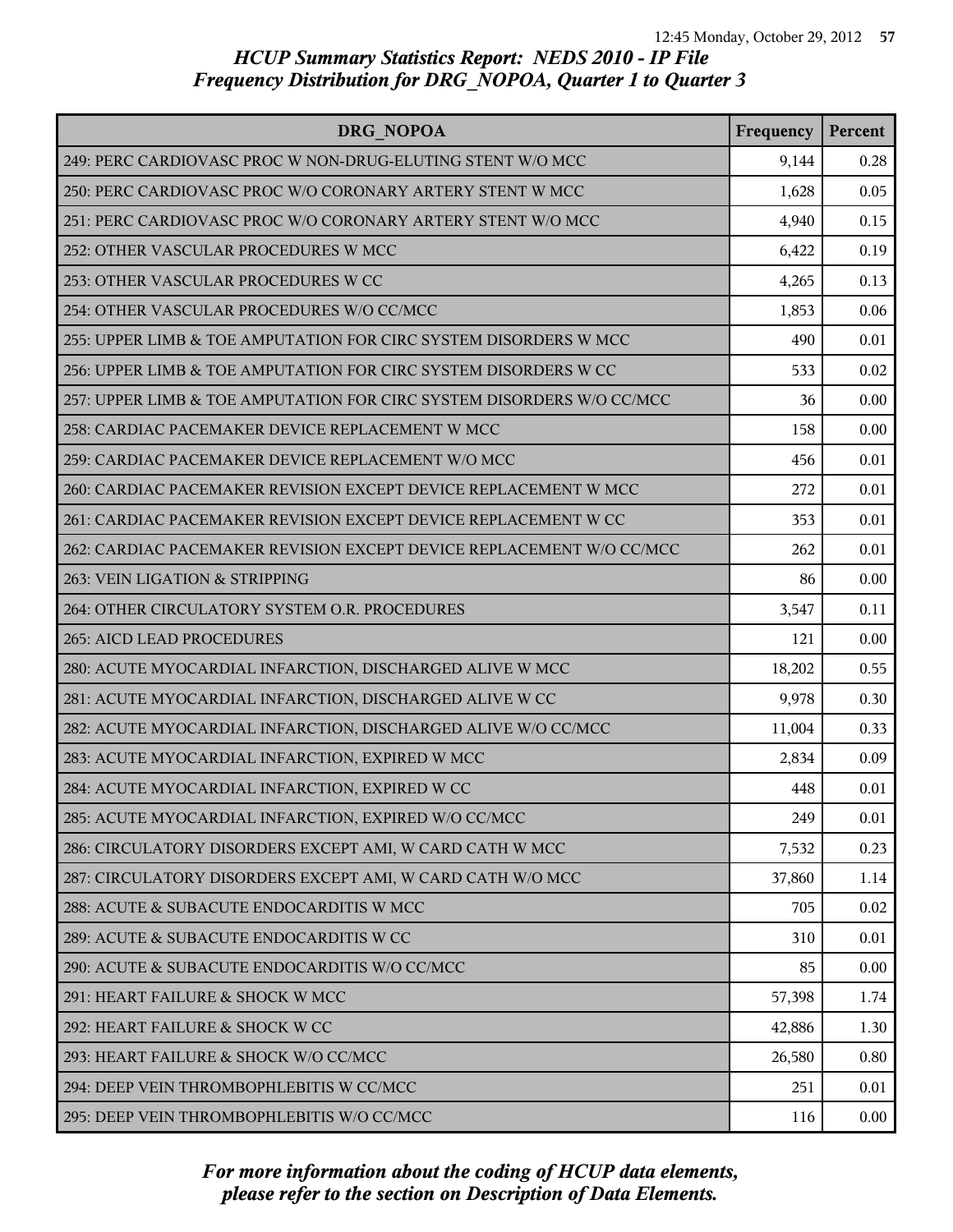# HCUP Summary Statistics Report: NEDS 2010 - IP File
# Frequency Distribution for DRG_NOPOA, Quarter 1 to Quarter 3

| DRG_NOPOA | Frequency | Percent |
|---|---|---|
| 249: PERC CARDIOVASC PROC W NON-DRUG-ELUTING STENT W/O MCC | 9,144 | 0.28 |
| 250: PERC CARDIOVASC PROC W/O CORONARY ARTERY STENT W MCC | 1,628 | 0.05 |
| 251: PERC CARDIOVASC PROC W/O CORONARY ARTERY STENT W/O MCC | 4,940 | 0.15 |
| 252: OTHER VASCULAR PROCEDURES W MCC | 6,422 | 0.19 |
| 253: OTHER VASCULAR PROCEDURES W CC | 4,265 | 0.13 |
| 254: OTHER VASCULAR PROCEDURES W/O CC/MCC | 1,853 | 0.06 |
| 255: UPPER LIMB & TOE AMPUTATION FOR CIRC SYSTEM DISORDERS W MCC | 490 | 0.01 |
| 256: UPPER LIMB & TOE AMPUTATION FOR CIRC SYSTEM DISORDERS W CC | 533 | 0.02 |
| 257: UPPER LIMB & TOE AMPUTATION FOR CIRC SYSTEM DISORDERS W/O CC/MCC | 36 | 0.00 |
| 258: CARDIAC PACEMAKER DEVICE REPLACEMENT W MCC | 158 | 0.00 |
| 259: CARDIAC PACEMAKER DEVICE REPLACEMENT W/O MCC | 456 | 0.01 |
| 260: CARDIAC PACEMAKER REVISION EXCEPT DEVICE REPLACEMENT W MCC | 272 | 0.01 |
| 261: CARDIAC PACEMAKER REVISION EXCEPT DEVICE REPLACEMENT W CC | 353 | 0.01 |
| 262: CARDIAC PACEMAKER REVISION EXCEPT DEVICE REPLACEMENT W/O CC/MCC | 262 | 0.01 |
| 263: VEIN LIGATION & STRIPPING | 86 | 0.00 |
| 264: OTHER CIRCULATORY SYSTEM O.R. PROCEDURES | 3,547 | 0.11 |
| 265: AICD LEAD PROCEDURES | 121 | 0.00 |
| 280: ACUTE MYOCARDIAL INFARCTION, DISCHARGED ALIVE W MCC | 18,202 | 0.55 |
| 281: ACUTE MYOCARDIAL INFARCTION, DISCHARGED ALIVE W CC | 9,978 | 0.30 |
| 282: ACUTE MYOCARDIAL INFARCTION, DISCHARGED ALIVE W/O CC/MCC | 11,004 | 0.33 |
| 283: ACUTE MYOCARDIAL INFARCTION, EXPIRED W MCC | 2,834 | 0.09 |
| 284: ACUTE MYOCARDIAL INFARCTION, EXPIRED W CC | 448 | 0.01 |
| 285: ACUTE MYOCARDIAL INFARCTION, EXPIRED W/O CC/MCC | 249 | 0.01 |
| 286: CIRCULATORY DISORDERS EXCEPT AMI, W CARD CATH W MCC | 7,532 | 0.23 |
| 287: CIRCULATORY DISORDERS EXCEPT AMI, W CARD CATH W/O MCC | 37,860 | 1.14 |
| 288: ACUTE & SUBACUTE ENDOCARDITIS W MCC | 705 | 0.02 |
| 289: ACUTE & SUBACUTE ENDOCARDITIS W CC | 310 | 0.01 |
| 290: ACUTE & SUBACUTE ENDOCARDITIS W/O CC/MCC | 85 | 0.00 |
| 291: HEART FAILURE & SHOCK W MCC | 57,398 | 1.74 |
| 292: HEART FAILURE & SHOCK W CC | 42,886 | 1.30 |
| 293: HEART FAILURE & SHOCK W/O CC/MCC | 26,580 | 0.80 |
| 294: DEEP VEIN THROMBOPHLEBITIS W CC/MCC | 251 | 0.01 |
| 295: DEEP VEIN THROMBOPHLEBITIS W/O CC/MCC | 116 | 0.00 |

*For more information about the coding of HCUP data elements, please refer to the section on Description of Data Elements.*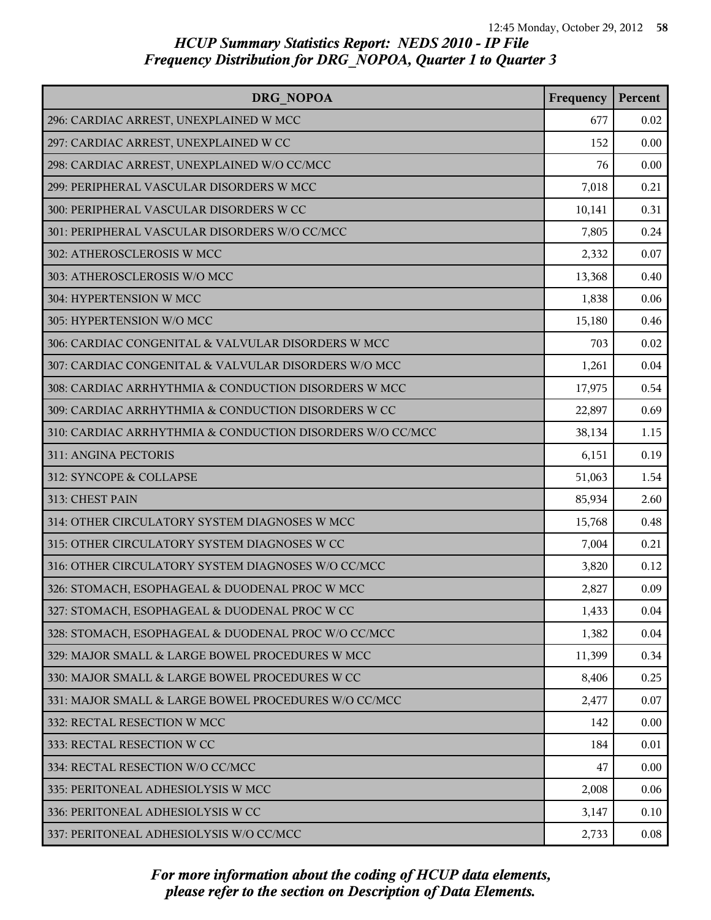## HCUP Summary Statistics Report: NEDS 2010 - IP File
## Frequency Distribution for DRG_NOPOA, Quarter 1 to Quarter 3

| DRG_NOPOA | Frequency | Percent |
|---|---|---|
| 296: CARDIAC ARREST, UNEXPLAINED W MCC | 677 | 0.02 |
| 297: CARDIAC ARREST, UNEXPLAINED W CC | 152 | 0.00 |
| 298: CARDIAC ARREST, UNEXPLAINED W/O CC/MCC | 76 | 0.00 |
| 299: PERIPHERAL VASCULAR DISORDERS W MCC | 7,018 | 0.21 |
| 300: PERIPHERAL VASCULAR DISORDERS W CC | 10,141 | 0.31 |
| 301: PERIPHERAL VASCULAR DISORDERS W/O CC/MCC | 7,805 | 0.24 |
| 302: ATHEROSCLEROSIS W MCC | 2,332 | 0.07 |
| 303: ATHEROSCLEROSIS W/O MCC | 13,368 | 0.40 |
| 304: HYPERTENSION W MCC | 1,838 | 0.06 |
| 305: HYPERTENSION W/O MCC | 15,180 | 0.46 |
| 306: CARDIAC CONGENITAL & VALVULAR DISORDERS W MCC | 703 | 0.02 |
| 307: CARDIAC CONGENITAL & VALVULAR DISORDERS W/O MCC | 1,261 | 0.04 |
| 308: CARDIAC ARRHYTHMIA & CONDUCTION DISORDERS W MCC | 17,975 | 0.54 |
| 309: CARDIAC ARRHYTHMIA & CONDUCTION DISORDERS W CC | 22,897 | 0.69 |
| 310: CARDIAC ARRHYTHMIA & CONDUCTION DISORDERS W/O CC/MCC | 38,134 | 1.15 |
| 311: ANGINA PECTORIS | 6,151 | 0.19 |
| 312: SYNCOPE & COLLAPSE | 51,063 | 1.54 |
| 313: CHEST PAIN | 85,934 | 2.60 |
| 314: OTHER CIRCULATORY SYSTEM DIAGNOSES W MCC | 15,768 | 0.48 |
| 315: OTHER CIRCULATORY SYSTEM DIAGNOSES W CC | 7,004 | 0.21 |
| 316: OTHER CIRCULATORY SYSTEM DIAGNOSES W/O CC/MCC | 3,820 | 0.12 |
| 326: STOMACH, ESOPHAGEAL & DUODENAL PROC W MCC | 2,827 | 0.09 |
| 327: STOMACH, ESOPHAGEAL & DUODENAL PROC W CC | 1,433 | 0.04 |
| 328: STOMACH, ESOPHAGEAL & DUODENAL PROC W/O CC/MCC | 1,382 | 0.04 |
| 329: MAJOR SMALL & LARGE BOWEL PROCEDURES W MCC | 11,399 | 0.34 |
| 330: MAJOR SMALL & LARGE BOWEL PROCEDURES W CC | 8,406 | 0.25 |
| 331: MAJOR SMALL & LARGE BOWEL PROCEDURES W/O CC/MCC | 2,477 | 0.07 |
| 332: RECTAL RESECTION W MCC | 142 | 0.00 |
| 333: RECTAL RESECTION W CC | 184 | 0.01 |
| 334: RECTAL RESECTION W/O CC/MCC | 47 | 0.00 |
| 335: PERITONEAL ADHESIOLYSIS W MCC | 2,008 | 0.06 |
| 336: PERITONEAL ADHESIOLYSIS W CC | 3,147 | 0.10 |
| 337: PERITONEAL ADHESIOLYSIS W/O CC/MCC | 2,733 | 0.08 |

*For more information about the coding of HCUP data elements, please refer to the section on Description of Data Elements.*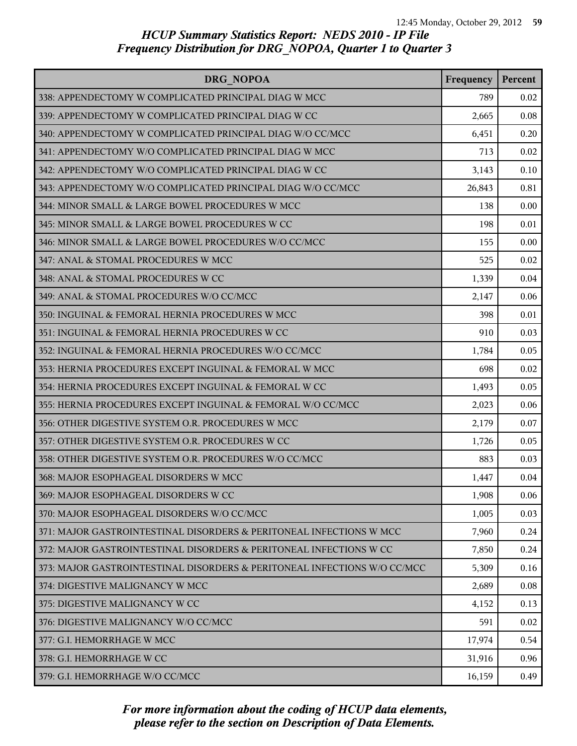## HCUP Summary Statistics Report: NEDS 2010 - IP File

## Frequency Distribution for DRG_NOPOA, Quarter 1 to Quarter 3

| DRG_NOPOA | Frequency | Percent |
| --- | --- | --- |
| 338: APPENDECTOMY W COMPLICATED PRINCIPAL DIAG W MCC | 789 | 0.02 |
| 339: APPENDECTOMY W COMPLICATED PRINCIPAL DIAG W CC | 2,665 | 0.08 |
| 340: APPENDECTOMY W COMPLICATED PRINCIPAL DIAG W/O CC/MCC | 6,451 | 0.20 |
| 341: APPENDECTOMY W/O COMPLICATED PRINCIPAL DIAG W MCC | 713 | 0.02 |
| 342: APPENDECTOMY W/O COMPLICATED PRINCIPAL DIAG W CC | 3,143 | 0.10 |
| 343: APPENDECTOMY W/O COMPLICATED PRINCIPAL DIAG W/O CC/MCC | 26,843 | 0.81 |
| 344: MINOR SMALL & LARGE BOWEL PROCEDURES W MCC | 138 | 0.00 |
| 345: MINOR SMALL & LARGE BOWEL PROCEDURES W CC | 198 | 0.01 |
| 346: MINOR SMALL & LARGE BOWEL PROCEDURES W/O CC/MCC | 155 | 0.00 |
| 347: ANAL & STOMAL PROCEDURES W MCC | 525 | 0.02 |
| 348: ANAL & STOMAL PROCEDURES W CC | 1,339 | 0.04 |
| 349: ANAL & STOMAL PROCEDURES W/O CC/MCC | 2,147 | 0.06 |
| 350: INGUINAL & FEMORAL HERNIA PROCEDURES W MCC | 398 | 0.01 |
| 351: INGUINAL & FEMORAL HERNIA PROCEDURES W CC | 910 | 0.03 |
| 352: INGUINAL & FEMORAL HERNIA PROCEDURES W/O CC/MCC | 1,784 | 0.05 |
| 353: HERNIA PROCEDURES EXCEPT INGUINAL & FEMORAL W MCC | 698 | 0.02 |
| 354: HERNIA PROCEDURES EXCEPT INGUINAL & FEMORAL W CC | 1,493 | 0.05 |
| 355: HERNIA PROCEDURES EXCEPT INGUINAL & FEMORAL W/O CC/MCC | 2,023 | 0.06 |
| 356: OTHER DIGESTIVE SYSTEM O.R. PROCEDURES W MCC | 2,179 | 0.07 |
| 357: OTHER DIGESTIVE SYSTEM O.R. PROCEDURES W CC | 1,726 | 0.05 |
| 358: OTHER DIGESTIVE SYSTEM O.R. PROCEDURES W/O CC/MCC | 883 | 0.03 |
| 368: MAJOR ESOPHAGEAL DISORDERS W MCC | 1,447 | 0.04 |
| 369: MAJOR ESOPHAGEAL DISORDERS W CC | 1,908 | 0.06 |
| 370: MAJOR ESOPHAGEAL DISORDERS W/O CC/MCC | 1,005 | 0.03 |
| 371: MAJOR GASTROINTESTINAL DISORDERS & PERITONEAL INFECTIONS W MCC | 7,960 | 0.24 |
| 372: MAJOR GASTROINTESTINAL DISORDERS & PERITONEAL INFECTIONS W CC | 7,850 | 0.24 |
| 373: MAJOR GASTROINTESTINAL DISORDERS & PERITONEAL INFECTIONS W/O CC/MCC | 5,309 | 0.16 |
| 374: DIGESTIVE MALIGNANCY W MCC | 2,689 | 0.08 |
| 375: DIGESTIVE MALIGNANCY W CC | 4,152 | 0.13 |
| 376: DIGESTIVE MALIGNANCY W/O CC/MCC | 591 | 0.02 |
| 377: G.I. HEMORRHAGE W MCC | 17,974 | 0.54 |
| 378: G.I. HEMORRHAGE W CC | 31,916 | 0.96 |
| 379: G.I. HEMORRHAGE W/O CC/MCC | 16,159 | 0.49 |

*For more information about the coding of HCUP data elements, please refer to the section on Description of Data Elements.*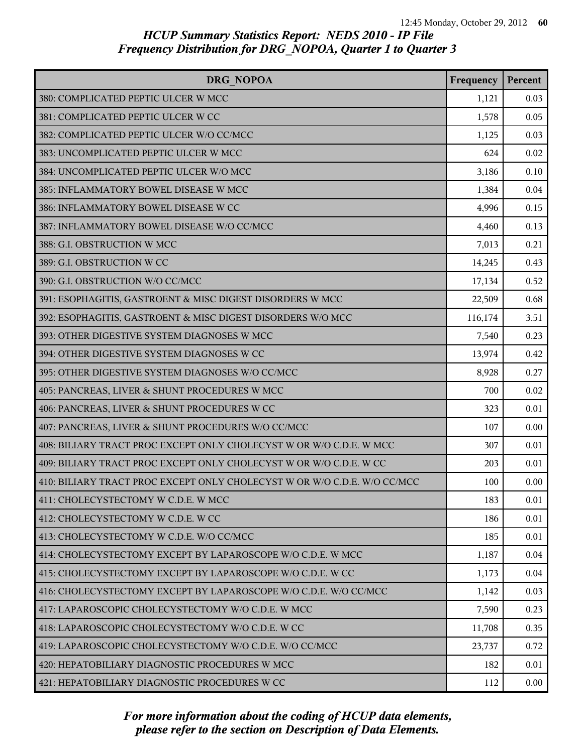## HCUP Summary Statistics Report: NEDS 2010 - IP File
## Frequency Distribution for DRG_NOPOA, Quarter 1 to Quarter 3

| DRG_NOPOA | Frequency | Percent |
|---|---|---|
| 380: COMPLICATED PEPTIC ULCER W MCC | 1,121 | 0.03 |
| 381: COMPLICATED PEPTIC ULCER W CC | 1,578 | 0.05 |
| 382: COMPLICATED PEPTIC ULCER W/O CC/MCC | 1,125 | 0.03 |
| 383: UNCOMPLICATED PEPTIC ULCER W MCC | 624 | 0.02 |
| 384: UNCOMPLICATED PEPTIC ULCER W/O MCC | 3,186 | 0.10 |
| 385: INFLAMMATORY BOWEL DISEASE W MCC | 1,384 | 0.04 |
| 386: INFLAMMATORY BOWEL DISEASE W CC | 4,996 | 0.15 |
| 387: INFLAMMATORY BOWEL DISEASE W/O CC/MCC | 4,460 | 0.13 |
| 388: G.I. OBSTRUCTION W MCC | 7,013 | 0.21 |
| 389: G.I. OBSTRUCTION W CC | 14,245 | 0.43 |
| 390: G.I. OBSTRUCTION W/O CC/MCC | 17,134 | 0.52 |
| 391: ESOPHAGITIS, GASTROENT & MISC DIGEST DISORDERS W MCC | 22,509 | 0.68 |
| 392: ESOPHAGITIS, GASTROENT & MISC DIGEST DISORDERS W/O MCC | 116,174 | 3.51 |
| 393: OTHER DIGESTIVE SYSTEM DIAGNOSES W MCC | 7,540 | 0.23 |
| 394: OTHER DIGESTIVE SYSTEM DIAGNOSES W CC | 13,974 | 0.42 |
| 395: OTHER DIGESTIVE SYSTEM DIAGNOSES W/O CC/MCC | 8,928 | 0.27 |
| 405: PANCREAS, LIVER & SHUNT PROCEDURES W MCC | 700 | 0.02 |
| 406: PANCREAS, LIVER & SHUNT PROCEDURES W CC | 323 | 0.01 |
| 407: PANCREAS, LIVER & SHUNT PROCEDURES W/O CC/MCC | 107 | 0.00 |
| 408: BILIARY TRACT PROC EXCEPT ONLY CHOLECYST W OR W/O C.D.E. W MCC | 307 | 0.01 |
| 409: BILIARY TRACT PROC EXCEPT ONLY CHOLECYST W OR W/O C.D.E. W CC | 203 | 0.01 |
| 410: BILIARY TRACT PROC EXCEPT ONLY CHOLECYST W OR W/O C.D.E. W/O CC/MCC | 100 | 0.00 |
| 411: CHOLECYSTECTOMY W C.D.E. W MCC | 183 | 0.01 |
| 412: CHOLECYSTECTOMY W C.D.E. W CC | 186 | 0.01 |
| 413: CHOLECYSTECTOMY W C.D.E. W/O CC/MCC | 185 | 0.01 |
| 414: CHOLECYSTECTOMY EXCEPT BY LAPAROSCOPE W/O C.D.E. W MCC | 1,187 | 0.04 |
| 415: CHOLECYSTECTOMY EXCEPT BY LAPAROSCOPE W/O C.D.E. W CC | 1,173 | 0.04 |
| 416: CHOLECYSTECTOMY EXCEPT BY LAPAROSCOPE W/O C.D.E. W/O CC/MCC | 1,142 | 0.03 |
| 417: LAPAROSCOPIC CHOLECYSTECTOMY W/O C.D.E. W MCC | 7,590 | 0.23 |
| 418: LAPAROSCOPIC CHOLECYSTECTOMY W/O C.D.E. W CC | 11,708 | 0.35 |
| 419: LAPAROSCOPIC CHOLECYSTECTOMY W/O C.D.E. W/O CC/MCC | 23,737 | 0.72 |
| 420: HEPATOBILIARY DIAGNOSTIC PROCEDURES W MCC | 182 | 0.01 |
| 421: HEPATOBILIARY DIAGNOSTIC PROCEDURES W CC | 112 | 0.00 |

*For more information about the coding of HCUP data elements, please refer to the section on Description of Data Elements.*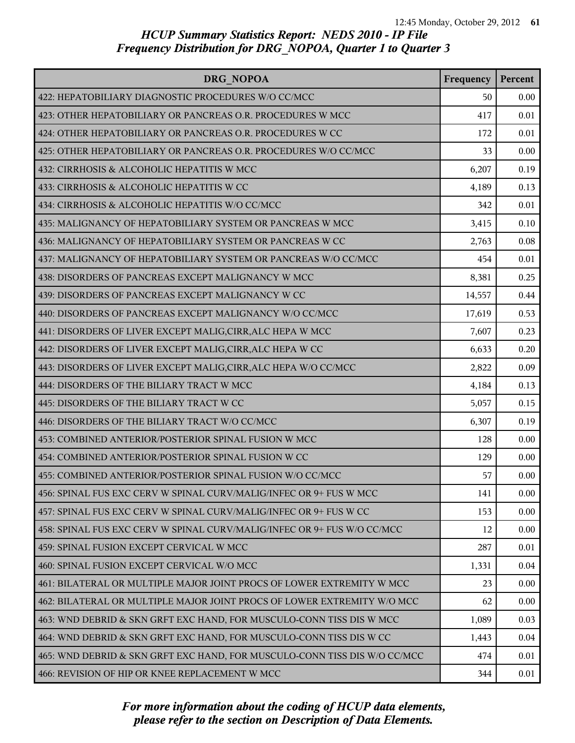## HCUP Summary Statistics Report: NEDS 2010 - IP File
## Frequency Distribution for DRG_NOPOA, Quarter 1 to Quarter 3

| DRG_NOPOA | Frequency | Percent |
|---|---|---|
| 422: HEPATOBILIARY DIAGNOSTIC PROCEDURES W/O CC/MCC | 50 | 0.00 |
| 423: OTHER HEPATOBILIARY OR PANCREAS O.R. PROCEDURES W MCC | 417 | 0.01 |
| 424: OTHER HEPATOBILIARY OR PANCREAS O.R. PROCEDURES W CC | 172 | 0.01 |
| 425: OTHER HEPATOBILIARY OR PANCREAS O.R. PROCEDURES W/O CC/MCC | 33 | 0.00 |
| 432: CIRRHOSIS & ALCOHOLIC HEPATITIS W MCC | 6,207 | 0.19 |
| 433: CIRRHOSIS & ALCOHOLIC HEPATITIS W CC | 4,189 | 0.13 |
| 434: CIRRHOSIS & ALCOHOLIC HEPATITIS W/O CC/MCC | 342 | 0.01 |
| 435: MALIGNANCY OF HEPATOBILIARY SYSTEM OR PANCREAS W MCC | 3,415 | 0.10 |
| 436: MALIGNANCY OF HEPATOBILIARY SYSTEM OR PANCREAS W CC | 2,763 | 0.08 |
| 437: MALIGNANCY OF HEPATOBILIARY SYSTEM OR PANCREAS W/O CC/MCC | 454 | 0.01 |
| 438: DISORDERS OF PANCREAS EXCEPT MALIGNANCY W MCC | 8,381 | 0.25 |
| 439: DISORDERS OF PANCREAS EXCEPT MALIGNANCY W CC | 14,557 | 0.44 |
| 440: DISORDERS OF PANCREAS EXCEPT MALIGNANCY W/O CC/MCC | 17,619 | 0.53 |
| 441: DISORDERS OF LIVER EXCEPT MALIG,CIRR,ALC HEPA W MCC | 7,607 | 0.23 |
| 442: DISORDERS OF LIVER EXCEPT MALIG,CIRR,ALC HEPA W CC | 6,633 | 0.20 |
| 443: DISORDERS OF LIVER EXCEPT MALIG,CIRR,ALC HEPA W/O CC/MCC | 2,822 | 0.09 |
| 444: DISORDERS OF THE BILIARY TRACT W MCC | 4,184 | 0.13 |
| 445: DISORDERS OF THE BILIARY TRACT W CC | 5,057 | 0.15 |
| 446: DISORDERS OF THE BILIARY TRACT W/O CC/MCC | 6,307 | 0.19 |
| 453: COMBINED ANTERIOR/POSTERIOR SPINAL FUSION W MCC | 128 | 0.00 |
| 454: COMBINED ANTERIOR/POSTERIOR SPINAL FUSION W CC | 129 | 0.00 |
| 455: COMBINED ANTERIOR/POSTERIOR SPINAL FUSION W/O CC/MCC | 57 | 0.00 |
| 456: SPINAL FUS EXC CERV W SPINAL CURV/MALIG/INFEC OR 9+ FUS W MCC | 141 | 0.00 |
| 457: SPINAL FUS EXC CERV W SPINAL CURV/MALIG/INFEC OR 9+ FUS W CC | 153 | 0.00 |
| 458: SPINAL FUS EXC CERV W SPINAL CURV/MALIG/INFEC OR 9+ FUS W/O CC/MCC | 12 | 0.00 |
| 459: SPINAL FUSION EXCEPT CERVICAL W MCC | 287 | 0.01 |
| 460: SPINAL FUSION EXCEPT CERVICAL W/O MCC | 1,331 | 0.04 |
| 461: BILATERAL OR MULTIPLE MAJOR JOINT PROCS OF LOWER EXTREMITY W MCC | 23 | 0.00 |
| 462: BILATERAL OR MULTIPLE MAJOR JOINT PROCS OF LOWER EXTREMITY W/O MCC | 62 | 0.00 |
| 463: WND DEBRID & SKN GRFT EXC HAND, FOR MUSCULO-CONN TISS DIS W MCC | 1,089 | 0.03 |
| 464: WND DEBRID & SKN GRFT EXC HAND, FOR MUSCULO-CONN TISS DIS W CC | 1,443 | 0.04 |
| 465: WND DEBRID & SKN GRFT EXC HAND, FOR MUSCULO-CONN TISS DIS W/O CC/MCC | 474 | 0.01 |
| 466: REVISION OF HIP OR KNEE REPLACEMENT W MCC | 344 | 0.01 |

*For more information about the coding of HCUP data elements, please refer to the section on Description of Data Elements.*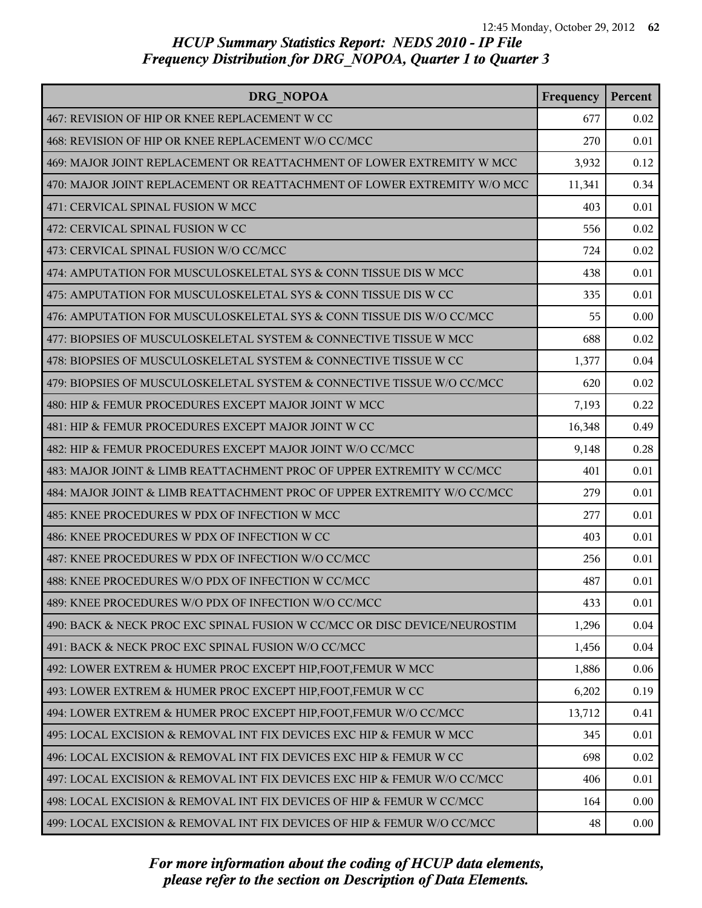## HCUP Summary Statistics Report: NEDS 2010 - IP File
## Frequency Distribution for DRG_NOPOA, Quarter 1 to Quarter 3

| DRG_NOPOA | Frequency | Percent |
|---|---|---|
| 467: REVISION OF HIP OR KNEE REPLACEMENT W CC | 677 | 0.02 |
| 468: REVISION OF HIP OR KNEE REPLACEMENT W/O CC/MCC | 270 | 0.01 |
| 469: MAJOR JOINT REPLACEMENT OR REATTACHMENT OF LOWER EXTREMITY W MCC | 3,932 | 0.12 |
| 470: MAJOR JOINT REPLACEMENT OR REATTACHMENT OF LOWER EXTREMITY W/O MCC | 11,341 | 0.34 |
| 471: CERVICAL SPINAL FUSION W MCC | 403 | 0.01 |
| 472: CERVICAL SPINAL FUSION W CC | 556 | 0.02 |
| 473: CERVICAL SPINAL FUSION W/O CC/MCC | 724 | 0.02 |
| 474: AMPUTATION FOR MUSCULOSKELETAL SYS & CONN TISSUE DIS W MCC | 438 | 0.01 |
| 475: AMPUTATION FOR MUSCULOSKELETAL SYS & CONN TISSUE DIS W CC | 335 | 0.01 |
| 476: AMPUTATION FOR MUSCULOSKELETAL SYS & CONN TISSUE DIS W/O CC/MCC | 55 | 0.00 |
| 477: BIOPSIES OF MUSCULOSKELETAL SYSTEM & CONNECTIVE TISSUE W MCC | 688 | 0.02 |
| 478: BIOPSIES OF MUSCULOSKELETAL SYSTEM & CONNECTIVE TISSUE W CC | 1,377 | 0.04 |
| 479: BIOPSIES OF MUSCULOSKELETAL SYSTEM & CONNECTIVE TISSUE W/O CC/MCC | 620 | 0.02 |
| 480: HIP & FEMUR PROCEDURES EXCEPT MAJOR JOINT W MCC | 7,193 | 0.22 |
| 481: HIP & FEMUR PROCEDURES EXCEPT MAJOR JOINT W CC | 16,348 | 0.49 |
| 482: HIP & FEMUR PROCEDURES EXCEPT MAJOR JOINT W/O CC/MCC | 9,148 | 0.28 |
| 483: MAJOR JOINT & LIMB REATTACHMENT PROC OF UPPER EXTREMITY W CC/MCC | 401 | 0.01 |
| 484: MAJOR JOINT & LIMB REATTACHMENT PROC OF UPPER EXTREMITY W/O CC/MCC | 279 | 0.01 |
| 485: KNEE PROCEDURES W PDX OF INFECTION W MCC | 277 | 0.01 |
| 486: KNEE PROCEDURES W PDX OF INFECTION W CC | 403 | 0.01 |
| 487: KNEE PROCEDURES W PDX OF INFECTION W/O CC/MCC | 256 | 0.01 |
| 488: KNEE PROCEDURES W/O PDX OF INFECTION W CC/MCC | 487 | 0.01 |
| 489: KNEE PROCEDURES W/O PDX OF INFECTION W/O CC/MCC | 433 | 0.01 |
| 490: BACK & NECK PROC EXC SPINAL FUSION W CC/MCC OR DISC DEVICE/NEUROSTIM | 1,296 | 0.04 |
| 491: BACK & NECK PROC EXC SPINAL FUSION W/O CC/MCC | 1,456 | 0.04 |
| 492: LOWER EXTREM & HUMER PROC EXCEPT HIP,FOOT,FEMUR W MCC | 1,886 | 0.06 |
| 493: LOWER EXTREM & HUMER PROC EXCEPT HIP,FOOT,FEMUR W CC | 6,202 | 0.19 |
| 494: LOWER EXTREM & HUMER PROC EXCEPT HIP,FOOT,FEMUR W/O CC/MCC | 13,712 | 0.41 |
| 495: LOCAL EXCISION & REMOVAL INT FIX DEVICES EXC HIP & FEMUR W MCC | 345 | 0.01 |
| 496: LOCAL EXCISION & REMOVAL INT FIX DEVICES EXC HIP & FEMUR W CC | 698 | 0.02 |
| 497: LOCAL EXCISION & REMOVAL INT FIX DEVICES EXC HIP & FEMUR W/O CC/MCC | 406 | 0.01 |
| 498: LOCAL EXCISION & REMOVAL INT FIX DEVICES OF HIP & FEMUR W CC/MCC | 164 | 0.00 |
| 499: LOCAL EXCISION & REMOVAL INT FIX DEVICES OF HIP & FEMUR W/O CC/MCC | 48 | 0.00 |

*For more information about the coding of HCUP data elements, please refer to the section on Description of Data Elements.*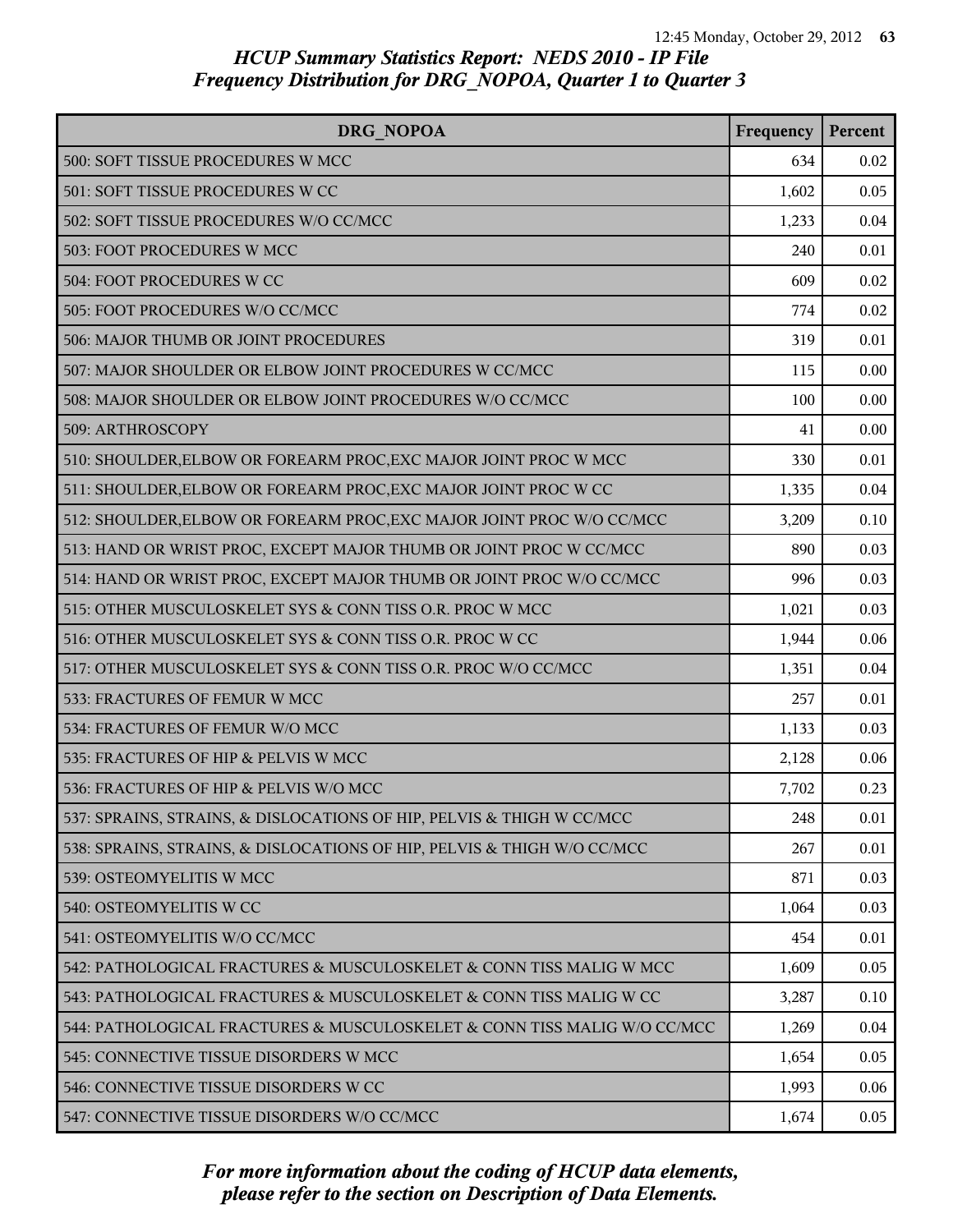# HCUP Summary Statistics Report: NEDS 2010 - IP File
## Frequency Distribution for DRG_NOPOA, Quarter 1 to Quarter 3

| DRG_NOPOA | Frequency | Percent |
|---|---|---|
| 500: SOFT TISSUE PROCEDURES W MCC | 634 | 0.02 |
| 501: SOFT TISSUE PROCEDURES W CC | 1,602 | 0.05 |
| 502: SOFT TISSUE PROCEDURES W/O CC/MCC | 1,233 | 0.04 |
| 503: FOOT PROCEDURES W MCC | 240 | 0.01 |
| 504: FOOT PROCEDURES W CC | 609 | 0.02 |
| 505: FOOT PROCEDURES W/O CC/MCC | 774 | 0.02 |
| 506: MAJOR THUMB OR JOINT PROCEDURES | 319 | 0.01 |
| 507: MAJOR SHOULDER OR ELBOW JOINT PROCEDURES W CC/MCC | 115 | 0.00 |
| 508: MAJOR SHOULDER OR ELBOW JOINT PROCEDURES W/O CC/MCC | 100 | 0.00 |
| 509: ARTHROSCOPY | 41 | 0.00 |
| 510: SHOULDER,ELBOW OR FOREARM PROC,EXC MAJOR JOINT PROC W MCC | 330 | 0.01 |
| 511: SHOULDER,ELBOW OR FOREARM PROC,EXC MAJOR JOINT PROC W CC | 1,335 | 0.04 |
| 512: SHOULDER,ELBOW OR FOREARM PROC,EXC MAJOR JOINT PROC W/O CC/MCC | 3,209 | 0.10 |
| 513: HAND OR WRIST PROC, EXCEPT MAJOR THUMB OR JOINT PROC W CC/MCC | 890 | 0.03 |
| 514: HAND OR WRIST PROC, EXCEPT MAJOR THUMB OR JOINT PROC W/O CC/MCC | 996 | 0.03 |
| 515: OTHER MUSCULOSKELET SYS & CONN TISS O.R. PROC W MCC | 1,021 | 0.03 |
| 516: OTHER MUSCULOSKELET SYS & CONN TISS O.R. PROC W CC | 1,944 | 0.06 |
| 517: OTHER MUSCULOSKELET SYS & CONN TISS O.R. PROC W/O CC/MCC | 1,351 | 0.04 |
| 533: FRACTURES OF FEMUR W MCC | 257 | 0.01 |
| 534: FRACTURES OF FEMUR W/O MCC | 1,133 | 0.03 |
| 535: FRACTURES OF HIP & PELVIS W MCC | 2,128 | 0.06 |
| 536: FRACTURES OF HIP & PELVIS W/O MCC | 7,702 | 0.23 |
| 537: SPRAINS, STRAINS, & DISLOCATIONS OF HIP, PELVIS & THIGH W CC/MCC | 248 | 0.01 |
| 538: SPRAINS, STRAINS, & DISLOCATIONS OF HIP, PELVIS & THIGH W/O CC/MCC | 267 | 0.01 |
| 539: OSTEOMYELITIS W MCC | 871 | 0.03 |
| 540: OSTEOMYELITIS W CC | 1,064 | 0.03 |
| 541: OSTEOMYELITIS W/O CC/MCC | 454 | 0.01 |
| 542: PATHOLOGICAL FRACTURES & MUSCULOSKELET & CONN TISS MALIG W MCC | 1,609 | 0.05 |
| 543: PATHOLOGICAL FRACTURES & MUSCULOSKELET & CONN TISS MALIG W CC | 3,287 | 0.10 |
| 544: PATHOLOGICAL FRACTURES & MUSCULOSKELET & CONN TISS MALIG W/O CC/MCC | 1,269 | 0.04 |
| 545: CONNECTIVE TISSUE DISORDERS W MCC | 1,654 | 0.05 |
| 546: CONNECTIVE TISSUE DISORDERS W CC | 1,993 | 0.06 |
| 547: CONNECTIVE TISSUE DISORDERS W/O CC/MCC | 1,674 | 0.05 |

*For more information about the coding of HCUP data elements, please refer to the section on Description of Data Elements.*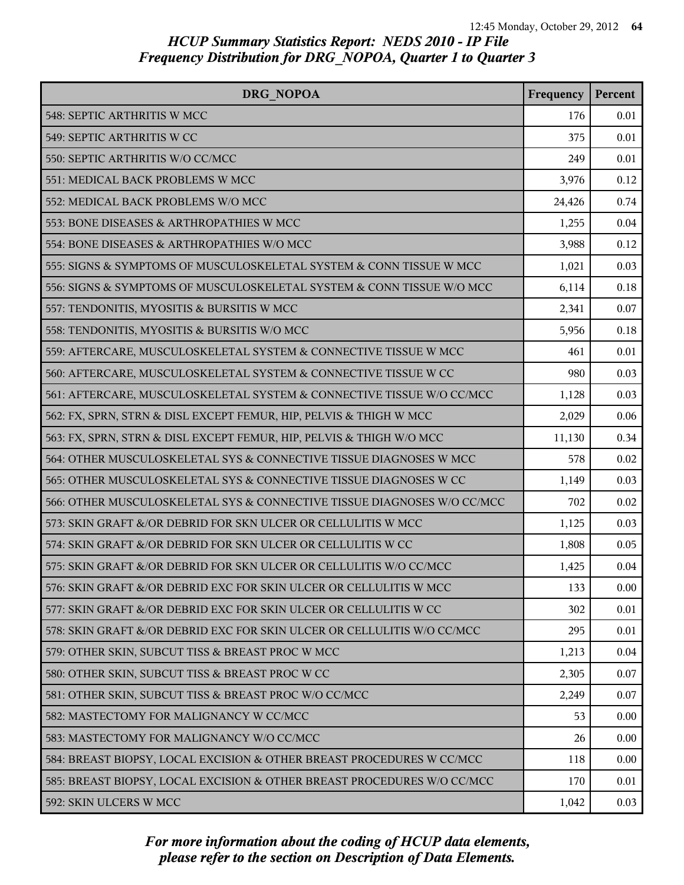## *HCUP Summary Statistics Report: NEDS 2010 - IP File*
## *Frequency Distribution for DRG_NOPOA, Quarter 1 to Quarter 3*

| DRG_NOPOA | Frequency | Percent |
|---|---|---|
| 548: SEPTIC ARTHRITIS W MCC | 176 | 0.01 |
| 549: SEPTIC ARTHRITIS W CC | 375 | 0.01 |
| 550: SEPTIC ARTHRITIS W/O CC/MCC | 249 | 0.01 |
| 551: MEDICAL BACK PROBLEMS W MCC | 3,976 | 0.12 |
| 552: MEDICAL BACK PROBLEMS W/O MCC | 24,426 | 0.74 |
| 553: BONE DISEASES & ARTHROPATHIES W MCC | 1,255 | 0.04 |
| 554: BONE DISEASES & ARTHROPATHIES W/O MCC | 3,988 | 0.12 |
| 555: SIGNS & SYMPTOMS OF MUSCULOSKELETAL SYSTEM & CONN TISSUE W MCC | 1,021 | 0.03 |
| 556: SIGNS & SYMPTOMS OF MUSCULOSKELETAL SYSTEM & CONN TISSUE W/O MCC | 6,114 | 0.18 |
| 557: TENDONITIS, MYOSITIS & BURSITIS W MCC | 2,341 | 0.07 |
| 558: TENDONITIS, MYOSITIS & BURSITIS W/O MCC | 5,956 | 0.18 |
| 559: AFTERCARE, MUSCULOSKELETAL SYSTEM & CONNECTIVE TISSUE W MCC | 461 | 0.01 |
| 560: AFTERCARE, MUSCULOSKELETAL SYSTEM & CONNECTIVE TISSUE W CC | 980 | 0.03 |
| 561: AFTERCARE, MUSCULOSKELETAL SYSTEM & CONNECTIVE TISSUE W/O CC/MCC | 1,128 | 0.03 |
| 562: FX, SPRN, STRN & DISL EXCEPT FEMUR, HIP, PELVIS & THIGH W MCC | 2,029 | 0.06 |
| 563: FX, SPRN, STRN & DISL EXCEPT FEMUR, HIP, PELVIS & THIGH W/O MCC | 11,130 | 0.34 |
| 564: OTHER MUSCULOSKELETAL SYS & CONNECTIVE TISSUE DIAGNOSES W MCC | 578 | 0.02 |
| 565: OTHER MUSCULOSKELETAL SYS & CONNECTIVE TISSUE DIAGNOSES W CC | 1,149 | 0.03 |
| 566: OTHER MUSCULOSKELETAL SYS & CONNECTIVE TISSUE DIAGNOSES W/O CC/MCC | 702 | 0.02 |
| 573: SKIN GRAFT &/OR DEBRID FOR SKN ULCER OR CELLULITIS W MCC | 1,125 | 0.03 |
| 574: SKIN GRAFT &/OR DEBRID FOR SKN ULCER OR CELLULITIS W CC | 1,808 | 0.05 |
| 575: SKIN GRAFT &/OR DEBRID FOR SKN ULCER OR CELLULITIS W/O CC/MCC | 1,425 | 0.04 |
| 576: SKIN GRAFT &/OR DEBRID EXC FOR SKIN ULCER OR CELLULITIS W MCC | 133 | 0.00 |
| 577: SKIN GRAFT &/OR DEBRID EXC FOR SKIN ULCER OR CELLULITIS W CC | 302 | 0.01 |
| 578: SKIN GRAFT &/OR DEBRID EXC FOR SKIN ULCER OR CELLULITIS W/O CC/MCC | 295 | 0.01 |
| 579: OTHER SKIN, SUBCUT TISS & BREAST PROC W MCC | 1,213 | 0.04 |
| 580: OTHER SKIN, SUBCUT TISS & BREAST PROC W CC | 2,305 | 0.07 |
| 581: OTHER SKIN, SUBCUT TISS & BREAST PROC W/O CC/MCC | 2,249 | 0.07 |
| 582: MASTECTOMY FOR MALIGNANCY W CC/MCC | 53 | 0.00 |
| 583: MASTECTOMY FOR MALIGNANCY W/O CC/MCC | 26 | 0.00 |
| 584: BREAST BIOPSY, LOCAL EXCISION & OTHER BREAST PROCEDURES W CC/MCC | 118 | 0.00 |
| 585: BREAST BIOPSY, LOCAL EXCISION & OTHER BREAST PROCEDURES W/O CC/MCC | 170 | 0.01 |
| 592: SKIN ULCERS W MCC | 1,042 | 0.03 |

*For more information about the coding of HCUP data elements, please refer to the section on Description of Data Elements.*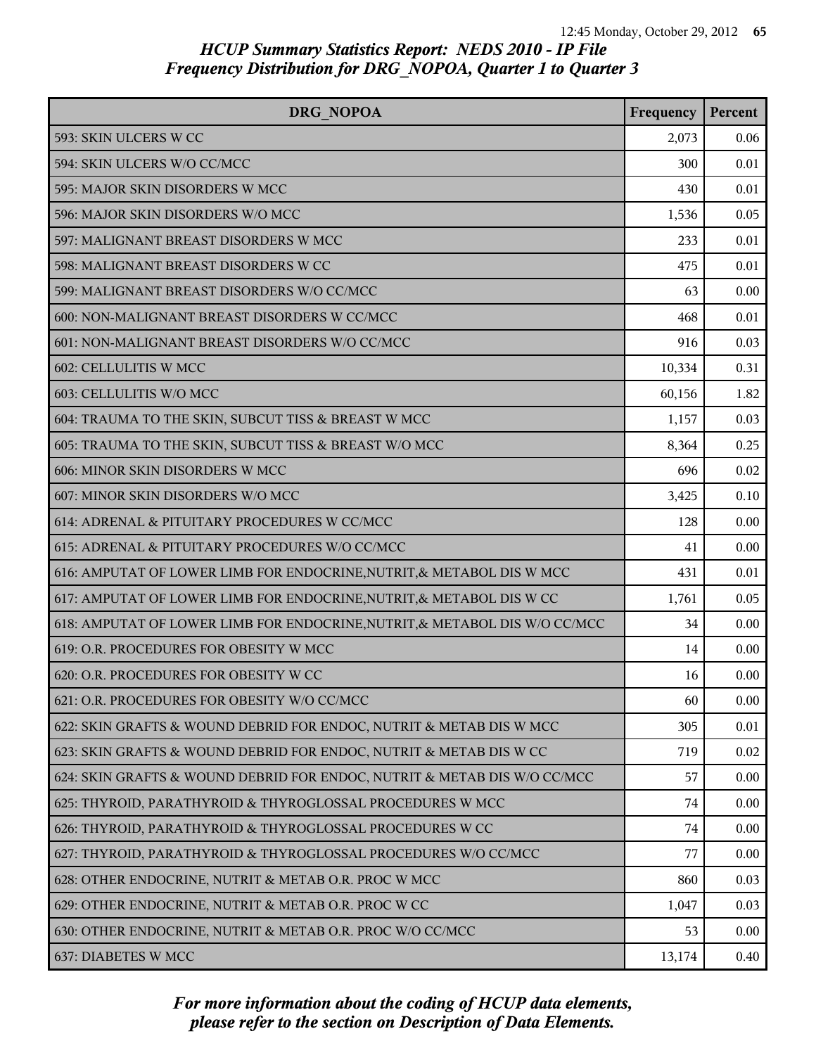## HCUP Summary Statistics Report: NEDS 2010 - IP File
## Frequency Distribution for DRG_NOPOA, Quarter 1 to Quarter 3

| DRG_NOPOA | Frequency | Percent |
|---|---|---|
| 593: SKIN ULCERS W CC | 2,073 | 0.06 |
| 594: SKIN ULCERS W/O CC/MCC | 300 | 0.01 |
| 595: MAJOR SKIN DISORDERS W MCC | 430 | 0.01 |
| 596: MAJOR SKIN DISORDERS W/O MCC | 1,536 | 0.05 |
| 597: MALIGNANT BREAST DISORDERS W MCC | 233 | 0.01 |
| 598: MALIGNANT BREAST DISORDERS W CC | 475 | 0.01 |
| 599: MALIGNANT BREAST DISORDERS W/O CC/MCC | 63 | 0.00 |
| 600: NON-MALIGNANT BREAST DISORDERS W CC/MCC | 468 | 0.01 |
| 601: NON-MALIGNANT BREAST DISORDERS W/O CC/MCC | 916 | 0.03 |
| 602: CELLULITIS W MCC | 10,334 | 0.31 |
| 603: CELLULITIS W/O MCC | 60,156 | 1.82 |
| 604: TRAUMA TO THE SKIN, SUBCUT TISS & BREAST W MCC | 1,157 | 0.03 |
| 605: TRAUMA TO THE SKIN, SUBCUT TISS & BREAST W/O MCC | 8,364 | 0.25 |
| 606: MINOR SKIN DISORDERS W MCC | 696 | 0.02 |
| 607: MINOR SKIN DISORDERS W/O MCC | 3,425 | 0.10 |
| 614: ADRENAL & PITUITARY PROCEDURES W CC/MCC | 128 | 0.00 |
| 615: ADRENAL & PITUITARY PROCEDURES W/O CC/MCC | 41 | 0.00 |
| 616: AMPUTAT OF LOWER LIMB FOR ENDOCRINE,NUTRIT,& METABOL DIS W MCC | 431 | 0.01 |
| 617: AMPUTAT OF LOWER LIMB FOR ENDOCRINE,NUTRIT,& METABOL DIS W CC | 1,761 | 0.05 |
| 618: AMPUTAT OF LOWER LIMB FOR ENDOCRINE,NUTRIT,& METABOL DIS W/O CC/MCC | 34 | 0.00 |
| 619: O.R. PROCEDURES FOR OBESITY W MCC | 14 | 0.00 |
| 620: O.R. PROCEDURES FOR OBESITY W CC | 16 | 0.00 |
| 621: O.R. PROCEDURES FOR OBESITY W/O CC/MCC | 60 | 0.00 |
| 622: SKIN GRAFTS & WOUND DEBRID FOR ENDOC, NUTRIT & METAB DIS W MCC | 305 | 0.01 |
| 623: SKIN GRAFTS & WOUND DEBRID FOR ENDOC, NUTRIT & METAB DIS W CC | 719 | 0.02 |
| 624: SKIN GRAFTS & WOUND DEBRID FOR ENDOC, NUTRIT & METAB DIS W/O CC/MCC | 57 | 0.00 |
| 625: THYROID, PARATHYROID & THYROGLOSSAL PROCEDURES W MCC | 74 | 0.00 |
| 626: THYROID, PARATHYROID & THYROGLOSSAL PROCEDURES W CC | 74 | 0.00 |
| 627: THYROID, PARATHYROID & THYROGLOSSAL PROCEDURES W/O CC/MCC | 77 | 0.00 |
| 628: OTHER ENDOCRINE, NUTRIT & METAB O.R. PROC W MCC | 860 | 0.03 |
| 629: OTHER ENDOCRINE, NUTRIT & METAB O.R. PROC W CC | 1,047 | 0.03 |
| 630: OTHER ENDOCRINE, NUTRIT & METAB O.R. PROC W/O CC/MCC | 53 | 0.00 |
| 637: DIABETES W MCC | 13,174 | 0.40 |

*For more information about the coding of HCUP data elements, please refer to the section on Description of Data Elements.*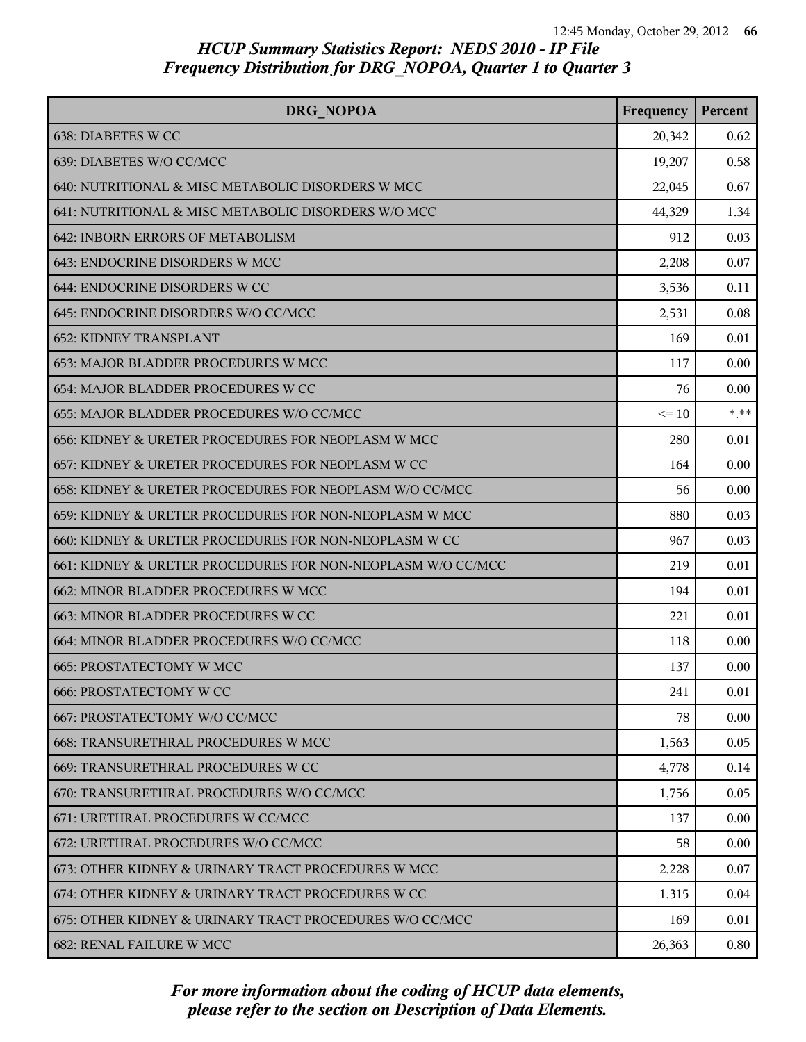# HCUP Summary Statistics Report: NEDS 2010 - IP File
## Frequency Distribution for DRG_NOPOA, Quarter 1 to Quarter 3

| DRG_NOPOA | Frequency | Percent |
|---|---|---|
| 638: DIABETES W CC | 20,342 | 0.62 |
| 639: DIABETES W/O CC/MCC | 19,207 | 0.58 |
| 640: NUTRITIONAL & MISC METABOLIC DISORDERS W MCC | 22,045 | 0.67 |
| 641: NUTRITIONAL & MISC METABOLIC DISORDERS W/O MCC | 44,329 | 1.34 |
| 642: INBORN ERRORS OF METABOLISM | 912 | 0.03 |
| 643: ENDOCRINE DISORDERS W MCC | 2,208 | 0.07 |
| 644: ENDOCRINE DISORDERS W CC | 3,536 | 0.11 |
| 645: ENDOCRINE DISORDERS W/O CC/MCC | 2,531 | 0.08 |
| 652: KIDNEY TRANSPLANT | 169 | 0.01 |
| 653: MAJOR BLADDER PROCEDURES W MCC | 117 | 0.00 |
| 654: MAJOR BLADDER PROCEDURES W CC | 76 | 0.00 |
| 655: MAJOR BLADDER PROCEDURES W/O CC/MCC | <= 10 | *.** |
| 656: KIDNEY & URETER PROCEDURES FOR NEOPLASM W MCC | 280 | 0.01 |
| 657: KIDNEY & URETER PROCEDURES FOR NEOPLASM W CC | 164 | 0.00 |
| 658: KIDNEY & URETER PROCEDURES FOR NEOPLASM W/O CC/MCC | 56 | 0.00 |
| 659: KIDNEY & URETER PROCEDURES FOR NON-NEOPLASM W MCC | 880 | 0.03 |
| 660: KIDNEY & URETER PROCEDURES FOR NON-NEOPLASM W CC | 967 | 0.03 |
| 661: KIDNEY & URETER PROCEDURES FOR NON-NEOPLASM W/O CC/MCC | 219 | 0.01 |
| 662: MINOR BLADDER PROCEDURES W MCC | 194 | 0.01 |
| 663: MINOR BLADDER PROCEDURES W CC | 221 | 0.01 |
| 664: MINOR BLADDER PROCEDURES W/O CC/MCC | 118 | 0.00 |
| 665: PROSTATECTOMY W MCC | 137 | 0.00 |
| 666: PROSTATECTOMY W CC | 241 | 0.01 |
| 667: PROSTATECTOMY W/O CC/MCC | 78 | 0.00 |
| 668: TRANSURETHRAL PROCEDURES W MCC | 1,563 | 0.05 |
| 669: TRANSURETHRAL PROCEDURES W CC | 4,778 | 0.14 |
| 670: TRANSURETHRAL PROCEDURES W/O CC/MCC | 1,756 | 0.05 |
| 671: URETHRAL PROCEDURES W CC/MCC | 137 | 0.00 |
| 672: URETHRAL PROCEDURES W/O CC/MCC | 58 | 0.00 |
| 673: OTHER KIDNEY & URINARY TRACT PROCEDURES W MCC | 2,228 | 0.07 |
| 674: OTHER KIDNEY & URINARY TRACT PROCEDURES W CC | 1,315 | 0.04 |
| 675: OTHER KIDNEY & URINARY TRACT PROCEDURES W/O CC/MCC | 169 | 0.01 |
| 682: RENAL FAILURE W MCC | 26,363 | 0.80 |

*For more information about the coding of HCUP data elements, please refer to the section on Description of Data Elements.*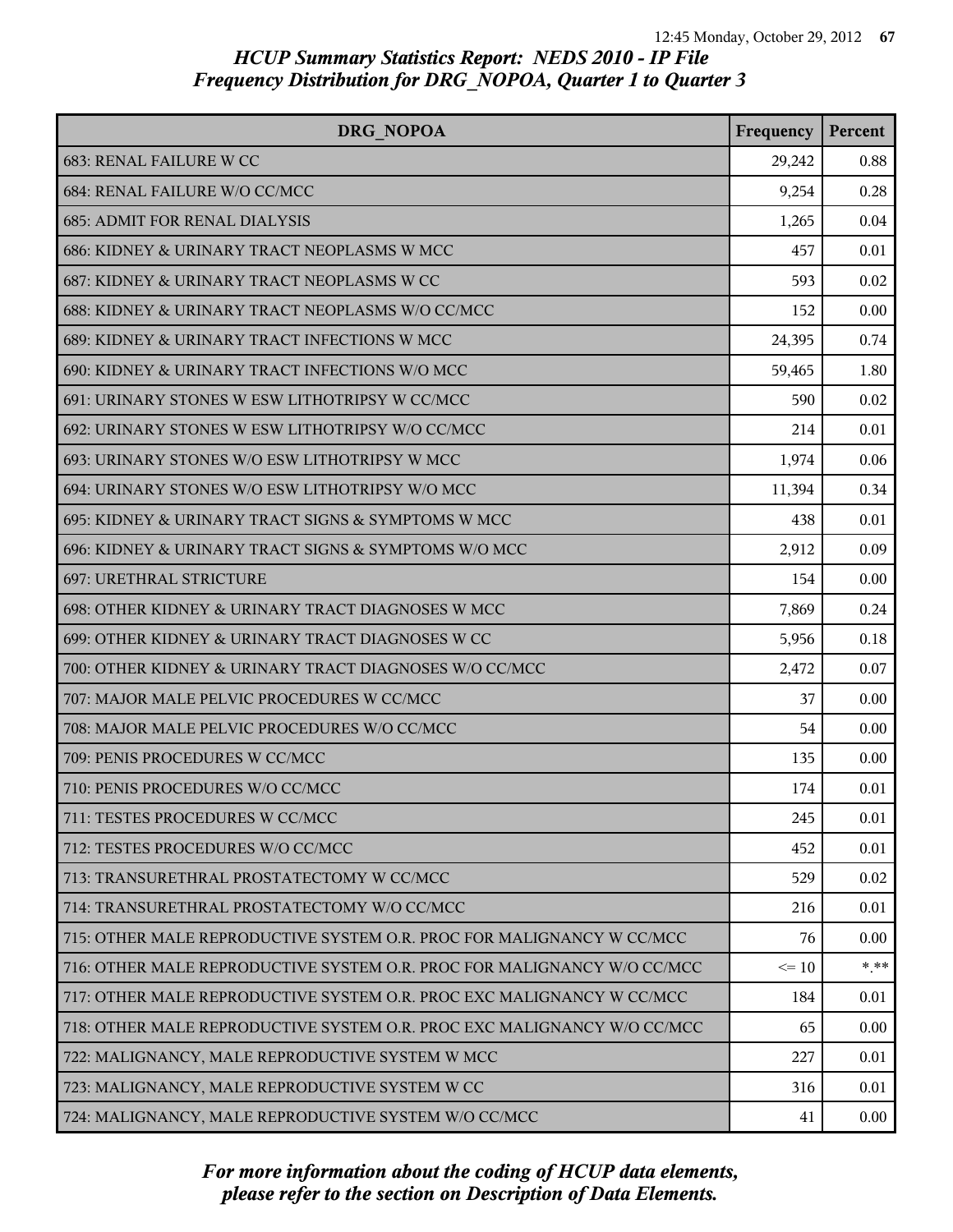*HCUP Summary Statistics Report: NEDS 2010 - IP File*
*Frequency Distribution for DRG_NOPOA, Quarter 1 to Quarter 3*

| DRG_NOPOA | Frequency | Percent |
|---|---|---|
| 683: RENAL FAILURE W CC | 29,242 | 0.88 |
| 684: RENAL FAILURE W/O CC/MCC | 9,254 | 0.28 |
| 685: ADMIT FOR RENAL DIALYSIS | 1,265 | 0.04 |
| 686: KIDNEY & URINARY TRACT NEOPLASMS W MCC | 457 | 0.01 |
| 687: KIDNEY & URINARY TRACT NEOPLASMS W CC | 593 | 0.02 |
| 688: KIDNEY & URINARY TRACT NEOPLASMS W/O CC/MCC | 152 | 0.00 |
| 689: KIDNEY & URINARY TRACT INFECTIONS W MCC | 24,395 | 0.74 |
| 690: KIDNEY & URINARY TRACT INFECTIONS W/O MCC | 59,465 | 1.80 |
| 691: URINARY STONES W ESW LITHOTRIPSY W CC/MCC | 590 | 0.02 |
| 692: URINARY STONES W ESW LITHOTRIPSY W/O CC/MCC | 214 | 0.01 |
| 693: URINARY STONES W/O ESW LITHOTRIPSY W MCC | 1,974 | 0.06 |
| 694: URINARY STONES W/O ESW LITHOTRIPSY W/O MCC | 11,394 | 0.34 |
| 695: KIDNEY & URINARY TRACT SIGNS & SYMPTOMS W MCC | 438 | 0.01 |
| 696: KIDNEY & URINARY TRACT SIGNS & SYMPTOMS W/O MCC | 2,912 | 0.09 |
| 697: URETHRAL STRICTURE | 154 | 0.00 |
| 698: OTHER KIDNEY & URINARY TRACT DIAGNOSES W MCC | 7,869 | 0.24 |
| 699: OTHER KIDNEY & URINARY TRACT DIAGNOSES W CC | 5,956 | 0.18 |
| 700: OTHER KIDNEY & URINARY TRACT DIAGNOSES W/O CC/MCC | 2,472 | 0.07 |
| 707: MAJOR MALE PELVIC PROCEDURES W CC/MCC | 37 | 0.00 |
| 708: MAJOR MALE PELVIC PROCEDURES W/O CC/MCC | 54 | 0.00 |
| 709: PENIS PROCEDURES W CC/MCC | 135 | 0.00 |
| 710: PENIS PROCEDURES W/O CC/MCC | 174 | 0.01 |
| 711: TESTES PROCEDURES W CC/MCC | 245 | 0.01 |
| 712: TESTES PROCEDURES W/O CC/MCC | 452 | 0.01 |
| 713: TRANSURETHRAL PROSTATECTOMY W CC/MCC | 529 | 0.02 |
| 714: TRANSURETHRAL PROSTATECTOMY W/O CC/MCC | 216 | 0.01 |
| 715: OTHER MALE REPRODUCTIVE SYSTEM O.R. PROC FOR MALIGNANCY W CC/MCC | 76 | 0.00 |
| 716: OTHER MALE REPRODUCTIVE SYSTEM O.R. PROC FOR MALIGNANCY W/O CC/MCC | <= 10 | *.** |
| 717: OTHER MALE REPRODUCTIVE SYSTEM O.R. PROC EXC MALIGNANCY W CC/MCC | 184 | 0.01 |
| 718: OTHER MALE REPRODUCTIVE SYSTEM O.R. PROC EXC MALIGNANCY W/O CC/MCC | 65 | 0.00 |
| 722: MALIGNANCY, MALE REPRODUCTIVE SYSTEM W MCC | 227 | 0.01 |
| 723: MALIGNANCY, MALE REPRODUCTIVE SYSTEM W CC | 316 | 0.01 |
| 724: MALIGNANCY, MALE REPRODUCTIVE SYSTEM W/O CC/MCC | 41 | 0.00 |

*For more information about the coding of HCUP data elements, please refer to the section on Description of Data Elements.*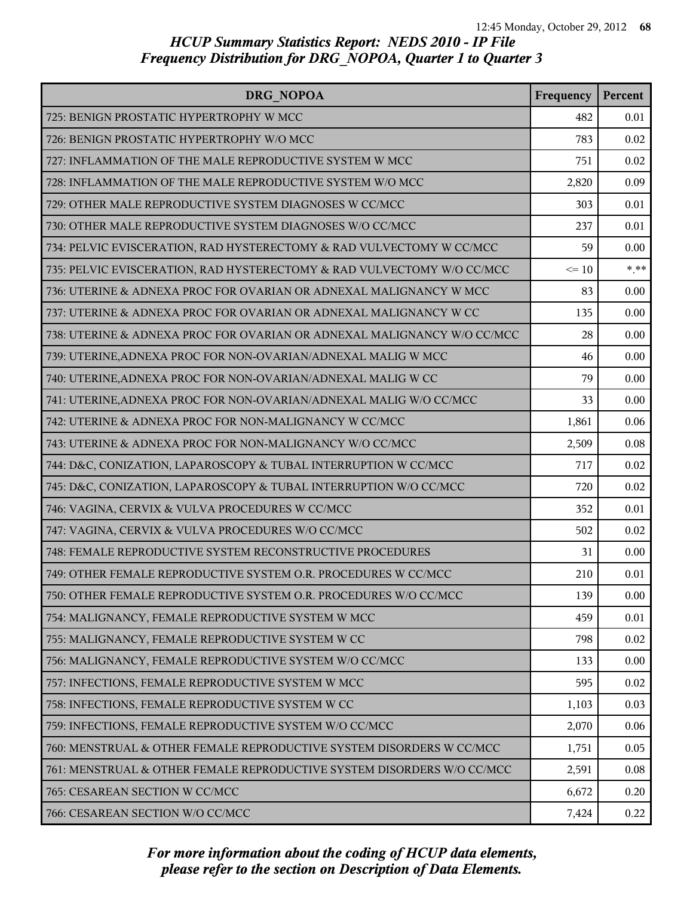*HCUP Summary Statistics Report: NEDS 2010 - IP File*
*Frequency Distribution for DRG_NOPOA, Quarter 1 to Quarter 3*

| DRG_NOPOA | Frequency | Percent |
|---|---|---|
| 725: BENIGN PROSTATIC HYPERTROPHY W MCC | 482 | 0.01 |
| 726: BENIGN PROSTATIC HYPERTROPHY W/O MCC | 783 | 0.02 |
| 727: INFLAMMATION OF THE MALE REPRODUCTIVE SYSTEM W MCC | 751 | 0.02 |
| 728: INFLAMMATION OF THE MALE REPRODUCTIVE SYSTEM W/O MCC | 2,820 | 0.09 |
| 729: OTHER MALE REPRODUCTIVE SYSTEM DIAGNOSES W CC/MCC | 303 | 0.01 |
| 730: OTHER MALE REPRODUCTIVE SYSTEM DIAGNOSES W/O CC/MCC | 237 | 0.01 |
| 734: PELVIC EVISCERATION, RAD HYSTERECTOMY & RAD VULVECTOMY W CC/MCC | 59 | 0.00 |
| 735: PELVIC EVISCERATION, RAD HYSTERECTOMY & RAD VULVECTOMY W/O CC/MCC | <= 10 | *.** |
| 736: UTERINE & ADNEXA PROC FOR OVARIAN OR ADNEXAL MALIGNANCY W MCC | 83 | 0.00 |
| 737: UTERINE & ADNEXA PROC FOR OVARIAN OR ADNEXAL MALIGNANCY W CC | 135 | 0.00 |
| 738: UTERINE & ADNEXA PROC FOR OVARIAN OR ADNEXAL MALIGNANCY W/O CC/MCC | 28 | 0.00 |
| 739: UTERINE,ADNEXA PROC FOR NON-OVARIAN/ADNEXAL MALIG W MCC | 46 | 0.00 |
| 740: UTERINE,ADNEXA PROC FOR NON-OVARIAN/ADNEXAL MALIG W CC | 79 | 0.00 |
| 741: UTERINE,ADNEXA PROC FOR NON-OVARIAN/ADNEXAL MALIG W/O CC/MCC | 33 | 0.00 |
| 742: UTERINE & ADNEXA PROC FOR NON-MALIGNANCY W CC/MCC | 1,861 | 0.06 |
| 743: UTERINE & ADNEXA PROC FOR NON-MALIGNANCY W/O CC/MCC | 2,509 | 0.08 |
| 744: D&C, CONIZATION, LAPAROSCOPY & TUBAL INTERRUPTION W CC/MCC | 717 | 0.02 |
| 745: D&C, CONIZATION, LAPAROSCOPY & TUBAL INTERRUPTION W/O CC/MCC | 720 | 0.02 |
| 746: VAGINA, CERVIX & VULVA PROCEDURES W CC/MCC | 352 | 0.01 |
| 747: VAGINA, CERVIX & VULVA PROCEDURES W/O CC/MCC | 502 | 0.02 |
| 748: FEMALE REPRODUCTIVE SYSTEM RECONSTRUCTIVE PROCEDURES | 31 | 0.00 |
| 749: OTHER FEMALE REPRODUCTIVE SYSTEM O.R. PROCEDURES W CC/MCC | 210 | 0.01 |
| 750: OTHER FEMALE REPRODUCTIVE SYSTEM O.R. PROCEDURES W/O CC/MCC | 139 | 0.00 |
| 754: MALIGNANCY, FEMALE REPRODUCTIVE SYSTEM W MCC | 459 | 0.01 |
| 755: MALIGNANCY, FEMALE REPRODUCTIVE SYSTEM W CC | 798 | 0.02 |
| 756: MALIGNANCY, FEMALE REPRODUCTIVE SYSTEM W/O CC/MCC | 133 | 0.00 |
| 757: INFECTIONS, FEMALE REPRODUCTIVE SYSTEM W MCC | 595 | 0.02 |
| 758: INFECTIONS, FEMALE REPRODUCTIVE SYSTEM W CC | 1,103 | 0.03 |
| 759: INFECTIONS, FEMALE REPRODUCTIVE SYSTEM W/O CC/MCC | 2,070 | 0.06 |
| 760: MENSTRUAL & OTHER FEMALE REPRODUCTIVE SYSTEM DISORDERS W CC/MCC | 1,751 | 0.05 |
| 761: MENSTRUAL & OTHER FEMALE REPRODUCTIVE SYSTEM DISORDERS W/O CC/MCC | 2,591 | 0.08 |
| 765: CESAREAN SECTION W CC/MCC | 6,672 | 0.20 |
| 766: CESAREAN SECTION W/O CC/MCC | 7,424 | 0.22 |

*For more information about the coding of HCUP data elements, please refer to the section on Description of Data Elements.*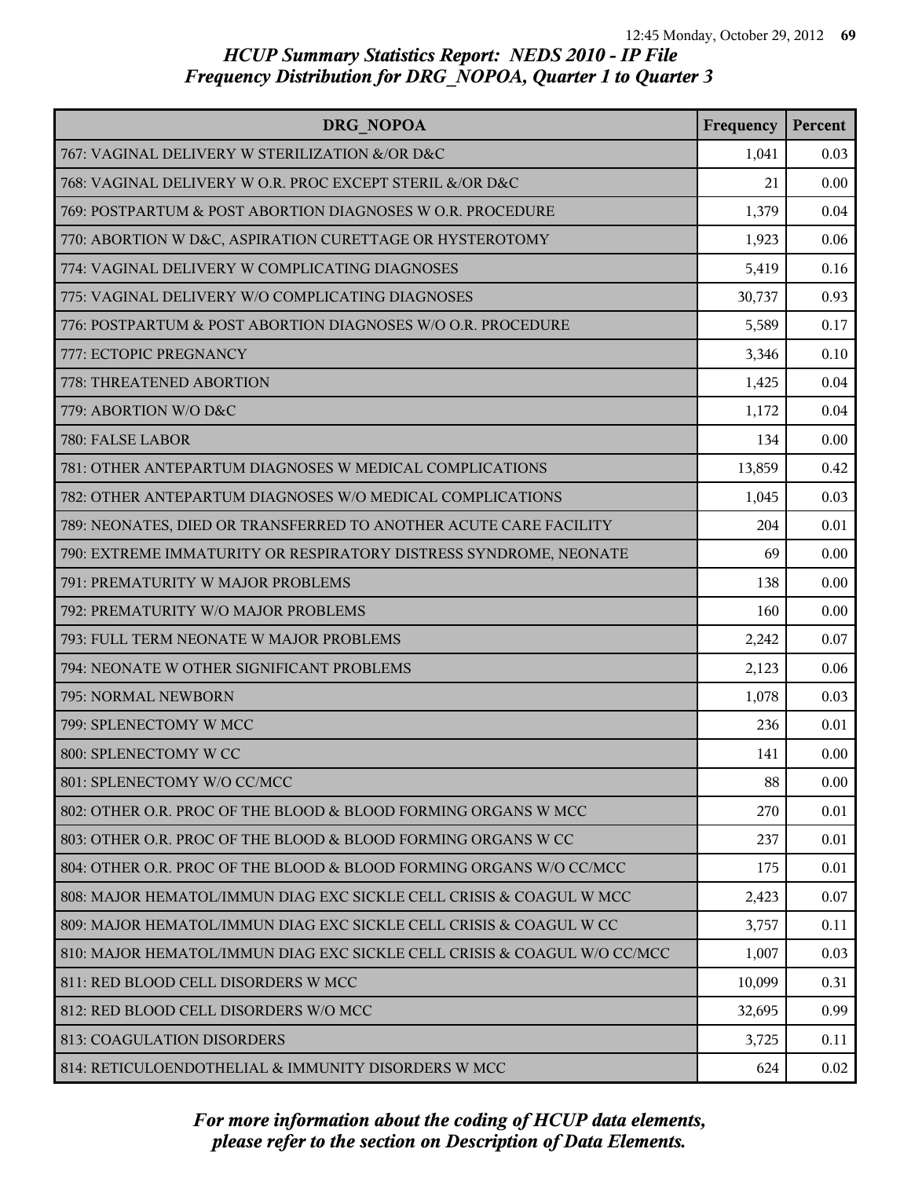# HCUP Summary Statistics Report: NEDS 2010 - IP File
## Frequency Distribution for DRG_NOPOA, Quarter 1 to Quarter 3

| DRG_NOPOA | Frequency | Percent |
|---|---|---|
| 767: VAGINAL DELIVERY W STERILIZATION &/OR D&C | 1,041 | 0.03 |
| 768: VAGINAL DELIVERY W O.R. PROC EXCEPT STERIL &/OR D&C | 21 | 0.00 |
| 769: POSTPARTUM & POST ABORTION DIAGNOSES W O.R. PROCEDURE | 1,379 | 0.04 |
| 770: ABORTION W D&C, ASPIRATION CURETTAGE OR HYSTEROTOMY | 1,923 | 0.06 |
| 774: VAGINAL DELIVERY W COMPLICATING DIAGNOSES | 5,419 | 0.16 |
| 775: VAGINAL DELIVERY W/O COMPLICATING DIAGNOSES | 30,737 | 0.93 |
| 776: POSTPARTUM & POST ABORTION DIAGNOSES W/O O.R. PROCEDURE | 5,589 | 0.17 |
| 777: ECTOPIC PREGNANCY | 3,346 | 0.10 |
| 778: THREATENED ABORTION | 1,425 | 0.04 |
| 779: ABORTION W/O D&C | 1,172 | 0.04 |
| 780: FALSE LABOR | 134 | 0.00 |
| 781: OTHER ANTEPARTUM DIAGNOSES W MEDICAL COMPLICATIONS | 13,859 | 0.42 |
| 782: OTHER ANTEPARTUM DIAGNOSES W/O MEDICAL COMPLICATIONS | 1,045 | 0.03 |
| 789: NEONATES, DIED OR TRANSFERRED TO ANOTHER ACUTE CARE FACILITY | 204 | 0.01 |
| 790: EXTREME IMMATURITY OR RESPIRATORY DISTRESS SYNDROME, NEONATE | 69 | 0.00 |
| 791: PREMATURITY W MAJOR PROBLEMS | 138 | 0.00 |
| 792: PREMATURITY W/O MAJOR PROBLEMS | 160 | 0.00 |
| 793: FULL TERM NEONATE W MAJOR PROBLEMS | 2,242 | 0.07 |
| 794: NEONATE W OTHER SIGNIFICANT PROBLEMS | 2,123 | 0.06 |
| 795: NORMAL NEWBORN | 1,078 | 0.03 |
| 799: SPLENECTOMY W MCC | 236 | 0.01 |
| 800: SPLENECTOMY W CC | 141 | 0.00 |
| 801: SPLENECTOMY W/O CC/MCC | 88 | 0.00 |
| 802: OTHER O.R. PROC OF THE BLOOD & BLOOD FORMING ORGANS W MCC | 270 | 0.01 |
| 803: OTHER O.R. PROC OF THE BLOOD & BLOOD FORMING ORGANS W CC | 237 | 0.01 |
| 804: OTHER O.R. PROC OF THE BLOOD & BLOOD FORMING ORGANS W/O CC/MCC | 175 | 0.01 |
| 808: MAJOR HEMATOL/IMMUN DIAG EXC SICKLE CELL CRISIS & COAGUL W MCC | 2,423 | 0.07 |
| 809: MAJOR HEMATOL/IMMUN DIAG EXC SICKLE CELL CRISIS & COAGUL W CC | 3,757 | 0.11 |
| 810: MAJOR HEMATOL/IMMUN DIAG EXC SICKLE CELL CRISIS & COAGUL W/O CC/MCC | 1,007 | 0.03 |
| 811: RED BLOOD CELL DISORDERS W MCC | 10,099 | 0.31 |
| 812: RED BLOOD CELL DISORDERS W/O MCC | 32,695 | 0.99 |
| 813: COAGULATION DISORDERS | 3,725 | 0.11 |
| 814: RETICULOENDOTHELIAL & IMMUNITY DISORDERS W MCC | 624 | 0.02 |

*For more information about the coding of HCUP data elements, please refer to the section on Description of Data Elements.*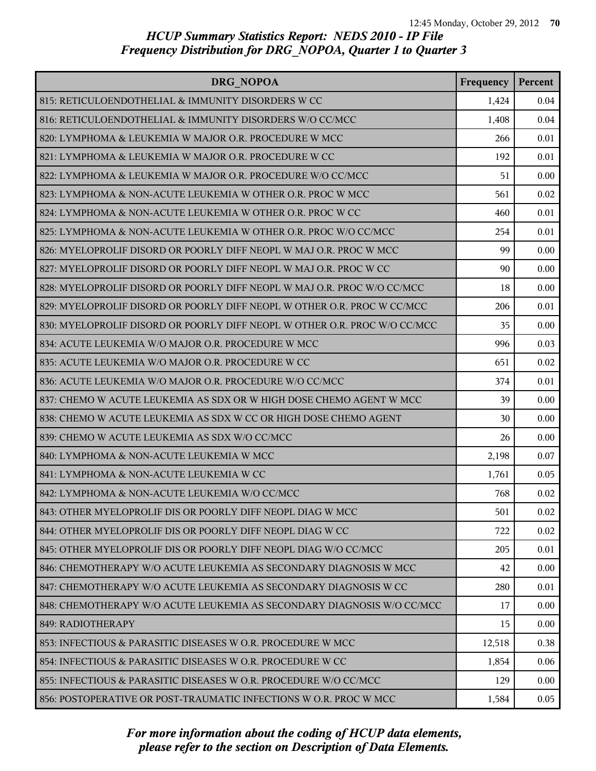# HCUP Summary Statistics Report: NEDS 2010 - IP File
## Frequency Distribution for DRG_NOPOA, Quarter 1 to Quarter 3

| DRG_NOPOA | Frequency | Percent |
|---|---|---|
| 815: RETICULOENDOTHELIAL & IMMUNITY DISORDERS W CC | 1,424 | 0.04 |
| 816: RETICULOENDOTHELIAL & IMMUNITY DISORDERS W/O CC/MCC | 1,408 | 0.04 |
| 820: LYMPHOMA & LEUKEMIA W MAJOR O.R. PROCEDURE W MCC | 266 | 0.01 |
| 821: LYMPHOMA & LEUKEMIA W MAJOR O.R. PROCEDURE W CC | 192 | 0.01 |
| 822: LYMPHOMA & LEUKEMIA W MAJOR O.R. PROCEDURE W/O CC/MCC | 51 | 0.00 |
| 823: LYMPHOMA & NON-ACUTE LEUKEMIA W OTHER O.R. PROC W MCC | 561 | 0.02 |
| 824: LYMPHOMA & NON-ACUTE LEUKEMIA W OTHER O.R. PROC W CC | 460 | 0.01 |
| 825: LYMPHOMA & NON-ACUTE LEUKEMIA W OTHER O.R. PROC W/O CC/MCC | 254 | 0.01 |
| 826: MYELOPROLIF DISORD OR POORLY DIFF NEOPL W MAJ O.R. PROC W MCC | 99 | 0.00 |
| 827: MYELOPROLIF DISORD OR POORLY DIFF NEOPL W MAJ O.R. PROC W CC | 90 | 0.00 |
| 828: MYELOPROLIF DISORD OR POORLY DIFF NEOPL W MAJ O.R. PROC W/O CC/MCC | 18 | 0.00 |
| 829: MYELOPROLIF DISORD OR POORLY DIFF NEOPL W OTHER O.R. PROC W CC/MCC | 206 | 0.01 |
| 830: MYELOPROLIF DISORD OR POORLY DIFF NEOPL W OTHER O.R. PROC W/O CC/MCC | 35 | 0.00 |
| 834: ACUTE LEUKEMIA W/O MAJOR O.R. PROCEDURE W MCC | 996 | 0.03 |
| 835: ACUTE LEUKEMIA W/O MAJOR O.R. PROCEDURE W CC | 651 | 0.02 |
| 836: ACUTE LEUKEMIA W/O MAJOR O.R. PROCEDURE W/O CC/MCC | 374 | 0.01 |
| 837: CHEMO W ACUTE LEUKEMIA AS SDX OR W HIGH DOSE CHEMO AGENT W MCC | 39 | 0.00 |
| 838: CHEMO W ACUTE LEUKEMIA AS SDX W CC OR HIGH DOSE CHEMO AGENT | 30 | 0.00 |
| 839: CHEMO W ACUTE LEUKEMIA AS SDX W/O CC/MCC | 26 | 0.00 |
| 840: LYMPHOMA & NON-ACUTE LEUKEMIA W MCC | 2,198 | 0.07 |
| 841: LYMPHOMA & NON-ACUTE LEUKEMIA W CC | 1,761 | 0.05 |
| 842: LYMPHOMA & NON-ACUTE LEUKEMIA W/O CC/MCC | 768 | 0.02 |
| 843: OTHER MYELOPROLIF DIS OR POORLY DIFF NEOPL DIAG W MCC | 501 | 0.02 |
| 844: OTHER MYELOPROLIF DIS OR POORLY DIFF NEOPL DIAG W CC | 722 | 0.02 |
| 845: OTHER MYELOPROLIF DIS OR POORLY DIFF NEOPL DIAG W/O CC/MCC | 205 | 0.01 |
| 846: CHEMOTHERAPY W/O ACUTE LEUKEMIA AS SECONDARY DIAGNOSIS W MCC | 42 | 0.00 |
| 847: CHEMOTHERAPY W/O ACUTE LEUKEMIA AS SECONDARY DIAGNOSIS W CC | 280 | 0.01 |
| 848: CHEMOTHERAPY W/O ACUTE LEUKEMIA AS SECONDARY DIAGNOSIS W/O CC/MCC | 17 | 0.00 |
| 849: RADIOTHERAPY | 15 | 0.00 |
| 853: INFECTIOUS & PARASITIC DISEASES W O.R. PROCEDURE W MCC | 12,518 | 0.38 |
| 854: INFECTIOUS & PARASITIC DISEASES W O.R. PROCEDURE W CC | 1,854 | 0.06 |
| 855: INFECTIOUS & PARASITIC DISEASES W O.R. PROCEDURE W/O CC/MCC | 129 | 0.00 |
| 856: POSTOPERATIVE OR POST-TRAUMATIC INFECTIONS W O.R. PROC W MCC | 1,584 | 0.05 |

*For more information about the coding of HCUP data elements, please refer to the section on Description of Data Elements.*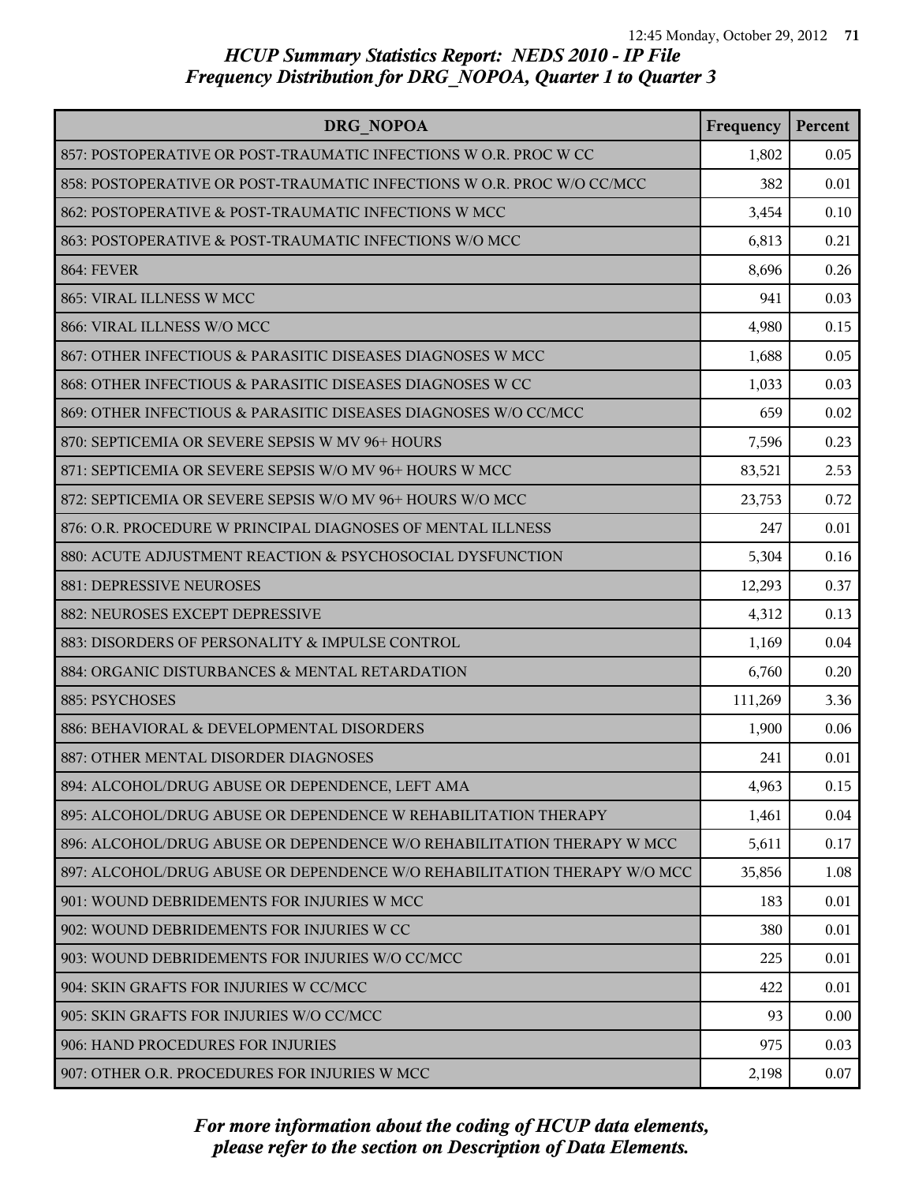## HCUP Summary Statistics Report: NEDS 2010 - IP File
## Frequency Distribution for DRG_NOPOA, Quarter 1 to Quarter 3

| DRG_NOPOA | Frequency | Percent |
|---|---|---|
| 857: POSTOPERATIVE OR POST-TRAUMATIC INFECTIONS W O.R. PROC W CC | 1,802 | 0.05 |
| 858: POSTOPERATIVE OR POST-TRAUMATIC INFECTIONS W O.R. PROC W/O CC/MCC | 382 | 0.01 |
| 862: POSTOPERATIVE & POST-TRAUMATIC INFECTIONS W MCC | 3,454 | 0.10 |
| 863: POSTOPERATIVE & POST-TRAUMATIC INFECTIONS W/O MCC | 6,813 | 0.21 |
| 864: FEVER | 8,696 | 0.26 |
| 865: VIRAL ILLNESS W MCC | 941 | 0.03 |
| 866: VIRAL ILLNESS W/O MCC | 4,980 | 0.15 |
| 867: OTHER INFECTIOUS & PARASITIC DISEASES DIAGNOSES W MCC | 1,688 | 0.05 |
| 868: OTHER INFECTIOUS & PARASITIC DISEASES DIAGNOSES W CC | 1,033 | 0.03 |
| 869: OTHER INFECTIOUS & PARASITIC DISEASES DIAGNOSES W/O CC/MCC | 659 | 0.02 |
| 870: SEPTICEMIA OR SEVERE SEPSIS W MV 96+ HOURS | 7,596 | 0.23 |
| 871: SEPTICEMIA OR SEVERE SEPSIS W/O MV 96+ HOURS W MCC | 83,521 | 2.53 |
| 872: SEPTICEMIA OR SEVERE SEPSIS W/O MV 96+ HOURS W/O MCC | 23,753 | 0.72 |
| 876: O.R. PROCEDURE W PRINCIPAL DIAGNOSES OF MENTAL ILLNESS | 247 | 0.01 |
| 880: ACUTE ADJUSTMENT REACTION & PSYCHOSOCIAL DYSFUNCTION | 5,304 | 0.16 |
| 881: DEPRESSIVE NEUROSES | 12,293 | 0.37 |
| 882: NEUROSES EXCEPT DEPRESSIVE | 4,312 | 0.13 |
| 883: DISORDERS OF PERSONALITY & IMPULSE CONTROL | 1,169 | 0.04 |
| 884: ORGANIC DISTURBANCES & MENTAL RETARDATION | 6,760 | 0.20 |
| 885: PSYCHOSES | 111,269 | 3.36 |
| 886: BEHAVIORAL & DEVELOPMENTAL DISORDERS | 1,900 | 0.06 |
| 887: OTHER MENTAL DISORDER DIAGNOSES | 241 | 0.01 |
| 894: ALCOHOL/DRUG ABUSE OR DEPENDENCE, LEFT AMA | 4,963 | 0.15 |
| 895: ALCOHOL/DRUG ABUSE OR DEPENDENCE W REHABILITATION THERAPY | 1,461 | 0.04 |
| 896: ALCOHOL/DRUG ABUSE OR DEPENDENCE W/O REHABILITATION THERAPY W MCC | 5,611 | 0.17 |
| 897: ALCOHOL/DRUG ABUSE OR DEPENDENCE W/O REHABILITATION THERAPY W/O MCC | 35,856 | 1.08 |
| 901: WOUND DEBRIDEMENTS FOR INJURIES W MCC | 183 | 0.01 |
| 902: WOUND DEBRIDEMENTS FOR INJURIES W CC | 380 | 0.01 |
| 903: WOUND DEBRIDEMENTS FOR INJURIES W/O CC/MCC | 225 | 0.01 |
| 904: SKIN GRAFTS FOR INJURIES W CC/MCC | 422 | 0.01 |
| 905: SKIN GRAFTS FOR INJURIES W/O CC/MCC | 93 | 0.00 |
| 906: HAND PROCEDURES FOR INJURIES | 975 | 0.03 |
| 907: OTHER O.R. PROCEDURES FOR INJURIES W MCC | 2,198 | 0.07 |

*For more information about the coding of HCUP data elements, please refer to the section on Description of Data Elements.*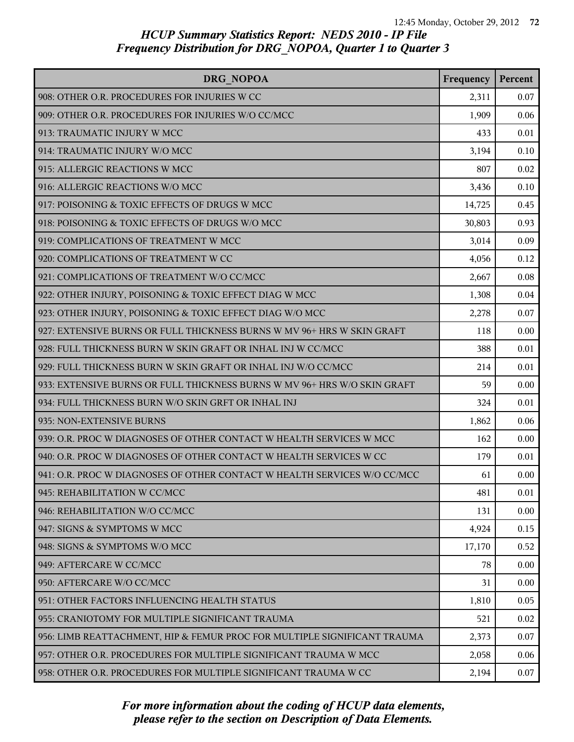# HCUP Summary Statistics Report: NEDS 2010 - IP File
## Frequency Distribution for DRG_NOPOA, Quarter 1 to Quarter 3

| DRG_NOPOA | Frequency | Percent |
|---|---|---|
| 908: OTHER O.R. PROCEDURES FOR INJURIES W CC | 2,311 | 0.07 |
| 909: OTHER O.R. PROCEDURES FOR INJURIES W/O CC/MCC | 1,909 | 0.06 |
| 913: TRAUMATIC INJURY W MCC | 433 | 0.01 |
| 914: TRAUMATIC INJURY W/O MCC | 3,194 | 0.10 |
| 915: ALLERGIC REACTIONS W MCC | 807 | 0.02 |
| 916: ALLERGIC REACTIONS W/O MCC | 3,436 | 0.10 |
| 917: POISONING & TOXIC EFFECTS OF DRUGS W MCC | 14,725 | 0.45 |
| 918: POISONING & TOXIC EFFECTS OF DRUGS W/O MCC | 30,803 | 0.93 |
| 919: COMPLICATIONS OF TREATMENT W MCC | 3,014 | 0.09 |
| 920: COMPLICATIONS OF TREATMENT W CC | 4,056 | 0.12 |
| 921: COMPLICATIONS OF TREATMENT W/O CC/MCC | 2,667 | 0.08 |
| 922: OTHER INJURY, POISONING & TOXIC EFFECT DIAG W MCC | 1,308 | 0.04 |
| 923: OTHER INJURY, POISONING & TOXIC EFFECT DIAG W/O MCC | 2,278 | 0.07 |
| 927: EXTENSIVE BURNS OR FULL THICKNESS BURNS W MV 96+ HRS W SKIN GRAFT | 118 | 0.00 |
| 928: FULL THICKNESS BURN W SKIN GRAFT OR INHAL INJ W CC/MCC | 388 | 0.01 |
| 929: FULL THICKNESS BURN W SKIN GRAFT OR INHAL INJ W/O CC/MCC | 214 | 0.01 |
| 933: EXTENSIVE BURNS OR FULL THICKNESS BURNS W MV 96+ HRS W/O SKIN GRAFT | 59 | 0.00 |
| 934: FULL THICKNESS BURN W/O SKIN GRFT OR INHAL INJ | 324 | 0.01 |
| 935: NON-EXTENSIVE BURNS | 1,862 | 0.06 |
| 939: O.R. PROC W DIAGNOSES OF OTHER CONTACT W HEALTH SERVICES W MCC | 162 | 0.00 |
| 940: O.R. PROC W DIAGNOSES OF OTHER CONTACT W HEALTH SERVICES W CC | 179 | 0.01 |
| 941: O.R. PROC W DIAGNOSES OF OTHER CONTACT W HEALTH SERVICES W/O CC/MCC | 61 | 0.00 |
| 945: REHABILITATION W CC/MCC | 481 | 0.01 |
| 946: REHABILITATION W/O CC/MCC | 131 | 0.00 |
| 947: SIGNS & SYMPTOMS W MCC | 4,924 | 0.15 |
| 948: SIGNS & SYMPTOMS W/O MCC | 17,170 | 0.52 |
| 949: AFTERCARE W CC/MCC | 78 | 0.00 |
| 950: AFTERCARE W/O CC/MCC | 31 | 0.00 |
| 951: OTHER FACTORS INFLUENCING HEALTH STATUS | 1,810 | 0.05 |
| 955: CRANIOTOMY FOR MULTIPLE SIGNIFICANT TRAUMA | 521 | 0.02 |
| 956: LIMB REATTACHMENT, HIP & FEMUR PROC FOR MULTIPLE SIGNIFICANT TRAUMA | 2,373 | 0.07 |
| 957: OTHER O.R. PROCEDURES FOR MULTIPLE SIGNIFICANT TRAUMA W MCC | 2,058 | 0.06 |
| 958: OTHER O.R. PROCEDURES FOR MULTIPLE SIGNIFICANT TRAUMA W CC | 2,194 | 0.07 |

*For more information about the coding of HCUP data elements, please refer to the section on Description of Data Elements.*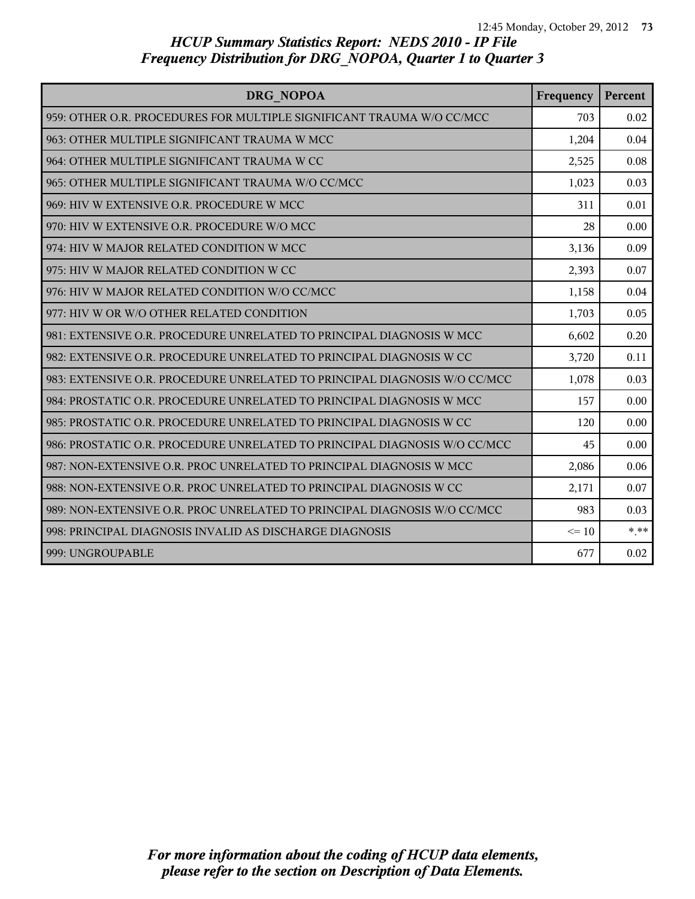# *HCUP Summary Statistics Report: NEDS 2010 - IP File*
# *Frequency Distribution for DRG_NOPOA, Quarter 1 to Quarter 3*

| DRG_NOPOA | Frequency | Percent |
|---|---|---|
| 959: OTHER O.R. PROCEDURES FOR MULTIPLE SIGNIFICANT TRAUMA W/O CC/MCC | 703 | 0.02 |
| 963: OTHER MULTIPLE SIGNIFICANT TRAUMA W MCC | 1,204 | 0.04 |
| 964: OTHER MULTIPLE SIGNIFICANT TRAUMA W CC | 2,525 | 0.08 |
| 965: OTHER MULTIPLE SIGNIFICANT TRAUMA W/O CC/MCC | 1,023 | 0.03 |
| 969: HIV W EXTENSIVE O.R. PROCEDURE W MCC | 311 | 0.01 |
| 970: HIV W EXTENSIVE O.R. PROCEDURE W/O MCC | 28 | 0.00 |
| 974: HIV W MAJOR RELATED CONDITION W MCC | 3,136 | 0.09 |
| 975: HIV W MAJOR RELATED CONDITION W CC | 2,393 | 0.07 |
| 976: HIV W MAJOR RELATED CONDITION W/O CC/MCC | 1,158 | 0.04 |
| 977: HIV W OR W/O OTHER RELATED CONDITION | 1,703 | 0.05 |
| 981: EXTENSIVE O.R. PROCEDURE UNRELATED TO PRINCIPAL DIAGNOSIS W MCC | 6,602 | 0.20 |
| 982: EXTENSIVE O.R. PROCEDURE UNRELATED TO PRINCIPAL DIAGNOSIS W CC | 3,720 | 0.11 |
| 983: EXTENSIVE O.R. PROCEDURE UNRELATED TO PRINCIPAL DIAGNOSIS W/O CC/MCC | 1,078 | 0.03 |
| 984: PROSTATIC O.R. PROCEDURE UNRELATED TO PRINCIPAL DIAGNOSIS W MCC | 157 | 0.00 |
| 985: PROSTATIC O.R. PROCEDURE UNRELATED TO PRINCIPAL DIAGNOSIS W CC | 120 | 0.00 |
| 986: PROSTATIC O.R. PROCEDURE UNRELATED TO PRINCIPAL DIAGNOSIS W/O CC/MCC | 45 | 0.00 |
| 987: NON-EXTENSIVE O.R. PROC UNRELATED TO PRINCIPAL DIAGNOSIS W MCC | 2,086 | 0.06 |
| 988: NON-EXTENSIVE O.R. PROC UNRELATED TO PRINCIPAL DIAGNOSIS W CC | 2,171 | 0.07 |
| 989: NON-EXTENSIVE O.R. PROC UNRELATED TO PRINCIPAL DIAGNOSIS W/O CC/MCC | 983 | 0.03 |
| 998: PRINCIPAL DIAGNOSIS INVALID AS DISCHARGE DIAGNOSIS | <= 10 | *.** |
| 999: UNGROUPABLE | 677 | 0.02 |

*For more information about the coding of HCUP data elements, please refer to the section on Description of Data Elements.*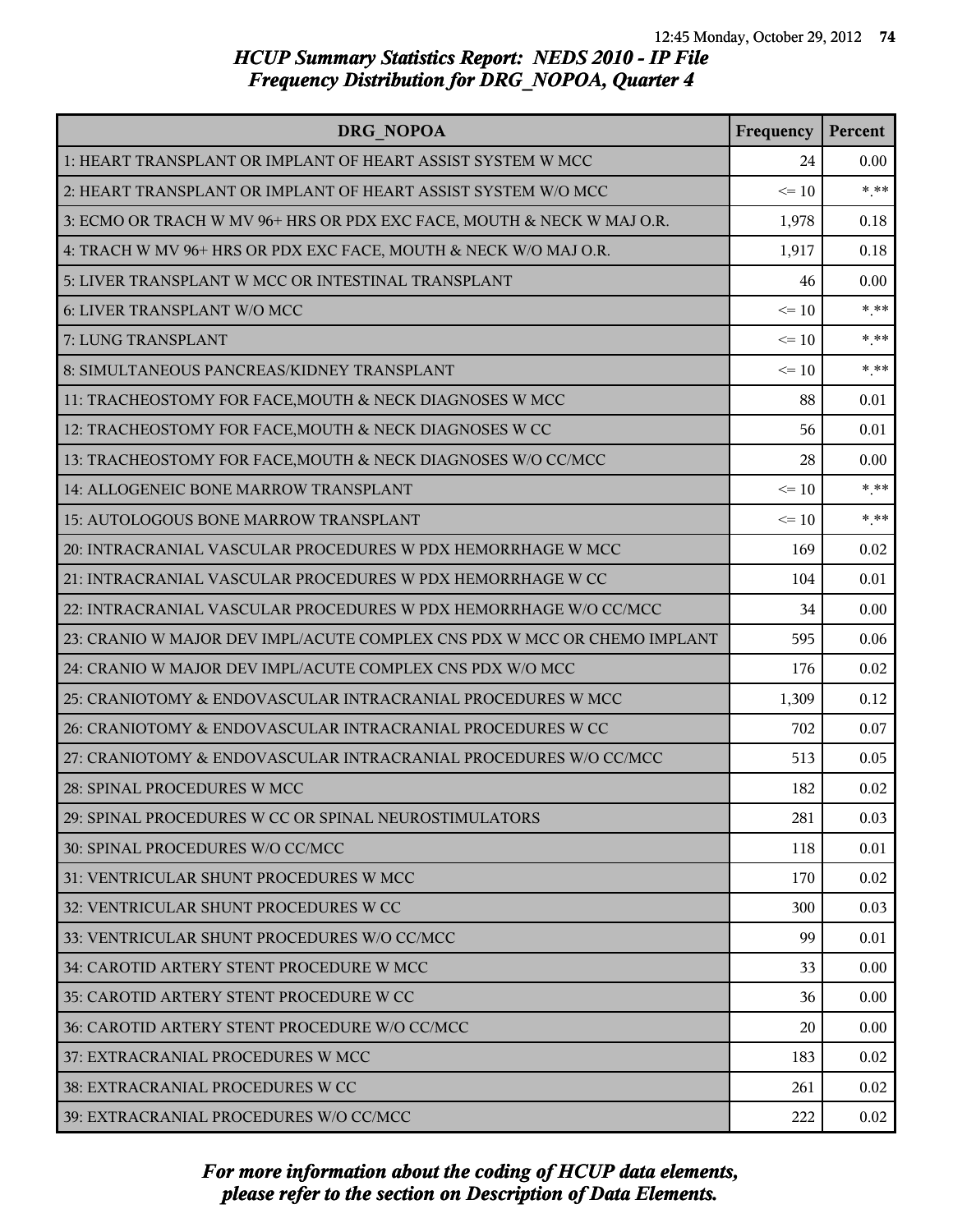# HCUP Summary Statistics Report: NEDS 2010 - IP File
## Frequency Distribution for DRG_NOPOA, Quarter 4

| DRG_NOPOA | Frequency | Percent |
|---|---|---|
| 1: HEART TRANSPLANT OR IMPLANT OF HEART ASSIST SYSTEM W MCC | 24 | 0.00 |
| 2: HEART TRANSPLANT OR IMPLANT OF HEART ASSIST SYSTEM W/O MCC | <= 10 | *.** |
| 3: ECMO OR TRACH W MV 96+ HRS OR PDX EXC FACE, MOUTH & NECK W MAJ O.R. | 1,978 | 0.18 |
| 4: TRACH W MV 96+ HRS OR PDX EXC FACE, MOUTH & NECK W/O MAJ O.R. | 1,917 | 0.18 |
| 5: LIVER TRANSPLANT W MCC OR INTESTINAL TRANSPLANT | 46 | 0.00 |
| 6: LIVER TRANSPLANT W/O MCC | <= 10 | *.** |
| 7: LUNG TRANSPLANT | <= 10 | *.** |
| 8: SIMULTANEOUS PANCREAS/KIDNEY TRANSPLANT | <= 10 | *.** |
| 11: TRACHEOSTOMY FOR FACE,MOUTH & NECK DIAGNOSES W MCC | 88 | 0.01 |
| 12: TRACHEOSTOMY FOR FACE,MOUTH & NECK DIAGNOSES W CC | 56 | 0.01 |
| 13: TRACHEOSTOMY FOR FACE,MOUTH & NECK DIAGNOSES W/O CC/MCC | 28 | 0.00 |
| 14: ALLOGENEIC BONE MARROW TRANSPLANT | <= 10 | *.** |
| 15: AUTOLOGOUS BONE MARROW TRANSPLANT | <= 10 | *.** |
| 20: INTRACRANIAL VASCULAR PROCEDURES W PDX HEMORRHAGE W MCC | 169 | 0.02 |
| 21: INTRACRANIAL VASCULAR PROCEDURES W PDX HEMORRHAGE W CC | 104 | 0.01 |
| 22: INTRACRANIAL VASCULAR PROCEDURES W PDX HEMORRHAGE W/O CC/MCC | 34 | 0.00 |
| 23: CRANIO W MAJOR DEV IMPL/ACUTE COMPLEX CNS PDX W MCC OR CHEMO IMPLANT | 595 | 0.06 |
| 24: CRANIO W MAJOR DEV IMPL/ACUTE COMPLEX CNS PDX W/O MCC | 176 | 0.02 |
| 25: CRANIOTOMY & ENDOVASCULAR INTRACRANIAL PROCEDURES W MCC | 1,309 | 0.12 |
| 26: CRANIOTOMY & ENDOVASCULAR INTRACRANIAL PROCEDURES W CC | 702 | 0.07 |
| 27: CRANIOTOMY & ENDOVASCULAR INTRACRANIAL PROCEDURES W/O CC/MCC | 513 | 0.05 |
| 28: SPINAL PROCEDURES W MCC | 182 | 0.02 |
| 29: SPINAL PROCEDURES W CC OR SPINAL NEUROSTIMULATORS | 281 | 0.03 |
| 30: SPINAL PROCEDURES W/O CC/MCC | 118 | 0.01 |
| 31: VENTRICULAR SHUNT PROCEDURES W MCC | 170 | 0.02 |
| 32: VENTRICULAR SHUNT PROCEDURES W CC | 300 | 0.03 |
| 33: VENTRICULAR SHUNT PROCEDURES W/O CC/MCC | 99 | 0.01 |
| 34: CAROTID ARTERY STENT PROCEDURE W MCC | 33 | 0.00 |
| 35: CAROTID ARTERY STENT PROCEDURE W CC | 36 | 0.00 |
| 36: CAROTID ARTERY STENT PROCEDURE W/O CC/MCC | 20 | 0.00 |
| 37: EXTRACRANIAL PROCEDURES W MCC | 183 | 0.02 |
| 38: EXTRACRANIAL PROCEDURES W CC | 261 | 0.02 |
| 39: EXTRACRANIAL PROCEDURES W/O CC/MCC | 222 | 0.02 |

*For more information about the coding of HCUP data elements, please refer to the section on Description of Data Elements.*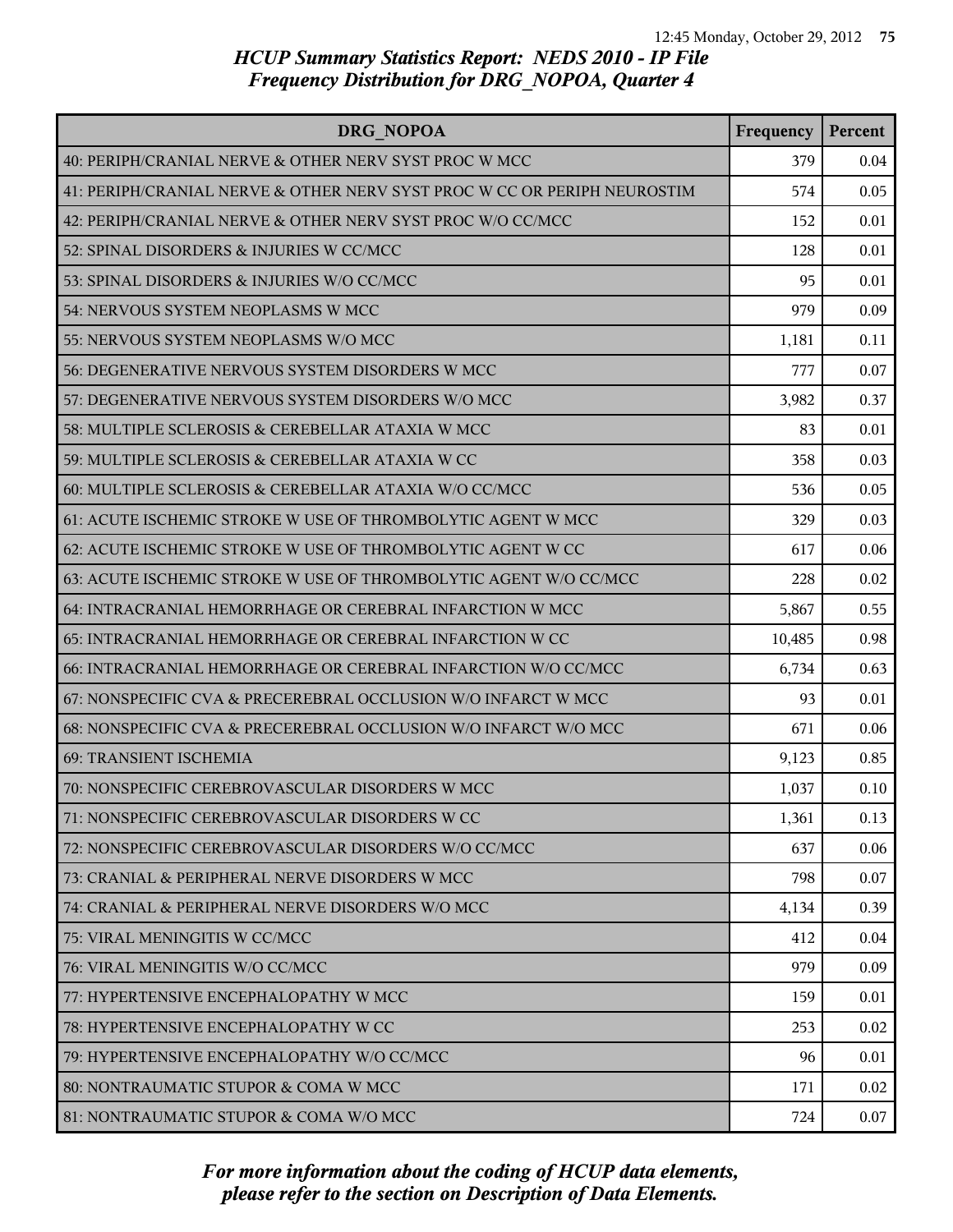# HCUP Summary Statistics Report: NEDS 2010 - IP File
## Frequency Distribution for DRG_NOPOA, Quarter 4

| DRG_NOPOA | Frequency | Percent |
|---|---|---|
| 40: PERIPH/CRANIAL NERVE & OTHER NERV SYST PROC W MCC | 379 | 0.04 |
| 41: PERIPH/CRANIAL NERVE & OTHER NERV SYST PROC W CC OR PERIPH NEUROSTIM | 574 | 0.05 |
| 42: PERIPH/CRANIAL NERVE & OTHER NERV SYST PROC W/O CC/MCC | 152 | 0.01 |
| 52: SPINAL DISORDERS & INJURIES W CC/MCC | 128 | 0.01 |
| 53: SPINAL DISORDERS & INJURIES W/O CC/MCC | 95 | 0.01 |
| 54: NERVOUS SYSTEM NEOPLASMS W MCC | 979 | 0.09 |
| 55: NERVOUS SYSTEM NEOPLASMS W/O MCC | 1,181 | 0.11 |
| 56: DEGENERATIVE NERVOUS SYSTEM DISORDERS W MCC | 777 | 0.07 |
| 57: DEGENERATIVE NERVOUS SYSTEM DISORDERS W/O MCC | 3,982 | 0.37 |
| 58: MULTIPLE SCLEROSIS & CEREBELLAR ATAXIA W MCC | 83 | 0.01 |
| 59: MULTIPLE SCLEROSIS & CEREBELLAR ATAXIA W CC | 358 | 0.03 |
| 60: MULTIPLE SCLEROSIS & CEREBELLAR ATAXIA W/O CC/MCC | 536 | 0.05 |
| 61: ACUTE ISCHEMIC STROKE W USE OF THROMBOLYTIC AGENT W MCC | 329 | 0.03 |
| 62: ACUTE ISCHEMIC STROKE W USE OF THROMBOLYTIC AGENT W CC | 617 | 0.06 |
| 63: ACUTE ISCHEMIC STROKE W USE OF THROMBOLYTIC AGENT W/O CC/MCC | 228 | 0.02 |
| 64: INTRACRANIAL HEMORRHAGE OR CEREBRAL INFARCTION W MCC | 5,867 | 0.55 |
| 65: INTRACRANIAL HEMORRHAGE OR CEREBRAL INFARCTION W CC | 10,485 | 0.98 |
| 66: INTRACRANIAL HEMORRHAGE OR CEREBRAL INFARCTION W/O CC/MCC | 6,734 | 0.63 |
| 67: NONSPECIFIC CVA & PRECEREBRAL OCCLUSION W/O INFARCT W MCC | 93 | 0.01 |
| 68: NONSPECIFIC CVA & PRECEREBRAL OCCLUSION W/O INFARCT W/O MCC | 671 | 0.06 |
| 69: TRANSIENT ISCHEMIA | 9,123 | 0.85 |
| 70: NONSPECIFIC CEREBROVASCULAR DISORDERS W MCC | 1,037 | 0.10 |
| 71: NONSPECIFIC CEREBROVASCULAR DISORDERS W CC | 1,361 | 0.13 |
| 72: NONSPECIFIC CEREBROVASCULAR DISORDERS W/O CC/MCC | 637 | 0.06 |
| 73: CRANIAL & PERIPHERAL NERVE DISORDERS W MCC | 798 | 0.07 |
| 74: CRANIAL & PERIPHERAL NERVE DISORDERS W/O MCC | 4,134 | 0.39 |
| 75: VIRAL MENINGITIS W CC/MCC | 412 | 0.04 |
| 76: VIRAL MENINGITIS W/O CC/MCC | 979 | 0.09 |
| 77: HYPERTENSIVE ENCEPHALOPATHY W MCC | 159 | 0.01 |
| 78: HYPERTENSIVE ENCEPHALOPATHY W CC | 253 | 0.02 |
| 79: HYPERTENSIVE ENCEPHALOPATHY W/O CC/MCC | 96 | 0.01 |
| 80: NONTRAUMATIC STUPOR & COMA W MCC | 171 | 0.02 |
| 81: NONTRAUMATIC STUPOR & COMA W/O MCC | 724 | 0.07 |

*For more information about the coding of HCUP data elements, please refer to the section on Description of Data Elements.*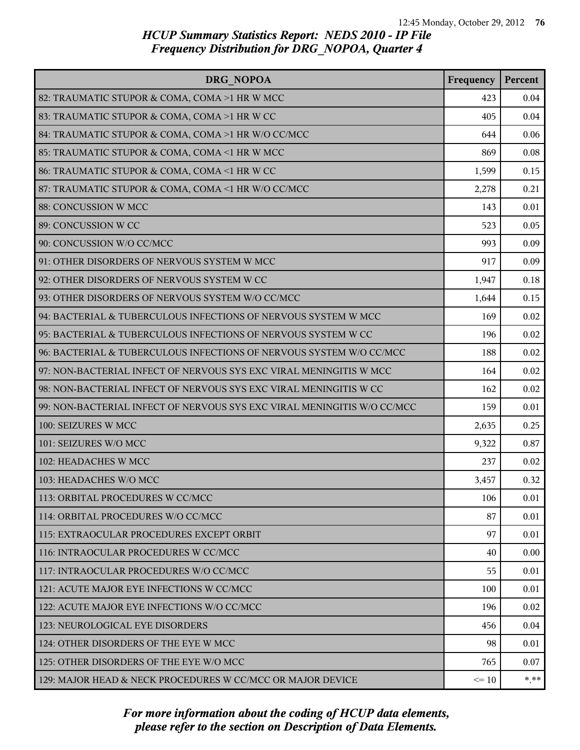## HCUP Summary Statistics Report: NEDS 2010 - IP File
## Frequency Distribution for DRG_NOPOA, Quarter 4

| DRG_NOPOA | Frequency | Percent |
|---|---|---|
| 82: TRAUMATIC STUPOR & COMA, COMA >1 HR W MCC | 423 | 0.04 |
| 83: TRAUMATIC STUPOR & COMA, COMA >1 HR W CC | 405 | 0.04 |
| 84: TRAUMATIC STUPOR & COMA, COMA >1 HR W/O CC/MCC | 644 | 0.06 |
| 85: TRAUMATIC STUPOR & COMA, COMA <1 HR W MCC | 869 | 0.08 |
| 86: TRAUMATIC STUPOR & COMA, COMA <1 HR W CC | 1,599 | 0.15 |
| 87: TRAUMATIC STUPOR & COMA, COMA <1 HR W/O CC/MCC | 2,278 | 0.21 |
| 88: CONCUSSION W MCC | 143 | 0.01 |
| 89: CONCUSSION W CC | 523 | 0.05 |
| 90: CONCUSSION W/O CC/MCC | 993 | 0.09 |
| 91: OTHER DISORDERS OF NERVOUS SYSTEM W MCC | 917 | 0.09 |
| 92: OTHER DISORDERS OF NERVOUS SYSTEM W CC | 1,947 | 0.18 |
| 93: OTHER DISORDERS OF NERVOUS SYSTEM W/O CC/MCC | 1,644 | 0.15 |
| 94: BACTERIAL & TUBERCULOUS INFECTIONS OF NERVOUS SYSTEM W MCC | 169 | 0.02 |
| 95: BACTERIAL & TUBERCULOUS INFECTIONS OF NERVOUS SYSTEM W CC | 196 | 0.02 |
| 96: BACTERIAL & TUBERCULOUS INFECTIONS OF NERVOUS SYSTEM W/O CC/MCC | 188 | 0.02 |
| 97: NON-BACTERIAL INFECT OF NERVOUS SYS EXC VIRAL MENINGITIS W MCC | 164 | 0.02 |
| 98: NON-BACTERIAL INFECT OF NERVOUS SYS EXC VIRAL MENINGITIS W CC | 162 | 0.02 |
| 99: NON-BACTERIAL INFECT OF NERVOUS SYS EXC VIRAL MENINGITIS W/O CC/MCC | 159 | 0.01 |
| 100: SEIZURES W MCC | 2,635 | 0.25 |
| 101: SEIZURES W/O MCC | 9,322 | 0.87 |
| 102: HEADACHES W MCC | 237 | 0.02 |
| 103: HEADACHES W/O MCC | 3,457 | 0.32 |
| 113: ORBITAL PROCEDURES W CC/MCC | 106 | 0.01 |
| 114: ORBITAL PROCEDURES W/O CC/MCC | 87 | 0.01 |
| 115: EXTRAOCULAR PROCEDURES EXCEPT ORBIT | 97 | 0.01 |
| 116: INTRAOCULAR PROCEDURES W CC/MCC | 40 | 0.00 |
| 117: INTRAOCULAR PROCEDURES W/O CC/MCC | 55 | 0.01 |
| 121: ACUTE MAJOR EYE INFECTIONS W CC/MCC | 100 | 0.01 |
| 122: ACUTE MAJOR EYE INFECTIONS W/O CC/MCC | 196 | 0.02 |
| 123: NEUROLOGICAL EYE DISORDERS | 456 | 0.04 |
| 124: OTHER DISORDERS OF THE EYE W MCC | 98 | 0.01 |
| 125: OTHER DISORDERS OF THE EYE W/O MCC | 765 | 0.07 |
| 129: MAJOR HEAD & NECK PROCEDURES W CC/MCC OR MAJOR DEVICE | <= 10 | *.** |

*For more information about the coding of HCUP data elements, please refer to the section on Description of Data Elements.*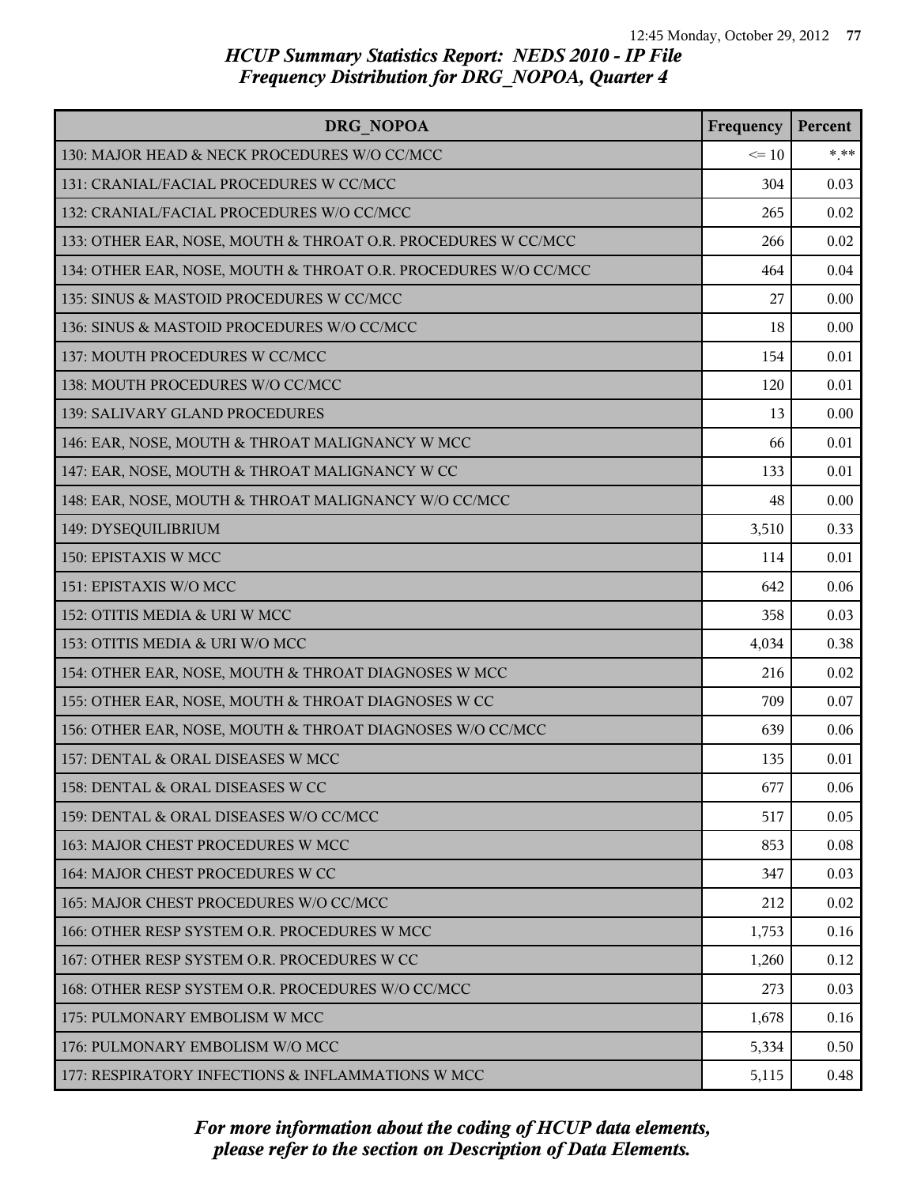## *HCUP Summary Statistics Report: NEDS 2010 - IP File*
## *Frequency Distribution for DRG_NOPOA, Quarter 4*

| DRG_NOPOA | Frequency | Percent |
|---|---|---|
| 130: MAJOR HEAD & NECK PROCEDURES W/O CC/MCC | <= 10 | *.** |
| 131: CRANIAL/FACIAL PROCEDURES W CC/MCC | 304 | 0.03 |
| 132: CRANIAL/FACIAL PROCEDURES W/O CC/MCC | 265 | 0.02 |
| 133: OTHER EAR, NOSE, MOUTH & THROAT O.R. PROCEDURES W CC/MCC | 266 | 0.02 |
| 134: OTHER EAR, NOSE, MOUTH & THROAT O.R. PROCEDURES W/O CC/MCC | 464 | 0.04 |
| 135: SINUS & MASTOID PROCEDURES W CC/MCC | 27 | 0.00 |
| 136: SINUS & MASTOID PROCEDURES W/O CC/MCC | 18 | 0.00 |
| 137: MOUTH PROCEDURES W CC/MCC | 154 | 0.01 |
| 138: MOUTH PROCEDURES W/O CC/MCC | 120 | 0.01 |
| 139: SALIVARY GLAND PROCEDURES | 13 | 0.00 |
| 146: EAR, NOSE, MOUTH & THROAT MALIGNANCY W MCC | 66 | 0.01 |
| 147: EAR, NOSE, MOUTH & THROAT MALIGNANCY W CC | 133 | 0.01 |
| 148: EAR, NOSE, MOUTH & THROAT MALIGNANCY W/O CC/MCC | 48 | 0.00 |
| 149: DYSEQUILIBRIUM | 3,510 | 0.33 |
| 150: EPISTAXIS W MCC | 114 | 0.01 |
| 151: EPISTAXIS W/O MCC | 642 | 0.06 |
| 152: OTITIS MEDIA & URI W MCC | 358 | 0.03 |
| 153: OTITIS MEDIA & URI W/O MCC | 4,034 | 0.38 |
| 154: OTHER EAR, NOSE, MOUTH & THROAT DIAGNOSES W MCC | 216 | 0.02 |
| 155: OTHER EAR, NOSE, MOUTH & THROAT DIAGNOSES W CC | 709 | 0.07 |
| 156: OTHER EAR, NOSE, MOUTH & THROAT DIAGNOSES W/O CC/MCC | 639 | 0.06 |
| 157: DENTAL & ORAL DISEASES W MCC | 135 | 0.01 |
| 158: DENTAL & ORAL DISEASES W CC | 677 | 0.06 |
| 159: DENTAL & ORAL DISEASES W/O CC/MCC | 517 | 0.05 |
| 163: MAJOR CHEST PROCEDURES W MCC | 853 | 0.08 |
| 164: MAJOR CHEST PROCEDURES W CC | 347 | 0.03 |
| 165: MAJOR CHEST PROCEDURES W/O CC/MCC | 212 | 0.02 |
| 166: OTHER RESP SYSTEM O.R. PROCEDURES W MCC | 1,753 | 0.16 |
| 167: OTHER RESP SYSTEM O.R. PROCEDURES W CC | 1,260 | 0.12 |
| 168: OTHER RESP SYSTEM O.R. PROCEDURES W/O CC/MCC | 273 | 0.03 |
| 175: PULMONARY EMBOLISM W MCC | 1,678 | 0.16 |
| 176: PULMONARY EMBOLISM W/O MCC | 5,334 | 0.50 |
| 177: RESPIRATORY INFECTIONS & INFLAMMATIONS W MCC | 5,115 | 0.48 |

*For more information about the coding of HCUP data elements, please refer to the section on Description of Data Elements.*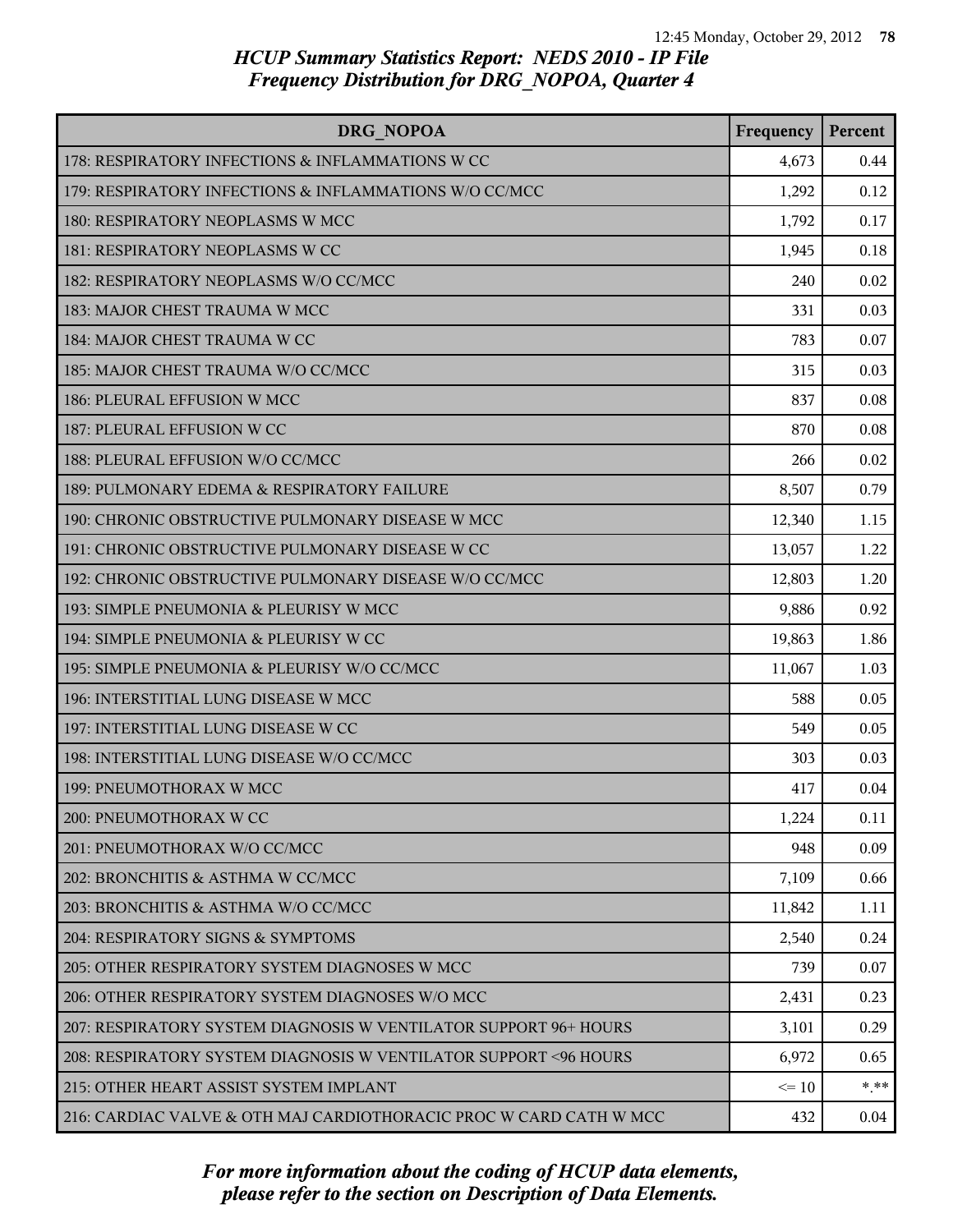# HCUP Summary Statistics Report: NEDS 2010 - IP File
## Frequency Distribution for DRG_NOPOA, Quarter 4

| DRG_NOPOA | Frequency | Percent |
|---|---|---|
| 178: RESPIRATORY INFECTIONS & INFLAMMATIONS W CC | 4,673 | 0.44 |
| 179: RESPIRATORY INFECTIONS & INFLAMMATIONS W/O CC/MCC | 1,292 | 0.12 |
| 180: RESPIRATORY NEOPLASMS W MCC | 1,792 | 0.17 |
| 181: RESPIRATORY NEOPLASMS W CC | 1,945 | 0.18 |
| 182: RESPIRATORY NEOPLASMS W/O CC/MCC | 240 | 0.02 |
| 183: MAJOR CHEST TRAUMA W MCC | 331 | 0.03 |
| 184: MAJOR CHEST TRAUMA W CC | 783 | 0.07 |
| 185: MAJOR CHEST TRAUMA W/O CC/MCC | 315 | 0.03 |
| 186: PLEURAL EFFUSION W MCC | 837 | 0.08 |
| 187: PLEURAL EFFUSION W CC | 870 | 0.08 |
| 188: PLEURAL EFFUSION W/O CC/MCC | 266 | 0.02 |
| 189: PULMONARY EDEMA & RESPIRATORY FAILURE | 8,507 | 0.79 |
| 190: CHRONIC OBSTRUCTIVE PULMONARY DISEASE W MCC | 12,340 | 1.15 |
| 191: CHRONIC OBSTRUCTIVE PULMONARY DISEASE W CC | 13,057 | 1.22 |
| 192: CHRONIC OBSTRUCTIVE PULMONARY DISEASE W/O CC/MCC | 12,803 | 1.20 |
| 193: SIMPLE PNEUMONIA & PLEURISY W MCC | 9,886 | 0.92 |
| 194: SIMPLE PNEUMONIA & PLEURISY W CC | 19,863 | 1.86 |
| 195: SIMPLE PNEUMONIA & PLEURISY W/O CC/MCC | 11,067 | 1.03 |
| 196: INTERSTITIAL LUNG DISEASE W MCC | 588 | 0.05 |
| 197: INTERSTITIAL LUNG DISEASE W CC | 549 | 0.05 |
| 198: INTERSTITIAL LUNG DISEASE W/O CC/MCC | 303 | 0.03 |
| 199: PNEUMOTHORAX W MCC | 417 | 0.04 |
| 200: PNEUMOTHORAX W CC | 1,224 | 0.11 |
| 201: PNEUMOTHORAX W/O CC/MCC | 948 | 0.09 |
| 202: BRONCHITIS & ASTHMA W CC/MCC | 7,109 | 0.66 |
| 203: BRONCHITIS & ASTHMA W/O CC/MCC | 11,842 | 1.11 |
| 204: RESPIRATORY SIGNS & SYMPTOMS | 2,540 | 0.24 |
| 205: OTHER RESPIRATORY SYSTEM DIAGNOSES W MCC | 739 | 0.07 |
| 206: OTHER RESPIRATORY SYSTEM DIAGNOSES W/O MCC | 2,431 | 0.23 |
| 207: RESPIRATORY SYSTEM DIAGNOSIS W VENTILATOR SUPPORT 96+ HOURS | 3,101 | 0.29 |
| 208: RESPIRATORY SYSTEM DIAGNOSIS W VENTILATOR SUPPORT <96 HOURS | 6,972 | 0.65 |
| 215: OTHER HEART ASSIST SYSTEM IMPLANT | <= 10 | *.** |
| 216: CARDIAC VALVE & OTH MAJ CARDIOTHORACIC PROC W CARD CATH W MCC | 432 | 0.04 |

*For more information about the coding of HCUP data elements, please refer to the section on Description of Data Elements.*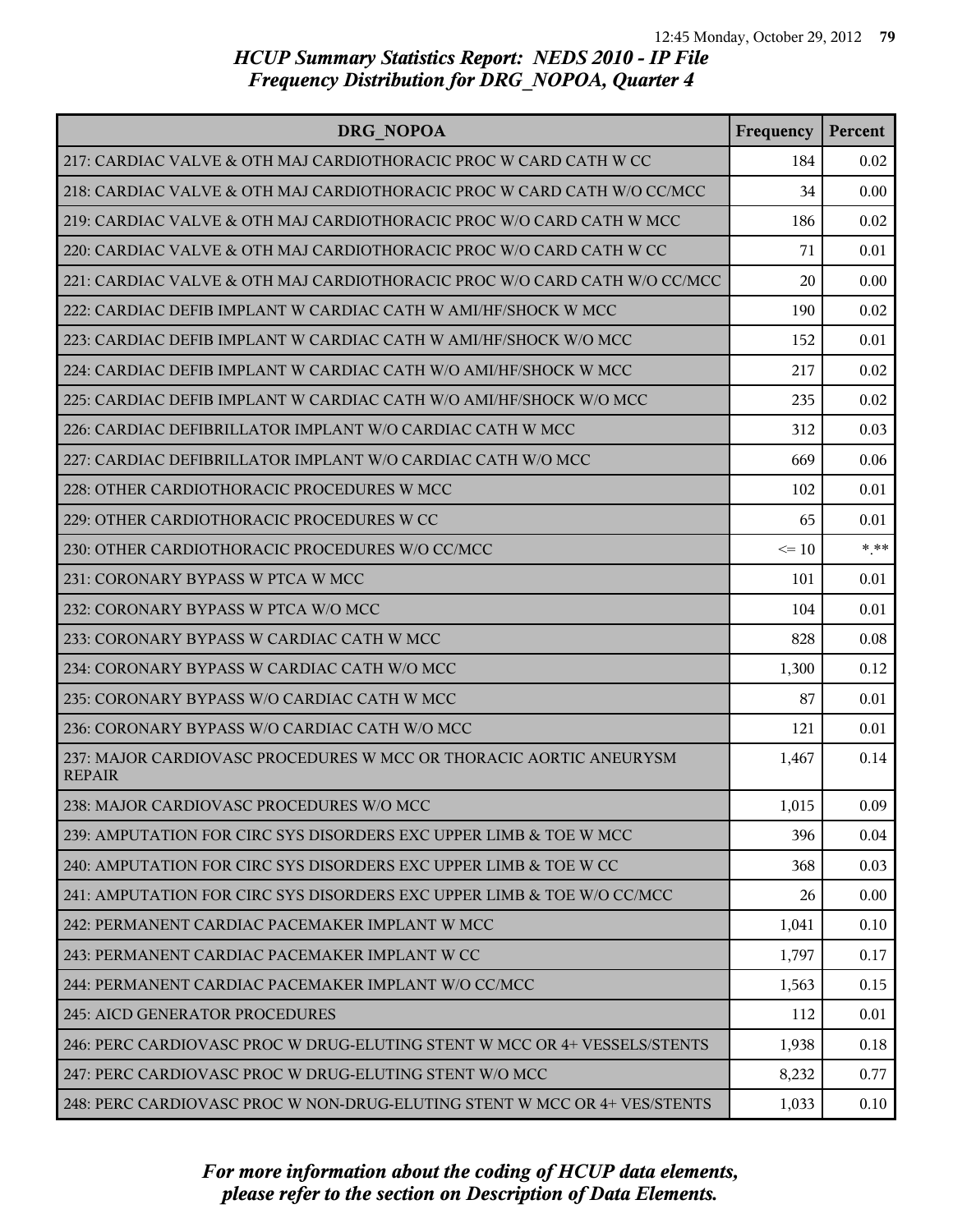## *HCUP Summary Statistics Report: NEDS 2010 - IP File*
## *Frequency Distribution for DRG_NOPOA, Quarter 4*

| DRG_NOPOA | Frequency | Percent |
|---|---|---|
| 217: CARDIAC VALVE & OTH MAJ CARDIOTHORACIC PROC W CARD CATH W CC | 184 | 0.02 |
| 218: CARDIAC VALVE & OTH MAJ CARDIOTHORACIC PROC W CARD CATH W/O CC/MCC | 34 | 0.00 |
| 219: CARDIAC VALVE & OTH MAJ CARDIOTHORACIC PROC W/O CARD CATH W MCC | 186 | 0.02 |
| 220: CARDIAC VALVE & OTH MAJ CARDIOTHORACIC PROC W/O CARD CATH W CC | 71 | 0.01 |
| 221: CARDIAC VALVE & OTH MAJ CARDIOTHORACIC PROC W/O CARD CATH W/O CC/MCC | 20 | 0.00 |
| 222: CARDIAC DEFIB IMPLANT W CARDIAC CATH W AMI/HF/SHOCK W MCC | 190 | 0.02 |
| 223: CARDIAC DEFIB IMPLANT W CARDIAC CATH W AMI/HF/SHOCK W/O MCC | 152 | 0.01 |
| 224: CARDIAC DEFIB IMPLANT W CARDIAC CATH W/O AMI/HF/SHOCK W MCC | 217 | 0.02 |
| 225: CARDIAC DEFIB IMPLANT W CARDIAC CATH W/O AMI/HF/SHOCK W/O MCC | 235 | 0.02 |
| 226: CARDIAC DEFIBRILLATOR IMPLANT W/O CARDIAC CATH W MCC | 312 | 0.03 |
| 227: CARDIAC DEFIBRILLATOR IMPLANT W/O CARDIAC CATH W/O MCC | 669 | 0.06 |
| 228: OTHER CARDIOTHORACIC PROCEDURES W MCC | 102 | 0.01 |
| 229: OTHER CARDIOTHORACIC PROCEDURES W CC | 65 | 0.01 |
| 230: OTHER CARDIOTHORACIC PROCEDURES W/O CC/MCC | <= 10 | *.** |
| 231: CORONARY BYPASS W PTCA W MCC | 101 | 0.01 |
| 232: CORONARY BYPASS W PTCA W/O MCC | 104 | 0.01 |
| 233: CORONARY BYPASS W CARDIAC CATH W MCC | 828 | 0.08 |
| 234: CORONARY BYPASS W CARDIAC CATH W/O MCC | 1,300 | 0.12 |
| 235: CORONARY BYPASS W/O CARDIAC CATH W MCC | 87 | 0.01 |
| 236: CORONARY BYPASS W/O CARDIAC CATH W/O MCC | 121 | 0.01 |
| 237: MAJOR CARDIOVASC PROCEDURES W MCC OR THORACIC AORTIC ANEURYSM REPAIR | 1,467 | 0.14 |
| 238: MAJOR CARDIOVASC PROCEDURES W/O MCC | 1,015 | 0.09 |
| 239: AMPUTATION FOR CIRC SYS DISORDERS EXC UPPER LIMB & TOE W MCC | 396 | 0.04 |
| 240: AMPUTATION FOR CIRC SYS DISORDERS EXC UPPER LIMB & TOE W CC | 368 | 0.03 |
| 241: AMPUTATION FOR CIRC SYS DISORDERS EXC UPPER LIMB & TOE W/O CC/MCC | 26 | 0.00 |
| 242: PERMANENT CARDIAC PACEMAKER IMPLANT W MCC | 1,041 | 0.10 |
| 243: PERMANENT CARDIAC PACEMAKER IMPLANT W CC | 1,797 | 0.17 |
| 244: PERMANENT CARDIAC PACEMAKER IMPLANT W/O CC/MCC | 1,563 | 0.15 |
| 245: AICD GENERATOR PROCEDURES | 112 | 0.01 |
| 246: PERC CARDIOVASC PROC W DRUG-ELUTING STENT W MCC OR 4+ VESSELS/STENTS | 1,938 | 0.18 |
| 247: PERC CARDIOVASC PROC W DRUG-ELUTING STENT W/O MCC | 8,232 | 0.77 |
| 248: PERC CARDIOVASC PROC W NON-DRUG-ELUTING STENT W MCC OR 4+ VES/STENTS | 1,033 | 0.10 |

*For more information about the coding of HCUP data elements, please refer to the section on Description of Data Elements.*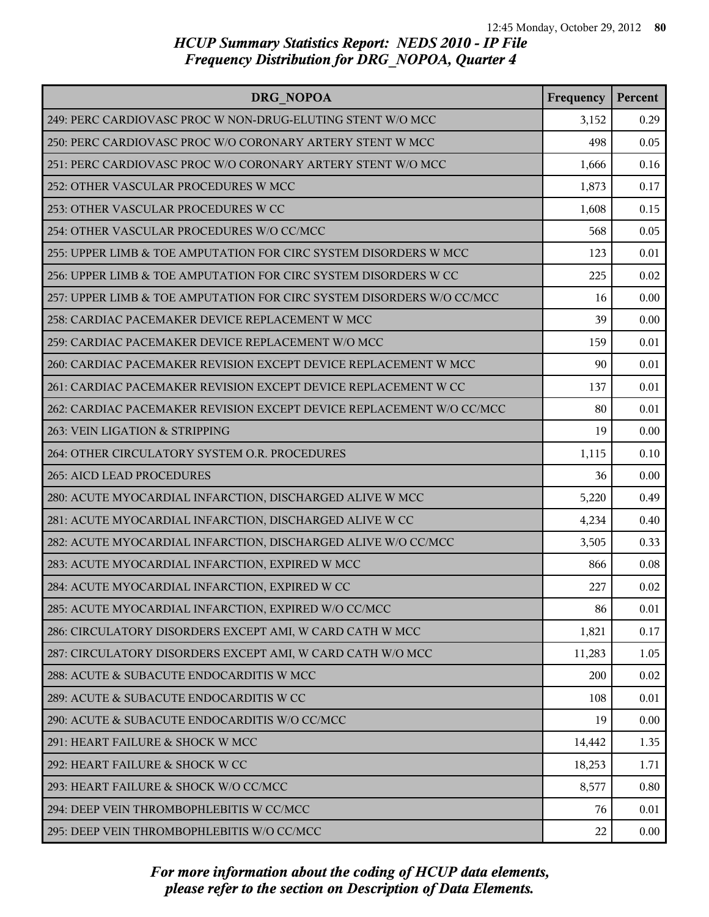## HCUP Summary Statistics Report: NEDS 2010 - IP File
## Frequency Distribution for DRG_NOPOA, Quarter 4

| DRG_NOPOA | Frequency | Percent |
|---|---|---|
| 249: PERC CARDIOVASC PROC W NON-DRUG-ELUTING STENT W/O MCC | 3,152 | 0.29 |
| 250: PERC CARDIOVASC PROC W/O CORONARY ARTERY STENT W MCC | 498 | 0.05 |
| 251: PERC CARDIOVASC PROC W/O CORONARY ARTERY STENT W/O MCC | 1,666 | 0.16 |
| 252: OTHER VASCULAR PROCEDURES W MCC | 1,873 | 0.17 |
| 253: OTHER VASCULAR PROCEDURES W CC | 1,608 | 0.15 |
| 254: OTHER VASCULAR PROCEDURES W/O CC/MCC | 568 | 0.05 |
| 255: UPPER LIMB & TOE AMPUTATION FOR CIRC SYSTEM DISORDERS W MCC | 123 | 0.01 |
| 256: UPPER LIMB & TOE AMPUTATION FOR CIRC SYSTEM DISORDERS W CC | 225 | 0.02 |
| 257: UPPER LIMB & TOE AMPUTATION FOR CIRC SYSTEM DISORDERS W/O CC/MCC | 16 | 0.00 |
| 258: CARDIAC PACEMAKER DEVICE REPLACEMENT W MCC | 39 | 0.00 |
| 259: CARDIAC PACEMAKER DEVICE REPLACEMENT W/O MCC | 159 | 0.01 |
| 260: CARDIAC PACEMAKER REVISION EXCEPT DEVICE REPLACEMENT W MCC | 90 | 0.01 |
| 261: CARDIAC PACEMAKER REVISION EXCEPT DEVICE REPLACEMENT W CC | 137 | 0.01 |
| 262: CARDIAC PACEMAKER REVISION EXCEPT DEVICE REPLACEMENT W/O CC/MCC | 80 | 0.01 |
| 263: VEIN LIGATION & STRIPPING | 19 | 0.00 |
| 264: OTHER CIRCULATORY SYSTEM O.R. PROCEDURES | 1,115 | 0.10 |
| 265: AICD LEAD PROCEDURES | 36 | 0.00 |
| 280: ACUTE MYOCARDIAL INFARCTION, DISCHARGED ALIVE W MCC | 5,220 | 0.49 |
| 281: ACUTE MYOCARDIAL INFARCTION, DISCHARGED ALIVE W CC | 4,234 | 0.40 |
| 282: ACUTE MYOCARDIAL INFARCTION, DISCHARGED ALIVE W/O CC/MCC | 3,505 | 0.33 |
| 283: ACUTE MYOCARDIAL INFARCTION, EXPIRED W MCC | 866 | 0.08 |
| 284: ACUTE MYOCARDIAL INFARCTION, EXPIRED W CC | 227 | 0.02 |
| 285: ACUTE MYOCARDIAL INFARCTION, EXPIRED W/O CC/MCC | 86 | 0.01 |
| 286: CIRCULATORY DISORDERS EXCEPT AMI, W CARD CATH W MCC | 1,821 | 0.17 |
| 287: CIRCULATORY DISORDERS EXCEPT AMI, W CARD CATH W/O MCC | 11,283 | 1.05 |
| 288: ACUTE & SUBACUTE ENDOCARDITIS W MCC | 200 | 0.02 |
| 289: ACUTE & SUBACUTE ENDOCARDITIS W CC | 108 | 0.01 |
| 290: ACUTE & SUBACUTE ENDOCARDITIS W/O CC/MCC | 19 | 0.00 |
| 291: HEART FAILURE & SHOCK W MCC | 14,442 | 1.35 |
| 292: HEART FAILURE & SHOCK W CC | 18,253 | 1.71 |
| 293: HEART FAILURE & SHOCK W/O CC/MCC | 8,577 | 0.80 |
| 294: DEEP VEIN THROMBOPHLEBITIS W CC/MCC | 76 | 0.01 |
| 295: DEEP VEIN THROMBOPHLEBITIS W/O CC/MCC | 22 | 0.00 |

*For more information about the coding of HCUP data elements, please refer to the section on Description of Data Elements.*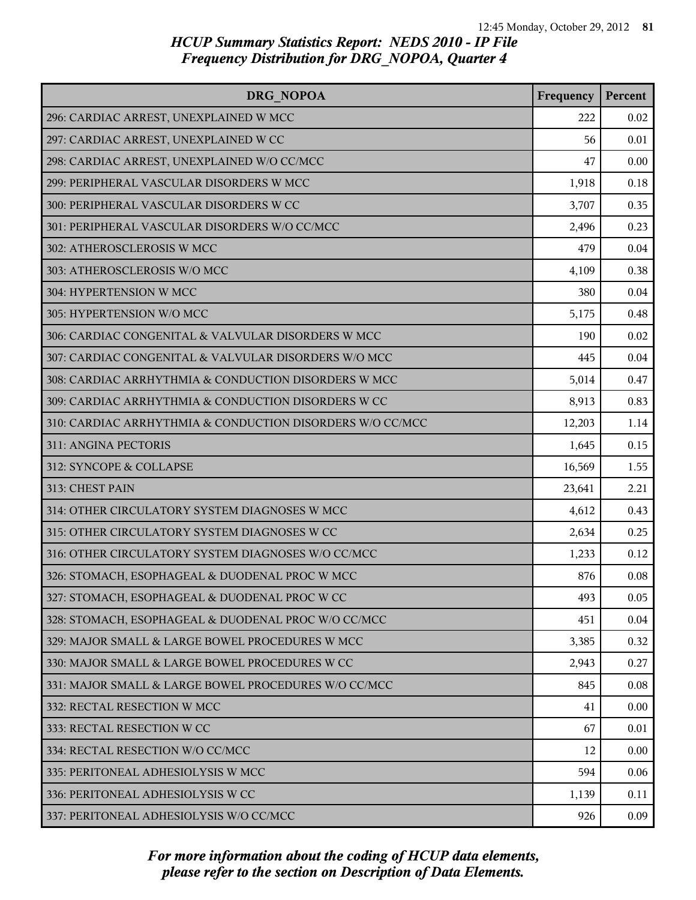# HCUP Summary Statistics Report: NEDS 2010 - IP File
## Frequency Distribution for DRG_NOPOA, Quarter 4

| DRG_NOPOA | Frequency | Percent |
|---|---|---|
| 296: CARDIAC ARREST, UNEXPLAINED W MCC | 222 | 0.02 |
| 297: CARDIAC ARREST, UNEXPLAINED W CC | 56 | 0.01 |
| 298: CARDIAC ARREST, UNEXPLAINED W/O CC/MCC | 47 | 0.00 |
| 299: PERIPHERAL VASCULAR DISORDERS W MCC | 1,918 | 0.18 |
| 300: PERIPHERAL VASCULAR DISORDERS W CC | 3,707 | 0.35 |
| 301: PERIPHERAL VASCULAR DISORDERS W/O CC/MCC | 2,496 | 0.23 |
| 302: ATHEROSCLEROSIS W MCC | 479 | 0.04 |
| 303: ATHEROSCLEROSIS W/O MCC | 4,109 | 0.38 |
| 304: HYPERTENSION W MCC | 380 | 0.04 |
| 305: HYPERTENSION W/O MCC | 5,175 | 0.48 |
| 306: CARDIAC CONGENITAL & VALVULAR DISORDERS W MCC | 190 | 0.02 |
| 307: CARDIAC CONGENITAL & VALVULAR DISORDERS W/O MCC | 445 | 0.04 |
| 308: CARDIAC ARRHYTHMIA & CONDUCTION DISORDERS W MCC | 5,014 | 0.47 |
| 309: CARDIAC ARRHYTHMIA & CONDUCTION DISORDERS W CC | 8,913 | 0.83 |
| 310: CARDIAC ARRHYTHMIA & CONDUCTION DISORDERS W/O CC/MCC | 12,203 | 1.14 |
| 311: ANGINA PECTORIS | 1,645 | 0.15 |
| 312: SYNCOPE & COLLAPSE | 16,569 | 1.55 |
| 313: CHEST PAIN | 23,641 | 2.21 |
| 314: OTHER CIRCULATORY SYSTEM DIAGNOSES W MCC | 4,612 | 0.43 |
| 315: OTHER CIRCULATORY SYSTEM DIAGNOSES W CC | 2,634 | 0.25 |
| 316: OTHER CIRCULATORY SYSTEM DIAGNOSES W/O CC/MCC | 1,233 | 0.12 |
| 326: STOMACH, ESOPHAGEAL & DUODENAL PROC W MCC | 876 | 0.08 |
| 327: STOMACH, ESOPHAGEAL & DUODENAL PROC W CC | 493 | 0.05 |
| 328: STOMACH, ESOPHAGEAL & DUODENAL PROC W/O CC/MCC | 451 | 0.04 |
| 329: MAJOR SMALL & LARGE BOWEL PROCEDURES W MCC | 3,385 | 0.32 |
| 330: MAJOR SMALL & LARGE BOWEL PROCEDURES W CC | 2,943 | 0.27 |
| 331: MAJOR SMALL & LARGE BOWEL PROCEDURES W/O CC/MCC | 845 | 0.08 |
| 332: RECTAL RESECTION W MCC | 41 | 0.00 |
| 333: RECTAL RESECTION W CC | 67 | 0.01 |
| 334: RECTAL RESECTION W/O CC/MCC | 12 | 0.00 |
| 335: PERITONEAL ADHESIOLYSIS W MCC | 594 | 0.06 |
| 336: PERITONEAL ADHESIOLYSIS W CC | 1,139 | 0.11 |
| 337: PERITONEAL ADHESIOLYSIS W/O CC/MCC | 926 | 0.09 |

*For more information about the coding of HCUP data elements, please refer to the section on Description of Data Elements.*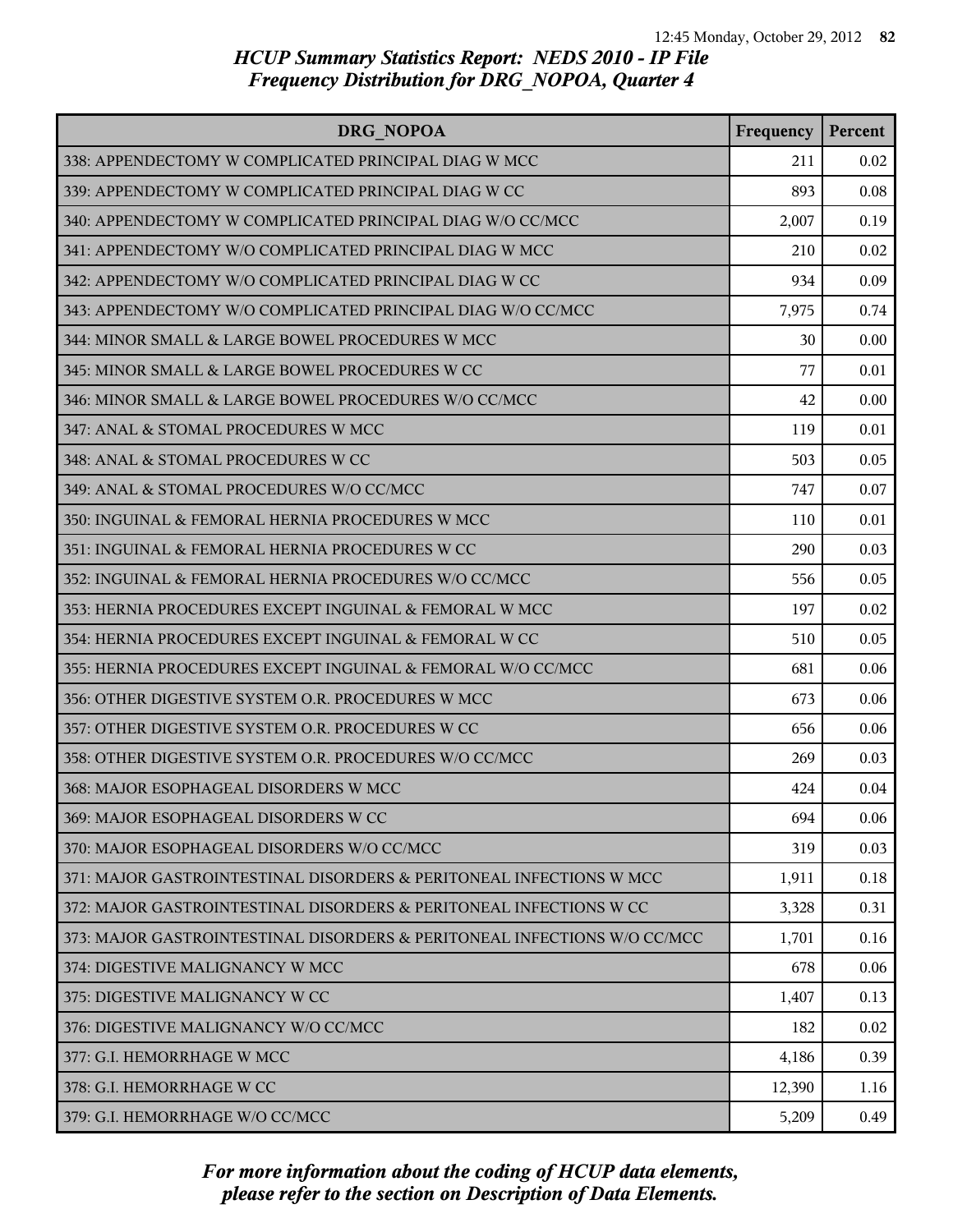# HCUP Summary Statistics Report: NEDS 2010 - IP File
## Frequency Distribution for DRG_NOPOA, Quarter 4

| DRG_NOPOA | Frequency | Percent |
|---|---|---|
| 338: APPENDECTOMY W COMPLICATED PRINCIPAL DIAG W MCC | 211 | 0.02 |
| 339: APPENDECTOMY W COMPLICATED PRINCIPAL DIAG W CC | 893 | 0.08 |
| 340: APPENDECTOMY W COMPLICATED PRINCIPAL DIAG W/O CC/MCC | 2,007 | 0.19 |
| 341: APPENDECTOMY W/O COMPLICATED PRINCIPAL DIAG W MCC | 210 | 0.02 |
| 342: APPENDECTOMY W/O COMPLICATED PRINCIPAL DIAG W CC | 934 | 0.09 |
| 343: APPENDECTOMY W/O COMPLICATED PRINCIPAL DIAG W/O CC/MCC | 7,975 | 0.74 |
| 344: MINOR SMALL & LARGE BOWEL PROCEDURES W MCC | 30 | 0.00 |
| 345: MINOR SMALL & LARGE BOWEL PROCEDURES W CC | 77 | 0.01 |
| 346: MINOR SMALL & LARGE BOWEL PROCEDURES W/O CC/MCC | 42 | 0.00 |
| 347: ANAL & STOMAL PROCEDURES W MCC | 119 | 0.01 |
| 348: ANAL & STOMAL PROCEDURES W CC | 503 | 0.05 |
| 349: ANAL & STOMAL PROCEDURES W/O CC/MCC | 747 | 0.07 |
| 350: INGUINAL & FEMORAL HERNIA PROCEDURES W MCC | 110 | 0.01 |
| 351: INGUINAL & FEMORAL HERNIA PROCEDURES W CC | 290 | 0.03 |
| 352: INGUINAL & FEMORAL HERNIA PROCEDURES W/O CC/MCC | 556 | 0.05 |
| 353: HERNIA PROCEDURES EXCEPT INGUINAL & FEMORAL W MCC | 197 | 0.02 |
| 354: HERNIA PROCEDURES EXCEPT INGUINAL & FEMORAL W CC | 510 | 0.05 |
| 355: HERNIA PROCEDURES EXCEPT INGUINAL & FEMORAL W/O CC/MCC | 681 | 0.06 |
| 356: OTHER DIGESTIVE SYSTEM O.R. PROCEDURES W MCC | 673 | 0.06 |
| 357: OTHER DIGESTIVE SYSTEM O.R. PROCEDURES W CC | 656 | 0.06 |
| 358: OTHER DIGESTIVE SYSTEM O.R. PROCEDURES W/O CC/MCC | 269 | 0.03 |
| 368: MAJOR ESOPHAGEAL DISORDERS W MCC | 424 | 0.04 |
| 369: MAJOR ESOPHAGEAL DISORDERS W CC | 694 | 0.06 |
| 370: MAJOR ESOPHAGEAL DISORDERS W/O CC/MCC | 319 | 0.03 |
| 371: MAJOR GASTROINTESTINAL DISORDERS & PERITONEAL INFECTIONS W MCC | 1,911 | 0.18 |
| 372: MAJOR GASTROINTESTINAL DISORDERS & PERITONEAL INFECTIONS W CC | 3,328 | 0.31 |
| 373: MAJOR GASTROINTESTINAL DISORDERS & PERITONEAL INFECTIONS W/O CC/MCC | 1,701 | 0.16 |
| 374: DIGESTIVE MALIGNANCY W MCC | 678 | 0.06 |
| 375: DIGESTIVE MALIGNANCY W CC | 1,407 | 0.13 |
| 376: DIGESTIVE MALIGNANCY W/O CC/MCC | 182 | 0.02 |
| 377: G.I. HEMORRHAGE W MCC | 4,186 | 0.39 |
| 378: G.I. HEMORRHAGE W CC | 12,390 | 1.16 |
| 379: G.I. HEMORRHAGE W/O CC/MCC | 5,209 | 0.49 |

*For more information about the coding of HCUP data elements, please refer to the section on Description of Data Elements.*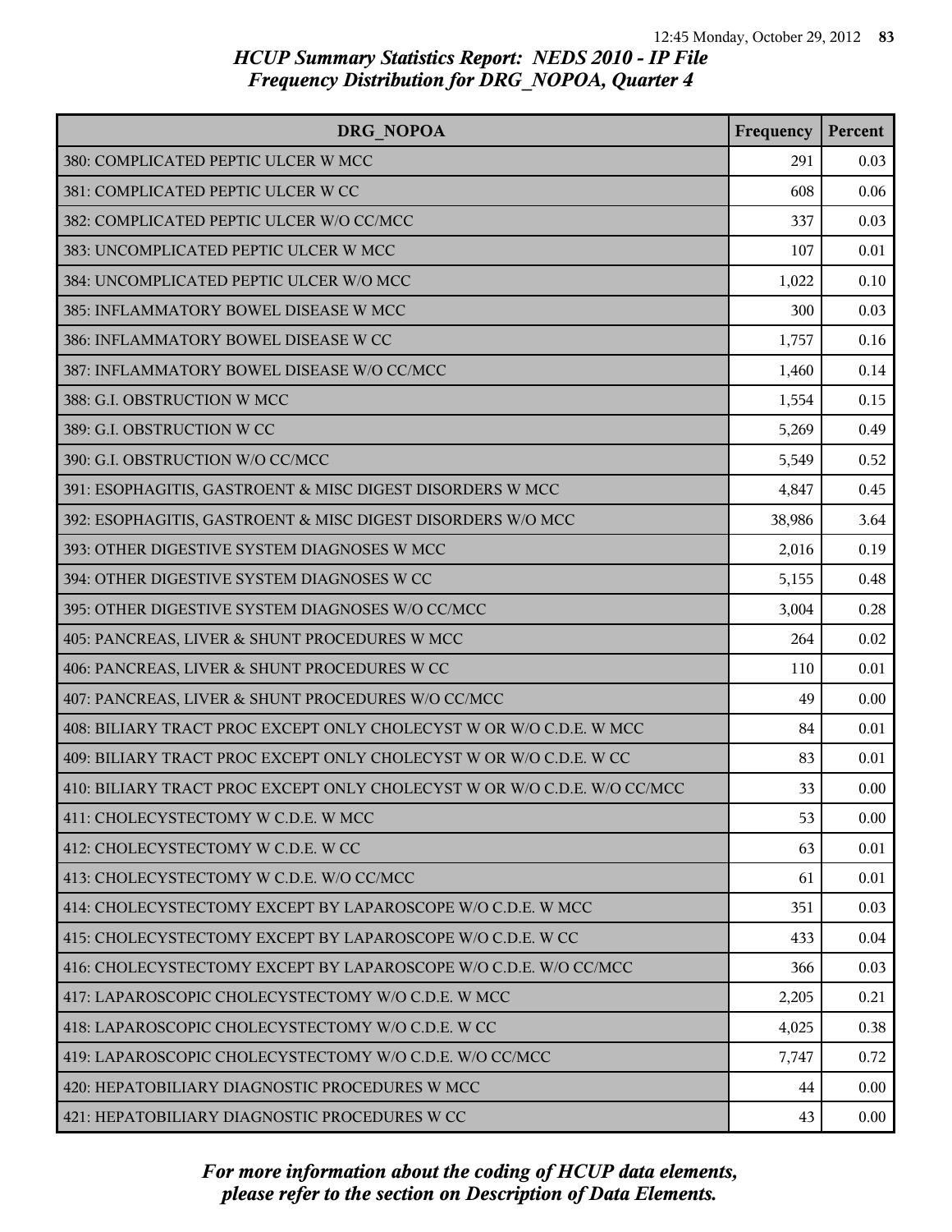## HCUP Summary Statistics Report: NEDS 2010 - IP File
## Frequency Distribution for DRG_NOPOA, Quarter 4

| DRG_NOPOA | Frequency | Percent |
|---|---|---|
| 380: COMPLICATED PEPTIC ULCER W MCC | 291 | 0.03 |
| 381: COMPLICATED PEPTIC ULCER W CC | 608 | 0.06 |
| 382: COMPLICATED PEPTIC ULCER W/O CC/MCC | 337 | 0.03 |
| 383: UNCOMPLICATED PEPTIC ULCER W MCC | 107 | 0.01 |
| 384: UNCOMPLICATED PEPTIC ULCER W/O MCC | 1,022 | 0.10 |
| 385: INFLAMMATORY BOWEL DISEASE W MCC | 300 | 0.03 |
| 386: INFLAMMATORY BOWEL DISEASE W CC | 1,757 | 0.16 |
| 387: INFLAMMATORY BOWEL DISEASE W/O CC/MCC | 1,460 | 0.14 |
| 388: G.I. OBSTRUCTION W MCC | 1,554 | 0.15 |
| 389: G.I. OBSTRUCTION W CC | 5,269 | 0.49 |
| 390: G.I. OBSTRUCTION W/O CC/MCC | 5,549 | 0.52 |
| 391: ESOPHAGITIS, GASTROENT & MISC DIGEST DISORDERS W MCC | 4,847 | 0.45 |
| 392: ESOPHAGITIS, GASTROENT & MISC DIGEST DISORDERS W/O MCC | 38,986 | 3.64 |
| 393: OTHER DIGESTIVE SYSTEM DIAGNOSES W MCC | 2,016 | 0.19 |
| 394: OTHER DIGESTIVE SYSTEM DIAGNOSES W CC | 5,155 | 0.48 |
| 395: OTHER DIGESTIVE SYSTEM DIAGNOSES W/O CC/MCC | 3,004 | 0.28 |
| 405: PANCREAS, LIVER & SHUNT PROCEDURES W MCC | 264 | 0.02 |
| 406: PANCREAS, LIVER & SHUNT PROCEDURES W CC | 110 | 0.01 |
| 407: PANCREAS, LIVER & SHUNT PROCEDURES W/O CC/MCC | 49 | 0.00 |
| 408: BILIARY TRACT PROC EXCEPT ONLY CHOLECYST W OR W/O C.D.E. W MCC | 84 | 0.01 |
| 409: BILIARY TRACT PROC EXCEPT ONLY CHOLECYST W OR W/O C.D.E. W CC | 83 | 0.01 |
| 410: BILIARY TRACT PROC EXCEPT ONLY CHOLECYST W OR W/O C.D.E. W/O CC/MCC | 33 | 0.00 |
| 411: CHOLECYSTECTOMY W C.D.E. W MCC | 53 | 0.00 |
| 412: CHOLECYSTECTOMY W C.D.E. W CC | 63 | 0.01 |
| 413: CHOLECYSTECTOMY W C.D.E. W/O CC/MCC | 61 | 0.01 |
| 414: CHOLECYSTECTOMY EXCEPT BY LAPAROSCOPE W/O C.D.E. W MCC | 351 | 0.03 |
| 415: CHOLECYSTECTOMY EXCEPT BY LAPAROSCOPE W/O C.D.E. W CC | 433 | 0.04 |
| 416: CHOLECYSTECTOMY EXCEPT BY LAPAROSCOPE W/O C.D.E. W/O CC/MCC | 366 | 0.03 |
| 417: LAPAROSCOPIC CHOLECYSTECTOMY W/O C.D.E. W MCC | 2,205 | 0.21 |
| 418: LAPAROSCOPIC CHOLECYSTECTOMY W/O C.D.E. W CC | 4,025 | 0.38 |
| 419: LAPAROSCOPIC CHOLECYSTECTOMY W/O C.D.E. W/O CC/MCC | 7,747 | 0.72 |
| 420: HEPATOBILIARY DIAGNOSTIC PROCEDURES W MCC | 44 | 0.00 |
| 421: HEPATOBILIARY DIAGNOSTIC PROCEDURES W CC | 43 | 0.00 |

*For more information about the coding of HCUP data elements, please refer to the section on Description of Data Elements.*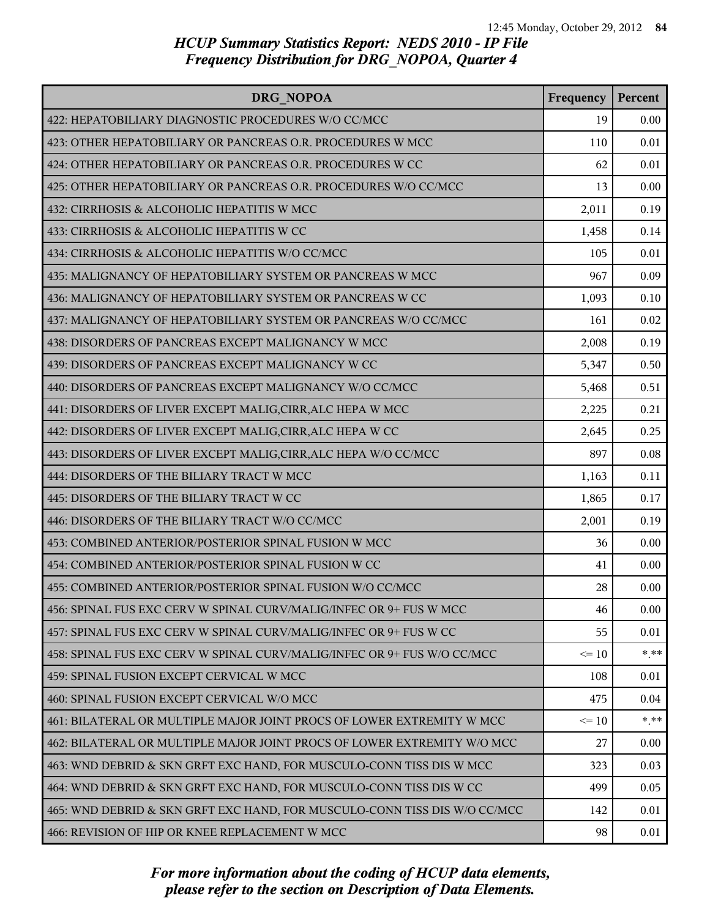# HCUP Summary Statistics Report: NEDS 2010 - IP File
## Frequency Distribution for DRG_NOPOA, Quarter 4

| DRG_NOPOA | Frequency | Percent |
|---|---|---|
| 422: HEPATOBILIARY DIAGNOSTIC PROCEDURES W/O CC/MCC | 19 | 0.00 |
| 423: OTHER HEPATOBILIARY OR PANCREAS O.R. PROCEDURES W MCC | 110 | 0.01 |
| 424: OTHER HEPATOBILIARY OR PANCREAS O.R. PROCEDURES W CC | 62 | 0.01 |
| 425: OTHER HEPATOBILIARY OR PANCREAS O.R. PROCEDURES W/O CC/MCC | 13 | 0.00 |
| 432: CIRRHOSIS & ALCOHOLIC HEPATITIS W MCC | 2,011 | 0.19 |
| 433: CIRRHOSIS & ALCOHOLIC HEPATITIS W CC | 1,458 | 0.14 |
| 434: CIRRHOSIS & ALCOHOLIC HEPATITIS W/O CC/MCC | 105 | 0.01 |
| 435: MALIGNANCY OF HEPATOBILIARY SYSTEM OR PANCREAS W MCC | 967 | 0.09 |
| 436: MALIGNANCY OF HEPATOBILIARY SYSTEM OR PANCREAS W CC | 1,093 | 0.10 |
| 437: MALIGNANCY OF HEPATOBILIARY SYSTEM OR PANCREAS W/O CC/MCC | 161 | 0.02 |
| 438: DISORDERS OF PANCREAS EXCEPT MALIGNANCY W MCC | 2,008 | 0.19 |
| 439: DISORDERS OF PANCREAS EXCEPT MALIGNANCY W CC | 5,347 | 0.50 |
| 440: DISORDERS OF PANCREAS EXCEPT MALIGNANCY W/O CC/MCC | 5,468 | 0.51 |
| 441: DISORDERS OF LIVER EXCEPT MALIG,CIRR,ALC HEPA W MCC | 2,225 | 0.21 |
| 442: DISORDERS OF LIVER EXCEPT MALIG,CIRR,ALC HEPA W CC | 2,645 | 0.25 |
| 443: DISORDERS OF LIVER EXCEPT MALIG,CIRR,ALC HEPA W/O CC/MCC | 897 | 0.08 |
| 444: DISORDERS OF THE BILIARY TRACT W MCC | 1,163 | 0.11 |
| 445: DISORDERS OF THE BILIARY TRACT W CC | 1,865 | 0.17 |
| 446: DISORDERS OF THE BILIARY TRACT W/O CC/MCC | 2,001 | 0.19 |
| 453: COMBINED ANTERIOR/POSTERIOR SPINAL FUSION W MCC | 36 | 0.00 |
| 454: COMBINED ANTERIOR/POSTERIOR SPINAL FUSION W CC | 41 | 0.00 |
| 455: COMBINED ANTERIOR/POSTERIOR SPINAL FUSION W/O CC/MCC | 28 | 0.00 |
| 456: SPINAL FUS EXC CERV W SPINAL CURV/MALIG/INFEC OR 9+ FUS W MCC | 46 | 0.00 |
| 457: SPINAL FUS EXC CERV W SPINAL CURV/MALIG/INFEC OR 9+ FUS W CC | 55 | 0.01 |
| 458: SPINAL FUS EXC CERV W SPINAL CURV/MALIG/INFEC OR 9+ FUS W/O CC/MCC | <= 10 | *.** |
| 459: SPINAL FUSION EXCEPT CERVICAL W MCC | 108 | 0.01 |
| 460: SPINAL FUSION EXCEPT CERVICAL W/O MCC | 475 | 0.04 |
| 461: BILATERAL OR MULTIPLE MAJOR JOINT PROCS OF LOWER EXTREMITY W MCC | <= 10 | *.** |
| 462: BILATERAL OR MULTIPLE MAJOR JOINT PROCS OF LOWER EXTREMITY W/O MCC | 27 | 0.00 |
| 463: WND DEBRID & SKN GRFT EXC HAND, FOR MUSCULO-CONN TISS DIS W MCC | 323 | 0.03 |
| 464: WND DEBRID & SKN GRFT EXC HAND, FOR MUSCULO-CONN TISS DIS W CC | 499 | 0.05 |
| 465: WND DEBRID & SKN GRFT EXC HAND, FOR MUSCULO-CONN TISS DIS W/O CC/MCC | 142 | 0.01 |
| 466: REVISION OF HIP OR KNEE REPLACEMENT W MCC | 98 | 0.01 |

*For more information about the coding of HCUP data elements, please refer to the section on Description of Data Elements.*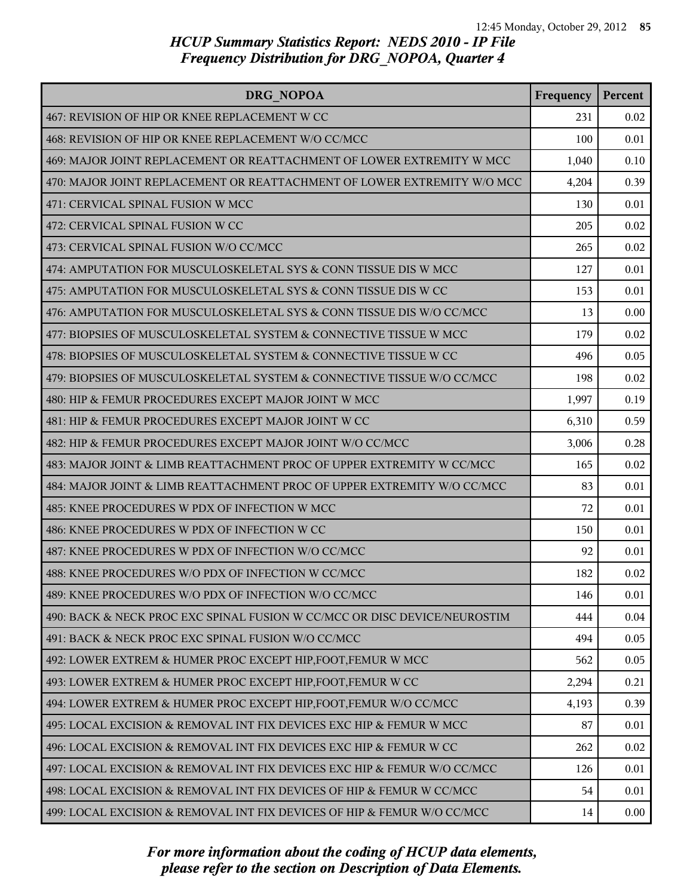## HCUP Summary Statistics Report: NEDS 2010 - IP File
## Frequency Distribution for DRG_NOPOA, Quarter 4

| DRG_NOPOA | Frequency | Percent |
|---|---|---|
| 467: REVISION OF HIP OR KNEE REPLACEMENT W CC | 231 | 0.02 |
| 468: REVISION OF HIP OR KNEE REPLACEMENT W/O CC/MCC | 100 | 0.01 |
| 469: MAJOR JOINT REPLACEMENT OR REATTACHMENT OF LOWER EXTREMITY W MCC | 1,040 | 0.10 |
| 470: MAJOR JOINT REPLACEMENT OR REATTACHMENT OF LOWER EXTREMITY W/O MCC | 4,204 | 0.39 |
| 471: CERVICAL SPINAL FUSION W MCC | 130 | 0.01 |
| 472: CERVICAL SPINAL FUSION W CC | 205 | 0.02 |
| 473: CERVICAL SPINAL FUSION W/O CC/MCC | 265 | 0.02 |
| 474: AMPUTATION FOR MUSCULOSKELETAL SYS & CONN TISSUE DIS W MCC | 127 | 0.01 |
| 475: AMPUTATION FOR MUSCULOSKELETAL SYS & CONN TISSUE DIS W CC | 153 | 0.01 |
| 476: AMPUTATION FOR MUSCULOSKELETAL SYS & CONN TISSUE DIS W/O CC/MCC | 13 | 0.00 |
| 477: BIOPSIES OF MUSCULOSKELETAL SYSTEM & CONNECTIVE TISSUE W MCC | 179 | 0.02 |
| 478: BIOPSIES OF MUSCULOSKELETAL SYSTEM & CONNECTIVE TISSUE W CC | 496 | 0.05 |
| 479: BIOPSIES OF MUSCULOSKELETAL SYSTEM & CONNECTIVE TISSUE W/O CC/MCC | 198 | 0.02 |
| 480: HIP & FEMUR PROCEDURES EXCEPT MAJOR JOINT W MCC | 1,997 | 0.19 |
| 481: HIP & FEMUR PROCEDURES EXCEPT MAJOR JOINT W CC | 6,310 | 0.59 |
| 482: HIP & FEMUR PROCEDURES EXCEPT MAJOR JOINT W/O CC/MCC | 3,006 | 0.28 |
| 483: MAJOR JOINT & LIMB REATTACHMENT PROC OF UPPER EXTREMITY W CC/MCC | 165 | 0.02 |
| 484: MAJOR JOINT & LIMB REATTACHMENT PROC OF UPPER EXTREMITY W/O CC/MCC | 83 | 0.01 |
| 485: KNEE PROCEDURES W PDX OF INFECTION W MCC | 72 | 0.01 |
| 486: KNEE PROCEDURES W PDX OF INFECTION W CC | 150 | 0.01 |
| 487: KNEE PROCEDURES W PDX OF INFECTION W/O CC/MCC | 92 | 0.01 |
| 488: KNEE PROCEDURES W/O PDX OF INFECTION W CC/MCC | 182 | 0.02 |
| 489: KNEE PROCEDURES W/O PDX OF INFECTION W/O CC/MCC | 146 | 0.01 |
| 490: BACK & NECK PROC EXC SPINAL FUSION W CC/MCC OR DISC DEVICE/NEUROSTIM | 444 | 0.04 |
| 491: BACK & NECK PROC EXC SPINAL FUSION W/O CC/MCC | 494 | 0.05 |
| 492: LOWER EXTREM & HUMER PROC EXCEPT HIP,FOOT,FEMUR W MCC | 562 | 0.05 |
| 493: LOWER EXTREM & HUMER PROC EXCEPT HIP,FOOT,FEMUR W CC | 2,294 | 0.21 |
| 494: LOWER EXTREM & HUMER PROC EXCEPT HIP,FOOT,FEMUR W/O CC/MCC | 4,193 | 0.39 |
| 495: LOCAL EXCISION & REMOVAL INT FIX DEVICES EXC HIP & FEMUR W MCC | 87 | 0.01 |
| 496: LOCAL EXCISION & REMOVAL INT FIX DEVICES EXC HIP & FEMUR W CC | 262 | 0.02 |
| 497: LOCAL EXCISION & REMOVAL INT FIX DEVICES EXC HIP & FEMUR W/O CC/MCC | 126 | 0.01 |
| 498: LOCAL EXCISION & REMOVAL INT FIX DEVICES OF HIP & FEMUR W CC/MCC | 54 | 0.01 |
| 499: LOCAL EXCISION & REMOVAL INT FIX DEVICES OF HIP & FEMUR W/O CC/MCC | 14 | 0.00 |

*For more information about the coding of HCUP data elements, please refer to the section on Description of Data Elements.*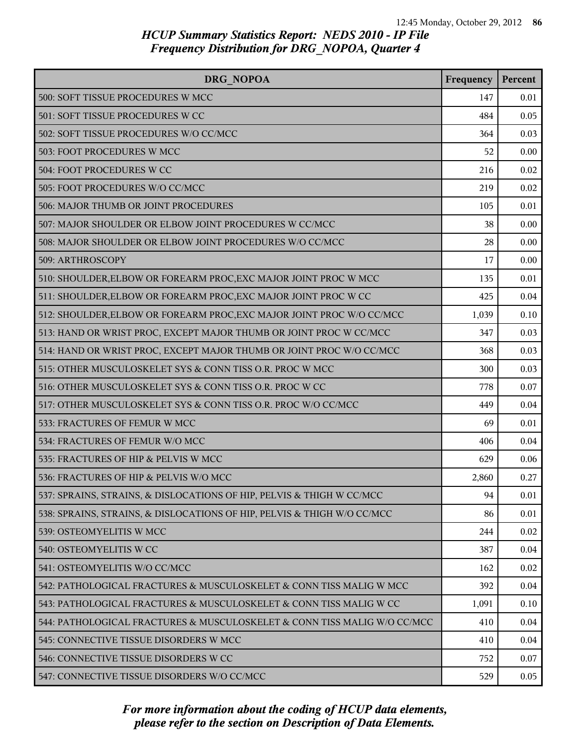## HCUP Summary Statistics Report: NEDS 2010 - IP File
## Frequency Distribution for DRG_NOPOA, Quarter 4

| DRG_NOPOA | Frequency | Percent |
|---|---|---|
| 500: SOFT TISSUE PROCEDURES W MCC | 147 | 0.01 |
| 501: SOFT TISSUE PROCEDURES W CC | 484 | 0.05 |
| 502: SOFT TISSUE PROCEDURES W/O CC/MCC | 364 | 0.03 |
| 503: FOOT PROCEDURES W MCC | 52 | 0.00 |
| 504: FOOT PROCEDURES W CC | 216 | 0.02 |
| 505: FOOT PROCEDURES W/O CC/MCC | 219 | 0.02 |
| 506: MAJOR THUMB OR JOINT PROCEDURES | 105 | 0.01 |
| 507: MAJOR SHOULDER OR ELBOW JOINT PROCEDURES W CC/MCC | 38 | 0.00 |
| 508: MAJOR SHOULDER OR ELBOW JOINT PROCEDURES W/O CC/MCC | 28 | 0.00 |
| 509: ARTHROSCOPY | 17 | 0.00 |
| 510: SHOULDER,ELBOW OR FOREARM PROC,EXC MAJOR JOINT PROC W MCC | 135 | 0.01 |
| 511: SHOULDER,ELBOW OR FOREARM PROC,EXC MAJOR JOINT PROC W CC | 425 | 0.04 |
| 512: SHOULDER,ELBOW OR FOREARM PROC,EXC MAJOR JOINT PROC W/O CC/MCC | 1,039 | 0.10 |
| 513: HAND OR WRIST PROC, EXCEPT MAJOR THUMB OR JOINT PROC W CC/MCC | 347 | 0.03 |
| 514: HAND OR WRIST PROC, EXCEPT MAJOR THUMB OR JOINT PROC W/O CC/MCC | 368 | 0.03 |
| 515: OTHER MUSCULOSKELET SYS & CONN TISS O.R. PROC W MCC | 300 | 0.03 |
| 516: OTHER MUSCULOSKELET SYS & CONN TISS O.R. PROC W CC | 778 | 0.07 |
| 517: OTHER MUSCULOSKELET SYS & CONN TISS O.R. PROC W/O CC/MCC | 449 | 0.04 |
| 533: FRACTURES OF FEMUR W MCC | 69 | 0.01 |
| 534: FRACTURES OF FEMUR W/O MCC | 406 | 0.04 |
| 535: FRACTURES OF HIP & PELVIS W MCC | 629 | 0.06 |
| 536: FRACTURES OF HIP & PELVIS W/O MCC | 2,860 | 0.27 |
| 537: SPRAINS, STRAINS, & DISLOCATIONS OF HIP, PELVIS & THIGH W CC/MCC | 94 | 0.01 |
| 538: SPRAINS, STRAINS, & DISLOCATIONS OF HIP, PELVIS & THIGH W/O CC/MCC | 86 | 0.01 |
| 539: OSTEOMYELITIS W MCC | 244 | 0.02 |
| 540: OSTEOMYELITIS W CC | 387 | 0.04 |
| 541: OSTEOMYELITIS W/O CC/MCC | 162 | 0.02 |
| 542: PATHOLOGICAL FRACTURES & MUSCULOSKELET & CONN TISS MALIG W MCC | 392 | 0.04 |
| 543: PATHOLOGICAL FRACTURES & MUSCULOSKELET & CONN TISS MALIG W CC | 1,091 | 0.10 |
| 544: PATHOLOGICAL FRACTURES & MUSCULOSKELET & CONN TISS MALIG W/O CC/MCC | 410 | 0.04 |
| 545: CONNECTIVE TISSUE DISORDERS W MCC | 410 | 0.04 |
| 546: CONNECTIVE TISSUE DISORDERS W CC | 752 | 0.07 |
| 547: CONNECTIVE TISSUE DISORDERS W/O CC/MCC | 529 | 0.05 |

*For more information about the coding of HCUP data elements, please refer to the section on Description of Data Elements.*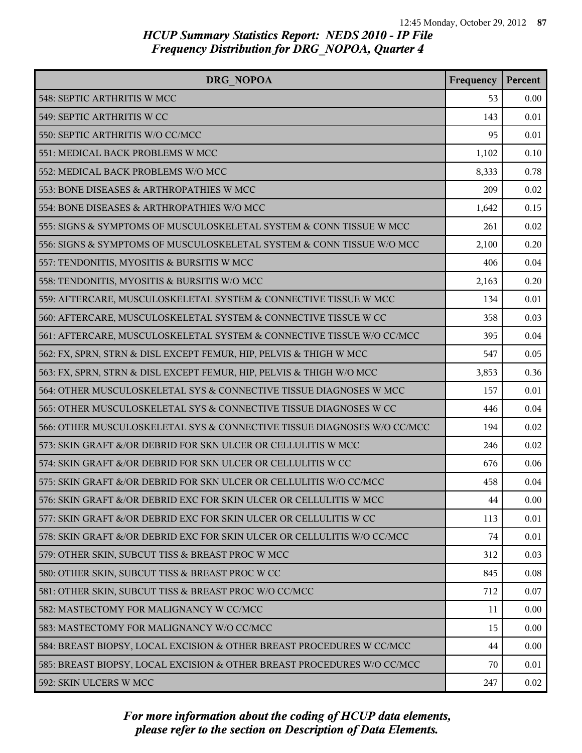## *HCUP Summary Statistics Report: NEDS 2010 - IP File*
## *Frequency Distribution for DRG_NOPOA, Quarter 4*

| DRG_NOPOA | Frequency | Percent |
|---|---|---|
| 548: SEPTIC ARTHRITIS W MCC | 53 | 0.00 |
| 549: SEPTIC ARTHRITIS W CC | 143 | 0.01 |
| 550: SEPTIC ARTHRITIS W/O CC/MCC | 95 | 0.01 |
| 551: MEDICAL BACK PROBLEMS W MCC | 1,102 | 0.10 |
| 552: MEDICAL BACK PROBLEMS W/O MCC | 8,333 | 0.78 |
| 553: BONE DISEASES & ARTHROPATHIES W MCC | 209 | 0.02 |
| 554: BONE DISEASES & ARTHROPATHIES W/O MCC | 1,642 | 0.15 |
| 555: SIGNS & SYMPTOMS OF MUSCULOSKELETAL SYSTEM & CONN TISSUE W MCC | 261 | 0.02 |
| 556: SIGNS & SYMPTOMS OF MUSCULOSKELETAL SYSTEM & CONN TISSUE W/O MCC | 2,100 | 0.20 |
| 557: TENDONITIS, MYOSITIS & BURSITIS W MCC | 406 | 0.04 |
| 558: TENDONITIS, MYOSITIS & BURSITIS W/O MCC | 2,163 | 0.20 |
| 559: AFTERCARE, MUSCULOSKELETAL SYSTEM & CONNECTIVE TISSUE W MCC | 134 | 0.01 |
| 560: AFTERCARE, MUSCULOSKELETAL SYSTEM & CONNECTIVE TISSUE W CC | 358 | 0.03 |
| 561: AFTERCARE, MUSCULOSKELETAL SYSTEM & CONNECTIVE TISSUE W/O CC/MCC | 395 | 0.04 |
| 562: FX, SPRN, STRN & DISL EXCEPT FEMUR, HIP, PELVIS & THIGH W MCC | 547 | 0.05 |
| 563: FX, SPRN, STRN & DISL EXCEPT FEMUR, HIP, PELVIS & THIGH W/O MCC | 3,853 | 0.36 |
| 564: OTHER MUSCULOSKELETAL SYS & CONNECTIVE TISSUE DIAGNOSES W MCC | 157 | 0.01 |
| 565: OTHER MUSCULOSKELETAL SYS & CONNECTIVE TISSUE DIAGNOSES W CC | 446 | 0.04 |
| 566: OTHER MUSCULOSKELETAL SYS & CONNECTIVE TISSUE DIAGNOSES W/O CC/MCC | 194 | 0.02 |
| 573: SKIN GRAFT &/OR DEBRID FOR SKN ULCER OR CELLULITIS W MCC | 246 | 0.02 |
| 574: SKIN GRAFT &/OR DEBRID FOR SKN ULCER OR CELLULITIS W CC | 676 | 0.06 |
| 575: SKIN GRAFT &/OR DEBRID FOR SKN ULCER OR CELLULITIS W/O CC/MCC | 458 | 0.04 |
| 576: SKIN GRAFT &/OR DEBRID EXC FOR SKIN ULCER OR CELLULITIS W MCC | 44 | 0.00 |
| 577: SKIN GRAFT &/OR DEBRID EXC FOR SKIN ULCER OR CELLULITIS W CC | 113 | 0.01 |
| 578: SKIN GRAFT &/OR DEBRID EXC FOR SKIN ULCER OR CELLULITIS W/O CC/MCC | 74 | 0.01 |
| 579: OTHER SKIN, SUBCUT TISS & BREAST PROC W MCC | 312 | 0.03 |
| 580: OTHER SKIN, SUBCUT TISS & BREAST PROC W CC | 845 | 0.08 |
| 581: OTHER SKIN, SUBCUT TISS & BREAST PROC W/O CC/MCC | 712 | 0.07 |
| 582: MASTECTOMY FOR MALIGNANCY W CC/MCC | 11 | 0.00 |
| 583: MASTECTOMY FOR MALIGNANCY W/O CC/MCC | 15 | 0.00 |
| 584: BREAST BIOPSY, LOCAL EXCISION & OTHER BREAST PROCEDURES W CC/MCC | 44 | 0.00 |
| 585: BREAST BIOPSY, LOCAL EXCISION & OTHER BREAST PROCEDURES W/O CC/MCC | 70 | 0.01 |
| 592: SKIN ULCERS W MCC | 247 | 0.02 |

*For more information about the coding of HCUP data elements, please refer to the section on Description of Data Elements.*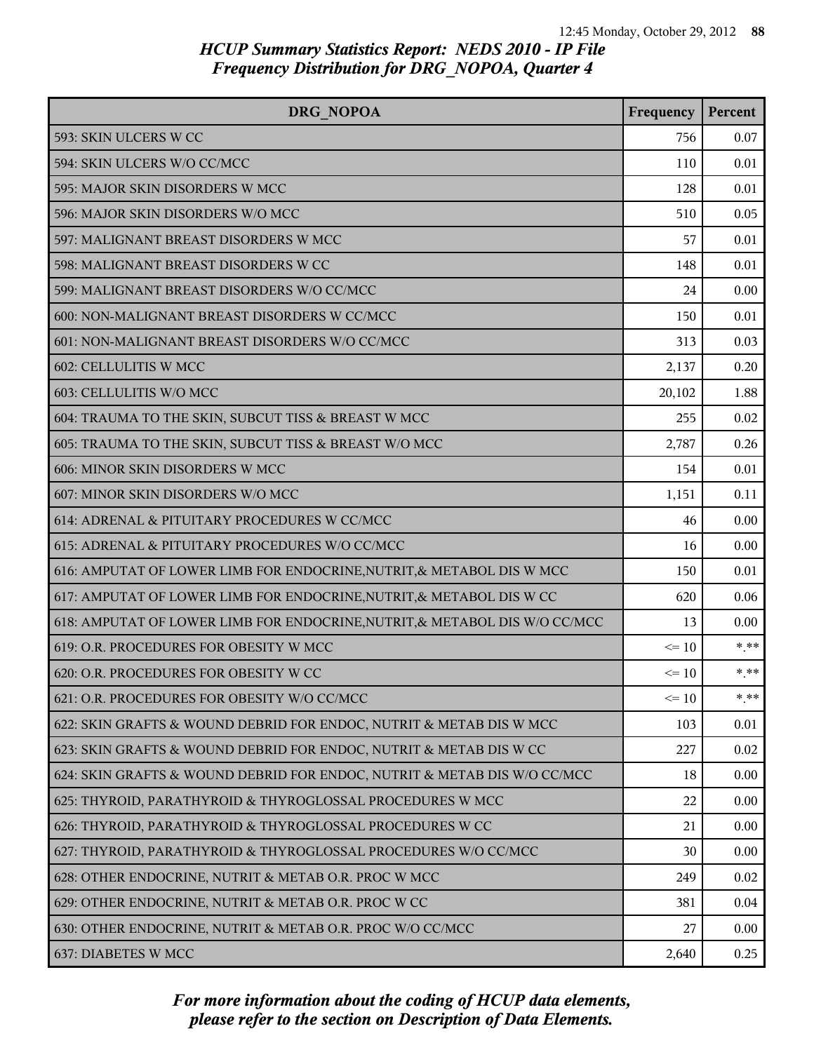## HCUP Summary Statistics Report: NEDS 2010 - IP File
## Frequency Distribution for DRG_NOPOA, Quarter 4

| DRG_NOPOA | Frequency | Percent |
|---|---|---|
| 593: SKIN ULCERS W CC | 756 | 0.07 |
| 594: SKIN ULCERS W/O CC/MCC | 110 | 0.01 |
| 595: MAJOR SKIN DISORDERS W MCC | 128 | 0.01 |
| 596: MAJOR SKIN DISORDERS W/O MCC | 510 | 0.05 |
| 597: MALIGNANT BREAST DISORDERS W MCC | 57 | 0.01 |
| 598: MALIGNANT BREAST DISORDERS W CC | 148 | 0.01 |
| 599: MALIGNANT BREAST DISORDERS W/O CC/MCC | 24 | 0.00 |
| 600: NON-MALIGNANT BREAST DISORDERS W CC/MCC | 150 | 0.01 |
| 601: NON-MALIGNANT BREAST DISORDERS W/O CC/MCC | 313 | 0.03 |
| 602: CELLULITIS W MCC | 2,137 | 0.20 |
| 603: CELLULITIS W/O MCC | 20,102 | 1.88 |
| 604: TRAUMA TO THE SKIN, SUBCUT TISS & BREAST W MCC | 255 | 0.02 |
| 605: TRAUMA TO THE SKIN, SUBCUT TISS & BREAST W/O MCC | 2,787 | 0.26 |
| 606: MINOR SKIN DISORDERS W MCC | 154 | 0.01 |
| 607: MINOR SKIN DISORDERS W/O MCC | 1,151 | 0.11 |
| 614: ADRENAL & PITUITARY PROCEDURES W CC/MCC | 46 | 0.00 |
| 615: ADRENAL & PITUITARY PROCEDURES W/O CC/MCC | 16 | 0.00 |
| 616: AMPUTAT OF LOWER LIMB FOR ENDOCRINE,NUTRIT,& METABOL DIS W MCC | 150 | 0.01 |
| 617: AMPUTAT OF LOWER LIMB FOR ENDOCRINE,NUTRIT,& METABOL DIS W CC | 620 | 0.06 |
| 618: AMPUTAT OF LOWER LIMB FOR ENDOCRINE,NUTRIT,& METABOL DIS W/O CC/MCC | 13 | 0.00 |
| 619: O.R. PROCEDURES FOR OBESITY W MCC | <= 10 | *.** |
| 620: O.R. PROCEDURES FOR OBESITY W CC | <= 10 | *.** |
| 621: O.R. PROCEDURES FOR OBESITY W/O CC/MCC | <= 10 | *.** |
| 622: SKIN GRAFTS & WOUND DEBRID FOR ENDOC, NUTRIT & METAB DIS W MCC | 103 | 0.01 |
| 623: SKIN GRAFTS & WOUND DEBRID FOR ENDOC, NUTRIT & METAB DIS W CC | 227 | 0.02 |
| 624: SKIN GRAFTS & WOUND DEBRID FOR ENDOC, NUTRIT & METAB DIS W/O CC/MCC | 18 | 0.00 |
| 625: THYROID, PARATHYROID & THYROGLOSSAL PROCEDURES W MCC | 22 | 0.00 |
| 626: THYROID, PARATHYROID & THYROGLOSSAL PROCEDURES W CC | 21 | 0.00 |
| 627: THYROID, PARATHYROID & THYROGLOSSAL PROCEDURES W/O CC/MCC | 30 | 0.00 |
| 628: OTHER ENDOCRINE, NUTRIT & METAB O.R. PROC W MCC | 249 | 0.02 |
| 629: OTHER ENDOCRINE, NUTRIT & METAB O.R. PROC W CC | 381 | 0.04 |
| 630: OTHER ENDOCRINE, NUTRIT & METAB O.R. PROC W/O CC/MCC | 27 | 0.00 |
| 637: DIABETES W MCC | 2,640 | 0.25 |

*For more information about the coding of HCUP data elements, please refer to the section on Description of Data Elements.*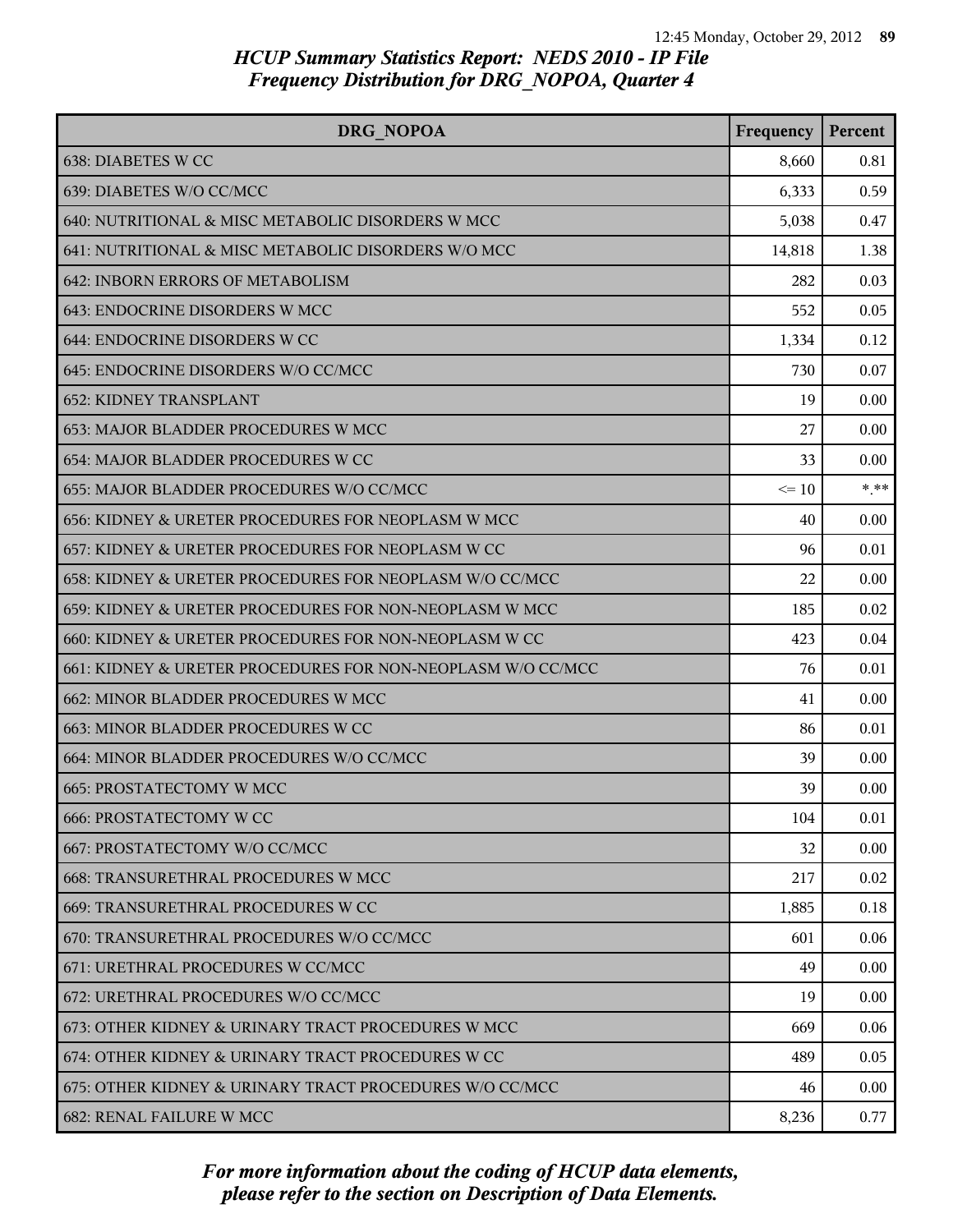# HCUP Summary Statistics Report: NEDS 2010 - IP File
## Frequency Distribution for DRG_NOPOA, Quarter 4

| DRG_NOPOA | Frequency | Percent |
|---|---|---|
| 638: DIABETES W CC | 8,660 | 0.81 |
| 639: DIABETES W/O CC/MCC | 6,333 | 0.59 |
| 640: NUTRITIONAL & MISC METABOLIC DISORDERS W MCC | 5,038 | 0.47 |
| 641: NUTRITIONAL & MISC METABOLIC DISORDERS W/O MCC | 14,818 | 1.38 |
| 642: INBORN ERRORS OF METABOLISM | 282 | 0.03 |
| 643: ENDOCRINE DISORDERS W MCC | 552 | 0.05 |
| 644: ENDOCRINE DISORDERS W CC | 1,334 | 0.12 |
| 645: ENDOCRINE DISORDERS W/O CC/MCC | 730 | 0.07 |
| 652: KIDNEY TRANSPLANT | 19 | 0.00 |
| 653: MAJOR BLADDER PROCEDURES W MCC | 27 | 0.00 |
| 654: MAJOR BLADDER PROCEDURES W CC | 33 | 0.00 |
| 655: MAJOR BLADDER PROCEDURES W/O CC/MCC | <= 10 | *.** |
| 656: KIDNEY & URETER PROCEDURES FOR NEOPLASM W MCC | 40 | 0.00 |
| 657: KIDNEY & URETER PROCEDURES FOR NEOPLASM W CC | 96 | 0.01 |
| 658: KIDNEY & URETER PROCEDURES FOR NEOPLASM W/O CC/MCC | 22 | 0.00 |
| 659: KIDNEY & URETER PROCEDURES FOR NON-NEOPLASM W MCC | 185 | 0.02 |
| 660: KIDNEY & URETER PROCEDURES FOR NON-NEOPLASM W CC | 423 | 0.04 |
| 661: KIDNEY & URETER PROCEDURES FOR NON-NEOPLASM W/O CC/MCC | 76 | 0.01 |
| 662: MINOR BLADDER PROCEDURES W MCC | 41 | 0.00 |
| 663: MINOR BLADDER PROCEDURES W CC | 86 | 0.01 |
| 664: MINOR BLADDER PROCEDURES W/O CC/MCC | 39 | 0.00 |
| 665: PROSTATECTOMY W MCC | 39 | 0.00 |
| 666: PROSTATECTOMY W CC | 104 | 0.01 |
| 667: PROSTATECTOMY W/O CC/MCC | 32 | 0.00 |
| 668: TRANSURETHRAL PROCEDURES W MCC | 217 | 0.02 |
| 669: TRANSURETHRAL PROCEDURES W CC | 1,885 | 0.18 |
| 670: TRANSURETHRAL PROCEDURES W/O CC/MCC | 601 | 0.06 |
| 671: URETHRAL PROCEDURES W CC/MCC | 49 | 0.00 |
| 672: URETHRAL PROCEDURES W/O CC/MCC | 19 | 0.00 |
| 673: OTHER KIDNEY & URINARY TRACT PROCEDURES W MCC | 669 | 0.06 |
| 674: OTHER KIDNEY & URINARY TRACT PROCEDURES W CC | 489 | 0.05 |
| 675: OTHER KIDNEY & URINARY TRACT PROCEDURES W/O CC/MCC | 46 | 0.00 |
| 682: RENAL FAILURE W MCC | 8,236 | 0.77 |

*For more information about the coding of HCUP data elements, please refer to the section on Description of Data Elements.*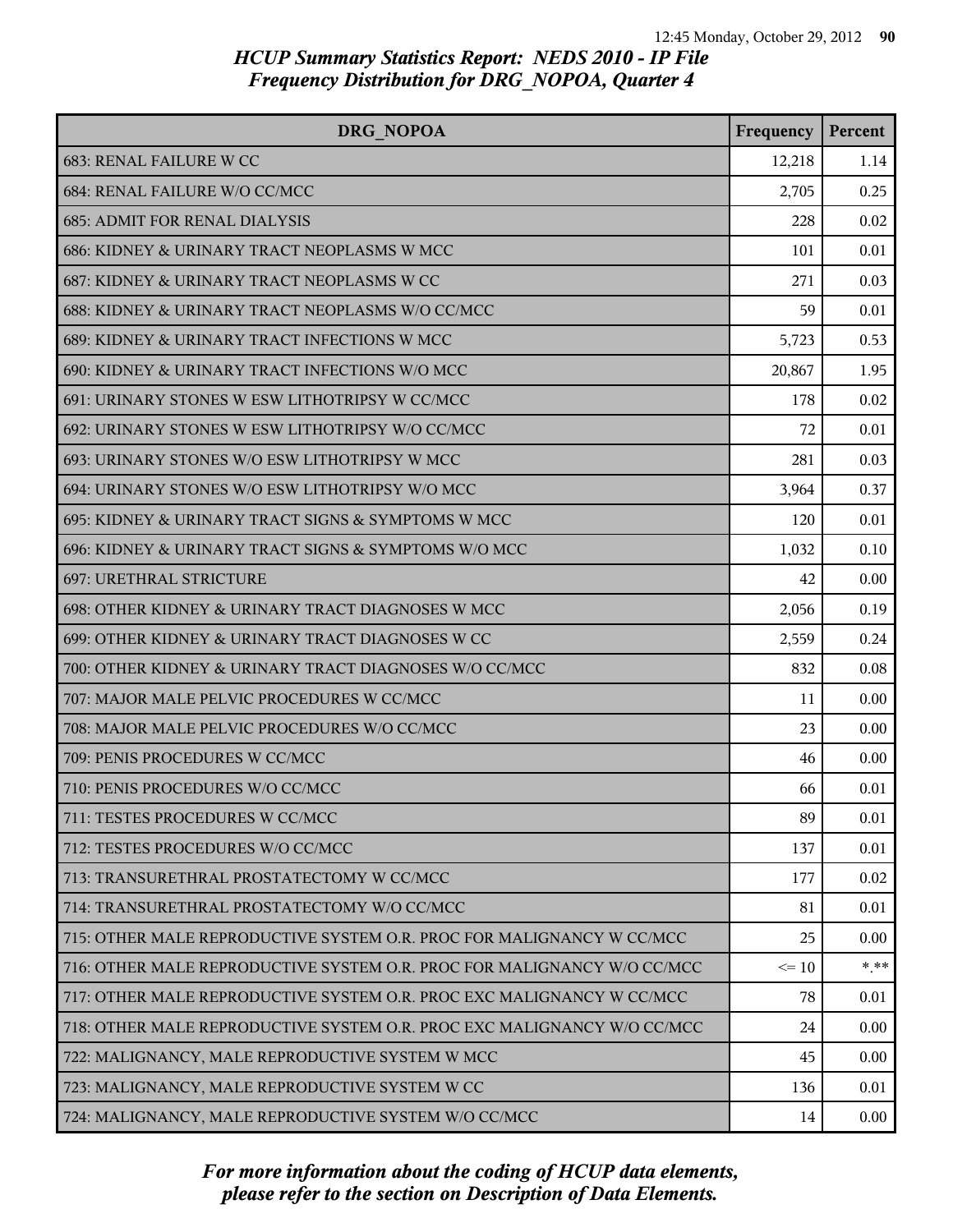## HCUP Summary Statistics Report: NEDS 2010 - IP File
## Frequency Distribution for DRG_NOPOA, Quarter 4

| DRG_NOPOA | Frequency | Percent |
|---|---|---|
| 683: RENAL FAILURE W CC | 12,218 | 1.14 |
| 684: RENAL FAILURE W/O CC/MCC | 2,705 | 0.25 |
| 685: ADMIT FOR RENAL DIALYSIS | 228 | 0.02 |
| 686: KIDNEY & URINARY TRACT NEOPLASMS W MCC | 101 | 0.01 |
| 687: KIDNEY & URINARY TRACT NEOPLASMS W CC | 271 | 0.03 |
| 688: KIDNEY & URINARY TRACT NEOPLASMS W/O CC/MCC | 59 | 0.01 |
| 689: KIDNEY & URINARY TRACT INFECTIONS W MCC | 5,723 | 0.53 |
| 690: KIDNEY & URINARY TRACT INFECTIONS W/O MCC | 20,867 | 1.95 |
| 691: URINARY STONES W ESW LITHOTRIPSY W CC/MCC | 178 | 0.02 |
| 692: URINARY STONES W ESW LITHOTRIPSY W/O CC/MCC | 72 | 0.01 |
| 693: URINARY STONES W/O ESW LITHOTRIPSY W MCC | 281 | 0.03 |
| 694: URINARY STONES W/O ESW LITHOTRIPSY W/O MCC | 3,964 | 0.37 |
| 695: KIDNEY & URINARY TRACT SIGNS & SYMPTOMS W MCC | 120 | 0.01 |
| 696: KIDNEY & URINARY TRACT SIGNS & SYMPTOMS W/O MCC | 1,032 | 0.10 |
| 697: URETHRAL STRICTURE | 42 | 0.00 |
| 698: OTHER KIDNEY & URINARY TRACT DIAGNOSES W MCC | 2,056 | 0.19 |
| 699: OTHER KIDNEY & URINARY TRACT DIAGNOSES W CC | 2,559 | 0.24 |
| 700: OTHER KIDNEY & URINARY TRACT DIAGNOSES W/O CC/MCC | 832 | 0.08 |
| 707: MAJOR MALE PELVIC PROCEDURES W CC/MCC | 11 | 0.00 |
| 708: MAJOR MALE PELVIC PROCEDURES W/O CC/MCC | 23 | 0.00 |
| 709: PENIS PROCEDURES W CC/MCC | 46 | 0.00 |
| 710: PENIS PROCEDURES W/O CC/MCC | 66 | 0.01 |
| 711: TESTES PROCEDURES W CC/MCC | 89 | 0.01 |
| 712: TESTES PROCEDURES W/O CC/MCC | 137 | 0.01 |
| 713: TRANSURETHRAL PROSTATECTOMY W CC/MCC | 177 | 0.02 |
| 714: TRANSURETHRAL PROSTATECTOMY W/O CC/MCC | 81 | 0.01 |
| 715: OTHER MALE REPRODUCTIVE SYSTEM O.R. PROC FOR MALIGNANCY W CC/MCC | 25 | 0.00 |
| 716: OTHER MALE REPRODUCTIVE SYSTEM O.R. PROC FOR MALIGNANCY W/O CC/MCC | <= 10 | *.** |
| 717: OTHER MALE REPRODUCTIVE SYSTEM O.R. PROC EXC MALIGNANCY W CC/MCC | 78 | 0.01 |
| 718: OTHER MALE REPRODUCTIVE SYSTEM O.R. PROC EXC MALIGNANCY W/O CC/MCC | 24 | 0.00 |
| 722: MALIGNANCY, MALE REPRODUCTIVE SYSTEM W MCC | 45 | 0.00 |
| 723: MALIGNANCY, MALE REPRODUCTIVE SYSTEM W CC | 136 | 0.01 |
| 724: MALIGNANCY, MALE REPRODUCTIVE SYSTEM W/O CC/MCC | 14 | 0.00 |

*For more information about the coding of HCUP data elements, please refer to the section on Description of Data Elements.*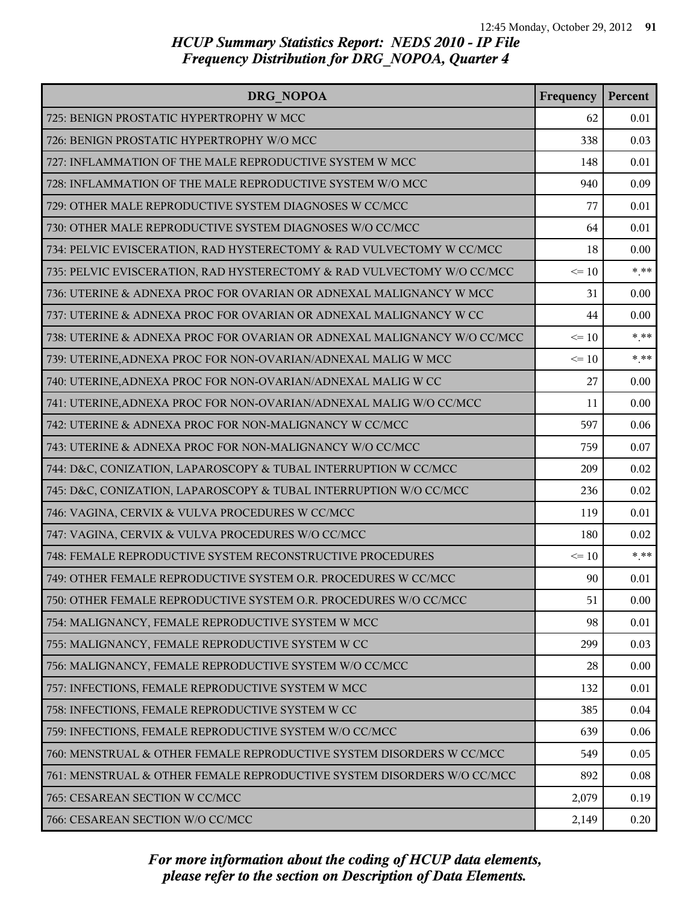# HCUP Summary Statistics Report: NEDS 2010 - IP File
## Frequency Distribution for DRG_NOPOA, Quarter 4

| DRG_NOPOA | Frequency | Percent |
|---|---|---|
| 725: BENIGN PROSTATIC HYPERTROPHY W MCC | 62 | 0.01 |
| 726: BENIGN PROSTATIC HYPERTROPHY W/O MCC | 338 | 0.03 |
| 727: INFLAMMATION OF THE MALE REPRODUCTIVE SYSTEM W MCC | 148 | 0.01 |
| 728: INFLAMMATION OF THE MALE REPRODUCTIVE SYSTEM W/O MCC | 940 | 0.09 |
| 729: OTHER MALE REPRODUCTIVE SYSTEM DIAGNOSES W CC/MCC | 77 | 0.01 |
| 730: OTHER MALE REPRODUCTIVE SYSTEM DIAGNOSES W/O CC/MCC | 64 | 0.01 |
| 734: PELVIC EVISCERATION, RAD HYSTERECTOMY & RAD VULVECTOMY W CC/MCC | 18 | 0.00 |
| 735: PELVIC EVISCERATION, RAD HYSTERECTOMY & RAD VULVECTOMY W/O CC/MCC | <= 10 | *.** |
| 736: UTERINE & ADNEXA PROC FOR OVARIAN OR ADNEXAL MALIGNANCY W MCC | 31 | 0.00 |
| 737: UTERINE & ADNEXA PROC FOR OVARIAN OR ADNEXAL MALIGNANCY W CC | 44 | 0.00 |
| 738: UTERINE & ADNEXA PROC FOR OVARIAN OR ADNEXAL MALIGNANCY W/O CC/MCC | <= 10 | *.** |
| 739: UTERINE,ADNEXA PROC FOR NON-OVARIAN/ADNEXAL MALIG W MCC | <= 10 | *.** |
| 740: UTERINE,ADNEXA PROC FOR NON-OVARIAN/ADNEXAL MALIG W CC | 27 | 0.00 |
| 741: UTERINE,ADNEXA PROC FOR NON-OVARIAN/ADNEXAL MALIG W/O CC/MCC | 11 | 0.00 |
| 742: UTERINE & ADNEXA PROC FOR NON-MALIGNANCY W CC/MCC | 597 | 0.06 |
| 743: UTERINE & ADNEXA PROC FOR NON-MALIGNANCY W/O CC/MCC | 759 | 0.07 |
| 744: D&C, CONIZATION, LAPAROSCOPY & TUBAL INTERRUPTION W CC/MCC | 209 | 0.02 |
| 745: D&C, CONIZATION, LAPAROSCOPY & TUBAL INTERRUPTION W/O CC/MCC | 236 | 0.02 |
| 746: VAGINA, CERVIX & VULVA PROCEDURES W CC/MCC | 119 | 0.01 |
| 747: VAGINA, CERVIX & VULVA PROCEDURES W/O CC/MCC | 180 | 0.02 |
| 748: FEMALE REPRODUCTIVE SYSTEM RECONSTRUCTIVE PROCEDURES | <= 10 | *.** |
| 749: OTHER FEMALE REPRODUCTIVE SYSTEM O.R. PROCEDURES W CC/MCC | 90 | 0.01 |
| 750: OTHER FEMALE REPRODUCTIVE SYSTEM O.R. PROCEDURES W/O CC/MCC | 51 | 0.00 |
| 754: MALIGNANCY, FEMALE REPRODUCTIVE SYSTEM W MCC | 98 | 0.01 |
| 755: MALIGNANCY, FEMALE REPRODUCTIVE SYSTEM W CC | 299 | 0.03 |
| 756: MALIGNANCY, FEMALE REPRODUCTIVE SYSTEM W/O CC/MCC | 28 | 0.00 |
| 757: INFECTIONS, FEMALE REPRODUCTIVE SYSTEM W MCC | 132 | 0.01 |
| 758: INFECTIONS, FEMALE REPRODUCTIVE SYSTEM W CC | 385 | 0.04 |
| 759: INFECTIONS, FEMALE REPRODUCTIVE SYSTEM W/O CC/MCC | 639 | 0.06 |
| 760: MENSTRUAL & OTHER FEMALE REPRODUCTIVE SYSTEM DISORDERS W CC/MCC | 549 | 0.05 |
| 761: MENSTRUAL & OTHER FEMALE REPRODUCTIVE SYSTEM DISORDERS W/O CC/MCC | 892 | 0.08 |
| 765: CESAREAN SECTION W CC/MCC | 2,079 | 0.19 |
| 766: CESAREAN SECTION W/O CC/MCC | 2,149 | 0.20 |

*For more information about the coding of HCUP data elements, please refer to the section on Description of Data Elements.*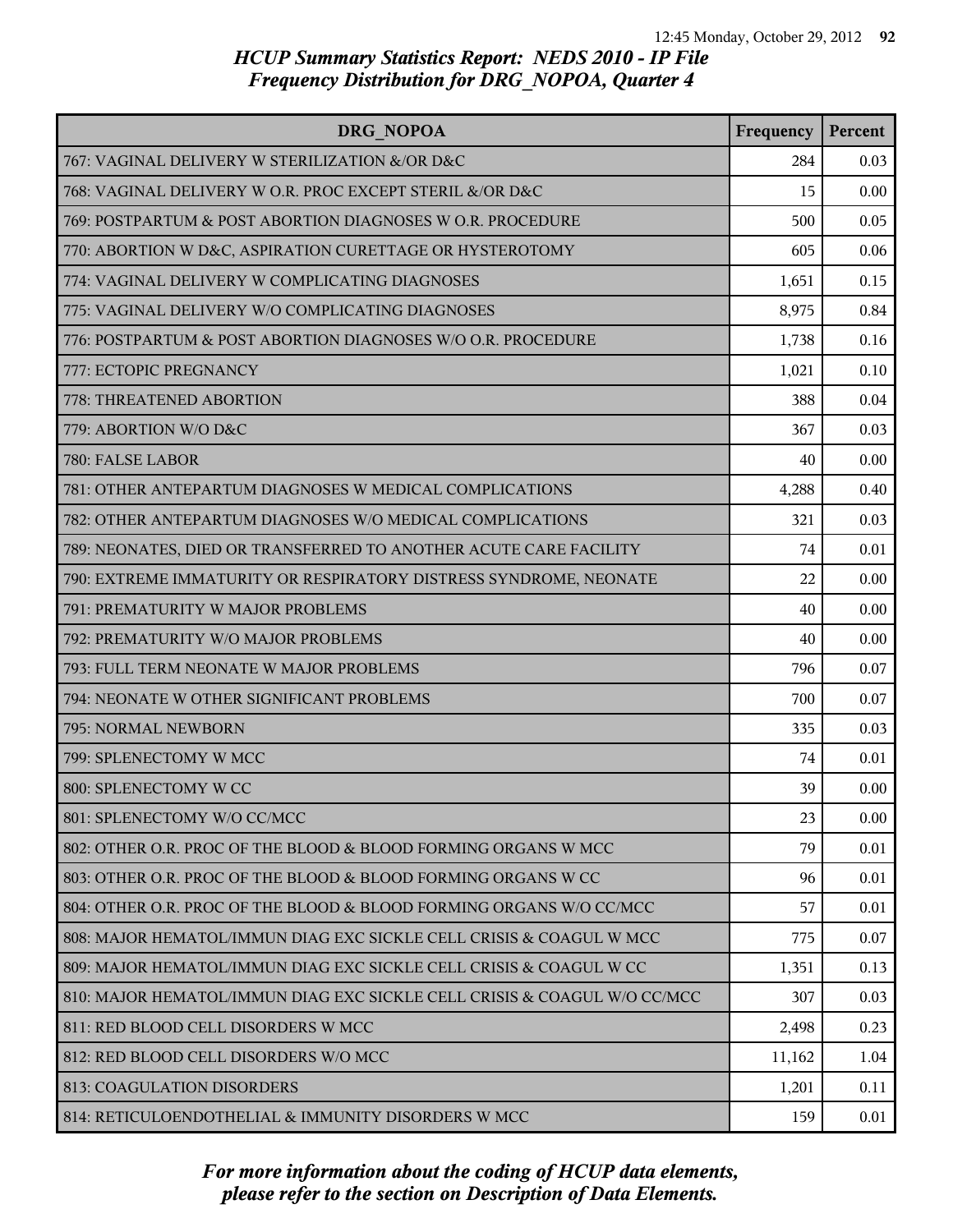# HCUP Summary Statistics Report: NEDS 2010 - IP File
## Frequency Distribution for DRG_NOPOA, Quarter 4

| DRG_NOPOA | Frequency | Percent |
|---|---|---|
| 767: VAGINAL DELIVERY W STERILIZATION &/OR D&C | 284 | 0.03 |
| 768: VAGINAL DELIVERY W O.R. PROC EXCEPT STERIL &/OR D&C | 15 | 0.00 |
| 769: POSTPARTUM & POST ABORTION DIAGNOSES W O.R. PROCEDURE | 500 | 0.05 |
| 770: ABORTION W D&C, ASPIRATION CURETTAGE OR HYSTEROTOMY | 605 | 0.06 |
| 774: VAGINAL DELIVERY W COMPLICATING DIAGNOSES | 1,651 | 0.15 |
| 775: VAGINAL DELIVERY W/O COMPLICATING DIAGNOSES | 8,975 | 0.84 |
| 776: POSTPARTUM & POST ABORTION DIAGNOSES W/O O.R. PROCEDURE | 1,738 | 0.16 |
| 777: ECTOPIC PREGNANCY | 1,021 | 0.10 |
| 778: THREATENED ABORTION | 388 | 0.04 |
| 779: ABORTION W/O D&C | 367 | 0.03 |
| 780: FALSE LABOR | 40 | 0.00 |
| 781: OTHER ANTEPARTUM DIAGNOSES W MEDICAL COMPLICATIONS | 4,288 | 0.40 |
| 782: OTHER ANTEPARTUM DIAGNOSES W/O MEDICAL COMPLICATIONS | 321 | 0.03 |
| 789: NEONATES, DIED OR TRANSFERRED TO ANOTHER ACUTE CARE FACILITY | 74 | 0.01 |
| 790: EXTREME IMMATURITY OR RESPIRATORY DISTRESS SYNDROME, NEONATE | 22 | 0.00 |
| 791: PREMATURITY W MAJOR PROBLEMS | 40 | 0.00 |
| 792: PREMATURITY W/O MAJOR PROBLEMS | 40 | 0.00 |
| 793: FULL TERM NEONATE W MAJOR PROBLEMS | 796 | 0.07 |
| 794: NEONATE W OTHER SIGNIFICANT PROBLEMS | 700 | 0.07 |
| 795: NORMAL NEWBORN | 335 | 0.03 |
| 799: SPLENECTOMY W MCC | 74 | 0.01 |
| 800: SPLENECTOMY W CC | 39 | 0.00 |
| 801: SPLENECTOMY W/O CC/MCC | 23 | 0.00 |
| 802: OTHER O.R. PROC OF THE BLOOD & BLOOD FORMING ORGANS W MCC | 79 | 0.01 |
| 803: OTHER O.R. PROC OF THE BLOOD & BLOOD FORMING ORGANS W CC | 96 | 0.01 |
| 804: OTHER O.R. PROC OF THE BLOOD & BLOOD FORMING ORGANS W/O CC/MCC | 57 | 0.01 |
| 808: MAJOR HEMATOL/IMMUN DIAG EXC SICKLE CELL CRISIS & COAGUL W MCC | 775 | 0.07 |
| 809: MAJOR HEMATOL/IMMUN DIAG EXC SICKLE CELL CRISIS & COAGUL W CC | 1,351 | 0.13 |
| 810: MAJOR HEMATOL/IMMUN DIAG EXC SICKLE CELL CRISIS & COAGUL W/O CC/MCC | 307 | 0.03 |
| 811: RED BLOOD CELL DISORDERS W MCC | 2,498 | 0.23 |
| 812: RED BLOOD CELL DISORDERS W/O MCC | 11,162 | 1.04 |
| 813: COAGULATION DISORDERS | 1,201 | 0.11 |
| 814: RETICULOENDOTHELIAL & IMMUNITY DISORDERS W MCC | 159 | 0.01 |

*For more information about the coding of HCUP data elements, please refer to the section on Description of Data Elements.*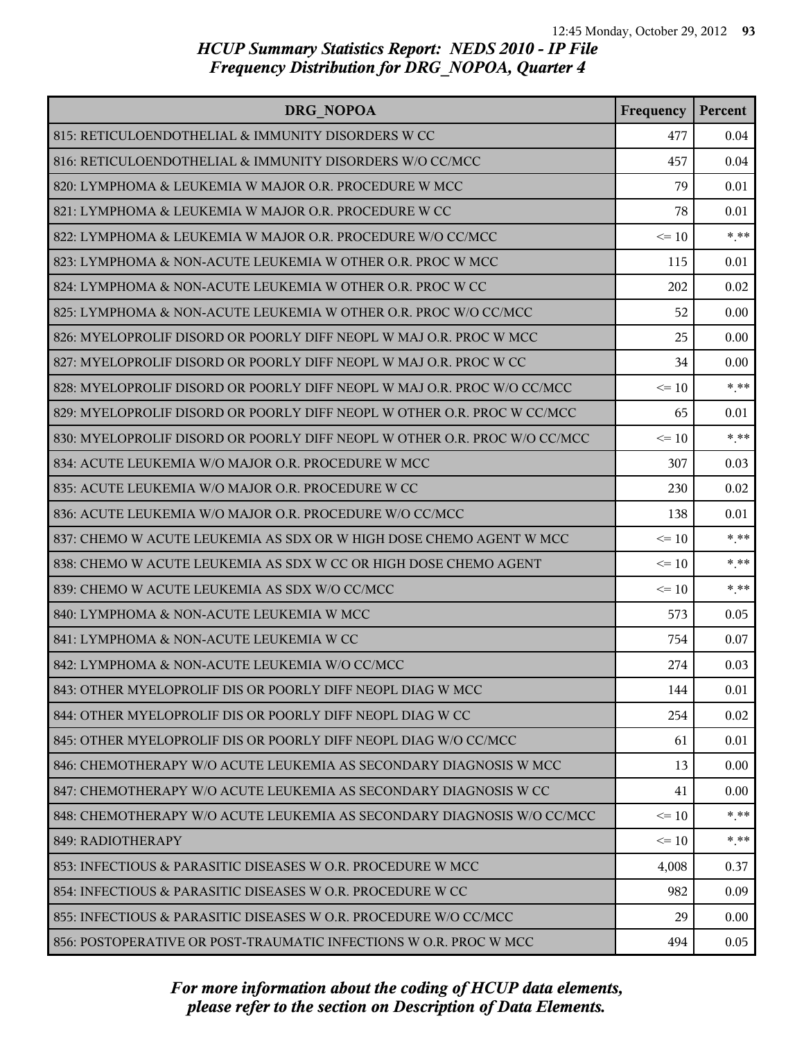# HCUP Summary Statistics Report: NEDS 2010 - IP File
## Frequency Distribution for DRG_NOPOA, Quarter 4

| DRG_NOPOA | Frequency | Percent |
|---|---|---|
| 815: RETICULOENDOTHELIAL & IMMUNITY DISORDERS W CC | 477 | 0.04 |
| 816: RETICULOENDOTHELIAL & IMMUNITY DISORDERS W/O CC/MCC | 457 | 0.04 |
| 820: LYMPHOMA & LEUKEMIA W MAJOR O.R. PROCEDURE W MCC | 79 | 0.01 |
| 821: LYMPHOMA & LEUKEMIA W MAJOR O.R. PROCEDURE W CC | 78 | 0.01 |
| 822: LYMPHOMA & LEUKEMIA W MAJOR O.R. PROCEDURE W/O CC/MCC | <= 10 | *.** |
| 823: LYMPHOMA & NON-ACUTE LEUKEMIA W OTHER O.R. PROC W MCC | 115 | 0.01 |
| 824: LYMPHOMA & NON-ACUTE LEUKEMIA W OTHER O.R. PROC W CC | 202 | 0.02 |
| 825: LYMPHOMA & NON-ACUTE LEUKEMIA W OTHER O.R. PROC W/O CC/MCC | 52 | 0.00 |
| 826: MYELOPROLIF DISORD OR POORLY DIFF NEOPL W MAJ O.R. PROC W MCC | 25 | 0.00 |
| 827: MYELOPROLIF DISORD OR POORLY DIFF NEOPL W MAJ O.R. PROC W CC | 34 | 0.00 |
| 828: MYELOPROLIF DISORD OR POORLY DIFF NEOPL W MAJ O.R. PROC W/O CC/MCC | <= 10 | *.** |
| 829: MYELOPROLIF DISORD OR POORLY DIFF NEOPL W OTHER O.R. PROC W CC/MCC | 65 | 0.01 |
| 830: MYELOPROLIF DISORD OR POORLY DIFF NEOPL W OTHER O.R. PROC W/O CC/MCC | <= 10 | *.** |
| 834: ACUTE LEUKEMIA W/O MAJOR O.R. PROCEDURE W MCC | 307 | 0.03 |
| 835: ACUTE LEUKEMIA W/O MAJOR O.R. PROCEDURE W CC | 230 | 0.02 |
| 836: ACUTE LEUKEMIA W/O MAJOR O.R. PROCEDURE W/O CC/MCC | 138 | 0.01 |
| 837: CHEMO W ACUTE LEUKEMIA AS SDX OR W HIGH DOSE CHEMO AGENT W MCC | <= 10 | *.** |
| 838: CHEMO W ACUTE LEUKEMIA AS SDX W CC OR HIGH DOSE CHEMO AGENT | <= 10 | *.** |
| 839: CHEMO W ACUTE LEUKEMIA AS SDX W/O CC/MCC | <= 10 | *.** |
| 840: LYMPHOMA & NON-ACUTE LEUKEMIA W MCC | 573 | 0.05 |
| 841: LYMPHOMA & NON-ACUTE LEUKEMIA W CC | 754 | 0.07 |
| 842: LYMPHOMA & NON-ACUTE LEUKEMIA W/O CC/MCC | 274 | 0.03 |
| 843: OTHER MYELOPROLIF DIS OR POORLY DIFF NEOPL DIAG W MCC | 144 | 0.01 |
| 844: OTHER MYELOPROLIF DIS OR POORLY DIFF NEOPL DIAG W CC | 254 | 0.02 |
| 845: OTHER MYELOPROLIF DIS OR POORLY DIFF NEOPL DIAG W/O CC/MCC | 61 | 0.01 |
| 846: CHEMOTHERAPY W/O ACUTE LEUKEMIA AS SECONDARY DIAGNOSIS W MCC | 13 | 0.00 |
| 847: CHEMOTHERAPY W/O ACUTE LEUKEMIA AS SECONDARY DIAGNOSIS W CC | 41 | 0.00 |
| 848: CHEMOTHERAPY W/O ACUTE LEUKEMIA AS SECONDARY DIAGNOSIS W/O CC/MCC | <= 10 | *.** |
| 849: RADIOTHERAPY | <= 10 | *.** |
| 853: INFECTIOUS & PARASITIC DISEASES W O.R. PROCEDURE W MCC | 4,008 | 0.37 |
| 854: INFECTIOUS & PARASITIC DISEASES W O.R. PROCEDURE W CC | 982 | 0.09 |
| 855: INFECTIOUS & PARASITIC DISEASES W O.R. PROCEDURE W/O CC/MCC | 29 | 0.00 |
| 856: POSTOPERATIVE OR POST-TRAUMATIC INFECTIONS W O.R. PROC W MCC | 494 | 0.05 |

*For more information about the coding of HCUP data elements, please refer to the section on Description of Data Elements.*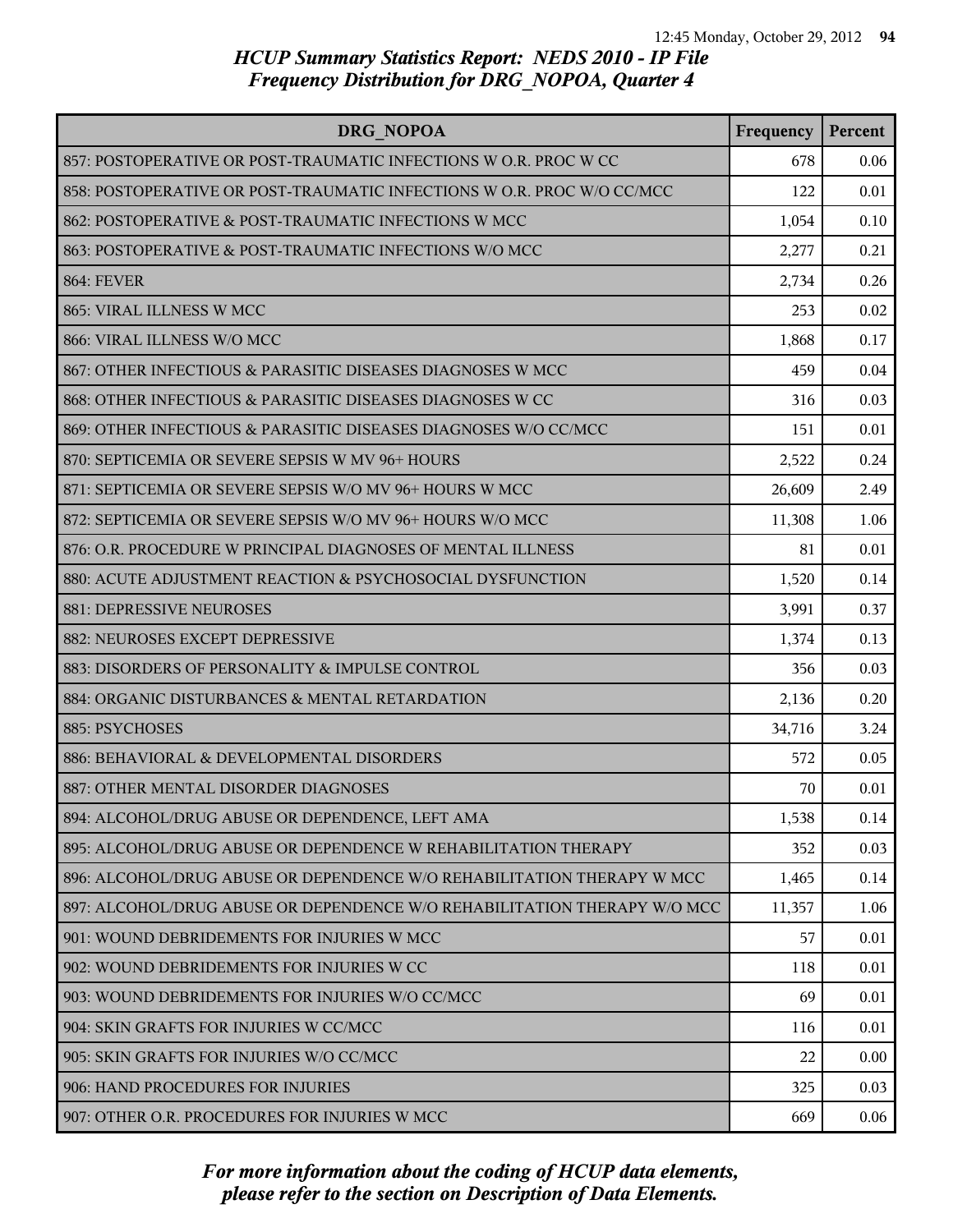# HCUP Summary Statistics Report: NEDS 2010 - IP File
## Frequency Distribution for DRG_NOPOA, Quarter 4

| DRG_NOPOA | Frequency | Percent |
|---|---|---|
| 857: POSTOPERATIVE OR POST-TRAUMATIC INFECTIONS W O.R. PROC W CC | 678 | 0.06 |
| 858: POSTOPERATIVE OR POST-TRAUMATIC INFECTIONS W O.R. PROC W/O CC/MCC | 122 | 0.01 |
| 862: POSTOPERATIVE & POST-TRAUMATIC INFECTIONS W MCC | 1,054 | 0.10 |
| 863: POSTOPERATIVE & POST-TRAUMATIC INFECTIONS W/O MCC | 2,277 | 0.21 |
| 864: FEVER | 2,734 | 0.26 |
| 865: VIRAL ILLNESS W MCC | 253 | 0.02 |
| 866: VIRAL ILLNESS W/O MCC | 1,868 | 0.17 |
| 867: OTHER INFECTIOUS & PARASITIC DISEASES DIAGNOSES W MCC | 459 | 0.04 |
| 868: OTHER INFECTIOUS & PARASITIC DISEASES DIAGNOSES W CC | 316 | 0.03 |
| 869: OTHER INFECTIOUS & PARASITIC DISEASES DIAGNOSES W/O CC/MCC | 151 | 0.01 |
| 870: SEPTICEMIA OR SEVERE SEPSIS W MV 96+ HOURS | 2,522 | 0.24 |
| 871: SEPTICEMIA OR SEVERE SEPSIS W/O MV 96+ HOURS W MCC | 26,609 | 2.49 |
| 872: SEPTICEMIA OR SEVERE SEPSIS W/O MV 96+ HOURS W/O MCC | 11,308 | 1.06 |
| 876: O.R. PROCEDURE W PRINCIPAL DIAGNOSES OF MENTAL ILLNESS | 81 | 0.01 |
| 880: ACUTE ADJUSTMENT REACTION & PSYCHOSOCIAL DYSFUNCTION | 1,520 | 0.14 |
| 881: DEPRESSIVE NEUROSES | 3,991 | 0.37 |
| 882: NEUROSES EXCEPT DEPRESSIVE | 1,374 | 0.13 |
| 883: DISORDERS OF PERSONALITY & IMPULSE CONTROL | 356 | 0.03 |
| 884: ORGANIC DISTURBANCES & MENTAL RETARDATION | 2,136 | 0.20 |
| 885: PSYCHOSES | 34,716 | 3.24 |
| 886: BEHAVIORAL & DEVELOPMENTAL DISORDERS | 572 | 0.05 |
| 887: OTHER MENTAL DISORDER DIAGNOSES | 70 | 0.01 |
| 894: ALCOHOL/DRUG ABUSE OR DEPENDENCE, LEFT AMA | 1,538 | 0.14 |
| 895: ALCOHOL/DRUG ABUSE OR DEPENDENCE W REHABILITATION THERAPY | 352 | 0.03 |
| 896: ALCOHOL/DRUG ABUSE OR DEPENDENCE W/O REHABILITATION THERAPY W MCC | 1,465 | 0.14 |
| 897: ALCOHOL/DRUG ABUSE OR DEPENDENCE W/O REHABILITATION THERAPY W/O MCC | 11,357 | 1.06 |
| 901: WOUND DEBRIDEMENTS FOR INJURIES W MCC | 57 | 0.01 |
| 902: WOUND DEBRIDEMENTS FOR INJURIES W CC | 118 | 0.01 |
| 903: WOUND DEBRIDEMENTS FOR INJURIES W/O CC/MCC | 69 | 0.01 |
| 904: SKIN GRAFTS FOR INJURIES W CC/MCC | 116 | 0.01 |
| 905: SKIN GRAFTS FOR INJURIES W/O CC/MCC | 22 | 0.00 |
| 906: HAND PROCEDURES FOR INJURIES | 325 | 0.03 |
| 907: OTHER O.R. PROCEDURES FOR INJURIES W MCC | 669 | 0.06 |

*For more information about the coding of HCUP data elements, please refer to the section on Description of Data Elements.*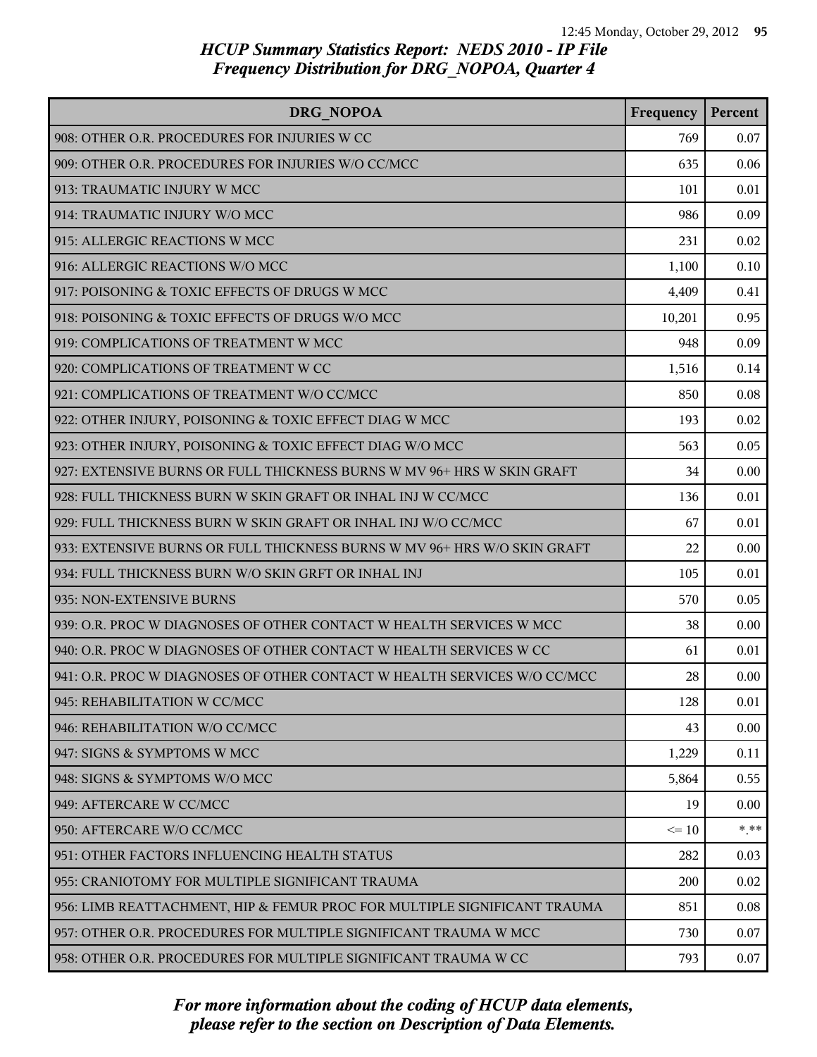# HCUP Summary Statistics Report: NEDS 2010 - IP File
## Frequency Distribution for DRG_NOPOA, Quarter 4

| DRG_NOPOA | Frequency | Percent |
| --- | --- | --- |
| 908: OTHER O.R. PROCEDURES FOR INJURIES W CC | 769 | 0.07 |
| 909: OTHER O.R. PROCEDURES FOR INJURIES W/O CC/MCC | 635 | 0.06 |
| 913: TRAUMATIC INJURY W MCC | 101 | 0.01 |
| 914: TRAUMATIC INJURY W/O MCC | 986 | 0.09 |
| 915: ALLERGIC REACTIONS W MCC | 231 | 0.02 |
| 916: ALLERGIC REACTIONS W/O MCC | 1,100 | 0.10 |
| 917: POISONING & TOXIC EFFECTS OF DRUGS W MCC | 4,409 | 0.41 |
| 918: POISONING & TOXIC EFFECTS OF DRUGS W/O MCC | 10,201 | 0.95 |
| 919: COMPLICATIONS OF TREATMENT W MCC | 948 | 0.09 |
| 920: COMPLICATIONS OF TREATMENT W CC | 1,516 | 0.14 |
| 921: COMPLICATIONS OF TREATMENT W/O CC/MCC | 850 | 0.08 |
| 922: OTHER INJURY, POISONING & TOXIC EFFECT DIAG W MCC | 193 | 0.02 |
| 923: OTHER INJURY, POISONING & TOXIC EFFECT DIAG W/O MCC | 563 | 0.05 |
| 927: EXTENSIVE BURNS OR FULL THICKNESS BURNS W MV 96+ HRS W SKIN GRAFT | 34 | 0.00 |
| 928: FULL THICKNESS BURN W SKIN GRAFT OR INHAL INJ W CC/MCC | 136 | 0.01 |
| 929: FULL THICKNESS BURN W SKIN GRAFT OR INHAL INJ W/O CC/MCC | 67 | 0.01 |
| 933: EXTENSIVE BURNS OR FULL THICKNESS BURNS W MV 96+ HRS W/O SKIN GRAFT | 22 | 0.00 |
| 934: FULL THICKNESS BURN W/O SKIN GRFT OR INHAL INJ | 105 | 0.01 |
| 935: NON-EXTENSIVE BURNS | 570 | 0.05 |
| 939: O.R. PROC W DIAGNOSES OF OTHER CONTACT W HEALTH SERVICES W MCC | 38 | 0.00 |
| 940: O.R. PROC W DIAGNOSES OF OTHER CONTACT W HEALTH SERVICES W CC | 61 | 0.01 |
| 941: O.R. PROC W DIAGNOSES OF OTHER CONTACT W HEALTH SERVICES W/O CC/MCC | 28 | 0.00 |
| 945: REHABILITATION W CC/MCC | 128 | 0.01 |
| 946: REHABILITATION W/O CC/MCC | 43 | 0.00 |
| 947: SIGNS & SYMPTOMS W MCC | 1,229 | 0.11 |
| 948: SIGNS & SYMPTOMS W/O MCC | 5,864 | 0.55 |
| 949: AFTERCARE W CC/MCC | 19 | 0.00 |
| 950: AFTERCARE W/O CC/MCC | <= 10 | *.** |
| 951: OTHER FACTORS INFLUENCING HEALTH STATUS | 282 | 0.03 |
| 955: CRANIOTOMY FOR MULTIPLE SIGNIFICANT TRAUMA | 200 | 0.02 |
| 956: LIMB REATTACHMENT, HIP & FEMUR PROC FOR MULTIPLE SIGNIFICANT TRAUMA | 851 | 0.08 |
| 957: OTHER O.R. PROCEDURES FOR MULTIPLE SIGNIFICANT TRAUMA W MCC | 730 | 0.07 |
| 958: OTHER O.R. PROCEDURES FOR MULTIPLE SIGNIFICANT TRAUMA W CC | 793 | 0.07 |

*For more information about the coding of HCUP data elements, please refer to the section on Description of Data Elements.*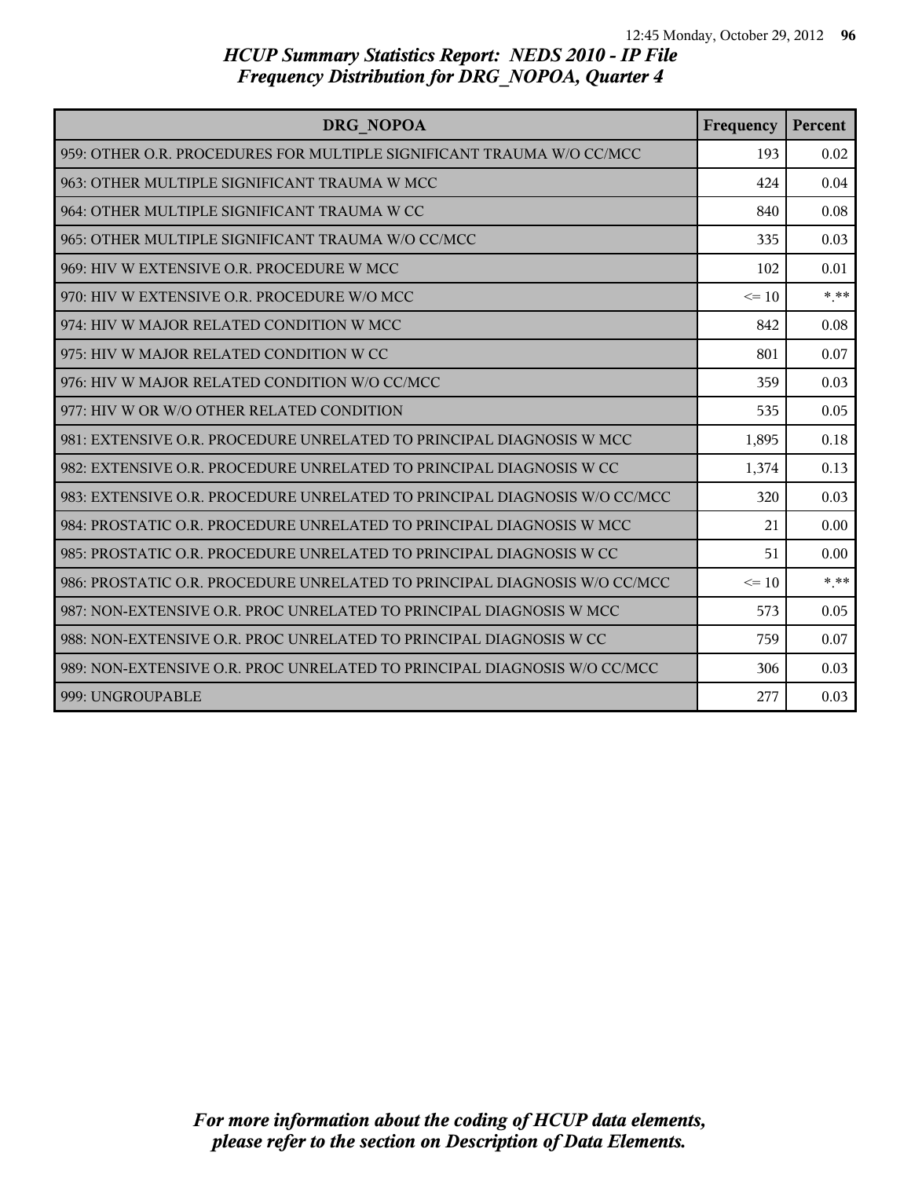# HCUP Summary Statistics Report: NEDS 2010 - IP File
## Frequency Distribution for DRG_NOPOA, Quarter 4

| DRG_NOPOA | Frequency | Percent |
|---|---|---|
| 959: OTHER O.R. PROCEDURES FOR MULTIPLE SIGNIFICANT TRAUMA W/O CC/MCC | 193 | 0.02 |
| 963: OTHER MULTIPLE SIGNIFICANT TRAUMA W MCC | 424 | 0.04 |
| 964: OTHER MULTIPLE SIGNIFICANT TRAUMA W CC | 840 | 0.08 |
| 965: OTHER MULTIPLE SIGNIFICANT TRAUMA W/O CC/MCC | 335 | 0.03 |
| 969: HIV W EXTENSIVE O.R. PROCEDURE W MCC | 102 | 0.01 |
| 970: HIV W EXTENSIVE O.R. PROCEDURE W/O MCC | <= 10 | *.** |
| 974: HIV W MAJOR RELATED CONDITION W MCC | 842 | 0.08 |
| 975: HIV W MAJOR RELATED CONDITION W CC | 801 | 0.07 |
| 976: HIV W MAJOR RELATED CONDITION W/O CC/MCC | 359 | 0.03 |
| 977: HIV W OR W/O OTHER RELATED CONDITION | 535 | 0.05 |
| 981: EXTENSIVE O.R. PROCEDURE UNRELATED TO PRINCIPAL DIAGNOSIS W MCC | 1,895 | 0.18 |
| 982: EXTENSIVE O.R. PROCEDURE UNRELATED TO PRINCIPAL DIAGNOSIS W CC | 1,374 | 0.13 |
| 983: EXTENSIVE O.R. PROCEDURE UNRELATED TO PRINCIPAL DIAGNOSIS W/O CC/MCC | 320 | 0.03 |
| 984: PROSTATIC O.R. PROCEDURE UNRELATED TO PRINCIPAL DIAGNOSIS W MCC | 21 | 0.00 |
| 985: PROSTATIC O.R. PROCEDURE UNRELATED TO PRINCIPAL DIAGNOSIS W CC | 51 | 0.00 |
| 986: PROSTATIC O.R. PROCEDURE UNRELATED TO PRINCIPAL DIAGNOSIS W/O CC/MCC | <= 10 | *.** |
| 987: NON-EXTENSIVE O.R. PROC UNRELATED TO PRINCIPAL DIAGNOSIS W MCC | 573 | 0.05 |
| 988: NON-EXTENSIVE O.R. PROC UNRELATED TO PRINCIPAL DIAGNOSIS W CC | 759 | 0.07 |
| 989: NON-EXTENSIVE O.R. PROC UNRELATED TO PRINCIPAL DIAGNOSIS W/O CC/MCC | 306 | 0.03 |
| 999: UNGROUPABLE | 277 | 0.03 |

*For more information about the coding of HCUP data elements, please refer to the section on Description of Data Elements.*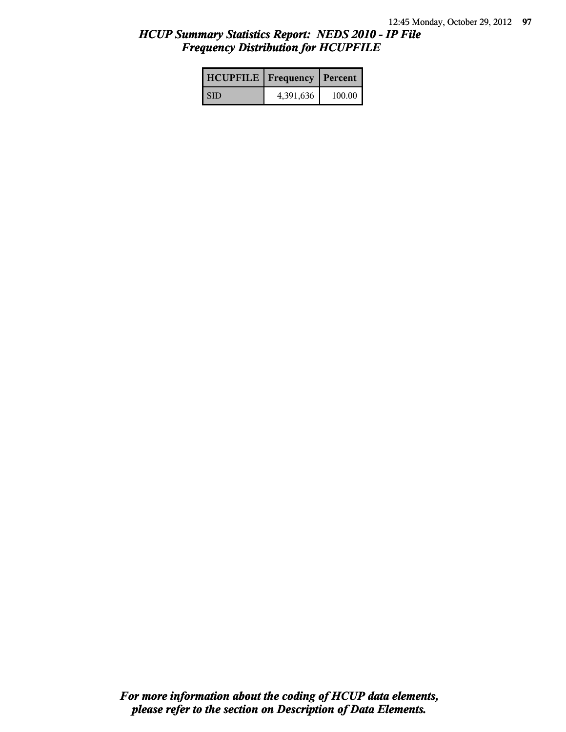## *HCUP Summary Statistics Report: NEDS 2010 - IP File*
## *Frequency Distribution for HCUPFILE*

| HCUPFILE | Frequency | Percent |
|---|---|---|
| SID | 4,391,636 | 100.00 |

***For more information about the coding of HCUP data elements, please refer to the section on Description of Data Elements.***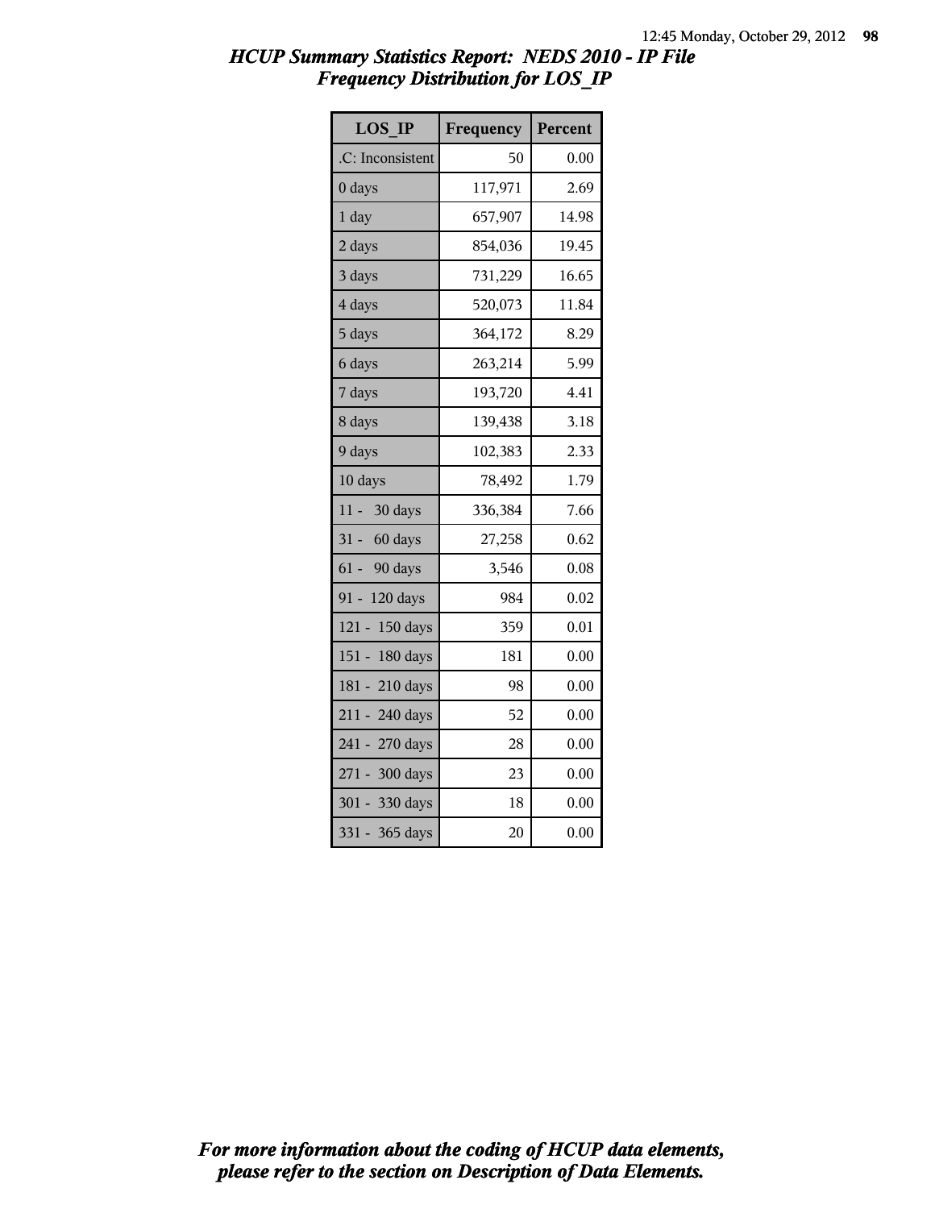# *HCUP Summary Statistics Report: NEDS 2010 - IP File*
## *Frequency Distribution for LOS_IP*

| LOS_IP | Frequency | Percent |
|---|---|---|
| .C: Inconsistent | 50 | 0.00 |
| 0 days | 117,971 | 2.69 |
| 1 day | 657,907 | 14.98 |
| 2 days | 854,036 | 19.45 |
| 3 days | 731,229 | 16.65 |
| 4 days | 520,073 | 11.84 |
| 5 days | 364,172 | 8.29 |
| 6 days | 263,214 | 5.99 |
| 7 days | 193,720 | 4.41 |
| 8 days | 139,438 | 3.18 |
| 9 days | 102,383 | 2.33 |
| 10 days | 78,492 | 1.79 |
| 11 - 30 days | 336,384 | 7.66 |
| 31 - 60 days | 27,258 | 0.62 |
| 61 - 90 days | 3,546 | 0.08 |
| 91 - 120 days | 984 | 0.02 |
| 121 - 150 days | 359 | 0.01 |
| 151 - 180 days | 181 | 0.00 |
| 181 - 210 days | 98 | 0.00 |
| 211 - 240 days | 52 | 0.00 |
| 241 - 270 days | 28 | 0.00 |
| 271 - 300 days | 23 | 0.00 |
| 301 - 330 days | 18 | 0.00 |
| 331 - 365 days | 20 | 0.00 |

*For more information about the coding of HCUP data elements, please refer to the section on Description of Data Elements.*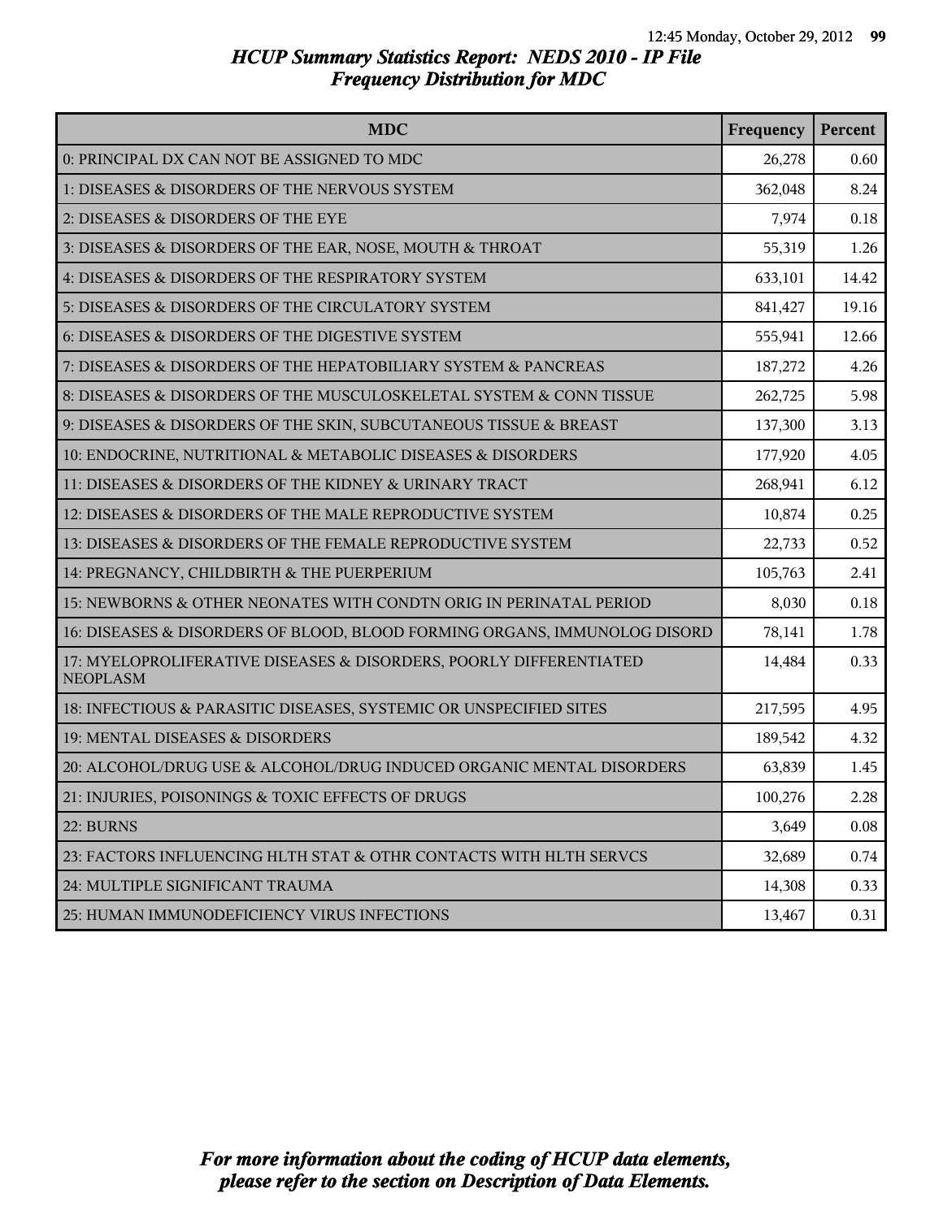# HCUP Summary Statistics Report: NEDS 2010 - IP File
## Frequency Distribution for MDC

| MDC | Frequency | Percent |
|---|---|---|
| 0: PRINCIPAL DX CAN NOT BE ASSIGNED TO MDC | 26,278 | 0.60 |
| 1: DISEASES & DISORDERS OF THE NERVOUS SYSTEM | 362,048 | 8.24 |
| 2: DISEASES & DISORDERS OF THE EYE | 7,974 | 0.18 |
| 3: DISEASES & DISORDERS OF THE EAR, NOSE, MOUTH & THROAT | 55,319 | 1.26 |
| 4: DISEASES & DISORDERS OF THE RESPIRATORY SYSTEM | 633,101 | 14.42 |
| 5: DISEASES & DISORDERS OF THE CIRCULATORY SYSTEM | 841,427 | 19.16 |
| 6: DISEASES & DISORDERS OF THE DIGESTIVE SYSTEM | 555,941 | 12.66 |
| 7: DISEASES & DISORDERS OF THE HEPATOBILIARY SYSTEM & PANCREAS | 187,272 | 4.26 |
| 8: DISEASES & DISORDERS OF THE MUSCULOSKELETAL SYSTEM & CONN TISSUE | 262,725 | 5.98 |
| 9: DISEASES & DISORDERS OF THE SKIN, SUBCUTANEOUS TISSUE & BREAST | 137,300 | 3.13 |
| 10: ENDOCRINE, NUTRITIONAL & METABOLIC DISEASES & DISORDERS | 177,920 | 4.05 |
| 11: DISEASES & DISORDERS OF THE KIDNEY & URINARY TRACT | 268,941 | 6.12 |
| 12: DISEASES & DISORDERS OF THE MALE REPRODUCTIVE SYSTEM | 10,874 | 0.25 |
| 13: DISEASES & DISORDERS OF THE FEMALE REPRODUCTIVE SYSTEM | 22,733 | 0.52 |
| 14: PREGNANCY, CHILDBIRTH & THE PUERPERIUM | 105,763 | 2.41 |
| 15: NEWBORNS & OTHER NEONATES WITH CONDTN ORIG IN PERINATAL PERIOD | 8,030 | 0.18 |
| 16: DISEASES & DISORDERS OF BLOOD, BLOOD FORMING ORGANS, IMMUNOLOG DISORD | 78,141 | 1.78 |
| 17: MYELOPROLIFERATIVE DISEASES & DISORDERS, POORLY DIFFERENTIATED NEOPLASM | 14,484 | 0.33 |
| 18: INFECTIOUS & PARASITIC DISEASES, SYSTEMIC OR UNSPECIFIED SITES | 217,595 | 4.95 |
| 19: MENTAL DISEASES & DISORDERS | 189,542 | 4.32 |
| 20: ALCOHOL/DRUG USE & ALCOHOL/DRUG INDUCED ORGANIC MENTAL DISORDERS | 63,839 | 1.45 |
| 21: INJURIES, POISONINGS & TOXIC EFFECTS OF DRUGS | 100,276 | 2.28 |
| 22: BURNS | 3,649 | 0.08 |
| 23: FACTORS INFLUENCING HLTH STAT & OTHR CONTACTS WITH HLTH SERVCS | 32,689 | 0.74 |
| 24: MULTIPLE SIGNIFICANT TRAUMA | 14,308 | 0.33 |
| 25: HUMAN IMMUNODEFICIENCY VIRUS INFECTIONS | 13,467 | 0.31 |

*For more information about the coding of HCUP data elements, please refer to the section on Description of Data Elements.*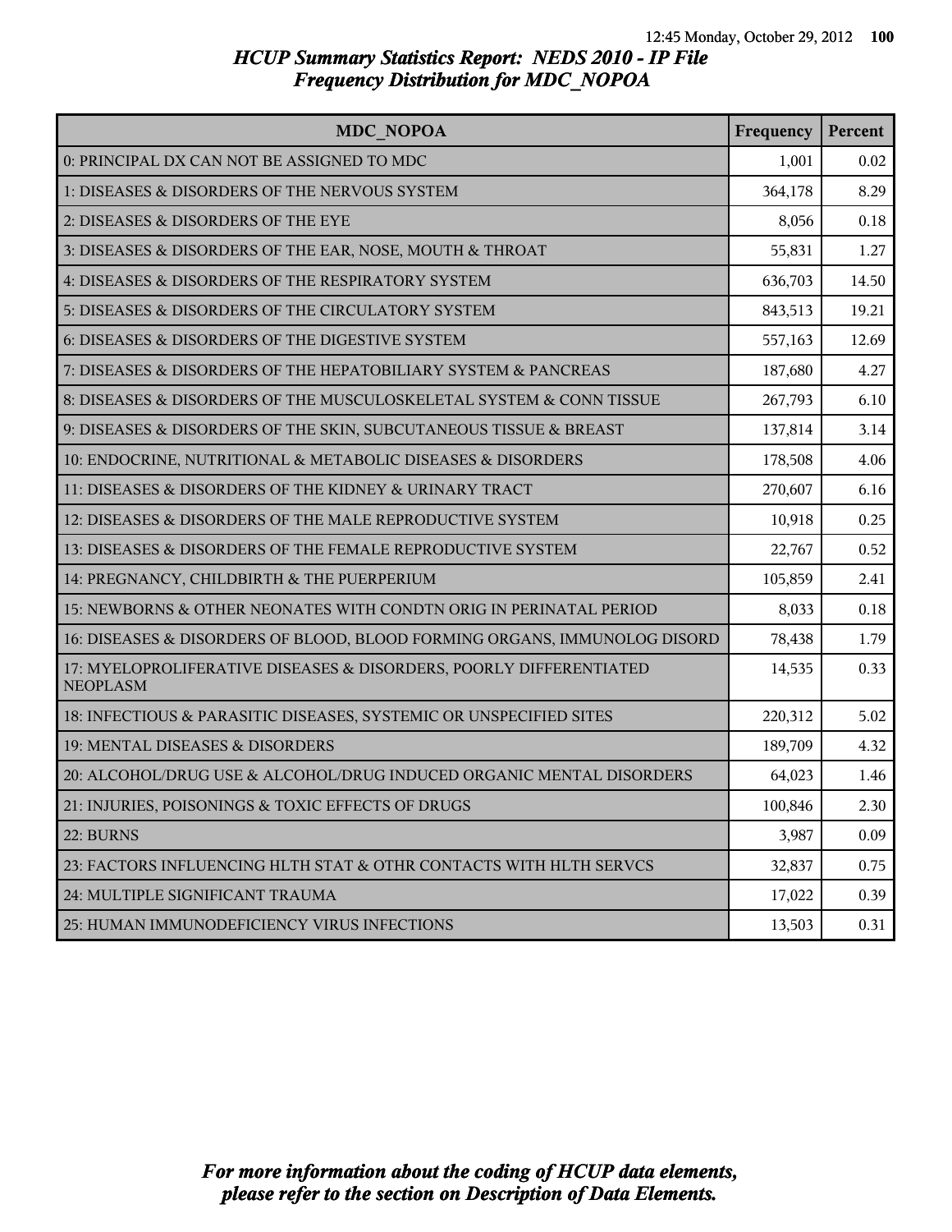# *HCUP Summary Statistics Report: NEDS 2010 - IP File*
## *Frequency Distribution for MDC_NOPOA*

| MDC_NOPOA | Frequency | Percent |
|---|---|---|
| 0: PRINCIPAL DX CAN NOT BE ASSIGNED TO MDC | 1,001 | 0.02 |
| 1: DISEASES & DISORDERS OF THE NERVOUS SYSTEM | 364,178 | 8.29 |
| 2: DISEASES & DISORDERS OF THE EYE | 8,056 | 0.18 |
| 3: DISEASES & DISORDERS OF THE EAR, NOSE, MOUTH & THROAT | 55,831 | 1.27 |
| 4: DISEASES & DISORDERS OF THE RESPIRATORY SYSTEM | 636,703 | 14.50 |
| 5: DISEASES & DISORDERS OF THE CIRCULATORY SYSTEM | 843,513 | 19.21 |
| 6: DISEASES & DISORDERS OF THE DIGESTIVE SYSTEM | 557,163 | 12.69 |
| 7: DISEASES & DISORDERS OF THE HEPATOBILIARY SYSTEM & PANCREAS | 187,680 | 4.27 |
| 8: DISEASES & DISORDERS OF THE MUSCULOSKELETAL SYSTEM & CONN TISSUE | 267,793 | 6.10 |
| 9: DISEASES & DISORDERS OF THE SKIN, SUBCUTANEOUS TISSUE & BREAST | 137,814 | 3.14 |
| 10: ENDOCRINE, NUTRITIONAL & METABOLIC DISEASES & DISORDERS | 178,508 | 4.06 |
| 11: DISEASES & DISORDERS OF THE KIDNEY & URINARY TRACT | 270,607 | 6.16 |
| 12: DISEASES & DISORDERS OF THE MALE REPRODUCTIVE SYSTEM | 10,918 | 0.25 |
| 13: DISEASES & DISORDERS OF THE FEMALE REPRODUCTIVE SYSTEM | 22,767 | 0.52 |
| 14: PREGNANCY, CHILDBIRTH & THE PUERPERIUM | 105,859 | 2.41 |
| 15: NEWBORNS & OTHER NEONATES WITH CONDTN ORIG IN PERINATAL PERIOD | 8,033 | 0.18 |
| 16: DISEASES & DISORDERS OF BLOOD, BLOOD FORMING ORGANS, IMMUNOLOG DISORD | 78,438 | 1.79 |
| 17: MYELOPROLIFERATIVE DISEASES & DISORDERS, POORLY DIFFERENTIATED NEOPLASM | 14,535 | 0.33 |
| 18: INFECTIOUS & PARASITIC DISEASES, SYSTEMIC OR UNSPECIFIED SITES | 220,312 | 5.02 |
| 19: MENTAL DISEASES & DISORDERS | 189,709 | 4.32 |
| 20: ALCOHOL/DRUG USE & ALCOHOL/DRUG INDUCED ORGANIC MENTAL DISORDERS | 64,023 | 1.46 |
| 21: INJURIES, POISONINGS & TOXIC EFFECTS OF DRUGS | 100,846 | 2.30 |
| 22: BURNS | 3,987 | 0.09 |
| 23: FACTORS INFLUENCING HLTH STAT & OTHR CONTACTS WITH HLTH SERVCS | 32,837 | 0.75 |
| 24: MULTIPLE SIGNIFICANT TRAUMA | 17,022 | 0.39 |
| 25: HUMAN IMMUNODEFICIENCY VIRUS INFECTIONS | 13,503 | 0.31 |

*For more information about the coding of HCUP data elements, please refer to the section on Description of Data Elements.*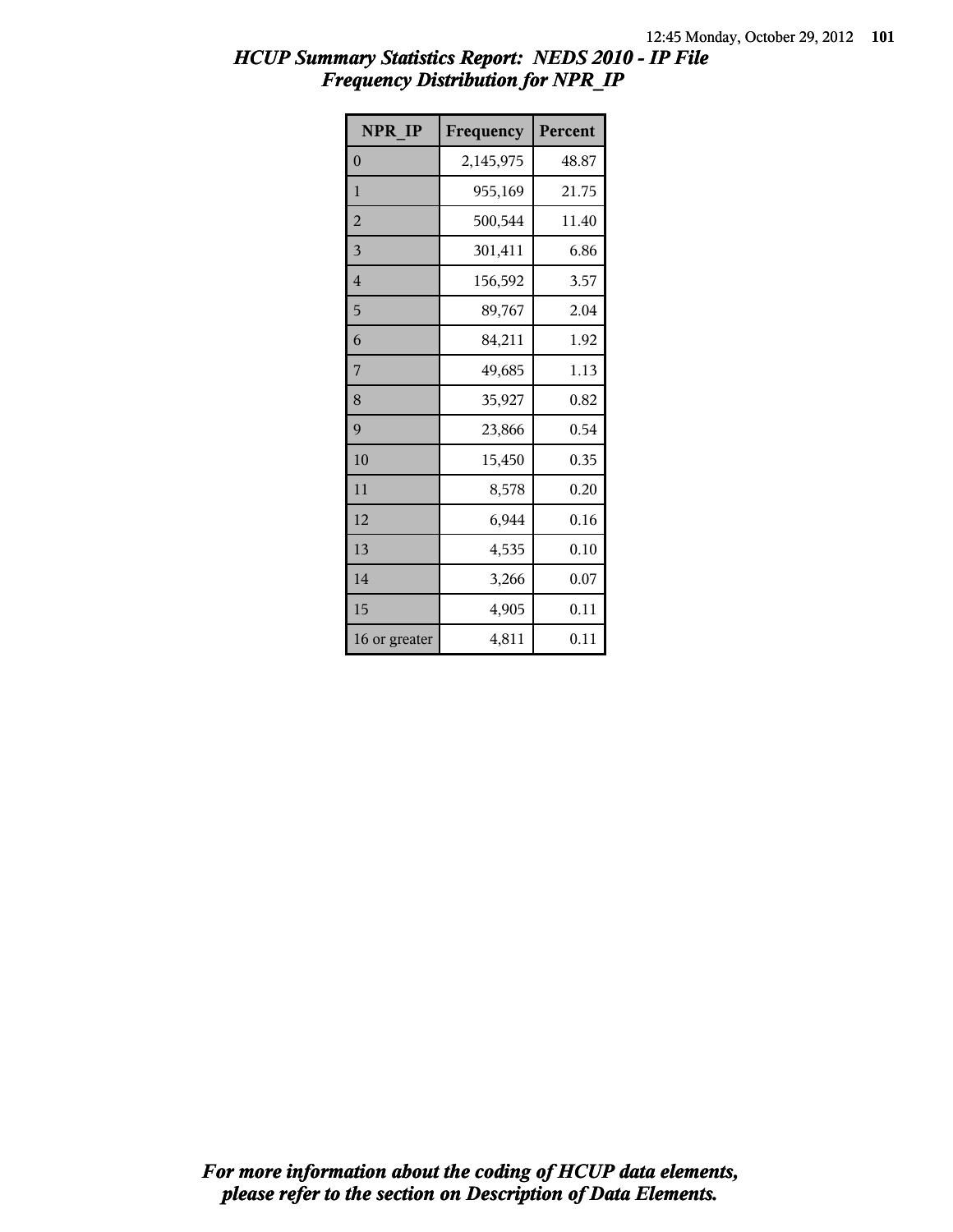# HCUP Summary Statistics Report: NEDS 2010 - IP File

## Frequency Distribution for NPR_IP

| NPR_IP | Frequency | Percent |
|---|---|---|
| 0 | 2,145,975 | 48.87 |
| 1 | 955,169 | 21.75 |
| 2 | 500,544 | 11.40 |
| 3 | 301,411 | 6.86 |
| 4 | 156,592 | 3.57 |
| 5 | 89,767 | 2.04 |
| 6 | 84,211 | 1.92 |
| 7 | 49,685 | 1.13 |
| 8 | 35,927 | 0.82 |
| 9 | 23,866 | 0.54 |
| 10 | 15,450 | 0.35 |
| 11 | 8,578 | 0.20 |
| 12 | 6,944 | 0.16 |
| 13 | 4,535 | 0.10 |
| 14 | 3,266 | 0.07 |
| 15 | 4,905 | 0.11 |
| 16 or greater | 4,811 | 0.11 |

*For more information about the coding of HCUP data elements, please refer to the section on Description of Data Elements.*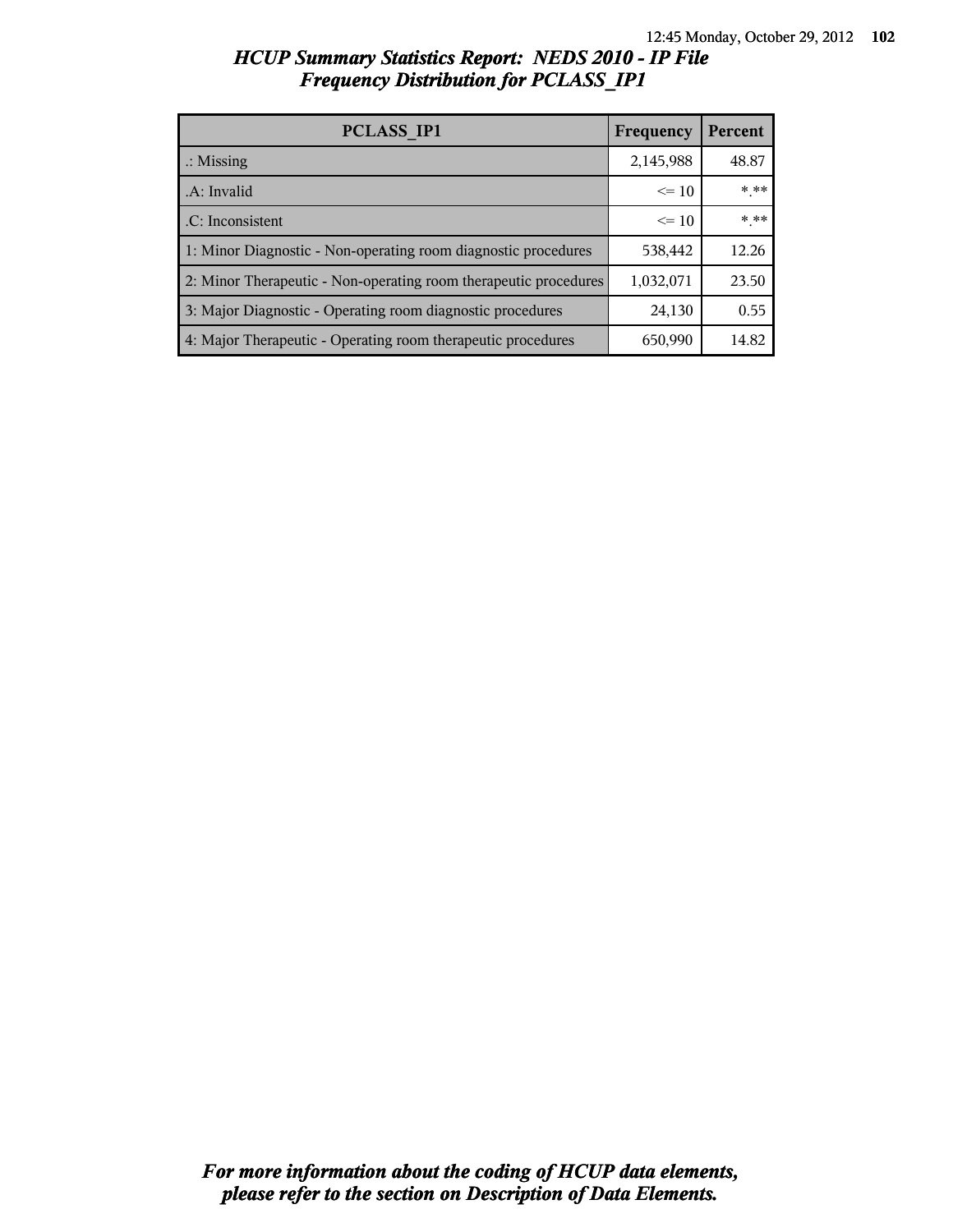# *HCUP Summary Statistics Report: NEDS 2010 - IP File*
## *Frequency Distribution for PCLASS_IP1*

| PCLASS_IP1 | Frequency | Percent |
|---|---|---|
| .: Missing | 2,145,988 | 48.87 |
| .A: Invalid | <= 10 | *.** |
| .C: Inconsistent | <= 10 | *.** |
| 1: Minor Diagnostic - Non-operating room diagnostic procedures | 538,442 | 12.26 |
| 2: Minor Therapeutic - Non-operating room therapeutic procedures | 1,032,071 | 23.50 |
| 3: Major Diagnostic - Operating room diagnostic procedures | 24,130 | 0.55 |
| 4: Major Therapeutic - Operating room therapeutic procedures | 650,990 | 14.82 |

***For more information about the coding of HCUP data elements, please refer to the section on Description of Data Elements.***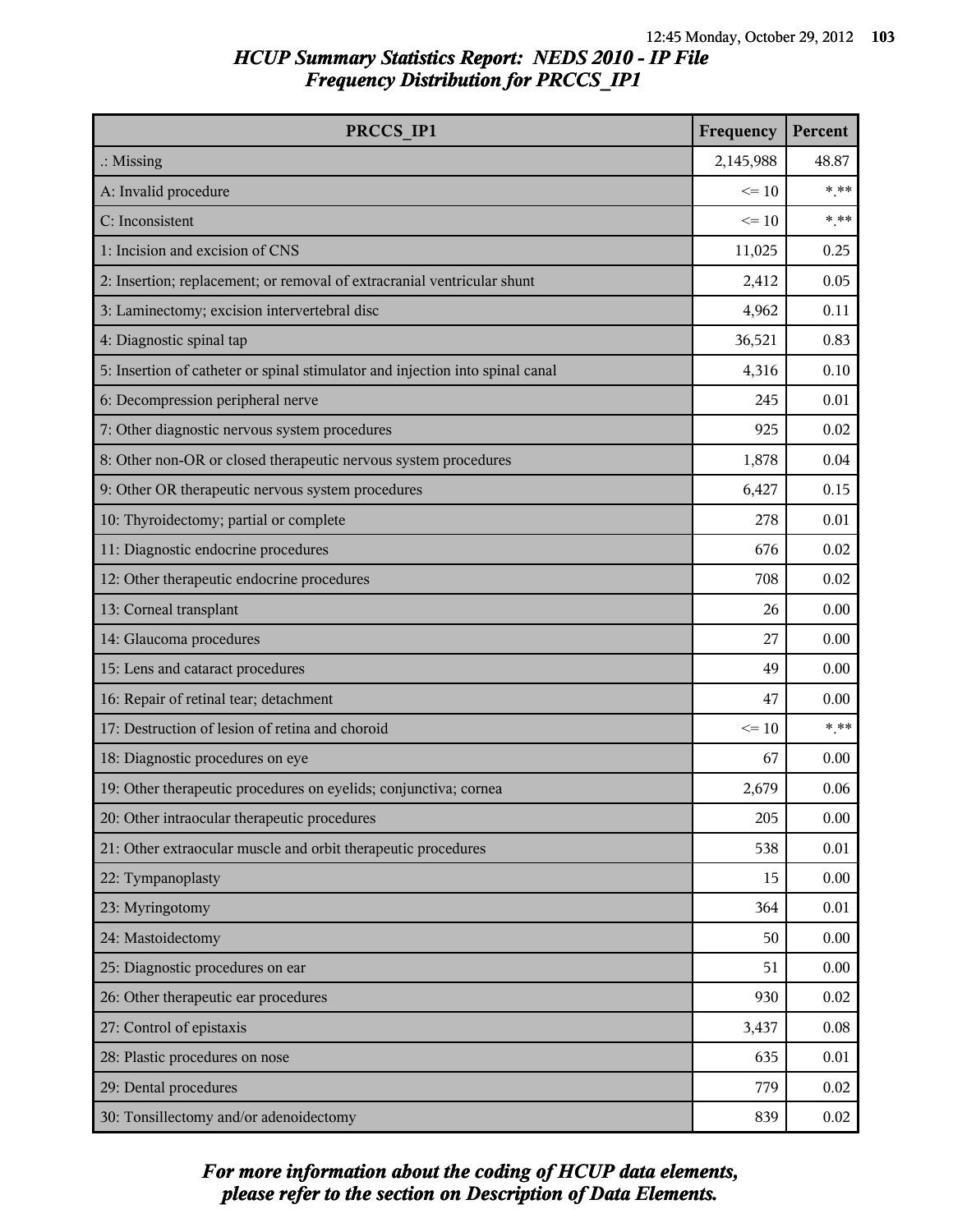## HCUP Summary Statistics Report: NEDS 2010 - IP File
## Frequency Distribution for PRCCS_IP1

| PRCCS_IP1 | Frequency | Percent |
|---|---|---|
| .: Missing | 2,145,988 | 48.87 |
| A: Invalid procedure | <= 10 | *.** |
| C: Inconsistent | <= 10 | *.** |
| 1: Incision and excision of CNS | 11,025 | 0.25 |
| 2: Insertion; replacement; or removal of extracranial ventricular shunt | 2,412 | 0.05 |
| 3: Laminectomy; excision intervertebral disc | 4,962 | 0.11 |
| 4: Diagnostic spinal tap | 36,521 | 0.83 |
| 5: Insertion of catheter or spinal stimulator and injection into spinal canal | 4,316 | 0.10 |
| 6: Decompression peripheral nerve | 245 | 0.01 |
| 7: Other diagnostic nervous system procedures | 925 | 0.02 |
| 8: Other non-OR or closed therapeutic nervous system procedures | 1,878 | 0.04 |
| 9: Other OR therapeutic nervous system procedures | 6,427 | 0.15 |
| 10: Thyroidectomy; partial or complete | 278 | 0.01 |
| 11: Diagnostic endocrine procedures | 676 | 0.02 |
| 12: Other therapeutic endocrine procedures | 708 | 0.02 |
| 13: Corneal transplant | 26 | 0.00 |
| 14: Glaucoma procedures | 27 | 0.00 |
| 15: Lens and cataract procedures | 49 | 0.00 |
| 16: Repair of retinal tear; detachment | 47 | 0.00 |
| 17: Destruction of lesion of retina and choroid | <= 10 | *.** |
| 18: Diagnostic procedures on eye | 67 | 0.00 |
| 19: Other therapeutic procedures on eyelids; conjunctiva; cornea | 2,679 | 0.06 |
| 20: Other intraocular therapeutic procedures | 205 | 0.00 |
| 21: Other extraocular muscle and orbit therapeutic procedures | 538 | 0.01 |
| 22: Tympanoplasty | 15 | 0.00 |
| 23: Myringotomy | 364 | 0.01 |
| 24: Mastoidectomy | 50 | 0.00 |
| 25: Diagnostic procedures on ear | 51 | 0.00 |
| 26: Other therapeutic ear procedures | 930 | 0.02 |
| 27: Control of epistaxis | 3,437 | 0.08 |
| 28: Plastic procedures on nose | 635 | 0.01 |
| 29: Dental procedures | 779 | 0.02 |
| 30: Tonsillectomy and/or adenoidectomy | 839 | 0.02 |

*For more information about the coding of HCUP data elements, please refer to the section on Description of Data Elements.*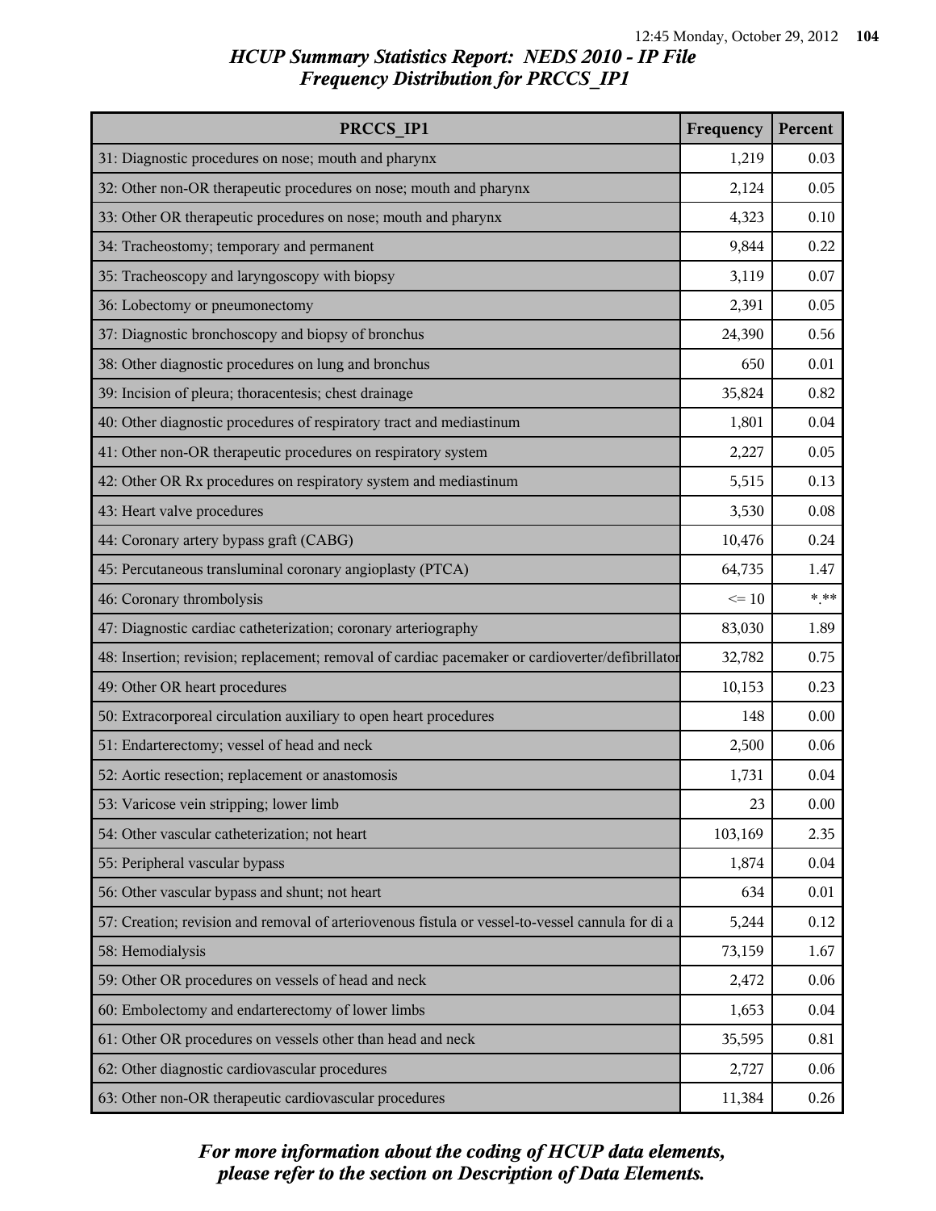## *HCUP Summary Statistics Report: NEDS 2010 - IP File*
## *Frequency Distribution for PRCCS_IP1*

| PRCCS_IP1 | Frequency | Percent |
|---|---|---|
| 31: Diagnostic procedures on nose; mouth and pharynx | 1,219 | 0.03 |
| 32: Other non-OR therapeutic procedures on nose; mouth and pharynx | 2,124 | 0.05 |
| 33: Other OR therapeutic procedures on nose; mouth and pharynx | 4,323 | 0.10 |
| 34: Tracheostomy; temporary and permanent | 9,844 | 0.22 |
| 35: Tracheoscopy and laryngoscopy with biopsy | 3,119 | 0.07 |
| 36: Lobectomy or pneumonectomy | 2,391 | 0.05 |
| 37: Diagnostic bronchoscopy and biopsy of bronchus | 24,390 | 0.56 |
| 38: Other diagnostic procedures on lung and bronchus | 650 | 0.01 |
| 39: Incision of pleura; thoracentesis; chest drainage | 35,824 | 0.82 |
| 40: Other diagnostic procedures of respiratory tract and mediastinum | 1,801 | 0.04 |
| 41: Other non-OR therapeutic procedures on respiratory system | 2,227 | 0.05 |
| 42: Other OR Rx procedures on respiratory system and mediastinum | 5,515 | 0.13 |
| 43: Heart valve procedures | 3,530 | 0.08 |
| 44: Coronary artery bypass graft (CABG) | 10,476 | 0.24 |
| 45: Percutaneous transluminal coronary angioplasty (PTCA) | 64,735 | 1.47 |
| 46: Coronary thrombolysis | <= 10 | *.** |
| 47: Diagnostic cardiac catheterization; coronary arteriography | 83,030 | 1.89 |
| 48: Insertion; revision; replacement; removal of cardiac pacemaker or cardioverter/defibrillator | 32,782 | 0.75 |
| 49: Other OR heart procedures | 10,153 | 0.23 |
| 50: Extracorporeal circulation auxiliary to open heart procedures | 148 | 0.00 |
| 51: Endarterectomy; vessel of head and neck | 2,500 | 0.06 |
| 52: Aortic resection; replacement or anastomosis | 1,731 | 0.04 |
| 53: Varicose vein stripping; lower limb | 23 | 0.00 |
| 54: Other vascular catheterization; not heart | 103,169 | 2.35 |
| 55: Peripheral vascular bypass | 1,874 | 0.04 |
| 56: Other vascular bypass and shunt; not heart | 634 | 0.01 |
| 57: Creation; revision and removal of arteriovenous fistula or vessel-to-vessel cannula for di a | 5,244 | 0.12 |
| 58: Hemodialysis | 73,159 | 1.67 |
| 59: Other OR procedures on vessels of head and neck | 2,472 | 0.06 |
| 60: Embolectomy and endarterectomy of lower limbs | 1,653 | 0.04 |
| 61: Other OR procedures on vessels other than head and neck | 35,595 | 0.81 |
| 62: Other diagnostic cardiovascular procedures | 2,727 | 0.06 |
| 63: Other non-OR therapeutic cardiovascular procedures | 11,384 | 0.26 |

*For more information about the coding of HCUP data elements, please refer to the section on Description of Data Elements.*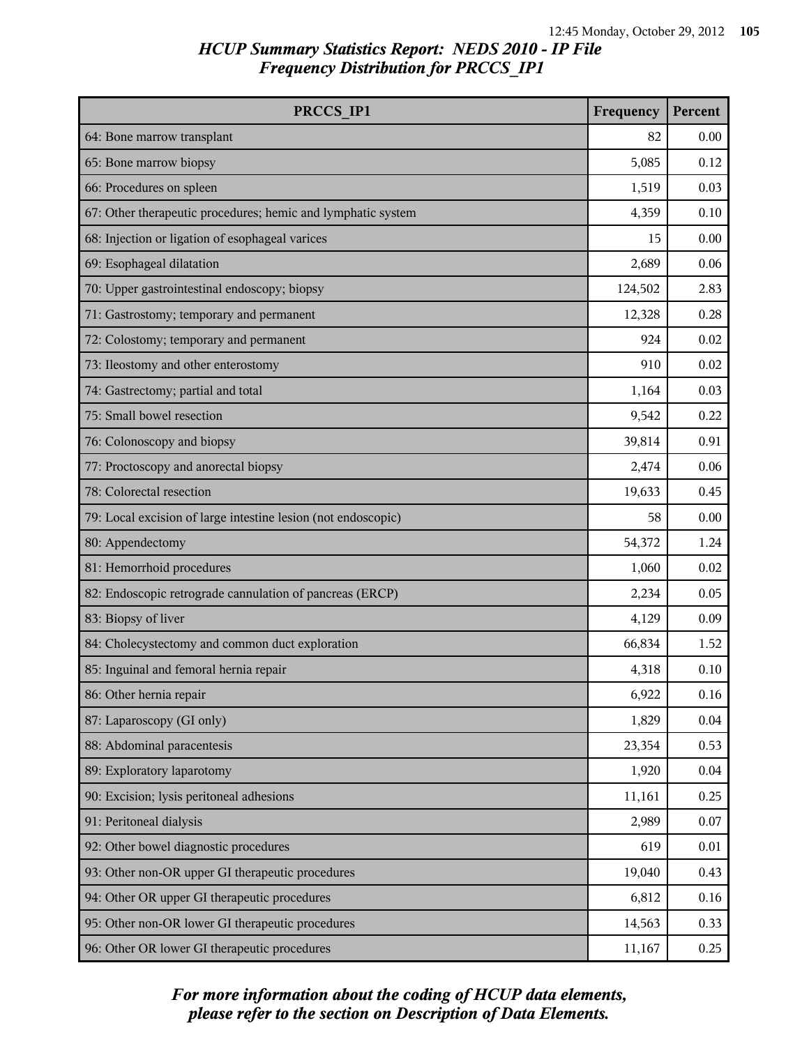## HCUP Summary Statistics Report: NEDS 2010 - IP File
## Frequency Distribution for PRCCS_IP1

| PRCCS_IP1 | Frequency | Percent |
|---|---|---|
| 64: Bone marrow transplant | 82 | 0.00 |
| 65: Bone marrow biopsy | 5,085 | 0.12 |
| 66: Procedures on spleen | 1,519 | 0.03 |
| 67: Other therapeutic procedures; hemic and lymphatic system | 4,359 | 0.10 |
| 68: Injection or ligation of esophageal varices | 15 | 0.00 |
| 69: Esophageal dilatation | 2,689 | 0.06 |
| 70: Upper gastrointestinal endoscopy; biopsy | 124,502 | 2.83 |
| 71: Gastrostomy; temporary and permanent | 12,328 | 0.28 |
| 72: Colostomy; temporary and permanent | 924 | 0.02 |
| 73: Ileostomy and other enterostomy | 910 | 0.02 |
| 74: Gastrectomy; partial and total | 1,164 | 0.03 |
| 75: Small bowel resection | 9,542 | 0.22 |
| 76: Colonoscopy and biopsy | 39,814 | 0.91 |
| 77: Proctoscopy and anorectal biopsy | 2,474 | 0.06 |
| 78: Colorectal resection | 19,633 | 0.45 |
| 79: Local excision of large intestine lesion (not endoscopic) | 58 | 0.00 |
| 80: Appendectomy | 54,372 | 1.24 |
| 81: Hemorrhoid procedures | 1,060 | 0.02 |
| 82: Endoscopic retrograde cannulation of pancreas (ERCP) | 2,234 | 0.05 |
| 83: Biopsy of liver | 4,129 | 0.09 |
| 84: Cholecystectomy and common duct exploration | 66,834 | 1.52 |
| 85: Inguinal and femoral hernia repair | 4,318 | 0.10 |
| 86: Other hernia repair | 6,922 | 0.16 |
| 87: Laparoscopy (GI only) | 1,829 | 0.04 |
| 88: Abdominal paracentesis | 23,354 | 0.53 |
| 89: Exploratory laparotomy | 1,920 | 0.04 |
| 90: Excision; lysis peritoneal adhesions | 11,161 | 0.25 |
| 91: Peritoneal dialysis | 2,989 | 0.07 |
| 92: Other bowel diagnostic procedures | 619 | 0.01 |
| 93: Other non-OR upper GI therapeutic procedures | 19,040 | 0.43 |
| 94: Other OR upper GI therapeutic procedures | 6,812 | 0.16 |
| 95: Other non-OR lower GI therapeutic procedures | 14,563 | 0.33 |
| 96: Other OR lower GI therapeutic procedures | 11,167 | 0.25 |

*For more information about the coding of HCUP data elements, please refer to the section on Description of Data Elements.*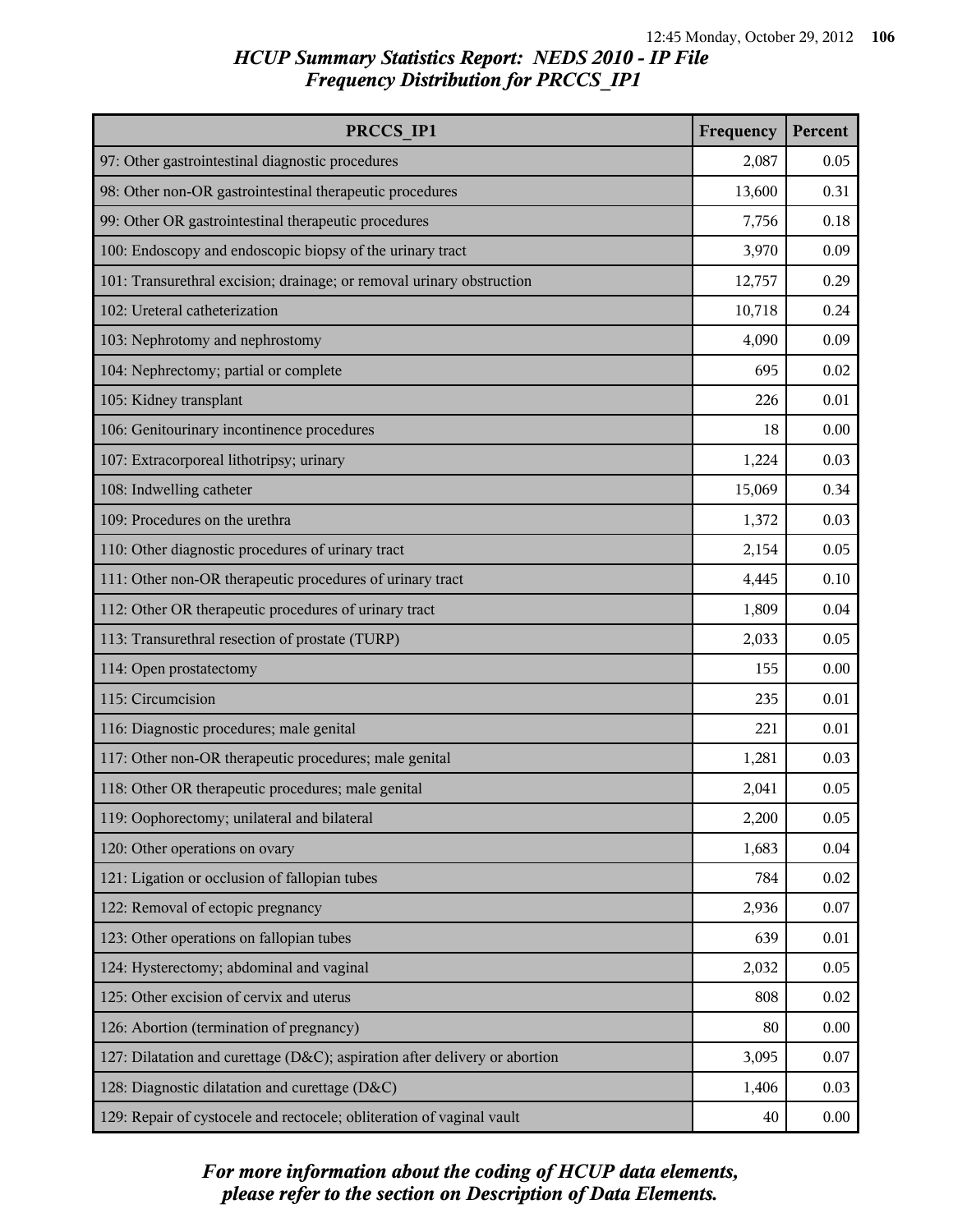# HCUP Summary Statistics Report: NEDS 2010 - IP File
## Frequency Distribution for PRCCS_IP1

| PRCCS_IP1 | Frequency | Percent |
|---|---|---|
| 97: Other gastrointestinal diagnostic procedures | 2,087 | 0.05 |
| 98: Other non-OR gastrointestinal therapeutic procedures | 13,600 | 0.31 |
| 99: Other OR gastrointestinal therapeutic procedures | 7,756 | 0.18 |
| 100: Endoscopy and endoscopic biopsy of the urinary tract | 3,970 | 0.09 |
| 101: Transurethral excision; drainage; or removal urinary obstruction | 12,757 | 0.29 |
| 102: Ureteral catheterization | 10,718 | 0.24 |
| 103: Nephrotomy and nephrostomy | 4,090 | 0.09 |
| 104: Nephrectomy; partial or complete | 695 | 0.02 |
| 105: Kidney transplant | 226 | 0.01 |
| 106: Genitourinary incontinence procedures | 18 | 0.00 |
| 107: Extracorporeal lithotripsy; urinary | 1,224 | 0.03 |
| 108: Indwelling catheter | 15,069 | 0.34 |
| 109: Procedures on the urethra | 1,372 | 0.03 |
| 110: Other diagnostic procedures of urinary tract | 2,154 | 0.05 |
| 111: Other non-OR therapeutic procedures of urinary tract | 4,445 | 0.10 |
| 112: Other OR therapeutic procedures of urinary tract | 1,809 | 0.04 |
| 113: Transurethral resection of prostate (TURP) | 2,033 | 0.05 |
| 114: Open prostatectomy | 155 | 0.00 |
| 115: Circumcision | 235 | 0.01 |
| 116: Diagnostic procedures; male genital | 221 | 0.01 |
| 117: Other non-OR therapeutic procedures; male genital | 1,281 | 0.03 |
| 118: Other OR therapeutic procedures; male genital | 2,041 | 0.05 |
| 119: Oophorectomy; unilateral and bilateral | 2,200 | 0.05 |
| 120: Other operations on ovary | 1,683 | 0.04 |
| 121: Ligation or occlusion of fallopian tubes | 784 | 0.02 |
| 122: Removal of ectopic pregnancy | 2,936 | 0.07 |
| 123: Other operations on fallopian tubes | 639 | 0.01 |
| 124: Hysterectomy; abdominal and vaginal | 2,032 | 0.05 |
| 125: Other excision of cervix and uterus | 808 | 0.02 |
| 126: Abortion (termination of pregnancy) | 80 | 0.00 |
| 127: Dilatation and curettage (D&C); aspiration after delivery or abortion | 3,095 | 0.07 |
| 128: Diagnostic dilatation and curettage (D&C) | 1,406 | 0.03 |
| 129: Repair of cystocele and rectocele; obliteration of vaginal vault | 40 | 0.00 |

*For more information about the coding of HCUP data elements, please refer to the section on Description of Data Elements.*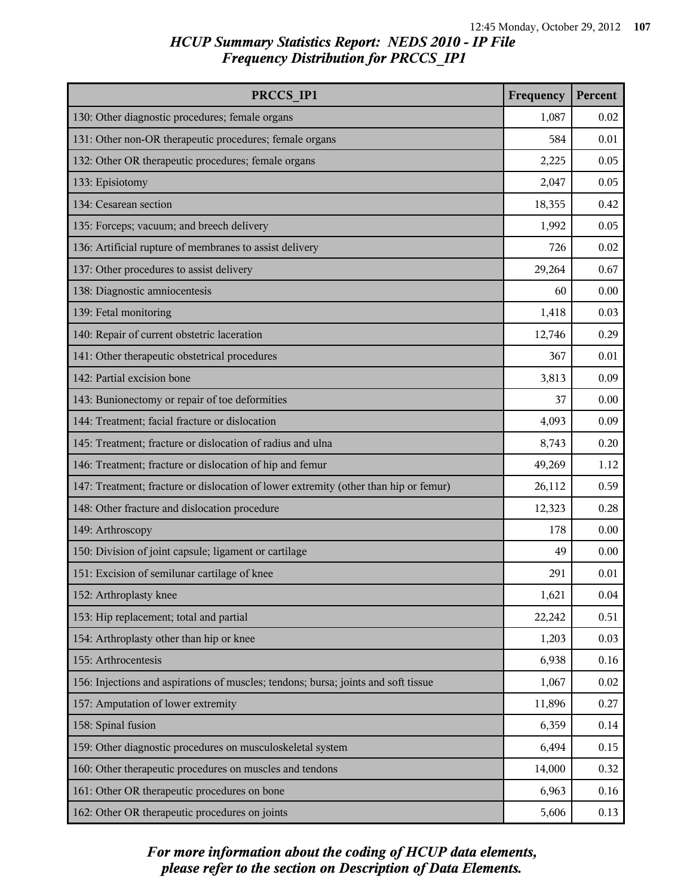# HCUP Summary Statistics Report: NEDS 2010 - IP File
## Frequency Distribution for PRCCS_IP1

| PRCCS_IP1 | Frequency | Percent |
|---|---|---|
| 130: Other diagnostic procedures; female organs | 1,087 | 0.02 |
| 131: Other non-OR therapeutic procedures; female organs | 584 | 0.01 |
| 132: Other OR therapeutic procedures; female organs | 2,225 | 0.05 |
| 133: Episiotomy | 2,047 | 0.05 |
| 134: Cesarean section | 18,355 | 0.42 |
| 135: Forceps; vacuum; and breech delivery | 1,992 | 0.05 |
| 136: Artificial rupture of membranes to assist delivery | 726 | 0.02 |
| 137: Other procedures to assist delivery | 29,264 | 0.67 |
| 138: Diagnostic amniocentesis | 60 | 0.00 |
| 139: Fetal monitoring | 1,418 | 0.03 |
| 140: Repair of current obstetric laceration | 12,746 | 0.29 |
| 141: Other therapeutic obstetrical procedures | 367 | 0.01 |
| 142: Partial excision bone | 3,813 | 0.09 |
| 143: Bunionectomy or repair of toe deformities | 37 | 0.00 |
| 144: Treatment; facial fracture or dislocation | 4,093 | 0.09 |
| 145: Treatment; fracture or dislocation of radius and ulna | 8,743 | 0.20 |
| 146: Treatment; fracture or dislocation of hip and femur | 49,269 | 1.12 |
| 147: Treatment; fracture or dislocation of lower extremity (other than hip or femur) | 26,112 | 0.59 |
| 148: Other fracture and dislocation procedure | 12,323 | 0.28 |
| 149: Arthroscopy | 178 | 0.00 |
| 150: Division of joint capsule; ligament or cartilage | 49 | 0.00 |
| 151: Excision of semilunar cartilage of knee | 291 | 0.01 |
| 152: Arthroplasty knee | 1,621 | 0.04 |
| 153: Hip replacement; total and partial | 22,242 | 0.51 |
| 154: Arthroplasty other than hip or knee | 1,203 | 0.03 |
| 155: Arthrocentesis | 6,938 | 0.16 |
| 156: Injections and aspirations of muscles; tendons; bursa; joints and soft tissue | 1,067 | 0.02 |
| 157: Amputation of lower extremity | 11,896 | 0.27 |
| 158: Spinal fusion | 6,359 | 0.14 |
| 159: Other diagnostic procedures on musculoskeletal system | 6,494 | 0.15 |
| 160: Other therapeutic procedures on muscles and tendons | 14,000 | 0.32 |
| 161: Other OR therapeutic procedures on bone | 6,963 | 0.16 |
| 162: Other OR therapeutic procedures on joints | 5,606 | 0.13 |

*For more information about the coding of HCUP data elements, please refer to the section on Description of Data Elements.*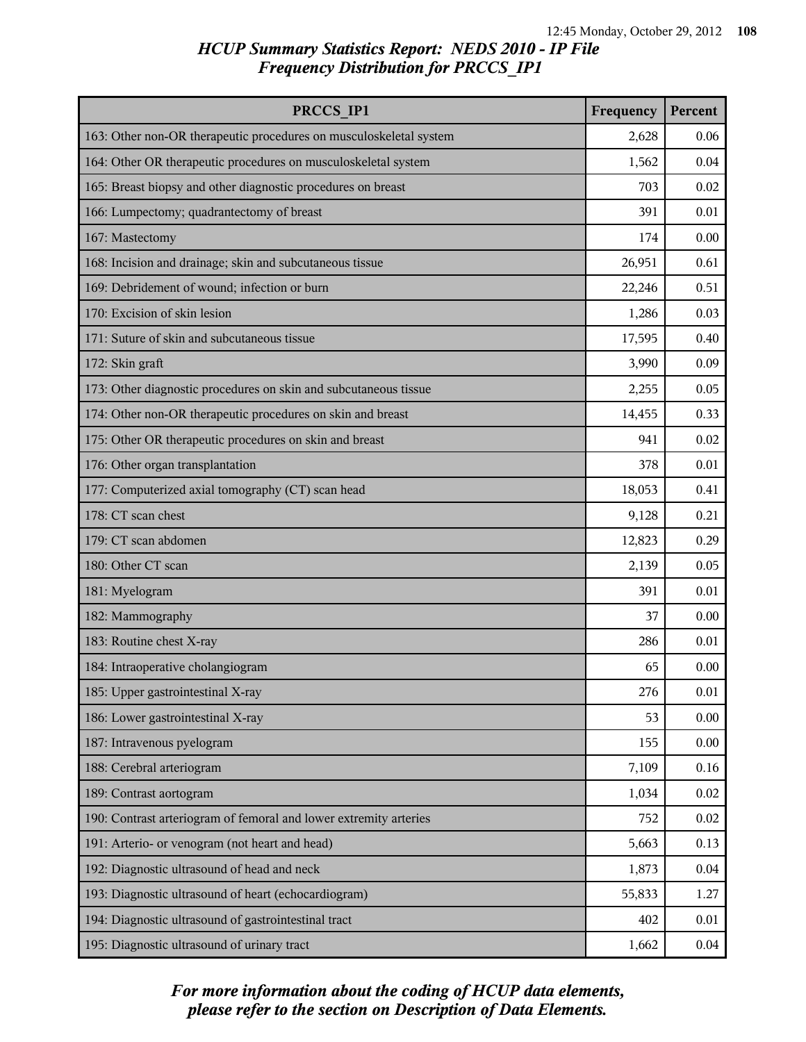# HCUP Summary Statistics Report: NEDS 2010 - IP File
## Frequency Distribution for PRCCS_IP1

| PRCCS_IP1 | Frequency | Percent |
|---|---|---|
| 163: Other non-OR therapeutic procedures on musculoskeletal system | 2,628 | 0.06 |
| 164: Other OR therapeutic procedures on musculoskeletal system | 1,562 | 0.04 |
| 165: Breast biopsy and other diagnostic procedures on breast | 703 | 0.02 |
| 166: Lumpectomy; quadrantectomy of breast | 391 | 0.01 |
| 167: Mastectomy | 174 | 0.00 |
| 168: Incision and drainage; skin and subcutaneous tissue | 26,951 | 0.61 |
| 169: Debridement of wound; infection or burn | 22,246 | 0.51 |
| 170: Excision of skin lesion | 1,286 | 0.03 |
| 171: Suture of skin and subcutaneous tissue | 17,595 | 0.40 |
| 172: Skin graft | 3,990 | 0.09 |
| 173: Other diagnostic procedures on skin and subcutaneous tissue | 2,255 | 0.05 |
| 174: Other non-OR therapeutic procedures on skin and breast | 14,455 | 0.33 |
| 175: Other OR therapeutic procedures on skin and breast | 941 | 0.02 |
| 176: Other organ transplantation | 378 | 0.01 |
| 177: Computerized axial tomography (CT) scan head | 18,053 | 0.41 |
| 178: CT scan chest | 9,128 | 0.21 |
| 179: CT scan abdomen | 12,823 | 0.29 |
| 180: Other CT scan | 2,139 | 0.05 |
| 181: Myelogram | 391 | 0.01 |
| 182: Mammography | 37 | 0.00 |
| 183: Routine chest X-ray | 286 | 0.01 |
| 184: Intraoperative cholangiogram | 65 | 0.00 |
| 185: Upper gastrointestinal X-ray | 276 | 0.01 |
| 186: Lower gastrointestinal X-ray | 53 | 0.00 |
| 187: Intravenous pyelogram | 155 | 0.00 |
| 188: Cerebral arteriogram | 7,109 | 0.16 |
| 189: Contrast aortogram | 1,034 | 0.02 |
| 190: Contrast arteriogram of femoral and lower extremity arteries | 752 | 0.02 |
| 191: Arterio- or venogram (not heart and head) | 5,663 | 0.13 |
| 192: Diagnostic ultrasound of head and neck | 1,873 | 0.04 |
| 193: Diagnostic ultrasound of heart (echocardiogram) | 55,833 | 1.27 |
| 194: Diagnostic ultrasound of gastrointestinal tract | 402 | 0.01 |
| 195: Diagnostic ultrasound of urinary tract | 1,662 | 0.04 |

*For more information about the coding of HCUP data elements, please refer to the section on Description of Data Elements.*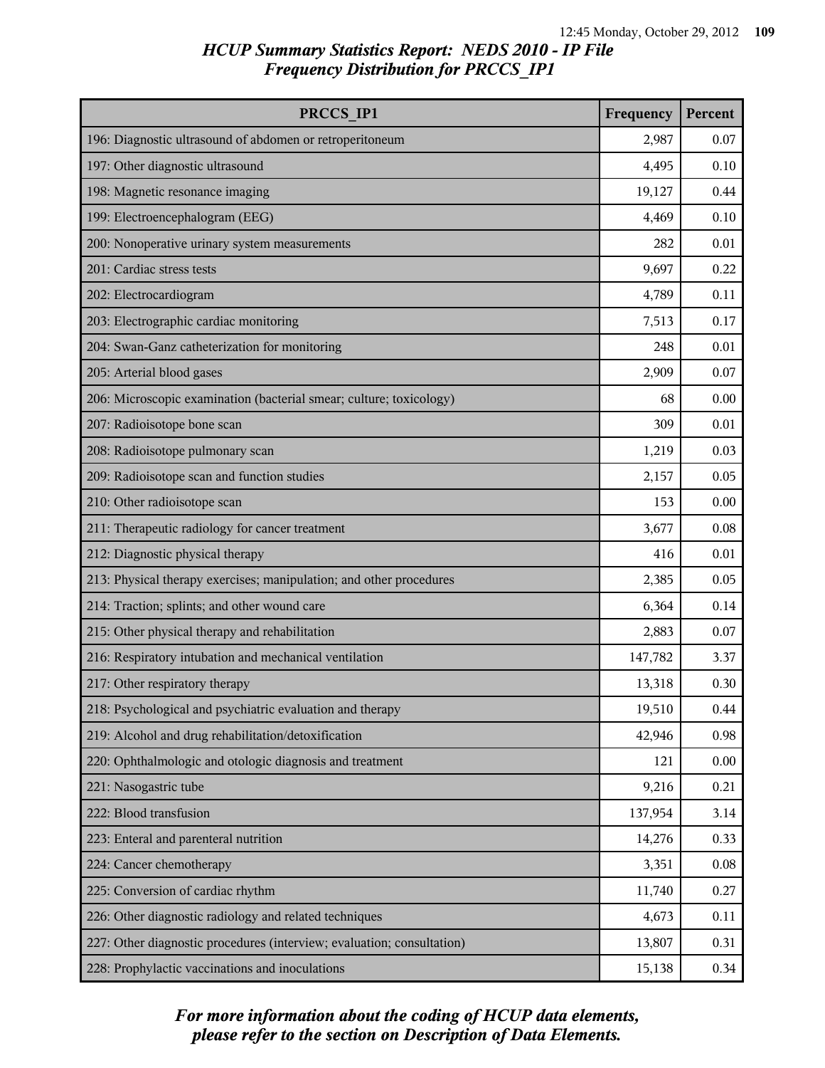# HCUP Summary Statistics Report: NEDS 2010 - IP File
## Frequency Distribution for PRCCS_IP1

| PRCCS_IP1 | Frequency | Percent |
|---|---|---|
| 196: Diagnostic ultrasound of abdomen or retroperitoneum | 2,987 | 0.07 |
| 197: Other diagnostic ultrasound | 4,495 | 0.10 |
| 198: Magnetic resonance imaging | 19,127 | 0.44 |
| 199: Electroencephalogram (EEG) | 4,469 | 0.10 |
| 200: Nonoperative urinary system measurements | 282 | 0.01 |
| 201: Cardiac stress tests | 9,697 | 0.22 |
| 202: Electrocardiogram | 4,789 | 0.11 |
| 203: Electrographic cardiac monitoring | 7,513 | 0.17 |
| 204: Swan-Ganz catheterization for monitoring | 248 | 0.01 |
| 205: Arterial blood gases | 2,909 | 0.07 |
| 206: Microscopic examination (bacterial smear; culture; toxicology) | 68 | 0.00 |
| 207: Radioisotope bone scan | 309 | 0.01 |
| 208: Radioisotope pulmonary scan | 1,219 | 0.03 |
| 209: Radioisotope scan and function studies | 2,157 | 0.05 |
| 210: Other radioisotope scan | 153 | 0.00 |
| 211: Therapeutic radiology for cancer treatment | 3,677 | 0.08 |
| 212: Diagnostic physical therapy | 416 | 0.01 |
| 213: Physical therapy exercises; manipulation; and other procedures | 2,385 | 0.05 |
| 214: Traction; splints; and other wound care | 6,364 | 0.14 |
| 215: Other physical therapy and rehabilitation | 2,883 | 0.07 |
| 216: Respiratory intubation and mechanical ventilation | 147,782 | 3.37 |
| 217: Other respiratory therapy | 13,318 | 0.30 |
| 218: Psychological and psychiatric evaluation and therapy | 19,510 | 0.44 |
| 219: Alcohol and drug rehabilitation/detoxification | 42,946 | 0.98 |
| 220: Ophthalmologic and otologic diagnosis and treatment | 121 | 0.00 |
| 221: Nasogastric tube | 9,216 | 0.21 |
| 222: Blood transfusion | 137,954 | 3.14 |
| 223: Enteral and parenteral nutrition | 14,276 | 0.33 |
| 224: Cancer chemotherapy | 3,351 | 0.08 |
| 225: Conversion of cardiac rhythm | 11,740 | 0.27 |
| 226: Other diagnostic radiology and related techniques | 4,673 | 0.11 |
| 227: Other diagnostic procedures (interview; evaluation; consultation) | 13,807 | 0.31 |
| 228: Prophylactic vaccinations and inoculations | 15,138 | 0.34 |

*For more information about the coding of HCUP data elements, please refer to the section on Description of Data Elements.*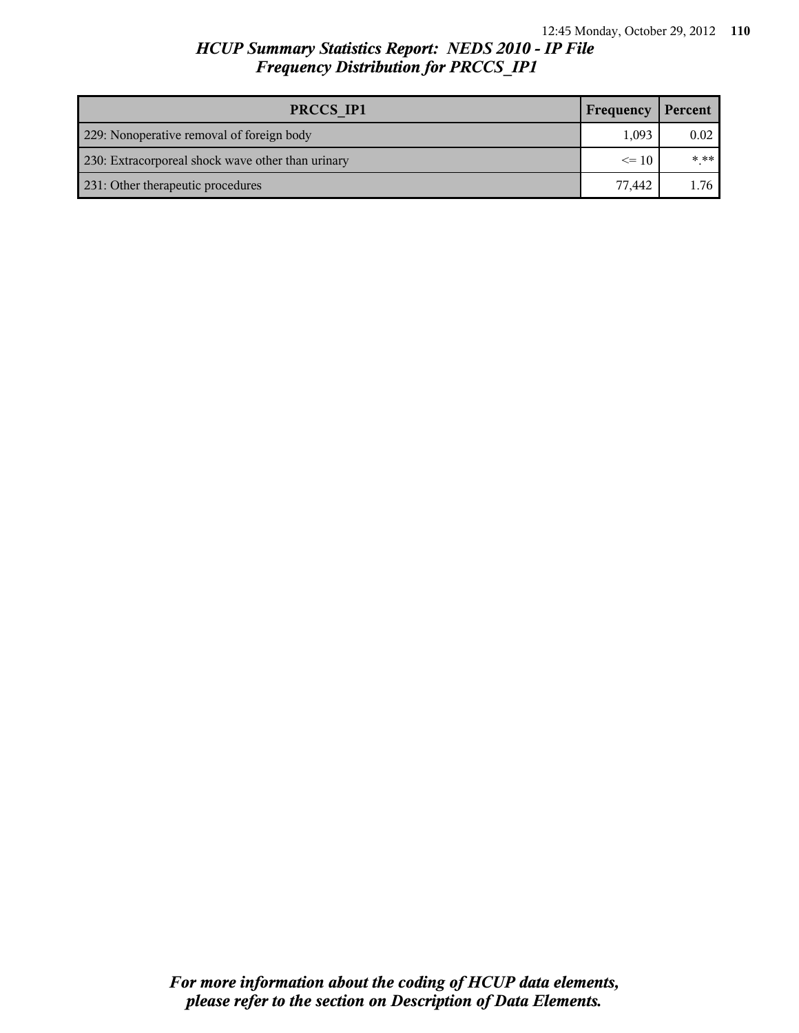| PRCCS_IP1 | Frequency | Percent |
|---|---|---|
| 229: Nonoperative removal of foreign body | 1,093 | 0.02 |
| 230: Extracorporeal shock wave other than urinary | <= 10 | *.** |
| 231: Other therapeutic procedures | 77,442 | 1.76 |

*For more information about the coding of HCUP data elements, please refer to the section on Description of Data Elements.*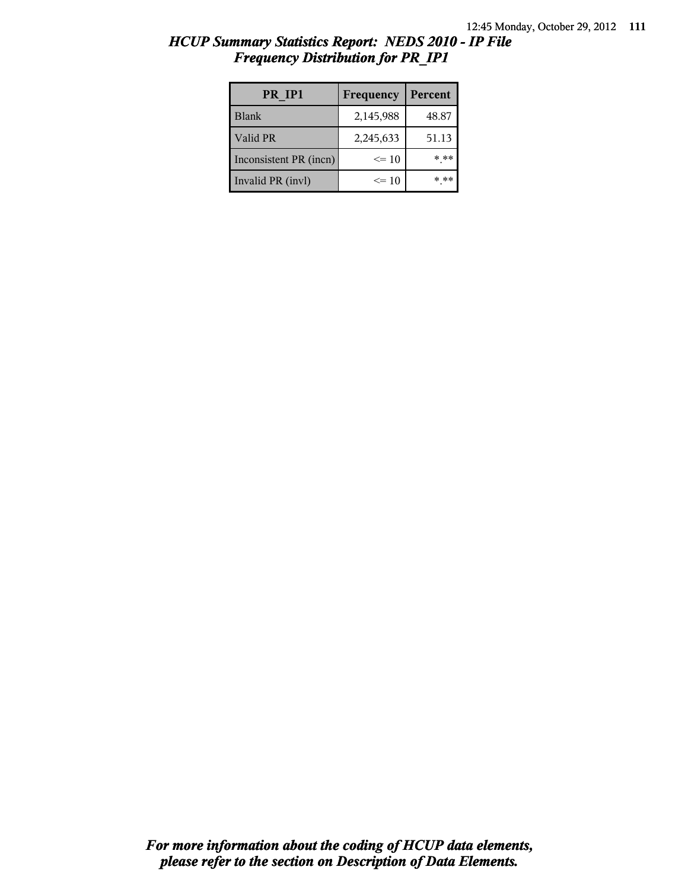## *HCUP Summary Statistics Report: NEDS 2010 - IP File*
## *Frequency Distribution for PR_IP1*

| PR_IP1 | Frequency | Percent |
|---|---|---|
| Blank | 2,145,988 | 48.87 |
| Valid PR | 2,245,633 | 51.13 |
| Inconsistent PR (incn) | <= 10 | *.** |
| Invalid PR (invl) | <= 10 | *.** |

***For more information about the coding of HCUP data elements, please refer to the section on Description of Data Elements.***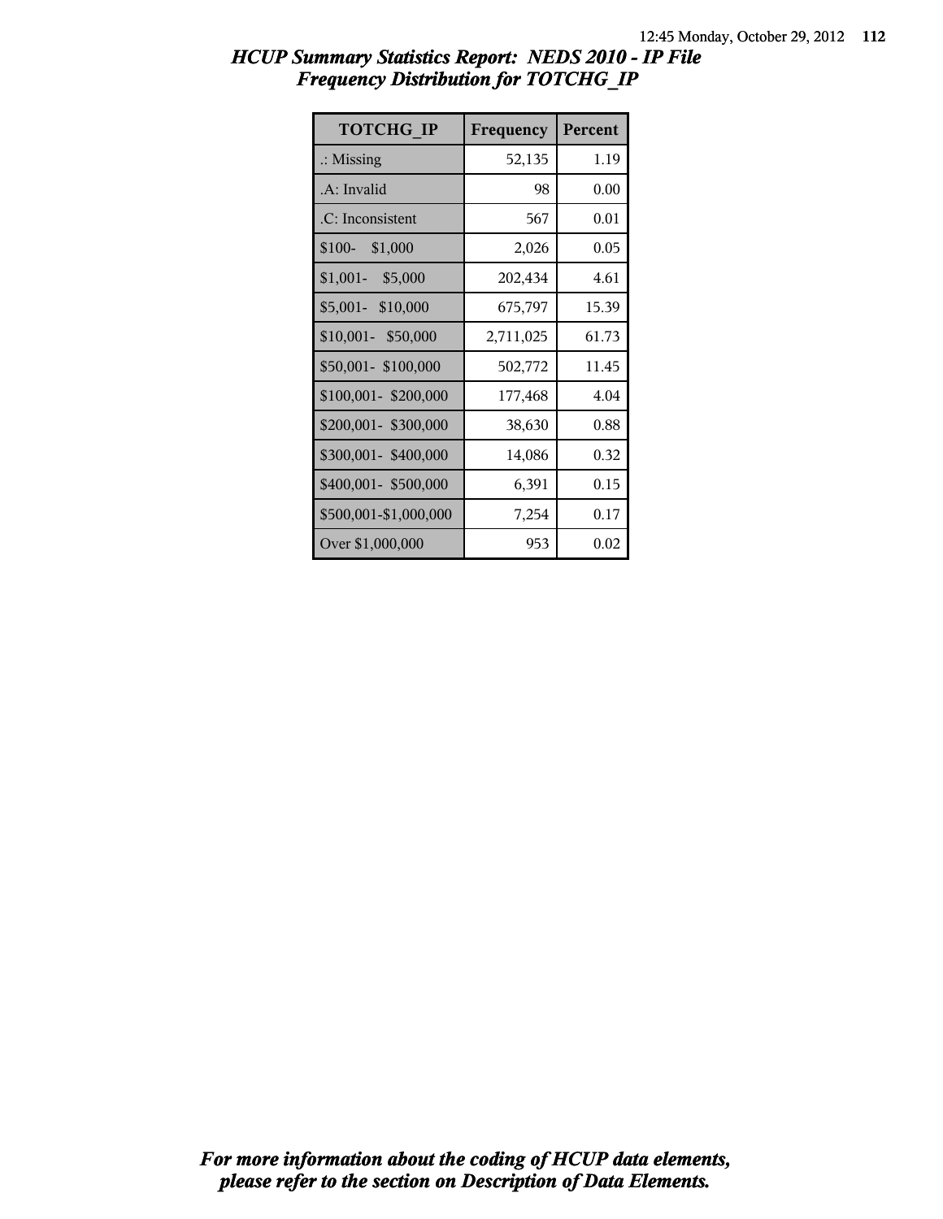## *HCUP Summary Statistics Report: NEDS 2010 - IP File*
## *Frequency Distribution for TOTCHG_IP*

| TOTCHG_IP | Frequency | Percent |
|---|---|---|
| .: Missing | 52,135 | 1.19 |
| .A: Invalid | 98 | 0.00 |
| .C: Inconsistent | 567 | 0.01 |
| $100- $1,000 | 2,026 | 0.05 |
| $1,001- $5,000 | 202,434 | 4.61 |
| $5,001- $10,000 | 675,797 | 15.39 |
| $10,001- $50,000 | 2,711,025 | 61.73 |
| $50,001- $100,000 | 502,772 | 11.45 |
| $100,001- $200,000 | 177,468 | 4.04 |
| $200,001- $300,000 | 38,630 | 0.88 |
| $300,001- $400,000 | 14,086 | 0.32 |
| $400,001- $500,000 | 6,391 | 0.15 |
| $500,001-$1,000,000 | 7,254 | 0.17 |
| Over $1,000,000 | 953 | 0.02 |

***For more information about the coding of HCUP data elements, please refer to the section on Description of Data Elements.***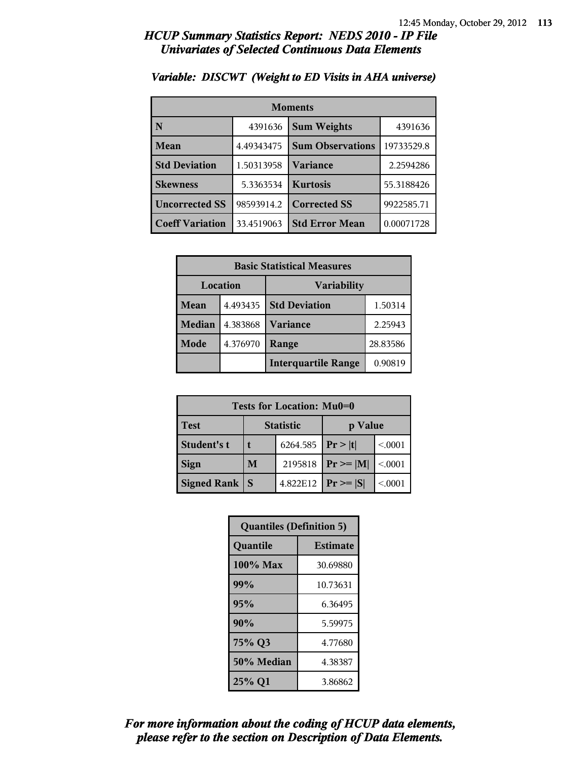# HCUP Summary Statistics Report: NEDS 2010 - IP File
## Univariates of Selected Continuous Data Elements

### Variable: DISCWT (Weight to ED Visits in AHA universe)

| Moments | | | |
|---|---|---|---|
| **N** | 4391636 | **Sum Weights** | 4391636 |
| **Mean** | 4.49343475 | **Sum Observations** | 19733529.8 |
| **Std Deviation** | 1.50313958 | **Variance** | 2.2594286 |
| **Skewness** | 5.3363534 | **Kurtosis** | 55.3188426 |
| **Uncorrected SS** | 98593914.2 | **Corrected SS** | 9922585.71 |
| **Coeff Variation** | 33.4519063 | **Std Error Mean** | 0.00071728 |

| Basic Statistical Measures | | | |
|---|---|---|---|
| **Location** | | **Variability** | |
| **Mean** | 4.493435 | **Std Deviation** | 1.50314 |
| **Median** | 4.383868 | **Variance** | 2.25943 |
| **Mode** | 4.376970 | **Range** | 28.83586 |
| | | **Interquartile Range** | 0.90819 |

| Tests for Location: Mu0=0 | | | | |
|---|---|---|---|---|
| **Test** | **Statistic** | | **p Value** | |
| **Student's t** | **t** | 6264.585 | **Pr > \|t\|** | <.0001 |
| **Sign** | **M** | 2195818 | **Pr >= \|M\|** | <.0001 |
| **Signed Rank** | **S** | 4.822E12 | **Pr >= \|S\|** | <.0001 |

| Quantiles (Definition 5) | |
|---|---|
| **Quantile** | **Estimate** |
| **100% Max** | 30.69880 |
| **99%** | 10.73631 |
| **95%** | 6.36495 |
| **90%** | 5.59975 |
| **75% Q3** | 4.77680 |
| **50% Median** | 4.38387 |
| **25% Q1** | 3.86862 |

***For more information about the coding of HCUP data elements, please refer to the section on Description of Data Elements.***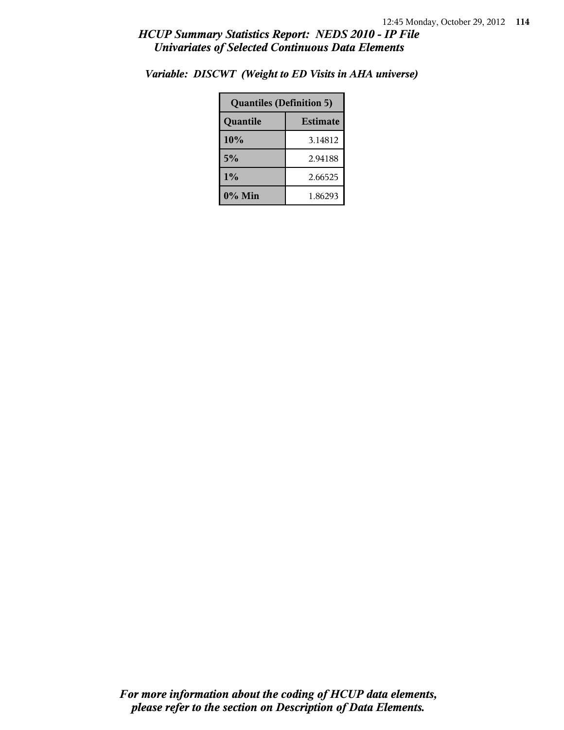# HCUP Summary Statistics Report: NEDS 2010 - IP File
## Univariates of Selected Continuous Data Elements

### Variable: DISCWT (Weight to ED Visits in AHA universe)

| Quantiles (Definition 5) | |
|---|---|
| **Quantile** | **Estimate** |
| 10% | 3.14812 |
| 5% | 2.94188 |
| 1% | 2.66525 |
| 0% Min | 1.86293 |

*For more information about the coding of HCUP data elements, please refer to the section on Description of Data Elements.*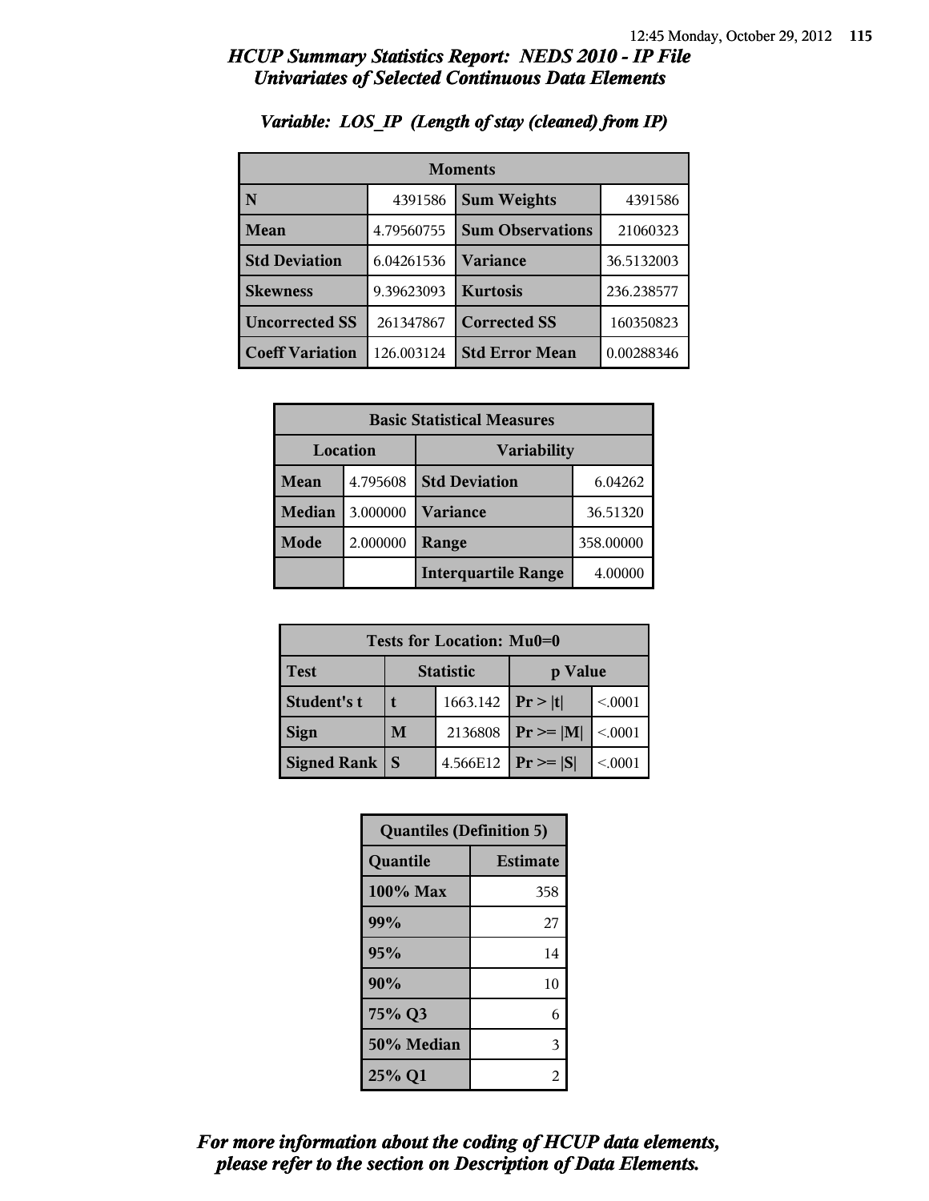## *HCUP Summary Statistics Report: NEDS 2010 - IP File*
## *Univariates of Selected Continuous Data Elements*

### *Variable: LOS_IP (Length of stay (cleaned) from IP)*

| Moments | | | |
|---|---|---|---|
| **N** | 4391586 | **Sum Weights** | 4391586 |
| **Mean** | 4.79560755 | **Sum Observations** | 21060323 |
| **Std Deviation** | 6.04261536 | **Variance** | 36.5132003 |
| **Skewness** | 9.39623093 | **Kurtosis** | 236.238577 |
| **Uncorrected SS** | 261347867 | **Corrected SS** | 160350823 |
| **Coeff Variation** | 126.003124 | **Std Error Mean** | 0.00288346 |

| Basic Statistical Measures | | | |
|---|---|---|---|
| Location | | Variability | |
| **Mean** | 4.795608 | **Std Deviation** | 6.04262 |
| **Median** | 3.000000 | **Variance** | 36.51320 |
| **Mode** | 2.000000 | **Range** | 358.00000 |
| | | **Interquartile Range** | 4.00000 |

| Tests for Location: Mu0=0 | | | | |
|---|---|---|---|---|
| **Test** | Statistic | | p Value | |
| **Student's t** | **t** | 1663.142 | **Pr > \|t\|** | <.0001 |
| **Sign** | **M** | 2136808 | **Pr >= \|M\|** | <.0001 |
| **Signed Rank** | **S** | 4.566E12 | **Pr >= \|S\|** | <.0001 |

| Quantiles (Definition 5) | |
|---|---|
| **Quantile** | **Estimate** |
| **100% Max** | 358 |
| **99%** | 27 |
| **95%** | 14 |
| **90%** | 10 |
| **75% Q3** | 6 |
| **50% Median** | 3 |
| **25% Q1** | 2 |

***For more information about the coding of HCUP data elements, please refer to the section on Description of Data Elements.***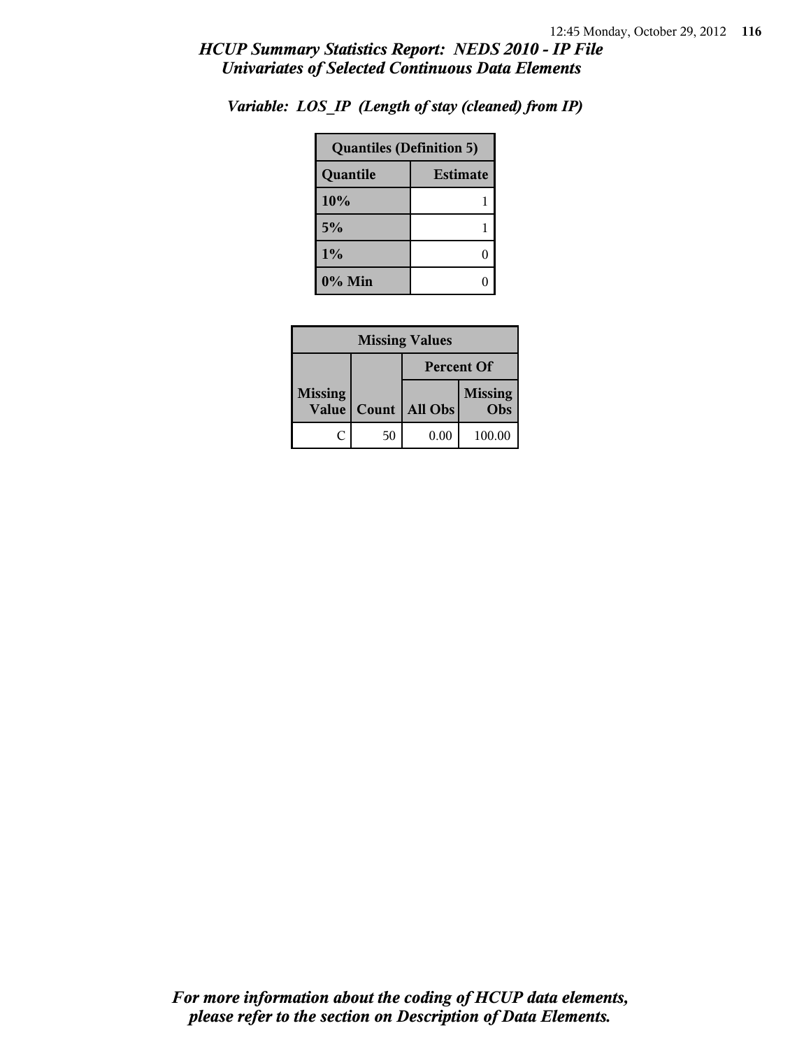# *HCUP Summary Statistics Report: NEDS 2010 - IP File*
## *Univariates of Selected Continuous Data Elements*

### *Variable: LOS_IP (Length of stay (cleaned) from IP)*

| Quantiles (Definition 5) | |
|---|---|
| **Quantile** | **Estimate** |
| **10%** | 1 |
| **5%** | 1 |
| **1%** | 0 |
| **0% Min** | 0 |

| Missing Values | | | |
|---|---|---|---|
| | | **Percent Of** | |
| **Missing Value** | **Count** | **All Obs** | **Missing Obs** |
| C | 50 | 0.00 | 100.00 |

*For more information about the coding of HCUP data elements, please refer to the section on Description of Data Elements.*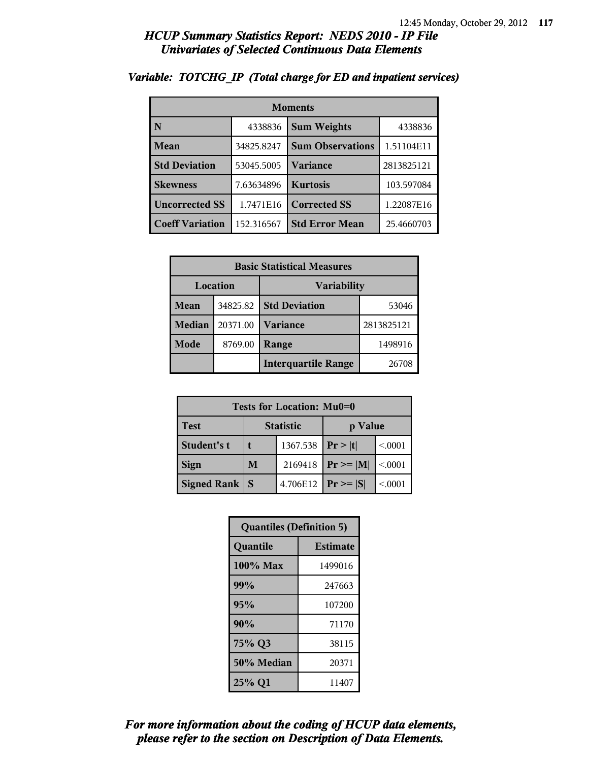## *HCUP Summary Statistics Report: NEDS 2010 - IP File*
## *Univariates of Selected Continuous Data Elements*

### *Variable: TOTCHG_IP (Total charge for ED and inpatient services)*

| Moments | | | |
|---|---|---|---|
| **N** | 4338836 | **Sum Weights** | 4338836 |
| **Mean** | 34825.8247 | **Sum Observations** | 1.51104E11 |
| **Std Deviation** | 53045.5005 | **Variance** | 2813825121 |
| **Skewness** | 7.63634896 | **Kurtosis** | 103.597084 |
| **Uncorrected SS** | 1.7471E16 | **Corrected SS** | 1.22087E16 |
| **Coeff Variation** | 152.316567 | **Std Error Mean** | 25.4660703 |

| Basic Statistical Measures | | | |
|---|---|---|---|
| **Location** | | **Variability** | |
| **Mean** | 34825.82 | **Std Deviation** | 53046 |
| **Median** | 20371.00 | **Variance** | 2813825121 |
| **Mode** | 8769.00 | **Range** | 1498916 |
| | | **Interquartile Range** | 26708 |

| Tests for Location: Mu0=0 | | | | |
|---|---|---|---|---|
| **Test** | **Statistic** | | **p Value** | |
| **Student's t** | **t** | 1367.538 | **Pr > \|t\|** | <.0001 |
| **Sign** | **M** | 2169418 | **Pr >= \|M\|** | <.0001 |
| **Signed Rank** | **S** | 4.706E12 | **Pr >= \|S\|** | <.0001 |

| Quantiles (Definition 5) | |
|---|---|
| **Quantile** | **Estimate** |
| **100% Max** | 1499016 |
| **99%** | 247663 |
| **95%** | 107200 |
| **90%** | 71170 |
| **75% Q3** | 38115 |
| **50% Median** | 20371 |
| **25% Q1** | 11407 |

***For more information about the coding of HCUP data elements, please refer to the section on Description of Data Elements.***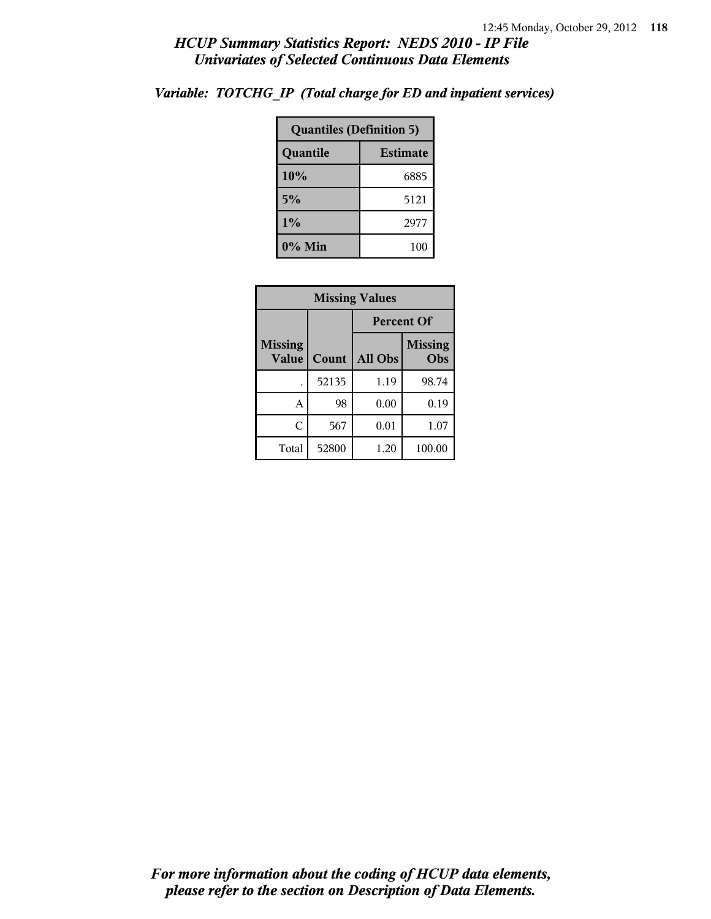## *HCUP Summary Statistics Report: NEDS 2010 - IP File*
## *Univariates of Selected Continuous Data Elements*

### *Variable: TOTCHG_IP (Total charge for ED and inpatient services)*

| Quantiles (Definition 5) | |
|---|---|
| **Quantile** | **Estimate** |
| **10%** | 6885 |
| **5%** | 5121 |
| **1%** | 2977 |
| **0% Min** | 100 |

| Missing Values | | | |
|---|---|---|---|
| | | **Percent Of** | |
| **Missing Value** | **Count** | **All Obs** | **Missing Obs** |
| . | 52135 | 1.19 | 98.74 |
| A | 98 | 0.00 | 0.19 |
| C | 567 | 0.01 | 1.07 |
| Total | 52800 | 1.20 | 100.00 |

***For more information about the coding of HCUP data elements, please refer to the section on Description of Data Elements.***